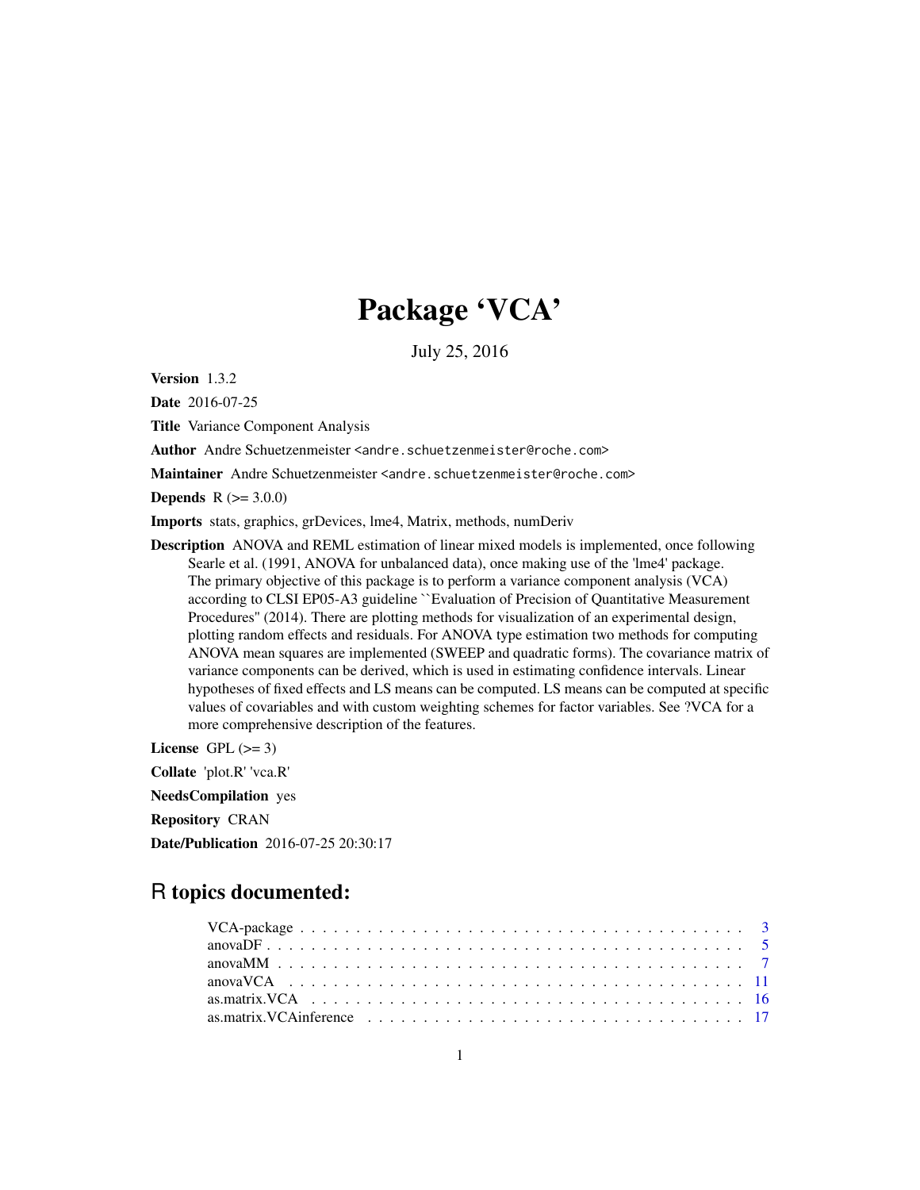# Package 'VCA'

July 25, 2016

**Version** 1.3.2

**Date** 2016-07-25

**Title** Variance Component Analysis

**Author** Andre Schuetzenmeister <andre.schuetzenmeister@roche.com>

**Maintainer** Andre Schuetzenmeister <andre.schuetzenmeister@roche.com>

**Depends** R (>= 3.0.0)

**Imports** stats, graphics, grDevices, lme4, Matrix, methods, numDeriv

**Description** ANOVA and REML estimation of linear mixed models is implemented, once following Searle et al. (1991, ANOVA for unbalanced data), once making use of the 'lme4' package. The primary objective of this package is to perform a variance component analysis (VCA) according to CLSI EP05-A3 guideline ``Evaluation of Precision of Quantitative Measurement Procedures'' (2014). There are plotting methods for visualization of an experimental design, plotting random effects and residuals. For ANOVA type estimation two methods for computing ANOVA mean squares are implemented (SWEEP and quadratic forms). The covariance matrix of variance components can be derived, which is used in estimating confidence intervals. Linear hypotheses of fixed effects and LS means can be computed. LS means can be computed at specific values of covariables and with custom weighting schemes for factor variables. See ?VCA for a more comprehensive description of the features.

**License** GPL (>= 3)

**Collate** 'plot.R' 'vca.R'

**NeedsCompilation** yes

**Repository** CRAN

**Date/Publication** 2016-07-25 20:30:17

## R topics documented:

- VCA-package . . . . . . . . . . . . . . . . . . . . . . . . . . . . . . . . . . . . . . . . 3
- anovaDF . . . . . . . . . . . . . . . . . . . . . . . . . . . . . . . . . . . . . . . . . . . 5
- anovaMM . . . . . . . . . . . . . . . . . . . . . . . . . . . . . . . . . . . . . . . . . . 7
- anovaVCA . . . . . . . . . . . . . . . . . . . . . . . . . . . . . . . . . . . . . . . . . 11
- as.matrix.VCA . . . . . . . . . . . . . . . . . . . . . . . . . . . . . . . . . . . . . . . 16
- as.matrix.VCAinference . . . . . . . . . . . . . . . . . . . . . . . . . . . . . . . . . 17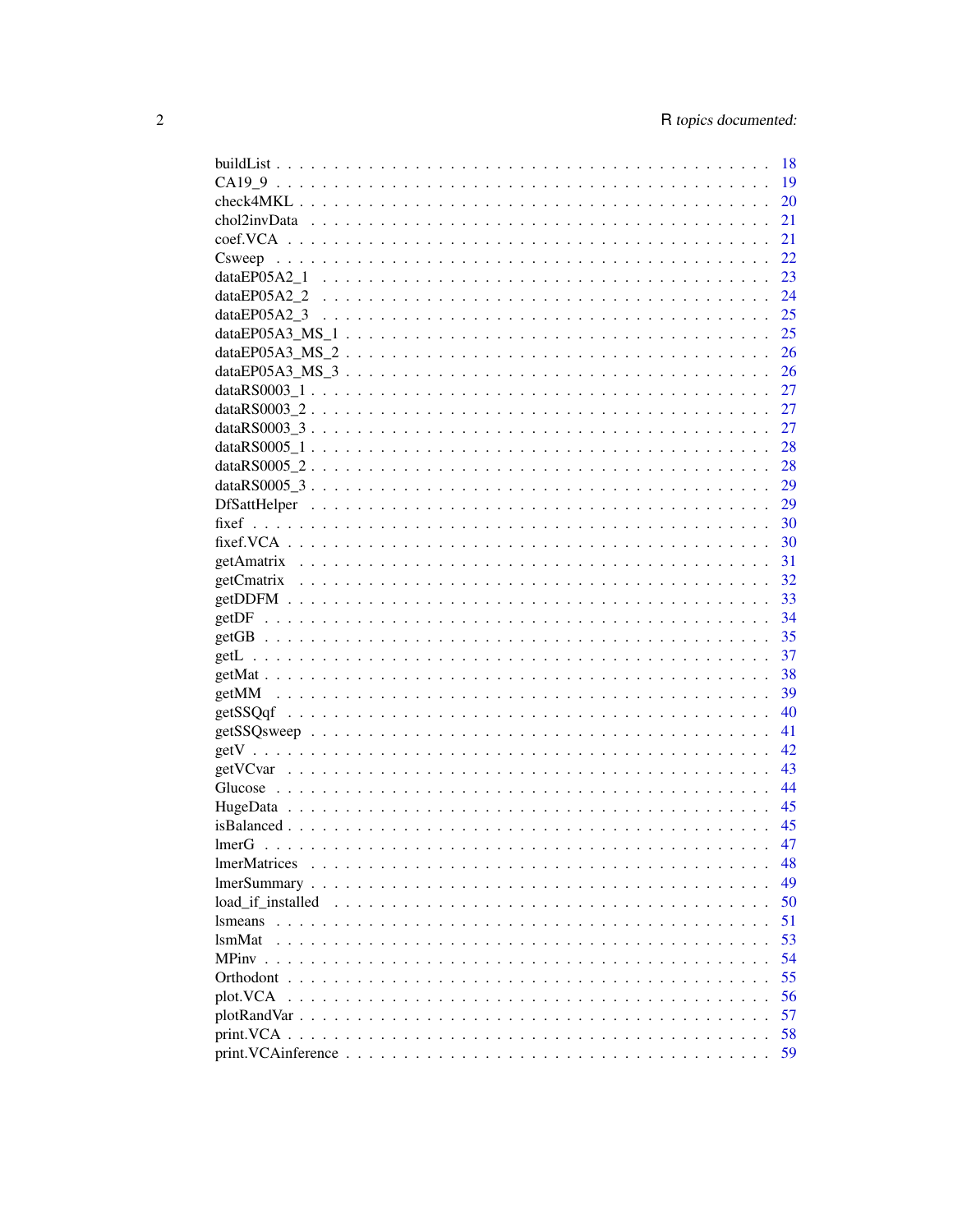buildList . . . . . . . . . . . . . . . . . . . . . . . . . . . . . . . . . . . . . . . 18
CA19_9 . . . . . . . . . . . . . . . . . . . . . . . . . . . . . . . . . . . . . . . . 19
check4MKL . . . . . . . . . . . . . . . . . . . . . . . . . . . . . . . . . . . . . . 20
chol2invData . . . . . . . . . . . . . . . . . . . . . . . . . . . . . . . . . . . . . 21
coef.VCA . . . . . . . . . . . . . . . . . . . . . . . . . . . . . . . . . . . . . . . 21
Csweep . . . . . . . . . . . . . . . . . . . . . . . . . . . . . . . . . . . . . . . . 22
dataEP05A2_1 . . . . . . . . . . . . . . . . . . . . . . . . . . . . . . . . . . . . 23
dataEP05A2_2 . . . . . . . . . . . . . . . . . . . . . . . . . . . . . . . . . . . . 24
dataEP05A2_3 . . . . . . . . . . . . . . . . . . . . . . . . . . . . . . . . . . . . 25
dataEP05A3_MS_1 . . . . . . . . . . . . . . . . . . . . . . . . . . . . . . . . . 25
dataEP05A3_MS_2 . . . . . . . . . . . . . . . . . . . . . . . . . . . . . . . . . 26
dataEP05A3_MS_3 . . . . . . . . . . . . . . . . . . . . . . . . . . . . . . . . . 26
dataRS0003_1 . . . . . . . . . . . . . . . . . . . . . . . . . . . . . . . . . . . . 27
dataRS0003_2 . . . . . . . . . . . . . . . . . . . . . . . . . . . . . . . . . . . . 27
dataRS0003_3 . . . . . . . . . . . . . . . . . . . . . . . . . . . . . . . . . . . . 27
dataRS0005_1 . . . . . . . . . . . . . . . . . . . . . . . . . . . . . . . . . . . . 28
dataRS0005_2 . . . . . . . . . . . . . . . . . . . . . . . . . . . . . . . . . . . . 28
dataRS0005_3 . . . . . . . . . . . . . . . . . . . . . . . . . . . . . . . . . . . . 29
DfSattHelper . . . . . . . . . . . . . . . . . . . . . . . . . . . . . . . . . . . . 29
fixef . . . . . . . . . . . . . . . . . . . . . . . . . . . . . . . . . . . . . . . . . 30
fixef.VCA . . . . . . . . . . . . . . . . . . . . . . . . . . . . . . . . . . . . . . 30
getAmatrix . . . . . . . . . . . . . . . . . . . . . . . . . . . . . . . . . . . . . 31
getCmatrix . . . . . . . . . . . . . . . . . . . . . . . . . . . . . . . . . . . . . 32
getDDFM . . . . . . . . . . . . . . . . . . . . . . . . . . . . . . . . . . . . . . 33
getDF . . . . . . . . . . . . . . . . . . . . . . . . . . . . . . . . . . . . . . . . 34
getGB . . . . . . . . . . . . . . . . . . . . . . . . . . . . . . . . . . . . . . . . 35
getL . . . . . . . . . . . . . . . . . . . . . . . . . . . . . . . . . . . . . . . . . 37
getMat . . . . . . . . . . . . . . . . . . . . . . . . . . . . . . . . . . . . . . . . 38
getMM . . . . . . . . . . . . . . . . . . . . . . . . . . . . . . . . . . . . . . . . 39
getSSQqf . . . . . . . . . . . . . . . . . . . . . . . . . . . . . . . . . . . . . . 40
getSSQsweep . . . . . . . . . . . . . . . . . . . . . . . . . . . . . . . . . . . . 41
getV . . . . . . . . . . . . . . . . . . . . . . . . . . . . . . . . . . . . . . . . . 42
getVCvar . . . . . . . . . . . . . . . . . . . . . . . . . . . . . . . . . . . . . . 43
Glucose . . . . . . . . . . . . . . . . . . . . . . . . . . . . . . . . . . . . . . . 44
HugeData . . . . . . . . . . . . . . . . . . . . . . . . . . . . . . . . . . . . . . 45
isBalanced . . . . . . . . . . . . . . . . . . . . . . . . . . . . . . . . . . . . . 45
lmerG . . . . . . . . . . . . . . . . . . . . . . . . . . . . . . . . . . . . . . . . 47
lmerMatrices . . . . . . . . . . . . . . . . . . . . . . . . . . . . . . . . . . . . 48
lmerSummary . . . . . . . . . . . . . . . . . . . . . . . . . . . . . . . . . . . . 49
load_if_installed . . . . . . . . . . . . . . . . . . . . . . . . . . . . . . . . . 50
lsmeans . . . . . . . . . . . . . . . . . . . . . . . . . . . . . . . . . . . . . . . 51
lsmMat . . . . . . . . . . . . . . . . . . . . . . . . . . . . . . . . . . . . . . . . 53
MPinv . . . . . . . . . . . . . . . . . . . . . . . . . . . . . . . . . . . . . . . . 54
Orthodont . . . . . . . . . . . . . . . . . . . . . . . . . . . . . . . . . . . . . . 55
plot.VCA . . . . . . . . . . . . . . . . . . . . . . . . . . . . . . . . . . . . . . 56
plotRandVar . . . . . . . . . . . . . . . . . . . . . . . . . . . . . . . . . . . . 57
print.VCA . . . . . . . . . . . . . . . . . . . . . . . . . . . . . . . . . . . . . . 58
print.VCAinference . . . . . . . . . . . . . . . . . . . . . . . . . . . . . . . . 59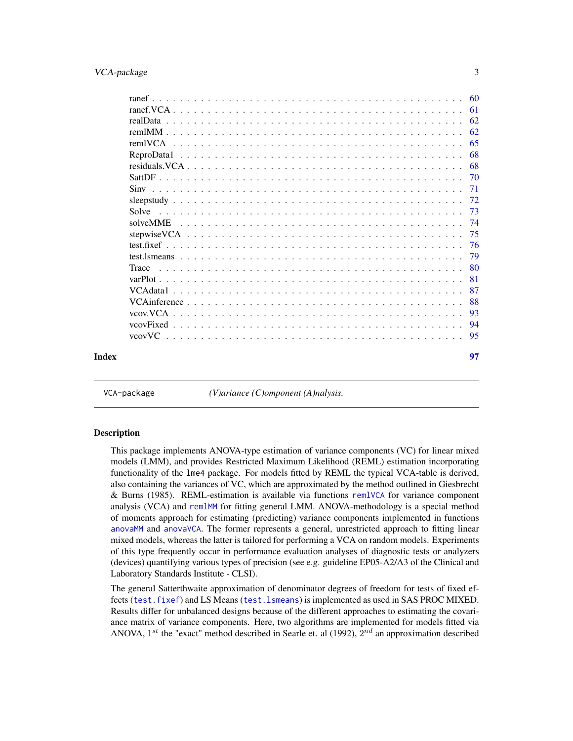| | |
|---|---|
| ranef | 60 |
| ranef.VCA | 61 |
| realData | 62 |
| remlMM | 62 |
| remlVCA | 65 |
| ReproData1 | 68 |
| residuals.VCA | 68 |
| SattDF | 70 |
| Sinv | 71 |
| sleepstudy | 72 |
| Solve | 73 |
| solveMME | 74 |
| stepwiseVCA | 75 |
| test.fixef | 76 |
| test.lsmeans | 79 |
| Trace | 80 |
| varPlot | 81 |
| VCAdata1 | 87 |
| VCAinference | 88 |
| vcov.VCA | 93 |
| vcovFixed | 94 |
| vcovVC | 95 |

**Index** **97**

---

`VCA-package` *(V)ariance (C)omponent (A)nalysis.*

---

### Description

This package implements ANOVA-type estimation of variance components (VC) for linear mixed models (LMM), and provides Restricted Maximum Likelihood (REML) estimation incorporating functionality of the `lme4` package. For models fitted by REML the typical VCA-table is derived, also containing the variances of VC, which are approximated by the method outlined in Giesbrecht & Burns (1985). REML-estimation is available via functions `remlVCA` for variance component analysis (VCA) and `remlMM` for fitting general LMM. ANOVA-methodology is a special method of moments approach for estimating (predicting) variance components implemented in functions `anovaMM` and `anovaVCA`. The former represents a general, unrestricted approach to fitting linear mixed models, whereas the latter is tailored for performing a VCA on random models. Experiments of this type frequently occur in performance evaluation analyses of diagnostic tests or analyzers (devices) quantifying various types of precision (see e.g. guideline EP05-A2/A3 of the Clinical and Laboratory Standards Institute - CLSI).

The general Satterthwaite approximation of denominator degrees of freedom for tests of fixed effects (`test.fixef`) and LS Means (`test.lsmeans`) is implemented as used in SAS PROC MIXED. Results differ for unbalanced designs because of the different approaches to estimating the covariance matrix of variance components. Here, two algorithms are implemented for models fitted via ANOVA, $1^{st}$ the "exact" method described in Searle et. al (1992), $2^{nd}$ an approximation described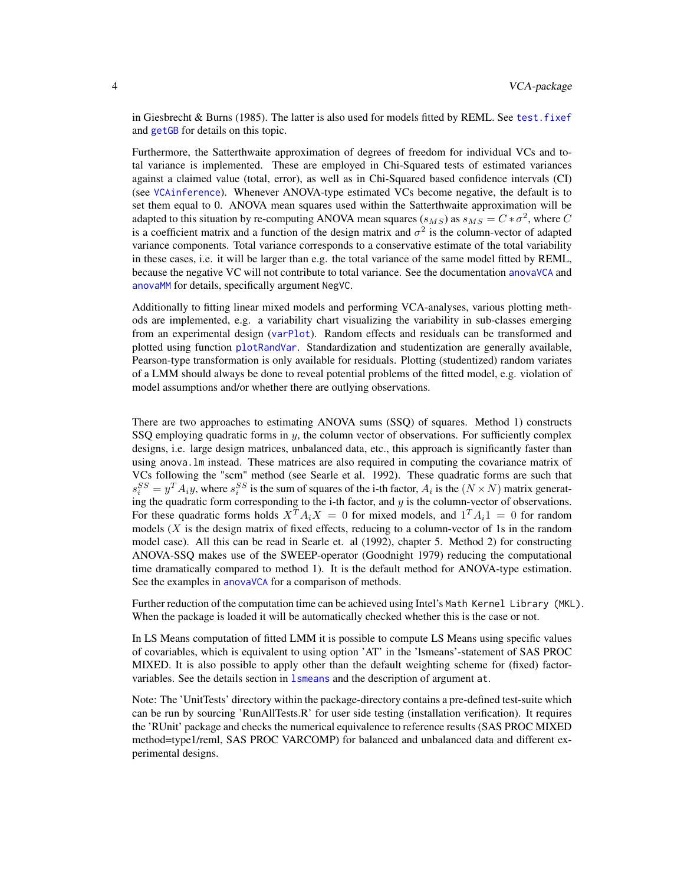in Giesbrecht & Burns (1985). The latter is also used for models fitted by REML. See `test.fixef` and `getGB` for details on this topic.

Furthermore, the Satterthwaite approximation of degrees of freedom for individual VCs and total variance is implemented. These are employed in Chi-Squared tests of estimated variances against a claimed value (total, error), as well as in Chi-Squared based confidence intervals (CI) (see `VCAinference`). Whenever ANOVA-type estimated VCs become negative, the default is to set them equal to 0. ANOVA mean squares used within the Satterthwaite approximation will be adapted to this situation by re-computing ANOVA mean squares ($s_{MS}$) as $s_{MS} = C * \sigma^2$, where $C$ is a coefficient matrix and a function of the design matrix and $\sigma^2$ is the column-vector of adapted variance components. Total variance corresponds to a conservative estimate of the total variability in these cases, i.e. it will be larger than e.g. the total variance of the same model fitted by REML, because the negative VC will not contribute to total variance. See the documentation `anovaVCA` and `anovaMM` for details, specifically argument `NegVC`.

Additionally to fitting linear mixed models and performing VCA-analyses, various plotting methods are implemented, e.g. a variability chart visualizing the variability in sub-classes emerging from an experimental design (`varPlot`). Random effects and residuals can be transformed and plotted using function `plotRandVar`. Standardization and studentization are generally available, Pearson-type transformation is only available for residuals. Plotting (studentized) random variates of a LMM should always be done to reveal potential problems of the fitted model, e.g. violation of model assumptions and/or whether there are outlying observations.

There are two approaches to estimating ANOVA sums (SSQ) of squares. Method 1) constructs SSQ employing quadratic forms in $y$, the column vector of observations. For sufficiently complex designs, i.e. large design matrices, unbalanced data, etc., this approach is significantly faster than using `anova.lm` instead. These matrices are also required in computing the covariance matrix of VCs following the "scm" method (see Searle et al. 1992). These quadratic forms are such that $s_i^{SS} = y^T A_i y$, where $s_i^{SS}$ is the sum of squares of the i-th factor, $A_i$ is the $(N \times N)$ matrix generating the quadratic form corresponding to the i-th factor, and $y$ is the column-vector of observations. For these quadratic forms holds $X^T A_i X = 0$ for mixed models, and $1^T A_i 1 = 0$ for random models ($X$ is the design matrix of fixed effects, reducing to a column-vector of 1s in the random model case). All this can be read in Searle et. al (1992), chapter 5. Method 2) for constructing ANOVA-SSQ makes use of the SWEEP-operator (Goodnight 1979) reducing the computational time dramatically compared to method 1). It is the default method for ANOVA-type estimation. See the examples in `anovaVCA` for a comparison of methods.

Further reduction of the computation time can be achieved using Intel's `Math Kernel Library (MKL)`. When the package is loaded it will be automatically checked whether this is the case or not.

In LS Means computation of fitted LMM it is possible to compute LS Means using specific values of covariables, which is equivalent to using option 'AT' in the 'lsmeans'-statement of SAS PROC MIXED. It is also possible to apply other than the default weighting scheme for (fixed) factor-variables. See the details section in `lsmeans` and the description of argument `at`.

Note: The 'UnitTests' directory within the package-directory contains a pre-defined test-suite which can be run by sourcing 'RunAllTests.R' for user side testing (installation verification). It requires the 'RUnit' package and checks the numerical equivalence to reference results (SAS PROC MIXED method=type1/reml, SAS PROC VARCOMP) for balanced and unbalanced data and different experimental designs.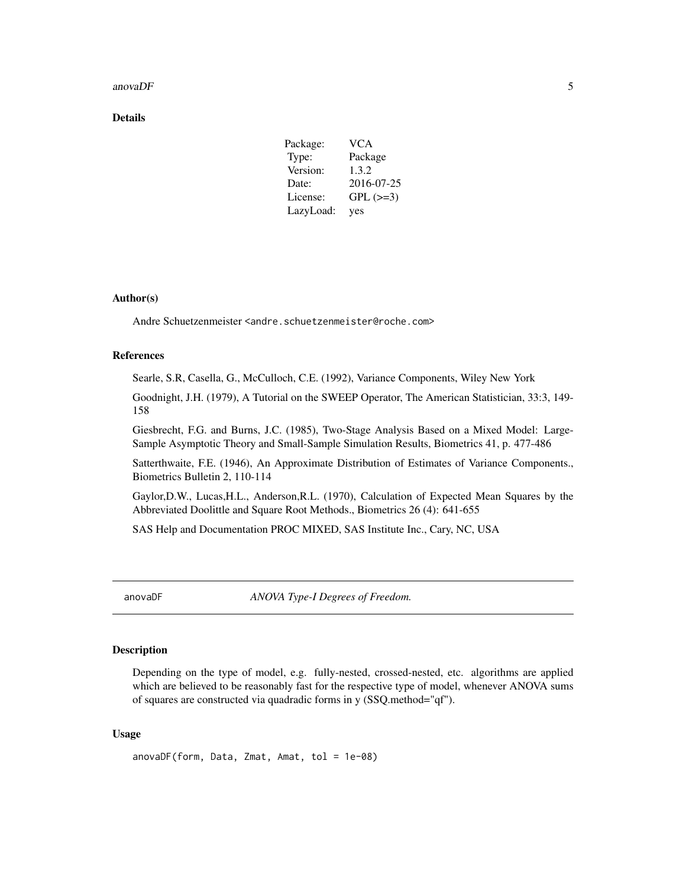## Details

| | |
|---|---|
| Package: | VCA |
| Type: | Package |
| Version: | 1.3.2 |
| Date: | 2016-07-25 |
| License: | GPL (>=3) |
| LazyLoad: | yes |

## Author(s)

Andre Schuetzenmeister <andre.schuetzenmeister@roche.com>

## References

Searle, S.R, Casella, G., McCulloch, C.E. (1992), Variance Components, Wiley New York

Goodnight, J.H. (1979), A Tutorial on the SWEEP Operator, The American Statistician, 33:3, 149-158

Giesbrecht, F.G. and Burns, J.C. (1985), Two-Stage Analysis Based on a Mixed Model: Large-Sample Asymptotic Theory and Small-Sample Simulation Results, Biometrics 41, p. 477-486

Satterthwaite, F.E. (1946), An Approximate Distribution of Estimates of Variance Components., Biometrics Bulletin 2, 110-114

Gaylor,D.W., Lucas,H.L., Anderson,R.L. (1970), Calculation of Expected Mean Squares by the Abbreviated Doolittle and Square Root Methods., Biometrics 26 (4): 641-655

SAS Help and Documentation PROC MIXED, SAS Institute Inc., Cary, NC, USA

---

anovaDF &nbsp;&nbsp;&nbsp;&nbsp; *ANOVA Type-I Degrees of Freedom.*

---

## Description

Depending on the type of model, e.g. fully-nested, crossed-nested, etc. algorithms are applied which are believed to be reasonably fast for the respective type of model, whenever ANOVA sums of squares are constructed via quadradic forms in y (SSQ.method="qf").

## Usage

```
anovaDF(form, Data, Zmat, Amat, tol = 1e-08)
```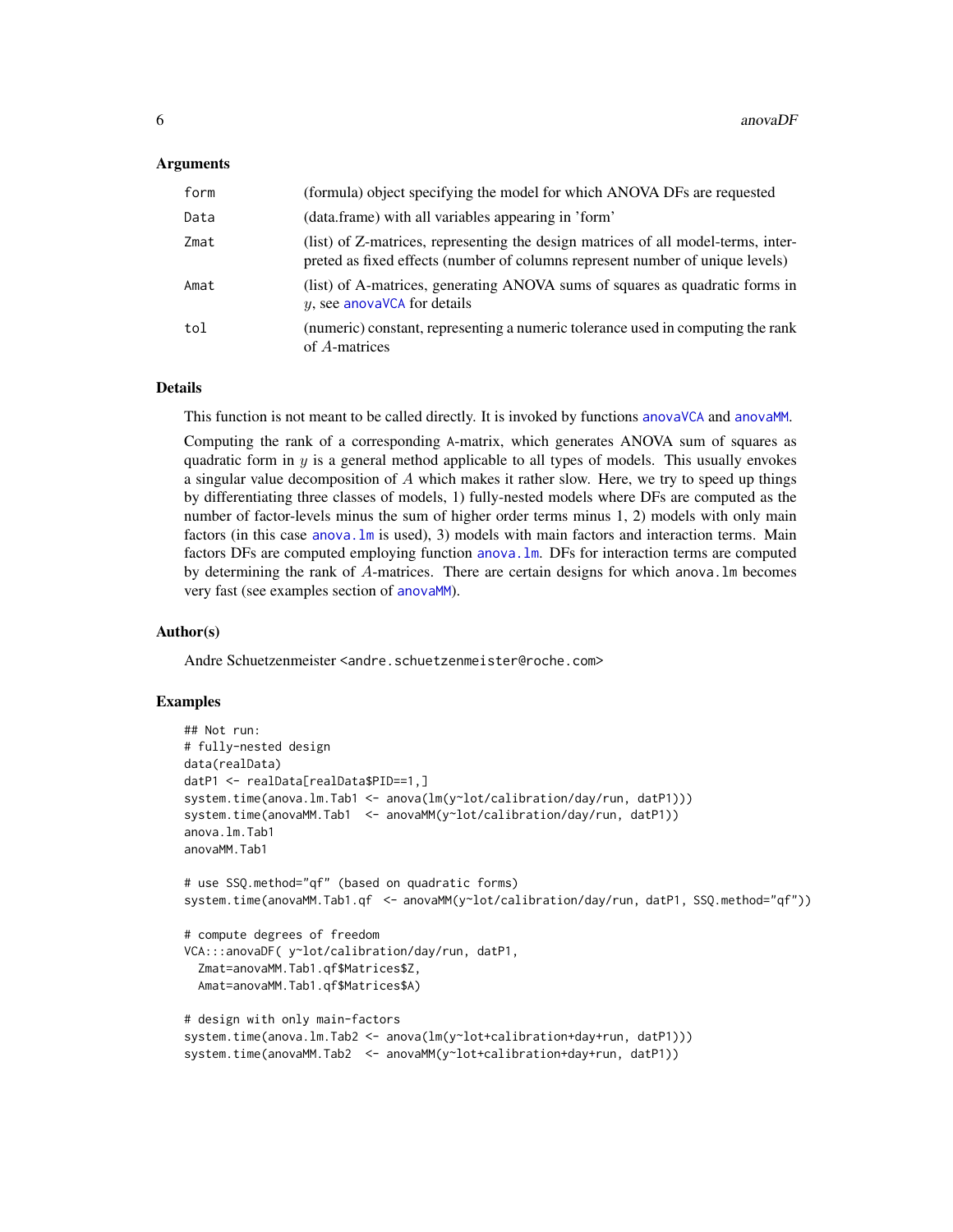### Arguments

| | |
|---|---|
| form | (formula) object specifying the model for which ANOVA DFs are requested |
| Data | (data.frame) with all variables appearing in 'form' |
| Zmat | (list) of Z-matrices, representing the design matrices of all model-terms, interpreted as fixed effects (number of columns represent number of unique levels) |
| Amat | (list) of A-matrices, generating ANOVA sums of squares as quadratic forms in $y$, see anovaVCA for details |
| tol | (numeric) constant, representing a numeric tolerance used in computing the rank of $A$-matrices |

### Details

This function is not meant to be called directly. It is invoked by functions anovaVCA and anovaMM.

Computing the rank of a corresponding A-matrix, which generates ANOVA sum of squares as quadratic form in $y$ is a general method applicable to all types of models. This usually envokes a singular value decomposition of $A$ which makes it rather slow. Here, we try to speed up things by differentiating three classes of models, 1) fully-nested models where DFs are computed as the number of factor-levels minus the sum of higher order terms minus 1, 2) models with only main factors (in this case anova.lm is used), 3) models with main factors and interaction terms. Main factors DFs are computed employing function anova.lm. DFs for interaction terms are computed by determining the rank of $A$-matrices. There are certain designs for which anova.lm becomes very fast (see examples section of anovaMM).

### Author(s)

Andre Schuetzenmeister <andre.schuetzenmeister@roche.com>

### Examples

```
## Not run:
# fully-nested design
data(realData)
datP1 <- realData[realData$PID==1,]
system.time(anova.lm.Tab1 <- anova(lm(y~lot/calibration/day/run, datP1)))
system.time(anovaMM.Tab1  <- anovaMM(y~lot/calibration/day/run, datP1))
anova.lm.Tab1
anovaMM.Tab1

# use SSQ.method="qf" (based on quadratic forms)
system.time(anovaMM.Tab1.qf  <- anovaMM(y~lot/calibration/day/run, datP1, SSQ.method="qf"))

# compute degrees of freedom
VCA:::anovaDF( y~lot/calibration/day/run, datP1,
  Zmat=anovaMM.Tab1.qf$Matrices$Z,
  Amat=anovaMM.Tab1.qf$Matrices$A)

# design with only main-factors
system.time(anova.lm.Tab2 <- anova(lm(y~lot+calibration+day+run, datP1)))
system.time(anovaMM.Tab2  <- anovaMM(y~lot+calibration+day+run, datP1))
```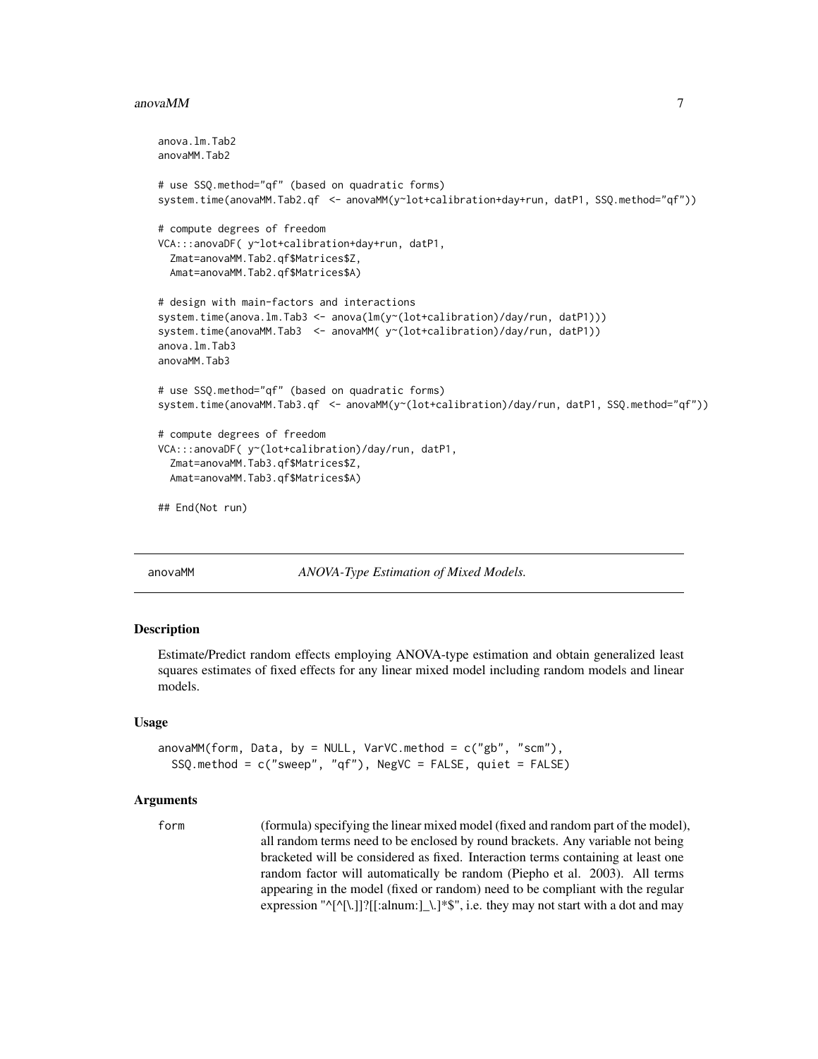```
anova.lm.Tab2
anovaMM.Tab2

# use SSQ.method="qf" (based on quadratic forms)
system.time(anovaMM.Tab2.qf  <- anovaMM(y~lot+calibration+day+run, datP1, SSQ.method="qf"))

# compute degrees of freedom
VCA:::anovaDF( y~lot+calibration+day+run, datP1,
  Zmat=anovaMM.Tab2.qf$Matrices$Z,
  Amat=anovaMM.Tab2.qf$Matrices$A)

# design with main-factors and interactions
system.time(anova.lm.Tab3 <- anova(lm(y~(lot+calibration)/day/run, datP1)))
system.time(anovaMM.Tab3  <- anovaMM( y~(lot+calibration)/day/run, datP1))
anova.lm.Tab3
anovaMM.Tab3

# use SSQ.method="qf" (based on quadratic forms)
system.time(anovaMM.Tab3.qf  <- anovaMM(y~(lot+calibration)/day/run, datP1, SSQ.method="qf"))

# compute degrees of freedom
VCA:::anovaDF( y~(lot+calibration)/day/run, datP1,
  Zmat=anovaMM.Tab3.qf$Matrices$Z,
  Amat=anovaMM.Tab3.qf$Matrices$A)

## End(Not run)
```

---

# anovaMM — *ANOVA-Type Estimation of Mixed Models.*

---

### Description

Estimate/Predict random effects employing ANOVA-type estimation and obtain generalized least squares estimates of fixed effects for any linear mixed model including random models and linear models.

### Usage

```
anovaMM(form, Data, by = NULL, VarVC.method = c("gb", "scm"),
  SSQ.method = c("sweep", "qf"), NegVC = FALSE, quiet = FALSE)
```

### Arguments

`form` (formula) specifying the linear mixed model (fixed and random part of the model), all random terms need to be enclosed by round brackets. Any variable not being bracketed will be considered as fixed. Interaction terms containing at least one random factor will automatically be random (Piepho et al. 2003). All terms appearing in the model (fixed or random) need to be compliant with the regular expression "^[^[\.]]?[[:alnum:]_\.]*$", i.e. they may not start with a dot and may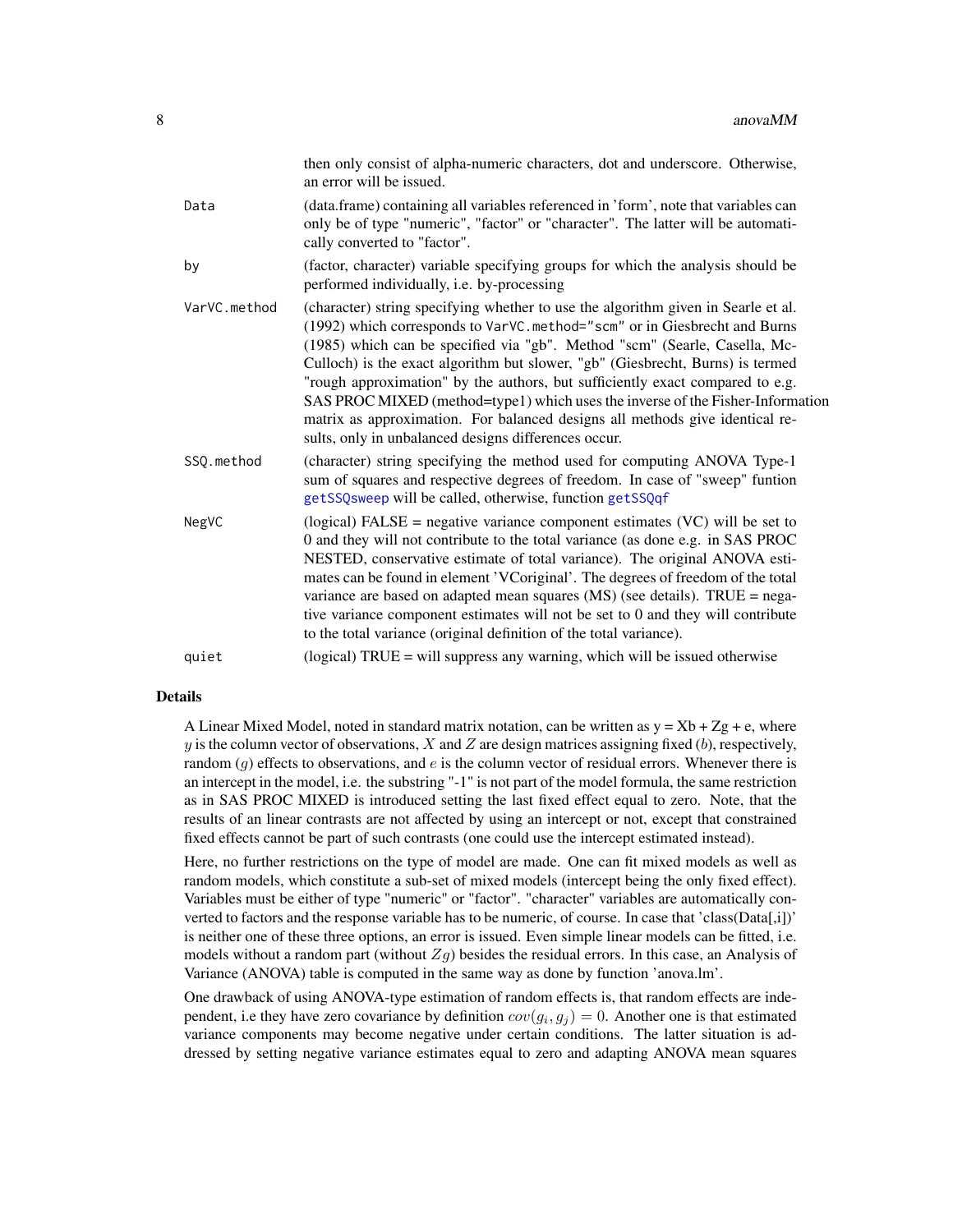| | |
|---|---|
| | then only consist of alpha-numeric characters, dot and underscore. Otherwise, an error will be issued. |
| Data | (data.frame) containing all variables referenced in 'form', note that variables can only be of type "numeric", "factor" or "character". The latter will be automatically converted to "factor". |
| by | (factor, character) variable specifying groups for which the analysis should be performed individually, i.e. by-processing |
| VarVC.method | (character) string specifying whether to use the algorithm given in Searle et al. (1992) which corresponds to `VarVC.method="scm"` or in Giesbrecht and Burns (1985) which can be specified via "gb". Method "scm" (Searle, Casella, McCulloch) is the exact algorithm but slower, "gb" (Giesbrecht, Burns) is termed "rough approximation" by the authors, but sufficiently exact compared to e.g. SAS PROC MIXED (method=type1) which uses the inverse of the Fisher-Information matrix as approximation. For balanced designs all methods give identical results, only in unbalanced designs differences occur. |
| SSQ.method | (character) string specifying the method used for computing ANOVA Type-1 sum of squares and respective degrees of freedom. In case of "sweep" funtion `getSSQsweep` will be called, otherwise, function `getSSQqf` |
| NegVC | (logical) FALSE = negative variance component estimates (VC) will be set to 0 and they will not contribute to the total variance (as done e.g. in SAS PROC NESTED, conservative estimate of total variance). The original ANOVA estimates can be found in element 'VCoriginal'. The degrees of freedom of the total variance are based on adapted mean squares (MS) (see details). TRUE = negative variance component estimates will not be set to 0 and they will contribute to the total variance (original definition of the total variance). |
| quiet | (logical) TRUE = will suppress any warning, which will be issued otherwise |

## Details

A Linear Mixed Model, noted in standard matrix notation, can be written as y = Xb + Zg + e, where $y$ is the column vector of observations, $X$ and $Z$ are design matrices assigning fixed ($b$), respectively, random ($g$) effects to observations, and $e$ is the column vector of residual errors. Whenever there is an intercept in the model, i.e. the substring "-1" is not part of the model formula, the same restriction as in SAS PROC MIXED is introduced setting the last fixed effect equal to zero. Note, that the results of an linear contrasts are not affected by using an intercept or not, except that constrained fixed effects cannot be part of such contrasts (one could use the intercept estimated instead).

Here, no further restrictions on the type of model are made. One can fit mixed models as well as random models, which constitute a sub-set of mixed models (intercept being the only fixed effect). Variables must be either of type "numeric" or "factor". "character" variables are automatically converted to factors and the response variable has to be numeric, of course. In case that 'class(Data[,i])' is neither one of these three options, an error is issued. Even simple linear models can be fitted, i.e. models without a random part (without $Zg$) besides the residual errors. In this case, an Analysis of Variance (ANOVA) table is computed in the same way as done by function 'anova.lm'.

One drawback of using ANOVA-type estimation of random effects is, that random effects are independent, i.e they have zero covariance by definition $cov(g_i, g_j) = 0$. Another one is that estimated variance components may become negative under certain conditions. The latter situation is addressed by setting negative variance estimates equal to zero and adapting ANOVA mean squares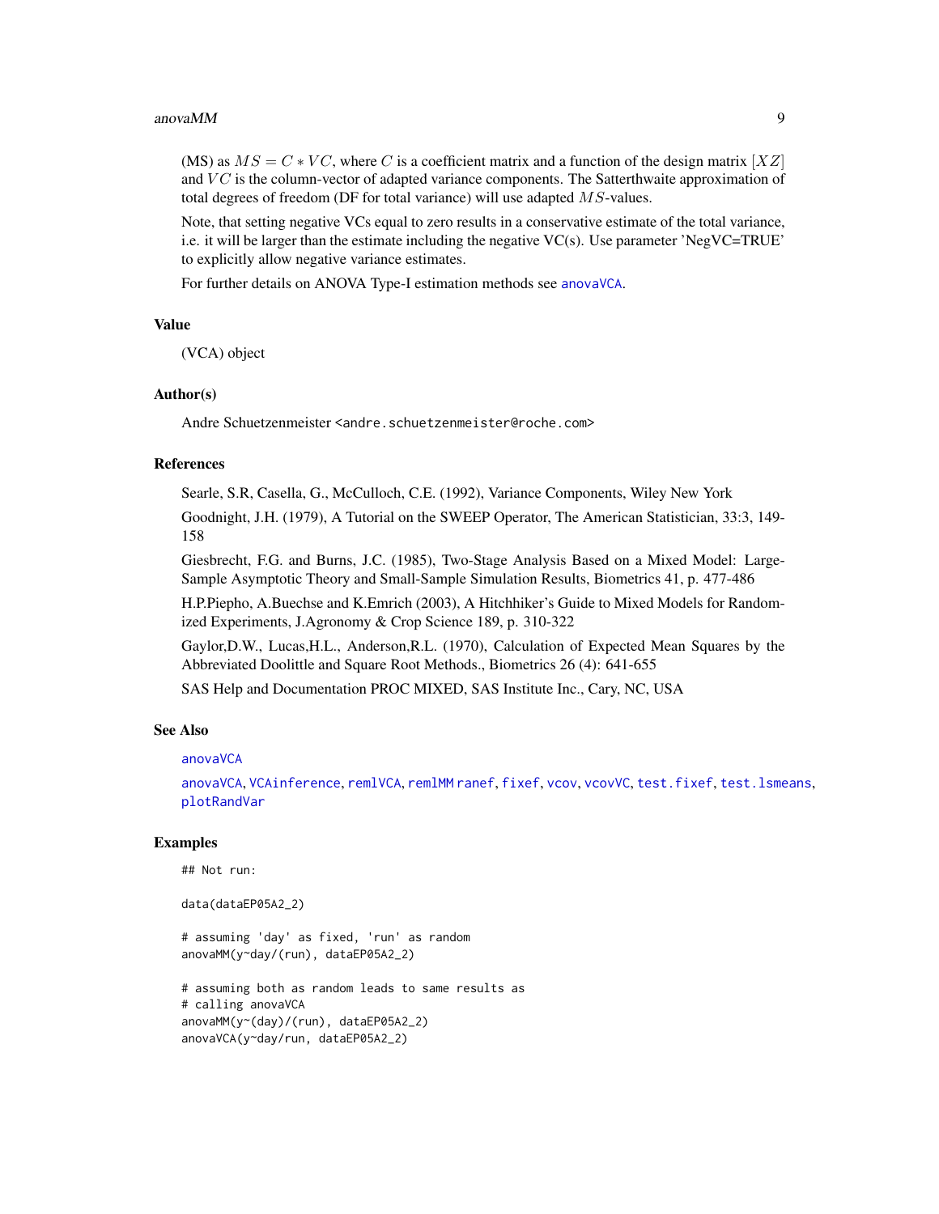(MS) as $MS = C * VC$, where $C$ is a coefficient matrix and a function of the design matrix $[XZ]$ and $VC$ is the column-vector of adapted variance components. The Satterthwaite approximation of total degrees of freedom (DF for total variance) will use adapted $MS$-values.

Note, that setting negative VCs equal to zero results in a conservative estimate of the total variance, i.e. it will be larger than the estimate including the negative VC(s). Use parameter 'NegVC=TRUE' to explicitly allow negative variance estimates.

For further details on ANOVA Type-I estimation methods see anovaVCA.

## Value

(VCA) object

## Author(s)

Andre Schuetzenmeister <andre.schuetzenmeister@roche.com>

## References

Searle, S.R, Casella, G., McCulloch, C.E. (1992), Variance Components, Wiley New York

Goodnight, J.H. (1979), A Tutorial on the SWEEP Operator, The American Statistician, 33:3, 149-158

Giesbrecht, F.G. and Burns, J.C. (1985), Two-Stage Analysis Based on a Mixed Model: Large-Sample Asymptotic Theory and Small-Sample Simulation Results, Biometrics 41, p. 477-486

H.P.Piepho, A.Buechse and K.Emrich (2003), A Hitchhiker's Guide to Mixed Models for Randomized Experiments, J.Agronomy & Crop Science 189, p. 310-322

Gaylor,D.W., Lucas,H.L., Anderson,R.L. (1970), Calculation of Expected Mean Squares by the Abbreviated Doolittle and Square Root Methods., Biometrics 26 (4): 641-655

SAS Help and Documentation PROC MIXED, SAS Institute Inc., Cary, NC, USA

## See Also

anovaVCA

anovaVCA, VCAinference, remlVCA, remlMM ranef, fixef, vcov, vcovVC, test.fixef, test.lsmeans, plotRandVar

## Examples

```
## Not run:

data(dataEP05A2_2)

# assuming 'day' as fixed, 'run' as random
anovaMM(y~day/(run), dataEP05A2_2)

# assuming both as random leads to same results as
# calling anovaVCA
anovaMM(y~(day)/(run), dataEP05A2_2)
anovaVCA(y~day/run, dataEP05A2_2)
```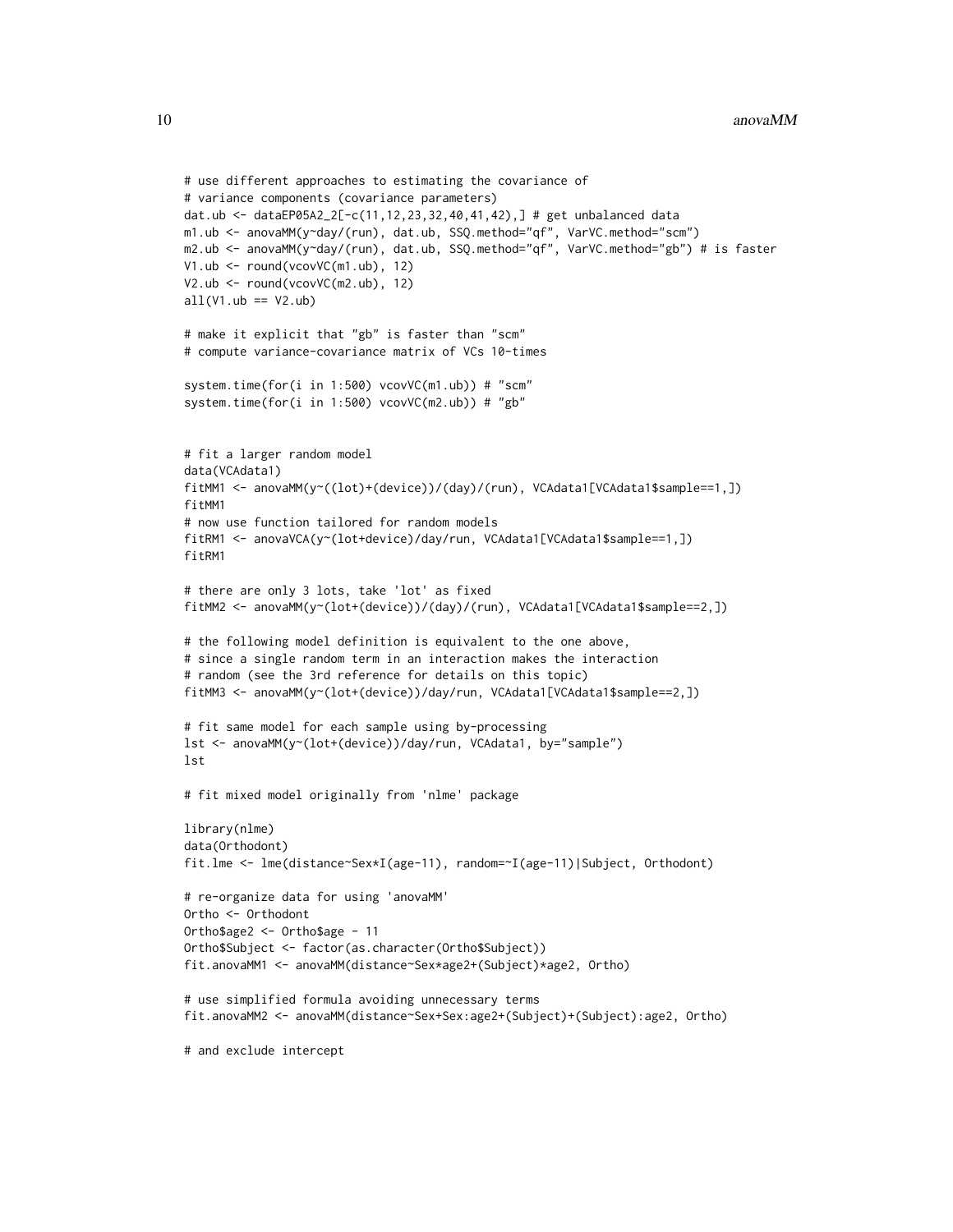```
# use different approaches to estimating the covariance of
# variance components (covariance parameters)
dat.ub <- dataEP05A2_2[-c(11,12,23,32,40,41,42),] # get unbalanced data
m1.ub <- anovaMM(y~day/(run), dat.ub, SSQ.method="qf", VarVC.method="scm")
m2.ub <- anovaMM(y~day/(run), dat.ub, SSQ.method="qf", VarVC.method="gb") # is faster
V1.ub <- round(vcovVC(m1.ub), 12)
V2.ub <- round(vcovVC(m2.ub), 12)
all(V1.ub == V2.ub)

# make it explicit that "gb" is faster than "scm"
# compute variance-covariance matrix of VCs 10-times

system.time(for(i in 1:500) vcovVC(m1.ub)) # "scm"
system.time(for(i in 1:500) vcovVC(m2.ub)) # "gb"


# fit a larger random model
data(VCAdata1)
fitMM1 <- anovaMM(y~((lot)+(device))/(day)/(run), VCAdata1[VCAdata1$sample==1,])
fitMM1
# now use function tailored for random models
fitRM1 <- anovaVCA(y~(lot+device)/day/run, VCAdata1[VCAdata1$sample==1,])
fitRM1

# there are only 3 lots, take 'lot' as fixed
fitMM2 <- anovaMM(y~(lot+(device))/(day)/(run), VCAdata1[VCAdata1$sample==2,])

# the following model definition is equivalent to the one above,
# since a single random term in an interaction makes the interaction
# random (see the 3rd reference for details on this topic)
fitMM3 <- anovaMM(y~(lot+(device))/day/run, VCAdata1[VCAdata1$sample==2,])

# fit same model for each sample using by-processing
lst <- anovaMM(y~(lot+(device))/day/run, VCAdata1, by="sample")
lst

# fit mixed model originally from 'nlme' package

library(nlme)
data(Orthodont)
fit.lme <- lme(distance~Sex*I(age-11), random=~I(age-11)|Subject, Orthodont)

# re-organize data for using 'anovaMM'
Ortho <- Orthodont
Ortho$age2 <- Ortho$age - 11
Ortho$Subject <- factor(as.character(Ortho$Subject))
fit.anovaMM1 <- anovaMM(distance~Sex*age2+(Subject)*age2, Ortho)

# use simplified formula avoiding unnecessary terms
fit.anovaMM2 <- anovaMM(distance~Sex+Sex:age2+(Subject)+(Subject):age2, Ortho)

# and exclude intercept
```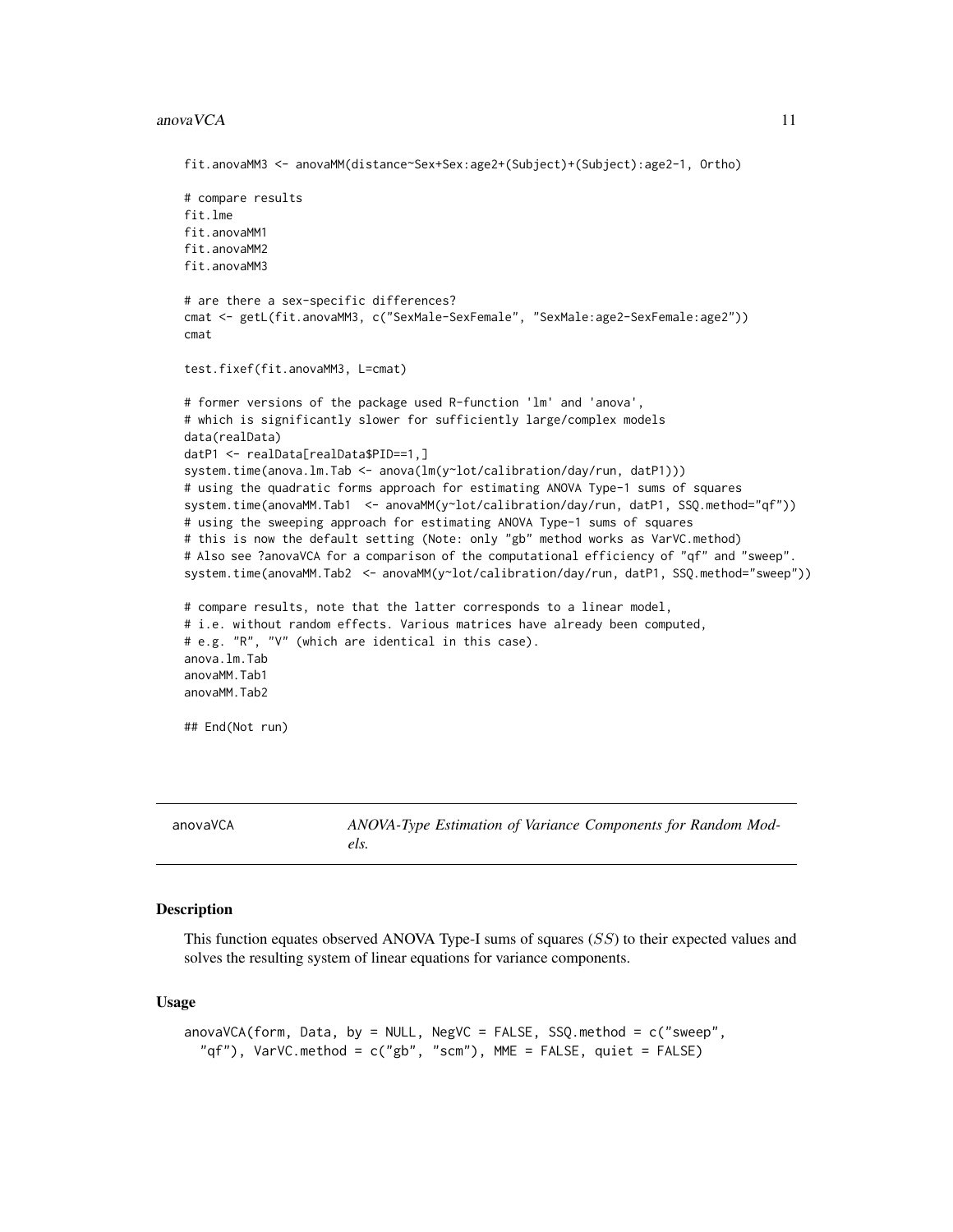```
fit.anovaMM3 <- anovaMM(distance~Sex+Sex:age2+(Subject)+(Subject):age2-1, Ortho)

# compare results
fit.lme
fit.anovaMM1
fit.anovaMM2
fit.anovaMM3

# are there a sex-specific differences?
cmat <- getL(fit.anovaMM3, c("SexMale-SexFemale", "SexMale:age2-SexFemale:age2"))
cmat

test.fixef(fit.anovaMM3, L=cmat)

# former versions of the package used R-function 'lm' and 'anova',
# which is significantly slower for sufficiently large/complex models
data(realData)
datP1 <- realData[realData$PID==1,]
system.time(anova.lm.Tab <- anova(lm(y~lot/calibration/day/run, datP1)))
# using the quadratic forms approach for estimating ANOVA Type-1 sums of squares
system.time(anovaMM.Tab1  <- anovaMM(y~lot/calibration/day/run, datP1, SSQ.method="qf"))
# using the sweeping approach for estimating ANOVA Type-1 sums of squares
# this is now the default setting (Note: only "gb" method works as VarVC.method)
# Also see ?anovaVCA for a comparison of the computational efficiency of "qf" and "sweep".
system.time(anovaMM.Tab2  <- anovaMM(y~lot/calibration/day/run, datP1, SSQ.method="sweep"))

# compare results, note that the latter corresponds to a linear model,
# i.e. without random effects. Various matrices have already been computed,
# e.g. "R", "V" (which are identical in this case).
anova.lm.Tab
anovaMM.Tab1
anovaMM.Tab2

## End(Not run)
```

---

anovaVCA — *ANOVA-Type Estimation of Variance Components for Random Models.*

---

### Description

This function equates observed ANOVA Type-I sums of squares ($SS$) to their expected values and solves the resulting system of linear equations for variance components.

### Usage

```
anovaVCA(form, Data, by = NULL, NegVC = FALSE, SSQ.method = c("sweep",
  "qf"), VarVC.method = c("gb", "scm"), MME = FALSE, quiet = FALSE)
```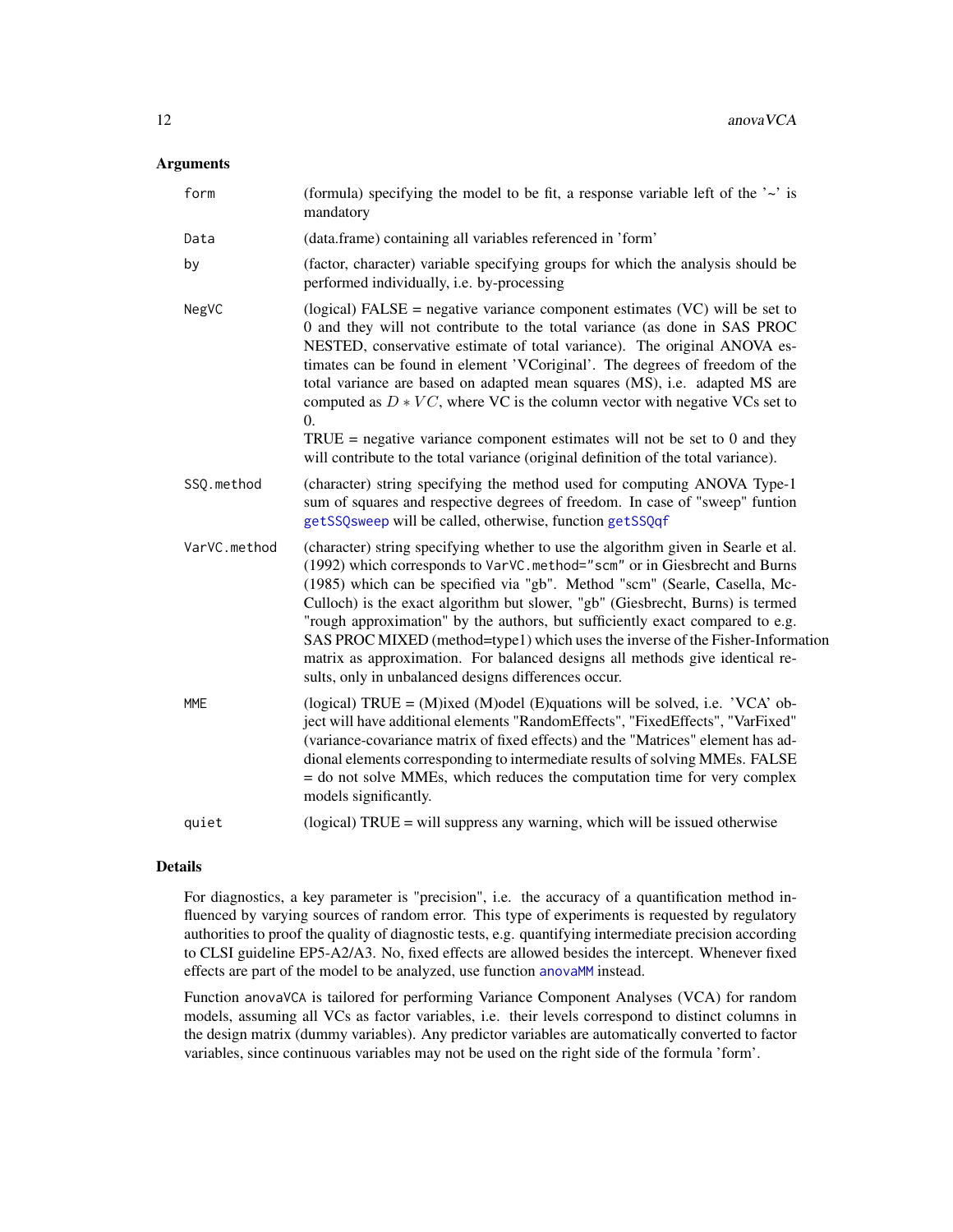## Arguments

| | |
|---|---|
| `form` | (formula) specifying the model to be fit, a response variable left of the '~' is mandatory |
| `Data` | (data.frame) containing all variables referenced in 'form' |
| `by` | (factor, character) variable specifying groups for which the analysis should be performed individually, i.e. by-processing |
| `NegVC` | (logical) FALSE = negative variance component estimates (VC) will be set to 0 and they will not contribute to the total variance (as done in SAS PROC NESTED, conservative estimate of total variance). The original ANOVA estimates can be found in element 'VCoriginal'. The degrees of freedom of the total variance are based on adapted mean squares (MS), i.e. adapted MS are computed as $D * VC$, where VC is the column vector with negative VCs set to 0.<br>TRUE = negative variance component estimates will not be set to 0 and they will contribute to the total variance (original definition of the total variance). |
| `SSQ.method` | (character) string specifying the method used for computing ANOVA Type-1 sum of squares and respective degrees of freedom. In case of "sweep" funtion `getSSQsweep` will be called, otherwise, function `getSSQqf` |
| `VarVC.method` | (character) string specifying whether to use the algorithm given in Searle et al. (1992) which corresponds to `VarVC.method="scm"` or in Giesbrecht and Burns (1985) which can be specified via "gb". Method "scm" (Searle, Casella, McCulloch) is the exact algorithm but slower, "gb" (Giesbrecht, Burns) is termed "rough approximation" by the authors, but sufficiently exact compared to e.g. SAS PROC MIXED (method=type1) which uses the inverse of the Fisher-Information matrix as approximation. For balanced designs all methods give identical results, only in unbalanced designs differences occur. |
| `MME` | (logical) TRUE = (M)ixed (M)odel (E)quations will be solved, i.e. 'VCA' object will have additional elements "RandomEffects", "FixedEffects", "VarFixed" (variance-covariance matrix of fixed effects) and the "Matrices" element has addional elements corresponding to intermediate results of solving MMEs. FALSE = do not solve MMEs, which reduces the computation time for very complex models significantly. |
| `quiet` | (logical) TRUE = will suppress any warning, which will be issued otherwise |

## Details

For diagnostics, a key parameter is "precision", i.e. the accuracy of a quantification method influenced by varying sources of random error. This type of experiments is requested by regulatory authorities to proof the quality of diagnostic tests, e.g. quantifying intermediate precision according to CLSI guideline EP5-A2/A3. No, fixed effects are allowed besides the intercept. Whenever fixed effects are part of the model to be analyzed, use function `anovaMM` instead.

Function `anovaVCA` is tailored for performing Variance Component Analyses (VCA) for random models, assuming all VCs as factor variables, i.e. their levels correspond to distinct columns in the design matrix (dummy variables). Any predictor variables are automatically converted to factor variables, since continuous variables may not be used on the right side of the formula 'form'.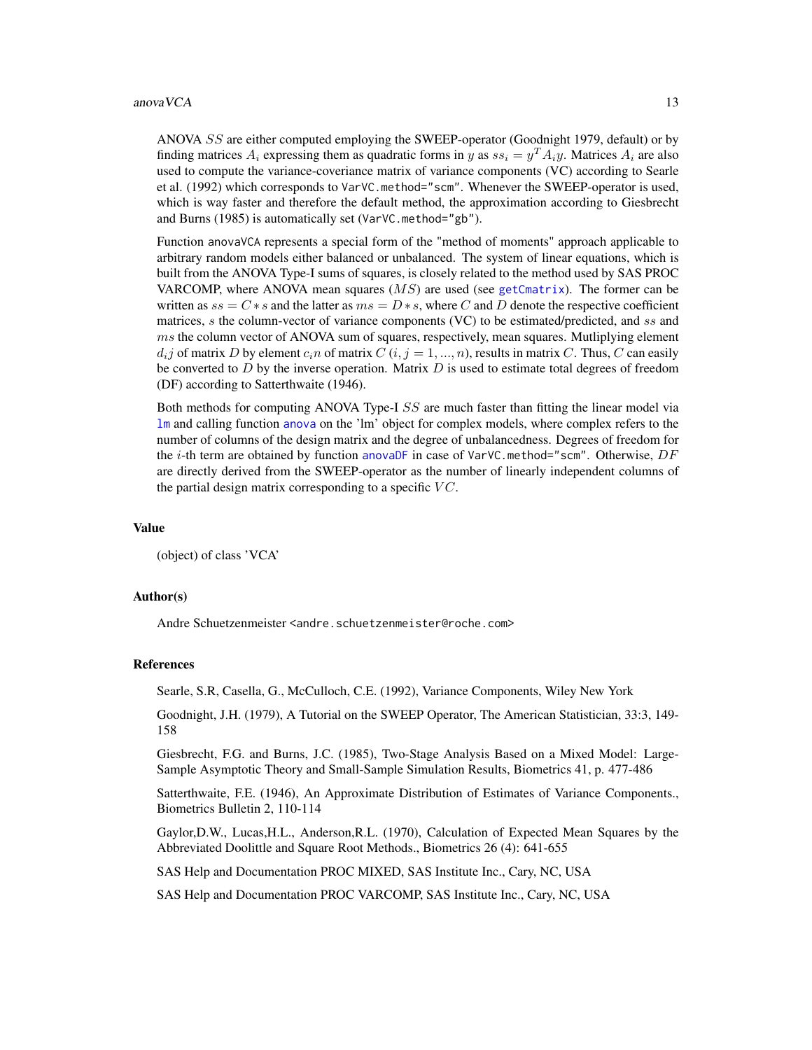ANOVA $SS$ are either computed employing the SWEEP-operator (Goodnight 1979, default) or by finding matrices $A_i$ expressing them as quadratic forms in $y$ as $ss_i = y^T A_i y$. Matrices $A_i$ are also used to compute the variance-coveriance matrix of variance components (VC) according to Searle et al. (1992) which corresponds to `VarVC.method="scm"`. Whenever the SWEEP-operator is used, which is way faster and therefore the default method, the approximation according to Giesbrecht and Burns (1985) is automatically set (`VarVC.method="gb"`).

Function `anovaVCA` represents a special form of the "method of moments" approach applicable to arbitrary random models either balanced or unbalanced. The system of linear equations, which is built from the ANOVA Type-I sums of squares, is closely related to the method used by SAS PROC VARCOMP, where ANOVA mean squares ($MS$) are used (see `getCmatrix`). The former can be written as $ss = C * s$ and the latter as $ms = D * s$, where $C$ and $D$ denote the respective coefficient matrices, $s$ the column-vector of variance components (VC) to be estimated/predicted, and $ss$ and $ms$ the column vector of ANOVA sum of squares, respectively, mean squares. Mutliplying element $d_i j$ of matrix $D$ by element $c_i n$ of matrix $C$ ($i, j = 1, ..., n$), results in matrix $C$. Thus, $C$ can easily be converted to $D$ by the inverse operation. Matrix $D$ is used to estimate total degrees of freedom (DF) according to Satterthwaite (1946).

Both methods for computing ANOVA Type-I $SS$ are much faster than fitting the linear model via `lm` and calling function `anova` on the 'lm' object for complex models, where complex refers to the number of columns of the design matrix and the degree of unbalancedness. Degrees of freedom for the $i$-th term are obtained by function `anovaDF` in case of `VarVC.method="scm"`. Otherwise, $DF$ are directly derived from the SWEEP-operator as the number of linearly independent columns of the partial design matrix corresponding to a specific $VC$.

## Value

(object) of class 'VCA'

## Author(s)

Andre Schuetzenmeister <andre.schuetzenmeister@roche.com>

## References

Searle, S.R, Casella, G., McCulloch, C.E. (1992), Variance Components, Wiley New York

Goodnight, J.H. (1979), A Tutorial on the SWEEP Operator, The American Statistician, 33:3, 149-158

Giesbrecht, F.G. and Burns, J.C. (1985), Two-Stage Analysis Based on a Mixed Model: Large-Sample Asymptotic Theory and Small-Sample Simulation Results, Biometrics 41, p. 477-486

Satterthwaite, F.E. (1946), An Approximate Distribution of Estimates of Variance Components., Biometrics Bulletin 2, 110-114

Gaylor,D.W., Lucas,H.L., Anderson,R.L. (1970), Calculation of Expected Mean Squares by the Abbreviated Doolittle and Square Root Methods., Biometrics 26 (4): 641-655

SAS Help and Documentation PROC MIXED, SAS Institute Inc., Cary, NC, USA

SAS Help and Documentation PROC VARCOMP, SAS Institute Inc., Cary, NC, USA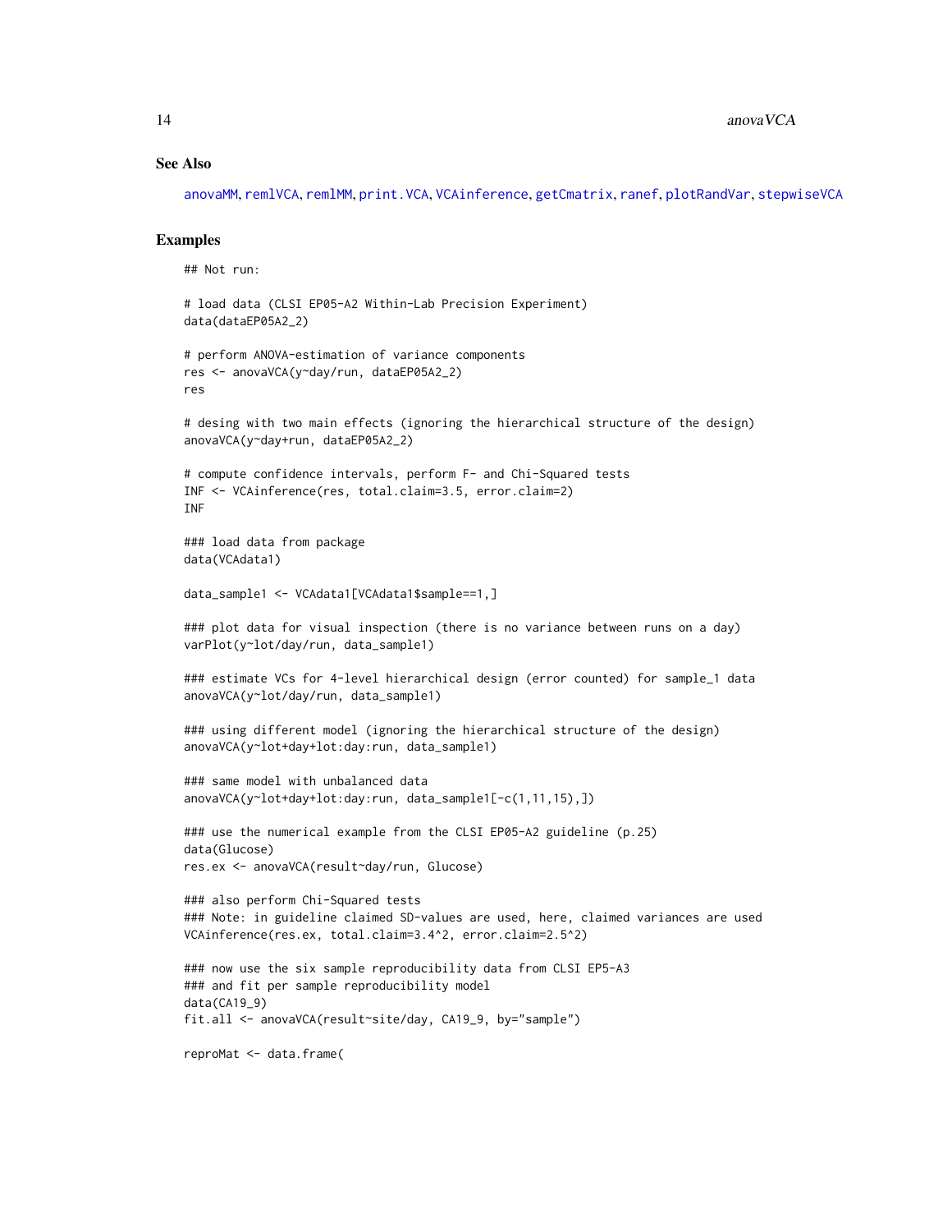## See Also

anovaMM, remlVCA, remlMM, print.VCA, VCAinference, getCmatrix, ranef, plotRandVar, stepwiseVCA

## Examples

```
## Not run:

# load data (CLSI EP05-A2 Within-Lab Precision Experiment)
data(dataEP05A2_2)

# perform ANOVA-estimation of variance components
res <- anovaVCA(y~day/run, dataEP05A2_2)
res

# desing with two main effects (ignoring the hierarchical structure of the design)
anovaVCA(y~day+run, dataEP05A2_2)

# compute confidence intervals, perform F- and Chi-Squared tests
INF <- VCAinference(res, total.claim=3.5, error.claim=2)
INF

### load data from package
data(VCAdata1)

data_sample1 <- VCAdata1[VCAdata1$sample==1,]

### plot data for visual inspection (there is no variance between runs on a day)
varPlot(y~lot/day/run, data_sample1)

### estimate VCs for 4-level hierarchical design (error counted) for sample_1 data
anovaVCA(y~lot/day/run, data_sample1)

### using different model (ignoring the hierarchical structure of the design)
anovaVCA(y~lot+day+lot:day:run, data_sample1)

### same model with unbalanced data
anovaVCA(y~lot+day+lot:day:run, data_sample1[-c(1,11,15),])

### use the numerical example from the CLSI EP05-A2 guideline (p.25)
data(Glucose)
res.ex <- anovaVCA(result~day/run, Glucose)

### also perform Chi-Squared tests
### Note: in guideline claimed SD-values are used, here, claimed variances are used
VCAinference(res.ex, total.claim=3.4^2, error.claim=2.5^2)

### now use the six sample reproducibility data from CLSI EP5-A3
### and fit per sample reproducibility model
data(CA19_9)
fit.all <- anovaVCA(result~site/day, CA19_9, by="sample")

reproMat <- data.frame(
```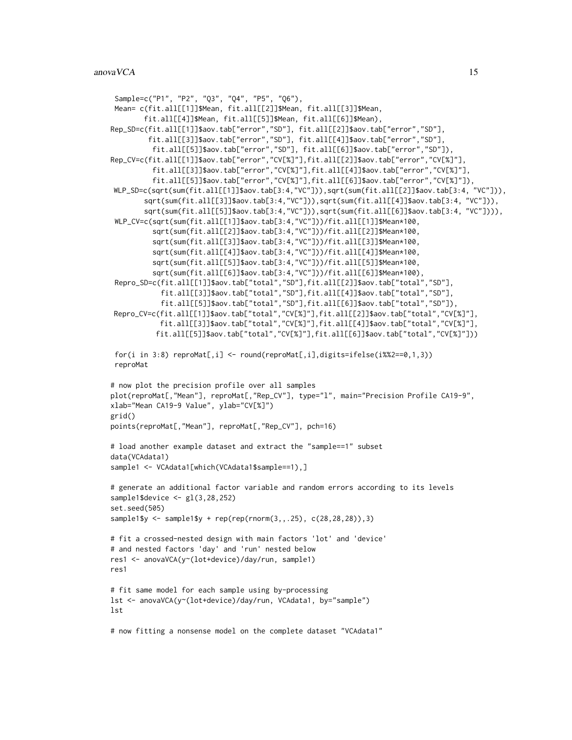```
 Sample=c("P1", "P2", "Q3", "Q4", "P5", "Q6"),
 Mean= c(fit.all[[1]]$Mean, fit.all[[2]]$Mean, fit.all[[3]]$Mean,
        fit.all[[4]]$Mean, fit.all[[5]]$Mean, fit.all[[6]]$Mean),
Rep_SD=c(fit.all[[1]]$aov.tab["error","SD"], fit.all[[2]]$aov.tab["error","SD"],
         fit.all[[3]]$aov.tab["error","SD"], fit.all[[4]]$aov.tab["error","SD"],
          fit.all[[5]]$aov.tab["error","SD"], fit.all[[6]]$aov.tab["error","SD"]),
Rep_CV=c(fit.all[[1]]$aov.tab["error","CV[%]"],fit.all[[2]]$aov.tab["error","CV[%]"],
          fit.all[[3]]$aov.tab["error","CV[%]"],fit.all[[4]]$aov.tab["error","CV[%]"],
          fit.all[[5]]$aov.tab["error","CV[%]"],fit.all[[6]]$aov.tab["error","CV[%]"]),
 WLP_SD=c(sqrt(sum(fit.all[[1]]$aov.tab[3:4,"VC"])),sqrt(sum(fit.all[[2]]$aov.tab[3:4, "VC"])),
        sqrt(sum(fit.all[[3]]$aov.tab[3:4,"VC"])),sqrt(sum(fit.all[[4]]$aov.tab[3:4, "VC"])),
        sqrt(sum(fit.all[[5]]$aov.tab[3:4,"VC"])),sqrt(sum(fit.all[[6]]$aov.tab[3:4, "VC"]))),
 WLP_CV=c(sqrt(sum(fit.all[[1]]$aov.tab[3:4,"VC"]))/fit.all[[1]]$Mean*100,
          sqrt(sum(fit.all[[2]]$aov.tab[3:4,"VC"]))/fit.all[[2]]$Mean*100,
          sqrt(sum(fit.all[[3]]$aov.tab[3:4,"VC"]))/fit.all[[3]]$Mean*100,
          sqrt(sum(fit.all[[4]]$aov.tab[3:4,"VC"]))/fit.all[[4]]$Mean*100,
          sqrt(sum(fit.all[[5]]$aov.tab[3:4,"VC"]))/fit.all[[5]]$Mean*100,
          sqrt(sum(fit.all[[6]]$aov.tab[3:4,"VC"]))/fit.all[[6]]$Mean*100),
 Repro_SD=c(fit.all[[1]]$aov.tab["total","SD"],fit.all[[2]]$aov.tab["total","SD"],
           fit.all[[3]]$aov.tab["total","SD"],fit.all[[4]]$aov.tab["total","SD"],
           fit.all[[5]]$aov.tab["total","SD"],fit.all[[6]]$aov.tab["total","SD"]),
 Repro_CV=c(fit.all[[1]]$aov.tab["total","CV[%]"],fit.all[[2]]$aov.tab["total","CV[%]"],
           fit.all[[3]]$aov.tab["total","CV[%]"],fit.all[[4]]$aov.tab["total","CV[%]"],
          fit.all[[5]]$aov.tab["total","CV[%]"],fit.all[[6]]$aov.tab["total","CV[%]"]))

 for(i in 3:8) reproMat[,i] <- round(reproMat[,i],digits=ifelse(i%%2==0,1,3))
 reproMat

# now plot the precision profile over all samples
plot(reproMat[,"Mean"], reproMat[,"Rep_CV"], type="l", main="Precision Profile CA19-9",
xlab="Mean CA19-9 Value", ylab="CV[%]")
grid()
points(reproMat[,"Mean"], reproMat[,"Rep_CV"], pch=16)

# load another example dataset and extract the "sample==1" subset
data(VCAdata1)
sample1 <- VCAdata1[which(VCAdata1$sample==1),]

# generate an additional factor variable and random errors according to its levels
sample1$device <- gl(3,28,252)
set.seed(505)
sample1$y <- sample1$y + rep(rep(rnorm(3,,.25), c(28,28,28)),3)

# fit a crossed-nested design with main factors 'lot' and 'device'
# and nested factors 'day' and 'run' nested below
res1 <- anovaVCA(y~(lot+device)/day/run, sample1)
res1

# fit same model for each sample using by-processing
lst <- anovaVCA(y~(lot+device)/day/run, VCAdata1, by="sample")
lst

# now fitting a nonsense model on the complete dataset "VCAdata1"
```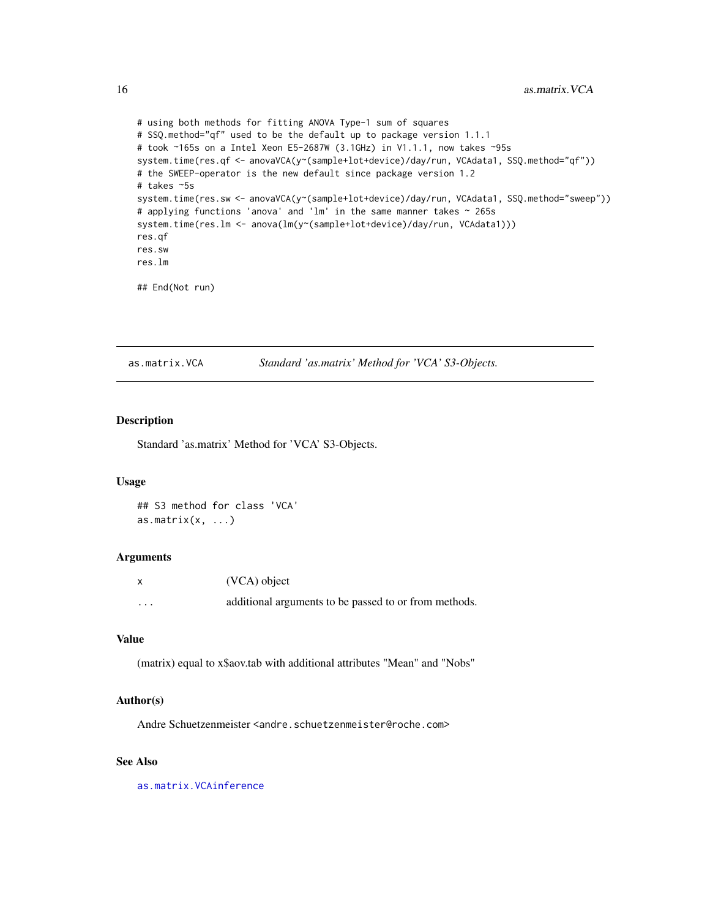```
# using both methods for fitting ANOVA Type-1 sum of squares
# SSQ.method="qf" used to be the default up to package version 1.1.1
# took ~165s on a Intel Xeon E5-2687W (3.1GHz) in V1.1.1, now takes ~95s
system.time(res.qf <- anovaVCA(y~(sample+lot+device)/day/run, VCAdata1, SSQ.method="qf"))
# the SWEEP-operator is the new default since package version 1.2
# takes ~5s
system.time(res.sw <- anovaVCA(y~(sample+lot+device)/day/run, VCAdata1, SSQ.method="sweep"))
# applying functions 'anova' and 'lm' in the same manner takes ~ 265s
system.time(res.lm <- anova(lm(y~(sample+lot+device)/day/run, VCAdata1)))
res.qf
res.sw
res.lm

## End(Not run)
```

---

## as.matrix.VCA — *Standard 'as.matrix' Method for 'VCA' S3-Objects.*

### Description

Standard 'as.matrix' Method for 'VCA' S3-Objects.

### Usage

```
## S3 method for class 'VCA'
as.matrix(x, ...)
```

### Arguments

| | |
|---|---|
| x | (VCA) object |
| ... | additional arguments to be passed to or from methods. |

### Value

(matrix) equal to x$aov.tab with additional attributes "Mean" and "Nobs"

### Author(s)

Andre Schuetzenmeister <andre.schuetzenmeister@roche.com>

### See Also

as.matrix.VCAinference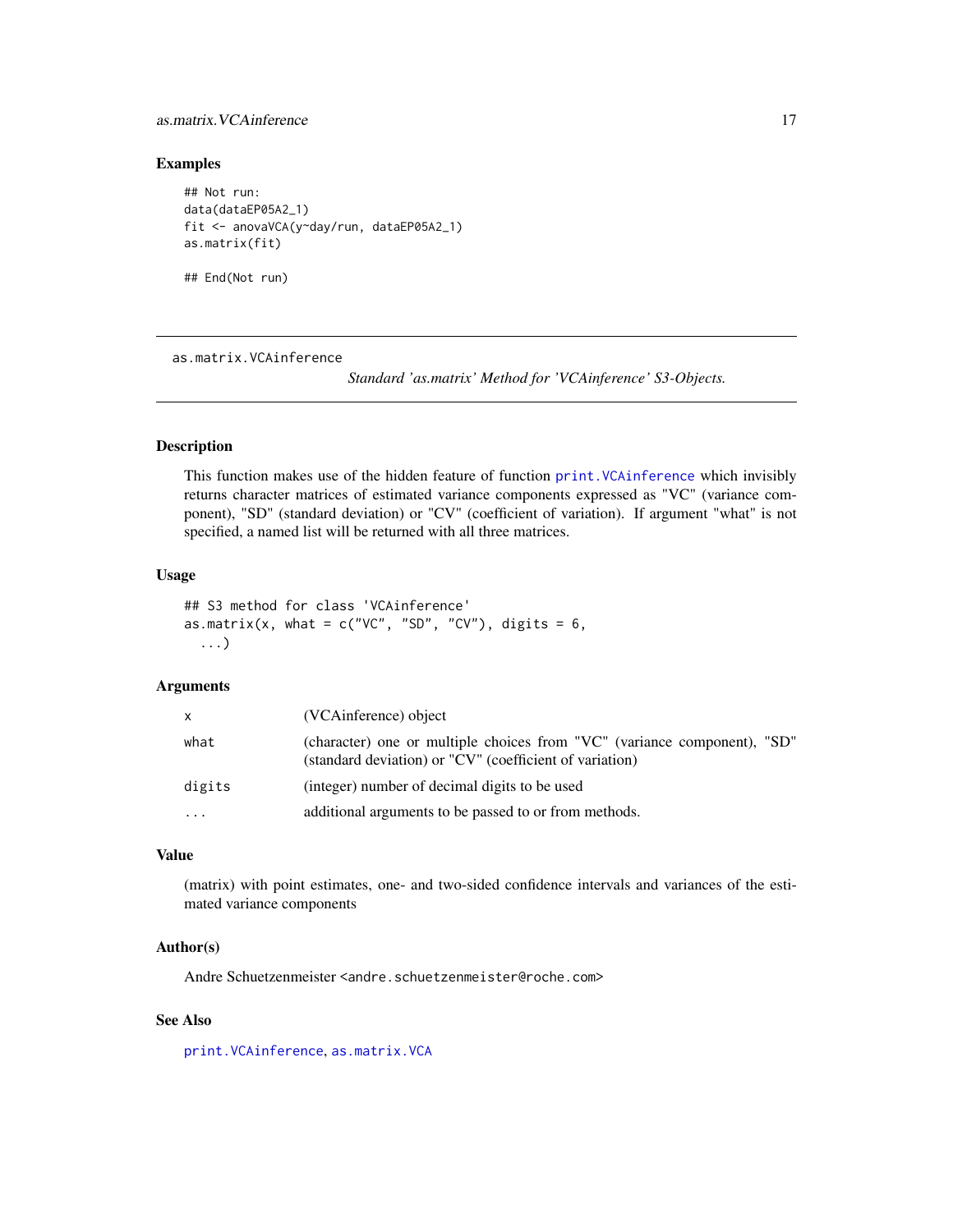## Examples

```
## Not run:
data(dataEP05A2_1)
fit <- anovaVCA(y~day/run, dataEP05A2_1)
as.matrix(fit)

## End(Not run)
```

---

as.matrix.VCAinference — *Standard 'as.matrix' Method for 'VCAinference' S3-Objects.*

---

## Description

This function makes use of the hidden feature of function print.VCAinference which invisibly returns character matrices of estimated variance components expressed as "VC" (variance component), "SD" (standard deviation) or "CV" (coefficient of variation). If argument "what" is not specified, a named list will be returned with all three matrices.

## Usage

```
## S3 method for class 'VCAinference'
as.matrix(x, what = c("VC", "SD", "CV"), digits = 6,
  ...)
```

## Arguments

| | |
|---|---|
| x | (VCAinference) object |
| what | (character) one or multiple choices from "VC" (variance component), "SD" (standard deviation) or "CV" (coefficient of variation) |
| digits | (integer) number of decimal digits to be used |
| ... | additional arguments to be passed to or from methods. |

## Value

(matrix) with point estimates, one- and two-sided confidence intervals and variances of the estimated variance components

## Author(s)

Andre Schuetzenmeister <andre.schuetzenmeister@roche.com>

## See Also

print.VCAinference, as.matrix.VCA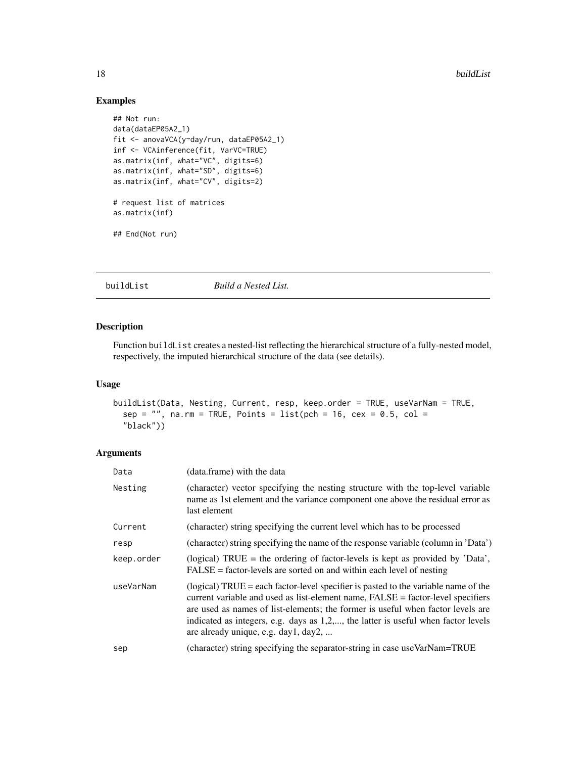## Examples

```
## Not run:
data(dataEP05A2_1)
fit <- anovaVCA(y~day/run, dataEP05A2_1)
inf <- VCAinference(fit, VarVC=TRUE)
as.matrix(inf, what="VC", digits=6)
as.matrix(inf, what="SD", digits=6)
as.matrix(inf, what="CV", digits=2)

# request list of matrices
as.matrix(inf)

## End(Not run)
```

---

# buildList — *Build a Nested List.*

---

## Description

Function buildList creates a nested-list reflecting the hierarchical structure of a fully-nested model, respectively, the imputed hierarchical structure of the data (see details).

## Usage

```
buildList(Data, Nesting, Current, resp, keep.order = TRUE, useVarNam = TRUE,
  sep = "", na.rm = TRUE, Points = list(pch = 16, cex = 0.5, col =
  "black"))
```

## Arguments

| | |
|---|---|
| Data | (data.frame) with the data |
| Nesting | (character) vector specifying the nesting structure with the top-level variable name as 1st element and the variance component one above the residual error as last element |
| Current | (character) string specifying the current level which has to be processed |
| resp | (character) string specifying the name of the response variable (column in 'Data') |
| keep.order | (logical) TRUE = the ordering of factor-levels is kept as provided by 'Data', FALSE = factor-levels are sorted on and within each level of nesting |
| useVarNam | (logical) TRUE = each factor-level specifier is pasted to the variable name of the current variable and used as list-element name, FALSE = factor-level specifiers are used as names of list-elements; the former is useful when factor levels are indicated as integers, e.g. days as 1,2,..., the latter is useful when factor levels are already unique, e.g. day1, day2, ... |
| sep | (character) string specifying the separator-string in case useVarNam=TRUE |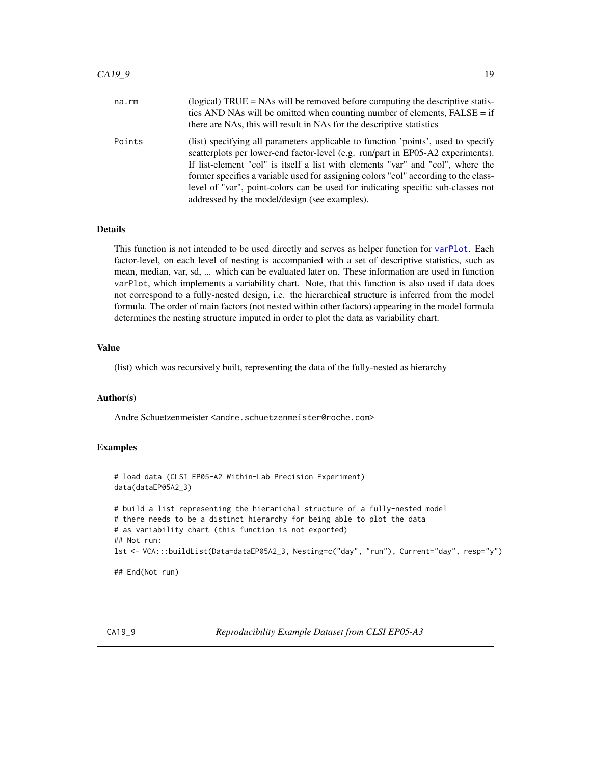| | |
|---|---|
| na.rm | (logical) TRUE = NAs will be removed before computing the descriptive statistics AND NAs will be omitted when counting number of elements, FALSE = if there are NAs, this will result in NAs for the descriptive statistics |
| Points | (list) specifying all parameters applicable to function 'points', used to specify scatterplots per lower-end factor-level (e.g. run/part in EP05-A2 experiments). If list-element "col" is itself a list with elements "var" and "col", where the former specifies a variable used for assigning colors "col" according to the class-level of "var", point-colors can be used for indicating specific sub-classes not addressed by the model/design (see examples). |

### Details

This function is not intended to be used directly and serves as helper function for varPlot. Each factor-level, on each level of nesting is accompanied with a set of descriptive statistics, such as mean, median, var, sd, ... which can be evaluated later on. These information are used in function varPlot, which implements a variability chart. Note, that this function is also used if data does not correspond to a fully-nested design, i.e. the hierarchical structure is inferred from the model formula. The order of main factors (not nested within other factors) appearing in the model formula determines the nesting structure imputed in order to plot the data as variability chart.

### Value

(list) which was recursively built, representing the data of the fully-nested as hierarchy

### Author(s)

Andre Schuetzenmeister <andre.schuetzenmeister@roche.com>

### Examples

```
# load data (CLSI EP05-A2 Within-Lab Precision Experiment)
data(dataEP05A2_3)

# build a list representing the hierarichal structure of a fully-nested model
# there needs to be a distinct hierarchy for being able to plot the data
# as variability chart (this function is not exported)
## Not run:
lst <- VCA:::buildList(Data=dataEP05A2_3, Nesting=c("day", "run"), Current="day", resp="y")

## End(Not run)
```

---

## CA19_9 &nbsp;&nbsp;&nbsp;&nbsp; *Reproducibility Example Dataset from CLSI EP05-A3*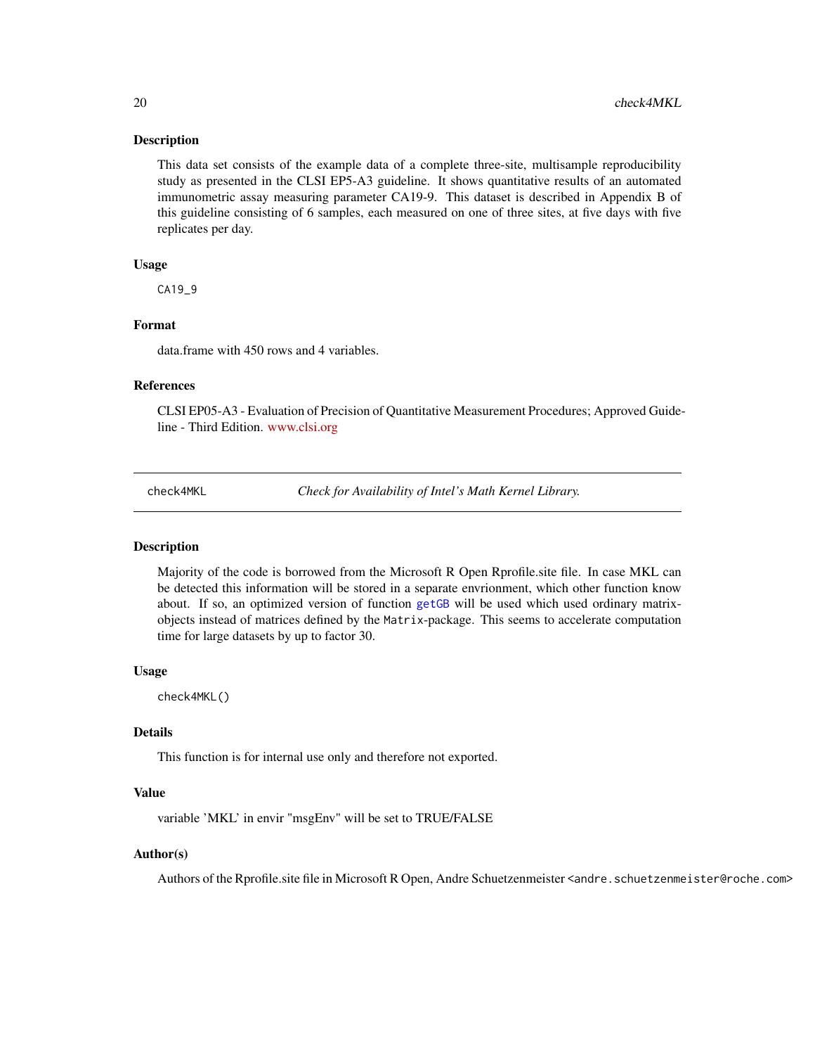### Description

This data set consists of the example data of a complete three-site, multisample reproducibility study as presented in the CLSI EP5-A3 guideline. It shows quantitative results of an automated immunometric assay measuring parameter CA19-9. This dataset is described in Appendix B of this guideline consisting of 6 samples, each measured on one of three sites, at five days with five replicates per day.

### Usage

```
CA19_9
```

### Format

data.frame with 450 rows and 4 variables.

### References

CLSI EP05-A3 - Evaluation of Precision of Quantitative Measurement Procedures; Approved Guideline - Third Edition. www.clsi.org

---

## check4MKL — *Check for Availability of Intel's Math Kernel Library.*

---

### Description

Majority of the code is borrowed from the Microsoft R Open Rprofile.site file. In case MKL can be detected this information will be stored in a separate envrionment, which other function know about. If so, an optimized version of function `getGB` will be used which used ordinary matrix-objects instead of matrices defined by the `Matrix`-package. This seems to accelerate computation time for large datasets by up to factor 30.

### Usage

```
check4MKL()
```

### Details

This function is for internal use only and therefore not exported.

### Value

variable 'MKL' in envir "msgEnv" will be set to TRUE/FALSE

### Author(s)

Authors of the Rprofile.site file in Microsoft R Open, Andre Schuetzenmeister <andre.schuetzenmeister@roche.com>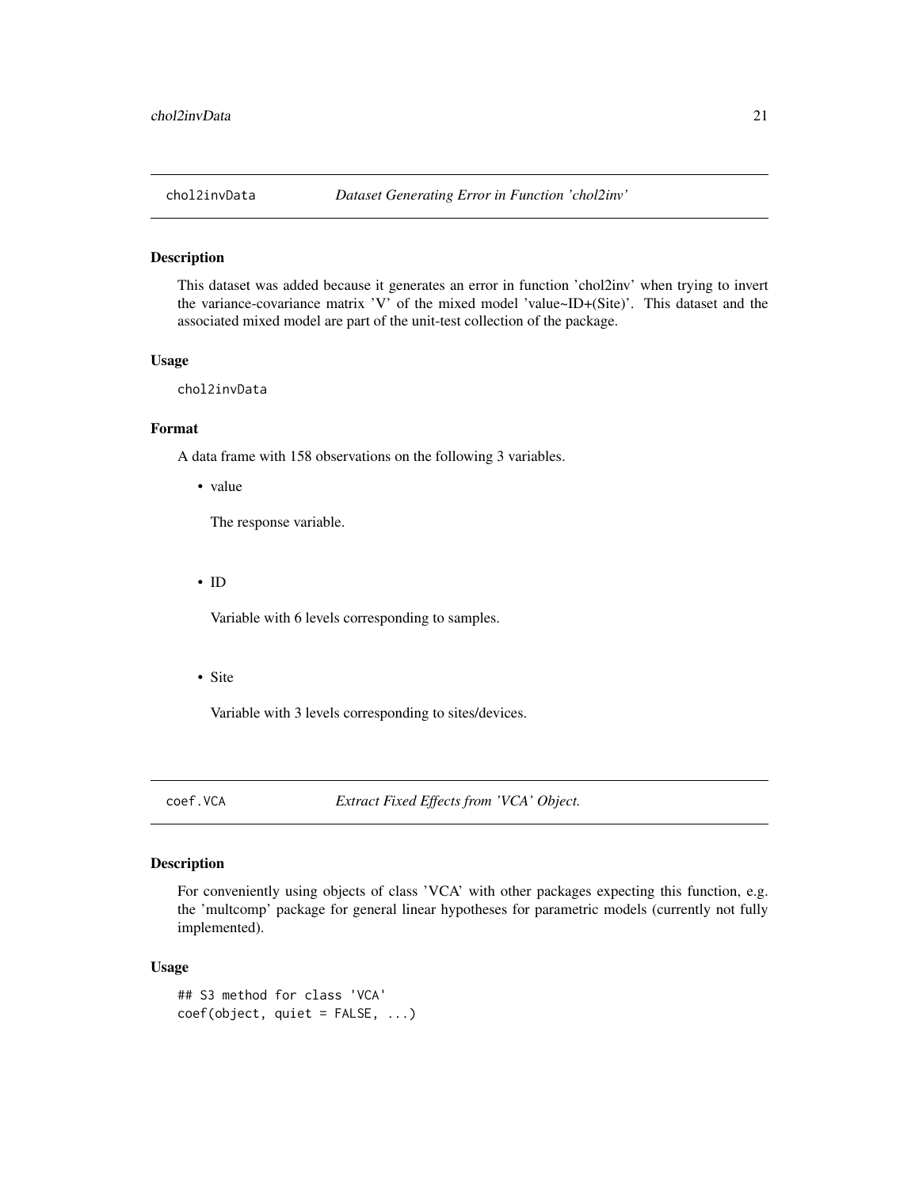## chol2invData *Dataset Generating Error in Function 'chol2inv'*

### Description

This dataset was added because it generates an error in function 'chol2inv' when trying to invert the variance-covariance matrix 'V' of the mixed model 'value~ID+(Site)'. This dataset and the associated mixed model are part of the unit-test collection of the package.

### Usage

```
chol2invData
```

### Format

A data frame with 158 observations on the following 3 variables.

- value

  The response variable.

- ID

  Variable with 6 levels corresponding to samples.

- Site

  Variable with 3 levels corresponding to sites/devices.

## coef.VCA *Extract Fixed Effects from 'VCA' Object.*

### Description

For conveniently using objects of class 'VCA' with other packages expecting this function, e.g. the 'multcomp' package for general linear hypotheses for parametric models (currently not fully implemented).

### Usage

```
## S3 method for class 'VCA'
coef(object, quiet = FALSE, ...)
```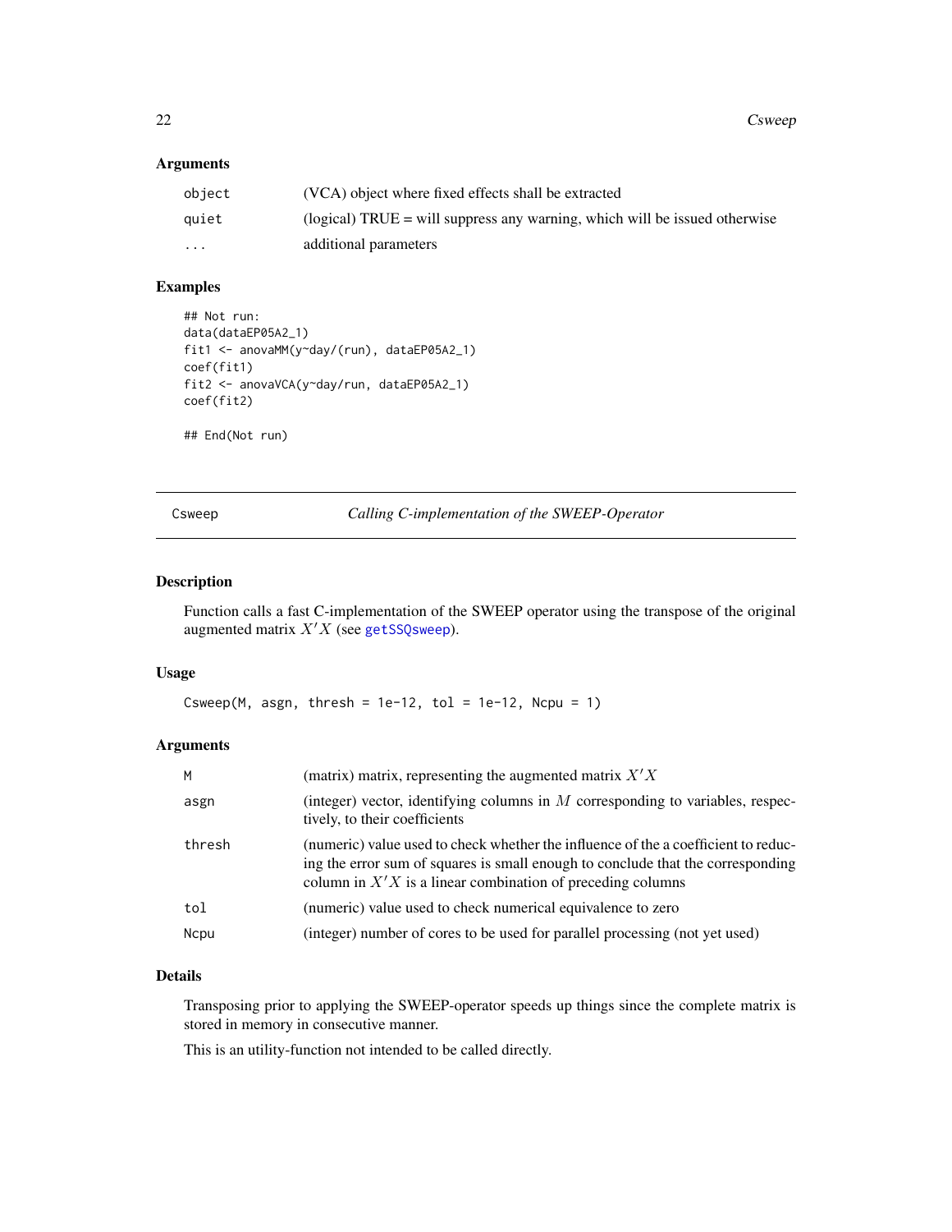## Arguments

| | |
|---|---|
| object | (VCA) object where fixed effects shall be extracted |
| quiet | (logical) TRUE = will suppress any warning, which will be issued otherwise |
| ... | additional parameters |

## Examples

```
## Not run:
data(dataEP05A2_1)
fit1 <- anovaMM(y~day/(run), dataEP05A2_1)
coef(fit1)
fit2 <- anovaVCA(y~day/run, dataEP05A2_1)
coef(fit2)

## End(Not run)
```

---

# Csweep — *Calling C-implementation of the SWEEP-Operator*

## Description

Function calls a fast C-implementation of the SWEEP operator using the transpose of the original augmented matrix $X'X$ (see getSSQsweep).

## Usage

```
Csweep(M, asgn, thresh = 1e-12, tol = 1e-12, Ncpu = 1)
```

## Arguments

| | |
|---|---|
| M | (matrix) matrix, representing the augmented matrix $X'X$ |
| asgn | (integer) vector, identifying columns in $M$ corresponding to variables, respectively, to their coefficients |
| thresh | (numeric) value used to check whether the influence of the a coefficient to reducing the error sum of squares is small enough to conclude that the corresponding column in $X'X$ is a linear combination of preceding columns |
| tol | (numeric) value used to check numerical equivalence to zero |
| Ncpu | (integer) number of cores to be used for parallel processing (not yet used) |

## Details

Transposing prior to applying the SWEEP-operator speeds up things since the complete matrix is stored in memory in consecutive manner.

This is an utility-function not intended to be called directly.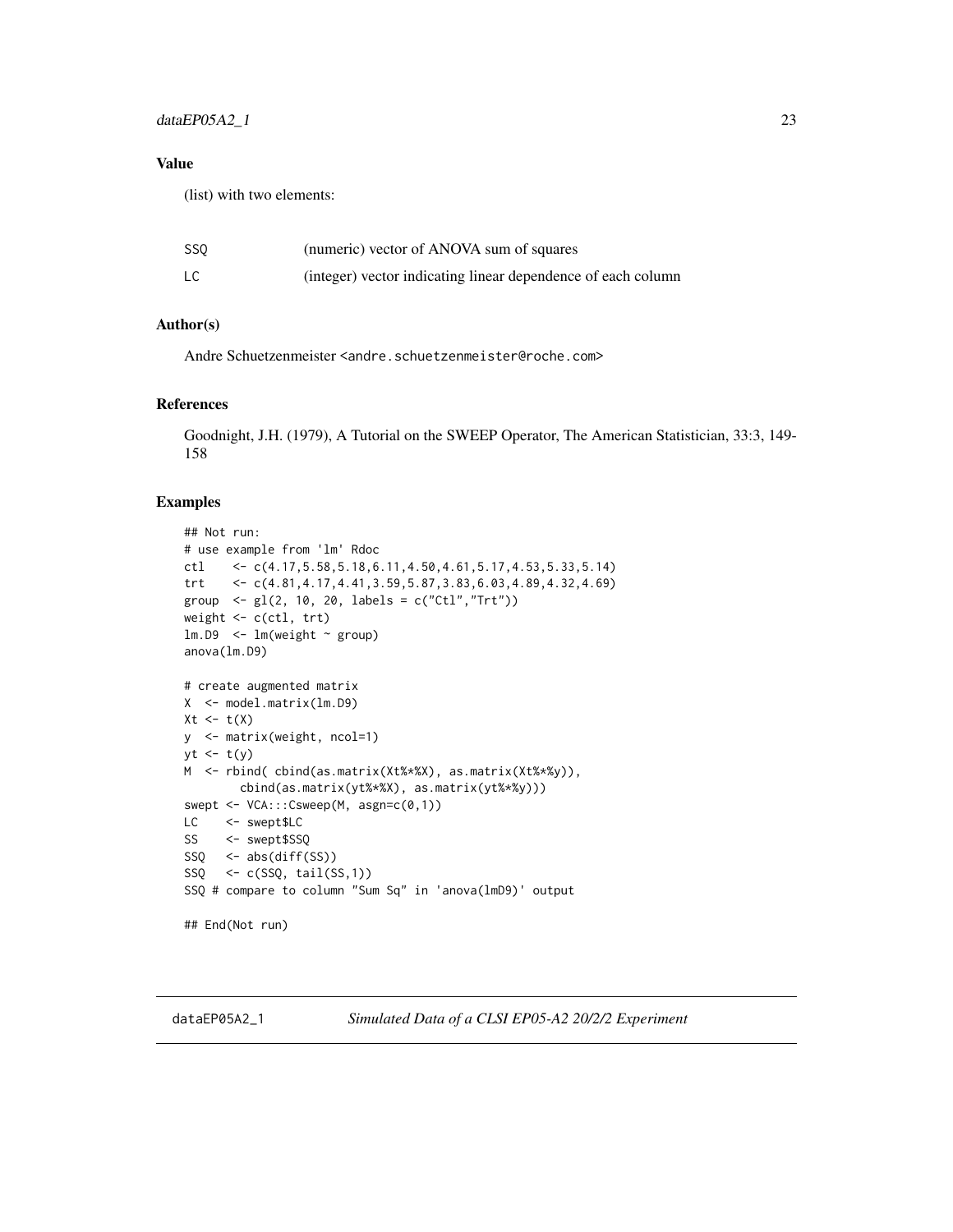### Value

(list) with two elements:

| | |
|---|---|
| SSQ | (numeric) vector of ANOVA sum of squares |
| LC | (integer) vector indicating linear dependence of each column |

### Author(s)

Andre Schuetzenmeister <andre.schuetzenmeister@roche.com>

### References

Goodnight, J.H. (1979), A Tutorial on the SWEEP Operator, The American Statistician, 33:3, 149-158

### Examples

```
## Not run:
# use example from 'lm' Rdoc
ctl    <- c(4.17,5.58,5.18,6.11,4.50,4.61,5.17,4.53,5.33,5.14)
trt    <- c(4.81,4.17,4.41,3.59,5.87,3.83,6.03,4.89,4.32,4.69)
group  <- gl(2, 10, 20, labels = c("Ctl","Trt"))
weight <- c(ctl, trt)
lm.D9  <- lm(weight ~ group)
anova(lm.D9)

# create augmented matrix
X  <- model.matrix(lm.D9)
Xt <- t(X)
y  <- matrix(weight, ncol=1)
yt <- t(y)
M  <- rbind( cbind(as.matrix(Xt%*%X), as.matrix(Xt%*%y)),
        cbind(as.matrix(yt%*%X), as.matrix(yt%*%y)))
swept <- VCA:::Csweep(M, asgn=c(0,1))
LC    <- swept$LC
SS    <- swept$SSQ
SSQ   <- abs(diff(SS))
SSQ   <- c(SSQ, tail(SS,1))
SSQ # compare to column "Sum Sq" in 'anova(lmD9)' output

## End(Not run)
```

---

dataEP05A2_1 *Simulated Data of a CLSI EP05-A2 20/2/2 Experiment*

---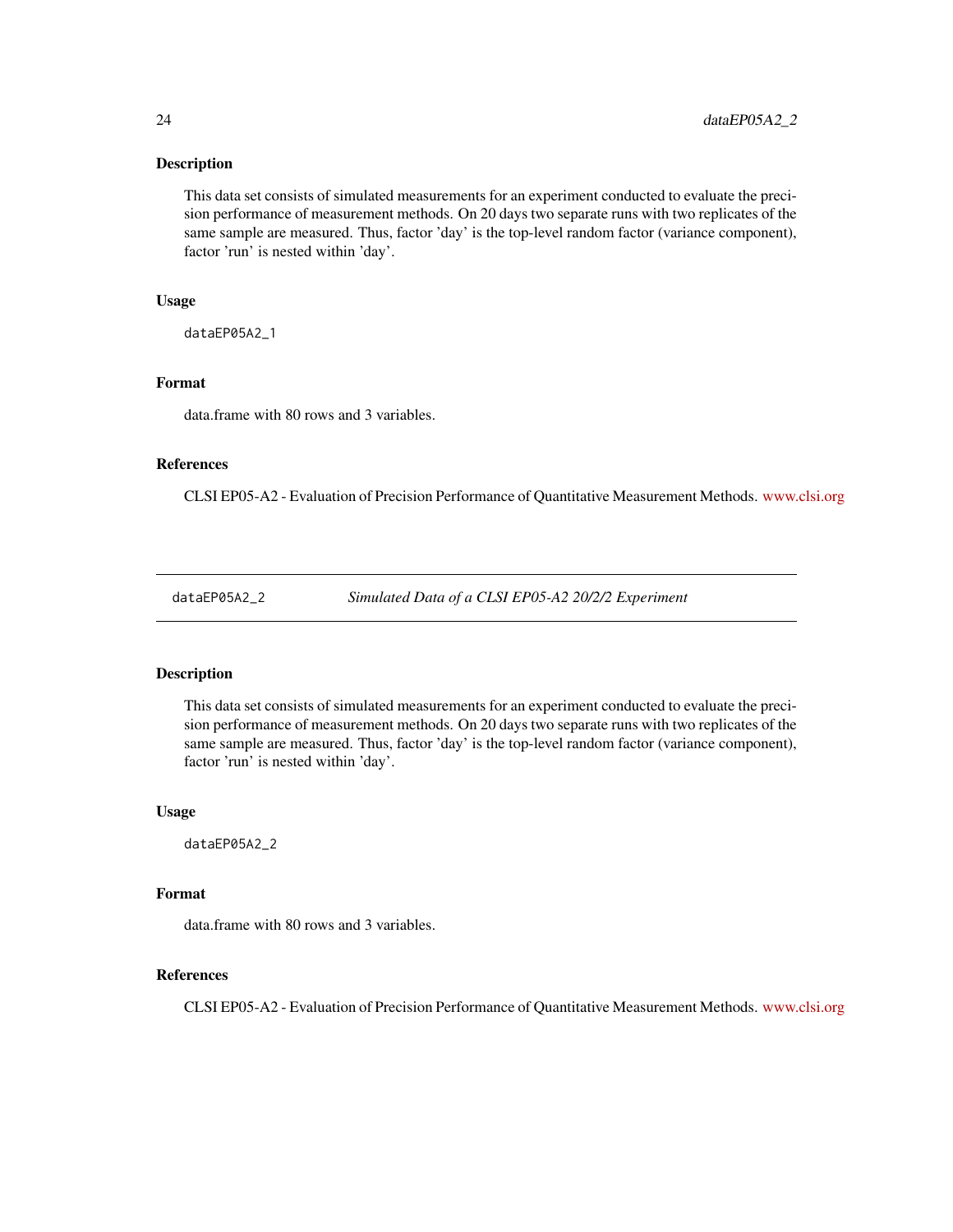## Description

This data set consists of simulated measurements for an experiment conducted to evaluate the precision performance of measurement methods. On 20 days two separate runs with two replicates of the same sample are measured. Thus, factor 'day' is the top-level random factor (variance component), factor 'run' is nested within 'day'.

## Usage

```
dataEP05A2_1
```

## Format

data.frame with 80 rows and 3 variables.

## References

CLSI EP05-A2 - Evaluation of Precision Performance of Quantitative Measurement Methods. www.clsi.org

---

# dataEP05A2_2 — *Simulated Data of a CLSI EP05-A2 20/2/2 Experiment*

---

## Description

This data set consists of simulated measurements for an experiment conducted to evaluate the precision performance of measurement methods. On 20 days two separate runs with two replicates of the same sample are measured. Thus, factor 'day' is the top-level random factor (variance component), factor 'run' is nested within 'day'.

## Usage

```
dataEP05A2_2
```

## Format

data.frame with 80 rows and 3 variables.

## References

CLSI EP05-A2 - Evaluation of Precision Performance of Quantitative Measurement Methods. www.clsi.org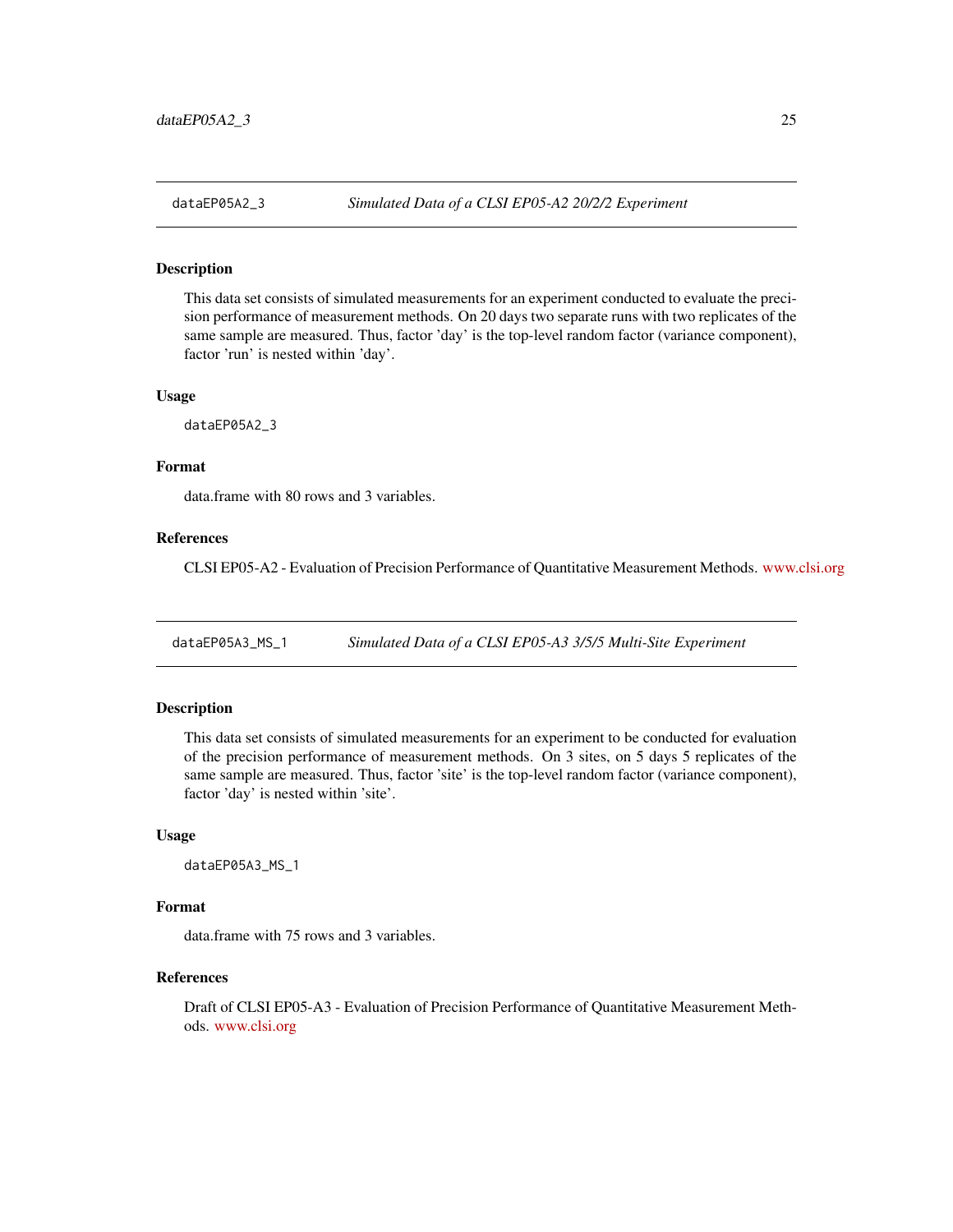## dataEP05A2_3 — *Simulated Data of a CLSI EP05-A2 20/2/2 Experiment*

### Description

This data set consists of simulated measurements for an experiment conducted to evaluate the precision performance of measurement methods. On 20 days two separate runs with two replicates of the same sample are measured. Thus, factor 'day' is the top-level random factor (variance component), factor 'run' is nested within 'day'.

### Usage

```
dataEP05A2_3
```

### Format

data.frame with 80 rows and 3 variables.

### References

CLSI EP05-A2 - Evaluation of Precision Performance of Quantitative Measurement Methods. www.clsi.org

## dataEP05A3_MS_1 — *Simulated Data of a CLSI EP05-A3 3/5/5 Multi-Site Experiment*

### Description

This data set consists of simulated measurements for an experiment to be conducted for evaluation of the precision performance of measurement methods. On 3 sites, on 5 days 5 replicates of the same sample are measured. Thus, factor 'site' is the top-level random factor (variance component), factor 'day' is nested within 'site'.

### Usage

```
dataEP05A3_MS_1
```

### Format

data.frame with 75 rows and 3 variables.

### References

Draft of CLSI EP05-A3 - Evaluation of Precision Performance of Quantitative Measurement Methods. www.clsi.org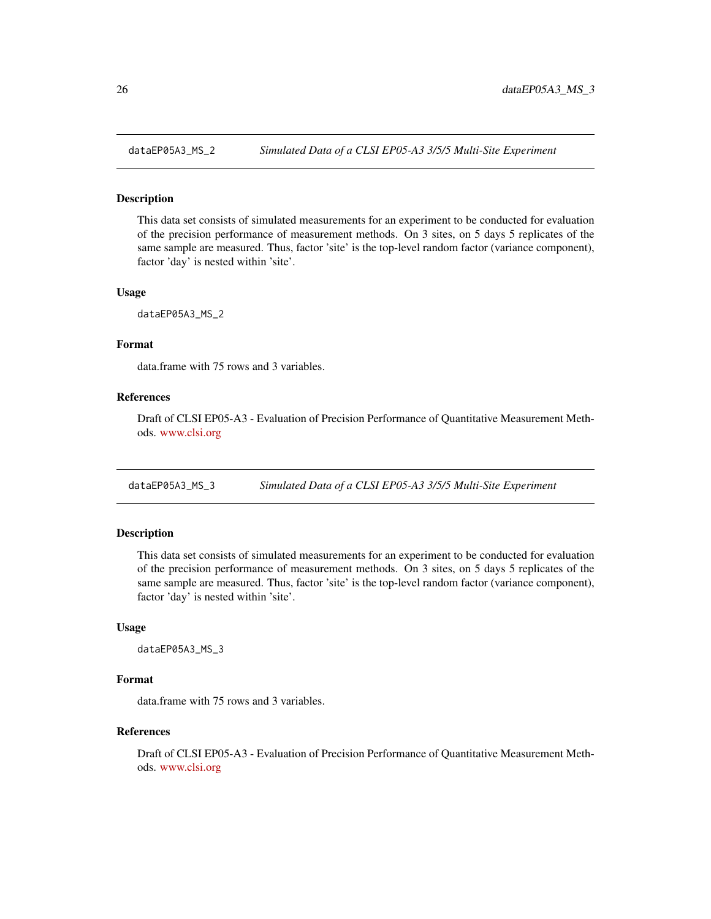## dataEP05A3_MS_2 — *Simulated Data of a CLSI EP05-A3 3/5/5 Multi-Site Experiment*

### Description

This data set consists of simulated measurements for an experiment to be conducted for evaluation of the precision performance of measurement methods. On 3 sites, on 5 days 5 replicates of the same sample are measured. Thus, factor 'site' is the top-level random factor (variance component), factor 'day' is nested within 'site'.

### Usage

```
dataEP05A3_MS_2
```

### Format

data.frame with 75 rows and 3 variables.

### References

Draft of CLSI EP05-A3 - Evaluation of Precision Performance of Quantitative Measurement Methods. www.clsi.org

## dataEP05A3_MS_3 — *Simulated Data of a CLSI EP05-A3 3/5/5 Multi-Site Experiment*

### Description

This data set consists of simulated measurements for an experiment to be conducted for evaluation of the precision performance of measurement methods. On 3 sites, on 5 days 5 replicates of the same sample are measured. Thus, factor 'site' is the top-level random factor (variance component), factor 'day' is nested within 'site'.

### Usage

```
dataEP05A3_MS_3
```

### Format

data.frame with 75 rows and 3 variables.

### References

Draft of CLSI EP05-A3 - Evaluation of Precision Performance of Quantitative Measurement Methods. www.clsi.org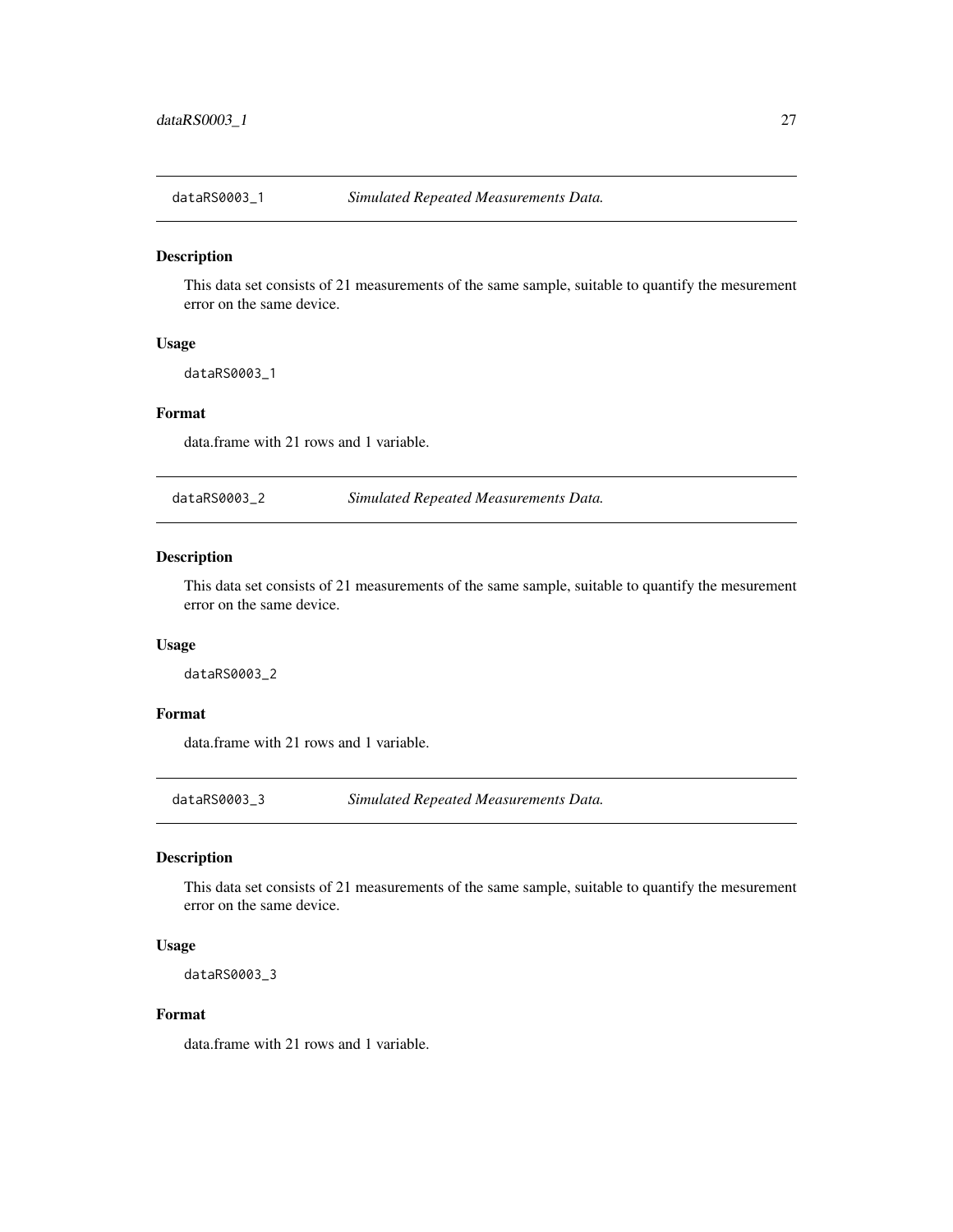## dataRS0003_1 *Simulated Repeated Measurements Data.*

### Description

This data set consists of 21 measurements of the same sample, suitable to quantify the mesurement error on the same device.

### Usage

```
dataRS0003_1
```

### Format

data.frame with 21 rows and 1 variable.

## dataRS0003_2 *Simulated Repeated Measurements Data.*

### Description

This data set consists of 21 measurements of the same sample, suitable to quantify the mesurement error on the same device.

### Usage

```
dataRS0003_2
```

### Format

data.frame with 21 rows and 1 variable.

## dataRS0003_3 *Simulated Repeated Measurements Data.*

### Description

This data set consists of 21 measurements of the same sample, suitable to quantify the mesurement error on the same device.

### Usage

```
dataRS0003_3
```

### Format

data.frame with 21 rows and 1 variable.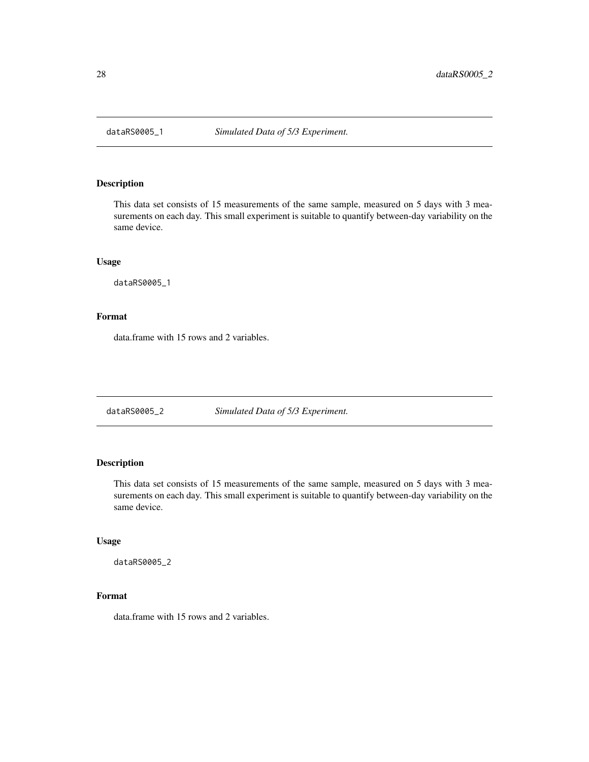## dataRS0005_1 — *Simulated Data of 5/3 Experiment.*

### Description

This data set consists of 15 measurements of the same sample, measured on 5 days with 3 measurements on each day. This small experiment is suitable to quantify between-day variability on the same device.

### Usage

```
dataRS0005_1
```

### Format

data.frame with 15 rows and 2 variables.

## dataRS0005_2 — *Simulated Data of 5/3 Experiment.*

### Description

This data set consists of 15 measurements of the same sample, measured on 5 days with 3 measurements on each day. This small experiment is suitable to quantify between-day variability on the same device.

### Usage

```
dataRS0005_2
```

### Format

data.frame with 15 rows and 2 variables.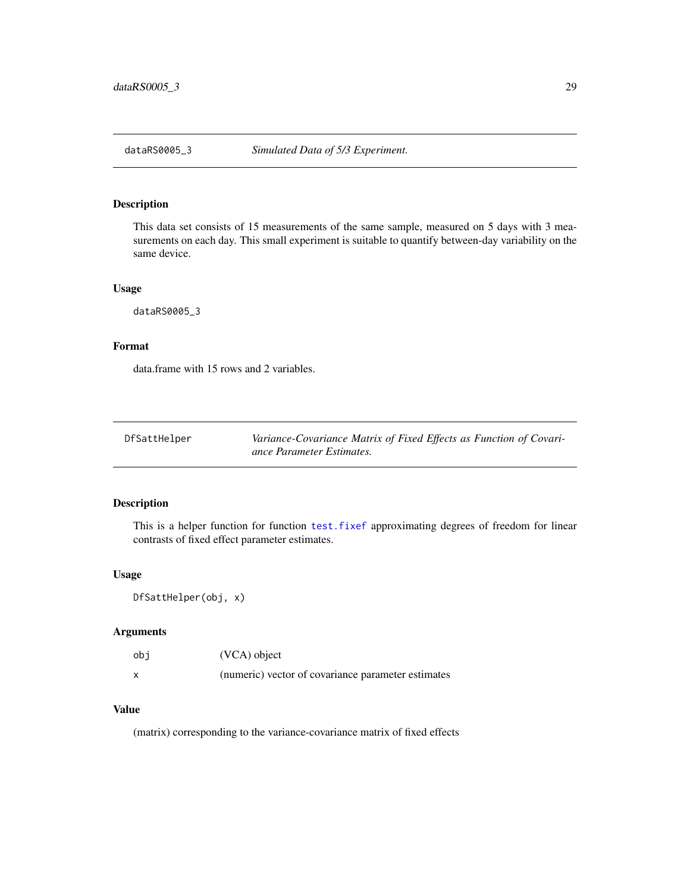## dataRS0005_3 *Simulated Data of 5/3 Experiment.*

### Description

This data set consists of 15 measurements of the same sample, measured on 5 days with 3 measurements on each day. This small experiment is suitable to quantify between-day variability on the same device.

### Usage

```
dataRS0005_3
```

### Format

data.frame with 15 rows and 2 variables.

## DfSattHelper *Variance-Covariance Matrix of Fixed Effects as Function of Covariance Parameter Estimates.*

### Description

This is a helper function for function test.fixef approximating degrees of freedom for linear contrasts of fixed effect parameter estimates.

### Usage

```
DfSattHelper(obj, x)
```

### Arguments

| | |
|---|---|
| obj | (VCA) object |
| x | (numeric) vector of covariance parameter estimates |

### Value

(matrix) corresponding to the variance-covariance matrix of fixed effects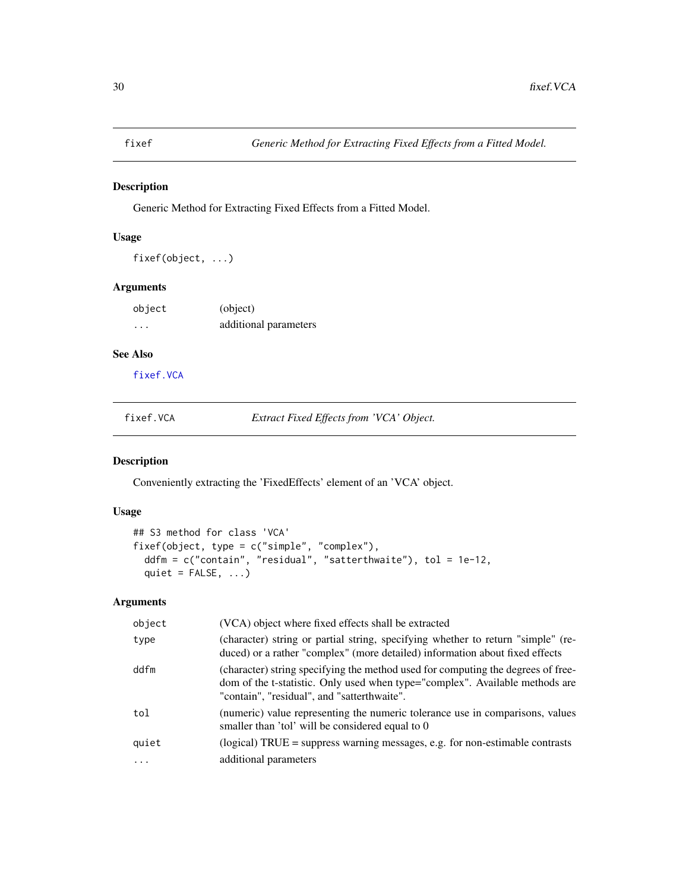## fixef — *Generic Method for Extracting Fixed Effects from a Fitted Model.*

### Description

Generic Method for Extracting Fixed Effects from a Fitted Model.

### Usage

```
fixef(object, ...)
```

### Arguments

| | |
|---|---|
| object | (object) |
| ... | additional parameters |

### See Also

fixef.VCA

## fixef.VCA — *Extract Fixed Effects from 'VCA' Object.*

### Description

Conveniently extracting the 'FixedEffects' element of an 'VCA' object.

### Usage

```
## S3 method for class 'VCA'
fixef(object, type = c("simple", "complex"),
  ddfm = c("contain", "residual", "satterthwaite"), tol = 1e-12,
  quiet = FALSE, ...)
```

### Arguments

| | |
|---|---|
| object | (VCA) object where fixed effects shall be extracted |
| type | (character) string or partial string, specifying whether to return "simple" (reduced) or a rather "complex" (more detailed) information about fixed effects |
| ddfm | (character) string specifying the method used for computing the degrees of freedom of the t-statistic. Only used when type="complex". Available methods are "contain", "residual", and "satterthwaite". |
| tol | (numeric) value representing the numeric tolerance use in comparisons, values smaller than 'tol' will be considered equal to 0 |
| quiet | (logical) TRUE = suppress warning messages, e.g. for non-estimable contrasts |
| ... | additional parameters |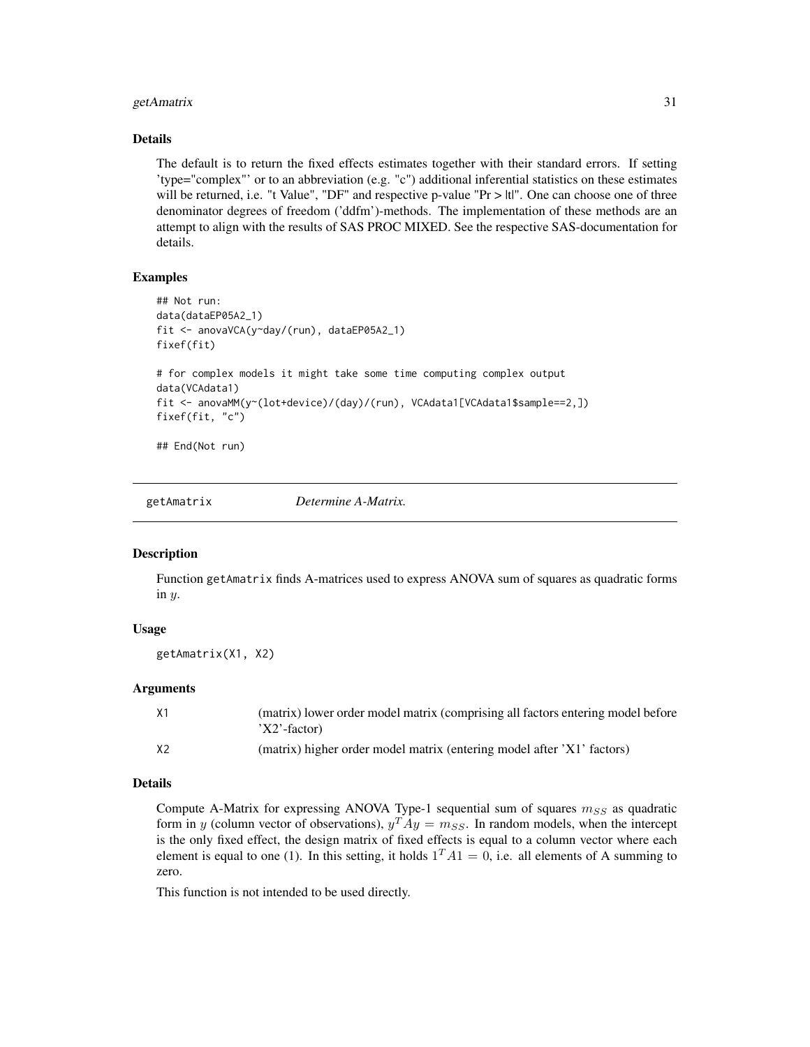### Details

The default is to return the fixed effects estimates together with their standard errors. If setting 'type="complex"' or to an abbreviation (e.g. "c") additional inferential statistics on these estimates will be returned, i.e. "t Value", "DF" and respective p-value "Pr > |t|". One can choose one of three denominator degrees of freedom ('ddfm')-methods. The implementation of these methods are an attempt to align with the results of SAS PROC MIXED. See the respective SAS-documentation for details.

### Examples

```
## Not run:
data(dataEP05A2_1)
fit <- anovaVCA(y~day/(run), dataEP05A2_1)
fixef(fit)

# for complex models it might take some time computing complex output
data(VCAdata1)
fit <- anovaMM(y~(lot+device)/(day)/(run), VCAdata1[VCAdata1$sample==2,])
fixef(fit, "c")

## End(Not run)
```

---

## getAmatrix *Determine A-Matrix.*

---

### Description

Function getAmatrix finds A-matrices used to express ANOVA sum of squares as quadratic forms in $y$.

### Usage

```
getAmatrix(X1, X2)
```

### Arguments

| | |
|---|---|
| X1 | (matrix) lower order model matrix (comprising all factors entering model before 'X2'-factor) |
| X2 | (matrix) higher order model matrix (entering model after 'X1' factors) |

### Details

Compute A-Matrix for expressing ANOVA Type-1 sequential sum of squares $m_{SS}$ as quadratic form in $y$ (column vector of observations), $y^T Ay = m_{SS}$. In random models, when the intercept is the only fixed effect, the design matrix of fixed effects is equal to a column vector where each element is equal to one (1). In this setting, it holds $1^T A1 = 0$, i.e. all elements of A summing to zero.

This function is not intended to be used directly.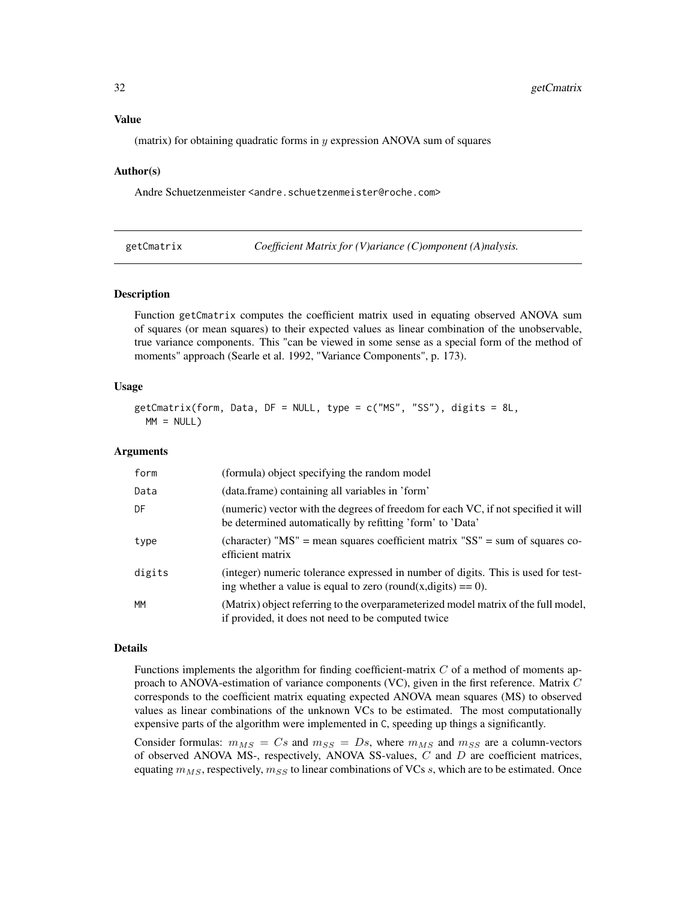### Value

(matrix) for obtaining quadratic forms in $y$ expression ANOVA sum of squares

### Author(s)

Andre Schuetzenmeister <andre.schuetzenmeister@roche.com>

---

## getCmatrix — *Coefficient Matrix for (V)ariance (C)omponent (A)nalysis.*

---

### Description

Function getCmatrix computes the coefficient matrix used in equating observed ANOVA sum of squares (or mean squares) to their expected values as linear combination of the unobservable, true variance components. This "can be viewed in some sense as a special form of the method of moments" approach (Searle et al. 1992, "Variance Components", p. 173).

### Usage

```
getCmatrix(form, Data, DF = NULL, type = c("MS", "SS"), digits = 8L,
  MM = NULL)
```

### Arguments

| | |
|---|---|
| form | (formula) object specifying the random model |
| Data | (data.frame) containing all variables in 'form' |
| DF | (numeric) vector with the degrees of freedom for each VC, if not specified it will be determined automatically by refitting 'form' to 'Data' |
| type | (character) "MS" = mean squares coefficient matrix "SS" = sum of squares coefficient matrix |
| digits | (integer) numeric tolerance expressed in number of digits. This is used for testing whether a value is equal to zero (round(x,digits) == 0). |
| MM | (Matrix) object referring to the overparameterized model matrix of the full model, if provided, it does not need to be computed twice |

### Details

Functions implements the algorithm for finding coefficient-matrix $C$ of a method of moments approach to ANOVA-estimation of variance components (VC), given in the first reference. Matrix $C$ corresponds to the coefficient matrix equating expected ANOVA mean squares (MS) to observed values as linear combinations of the unknown VCs to be estimated. The most computationally expensive parts of the algorithm were implemented in C, speeding up things a significantly.

Consider formulas: $m_{MS} = Cs$ and $m_{SS} = Ds$, where $m_{MS}$ and $m_{SS}$ are a column-vectors of observed ANOVA MS-, respectively, ANOVA SS-values, $C$ and $D$ are coefficient matrices, equating $m_{MS}$, respectively, $m_{SS}$ to linear combinations of VCs $s$, which are to be estimated. Once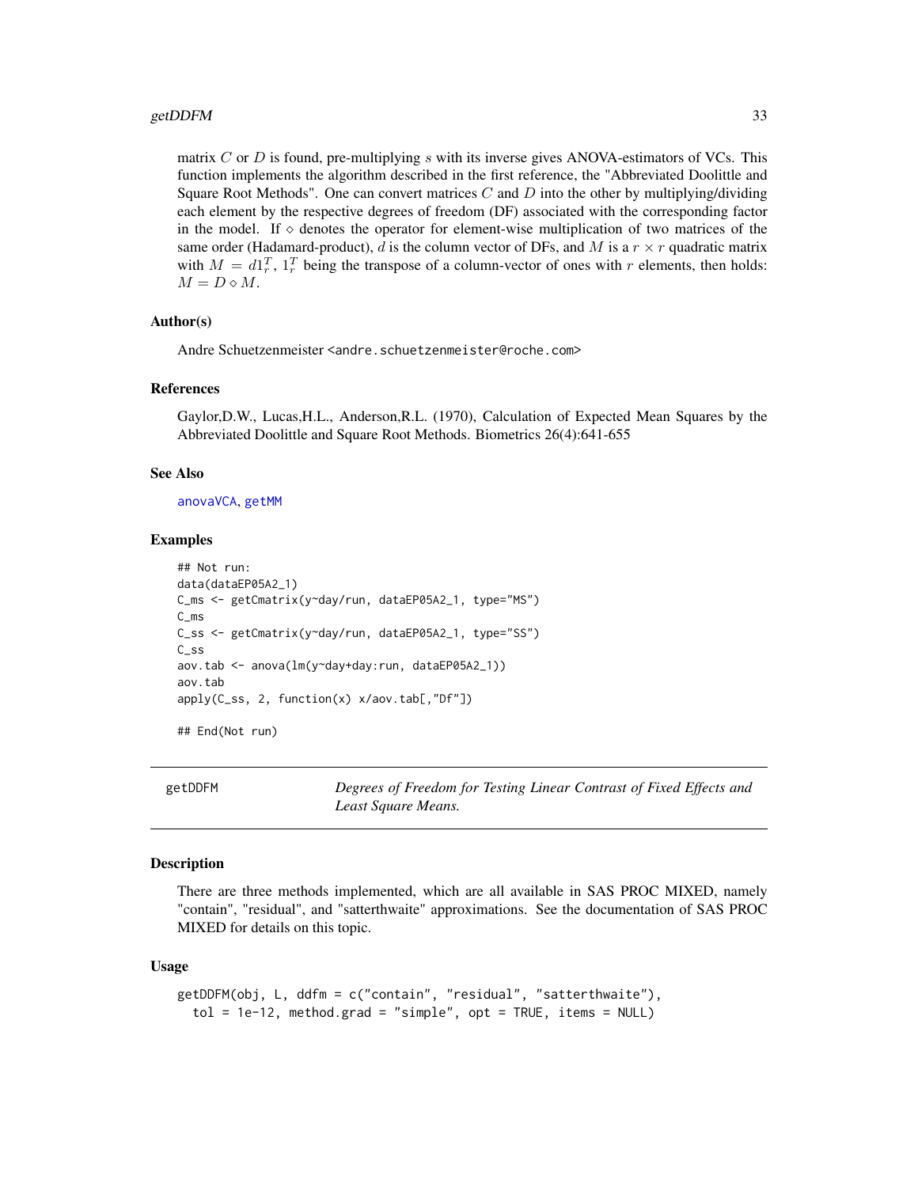matrix $C$ or $D$ is found, pre-multiplying $s$ with its inverse gives ANOVA-estimators of VCs. This function implements the algorithm described in the first reference, the "Abbreviated Doolittle and Square Root Methods". One can convert matrices $C$ and $D$ into the other by multiplying/dividing each element by the respective degrees of freedom (DF) associated with the corresponding factor in the model. If $\diamond$ denotes the operator for element-wise multiplication of two matrices of the same order (Hadamard-product), $d$ is the column vector of DFs, and $M$ is a $r \times r$ quadratic matrix with $M = d1_r^T$, $1_r^T$ being the transpose of a column-vector of ones with $r$ elements, then holds: $M = D \diamond M$.

### Author(s)

Andre Schuetzenmeister <andre.schuetzenmeister@roche.com>

### References

Gaylor,D.W., Lucas,H.L., Anderson,R.L. (1970), Calculation of Expected Mean Squares by the Abbreviated Doolittle and Square Root Methods. Biometrics 26(4):641-655

### See Also

anovaVCA, getMM

### Examples

```
## Not run:
data(dataEP05A2_1)
C_ms <- getCmatrix(y~day/run, dataEP05A2_1, type="MS")
C_ms
C_ss <- getCmatrix(y~day/run, dataEP05A2_1, type="SS")
C_ss
aov.tab <- anova(lm(y~day+day:run, dataEP05A2_1))
aov.tab
apply(C_ss, 2, function(x) x/aov.tab[,"Df"])

## End(Not run)
```

---

## getDDFM — *Degrees of Freedom for Testing Linear Contrast of Fixed Effects and Least Square Means.*

### Description

There are three methods implemented, which are all available in SAS PROC MIXED, namely "contain", "residual", and "satterthwaite" approximations. See the documentation of SAS PROC MIXED for details on this topic.

### Usage

```
getDDFM(obj, L, ddfm = c("contain", "residual", "satterthwaite"),
  tol = 1e-12, method.grad = "simple", opt = TRUE, items = NULL)
```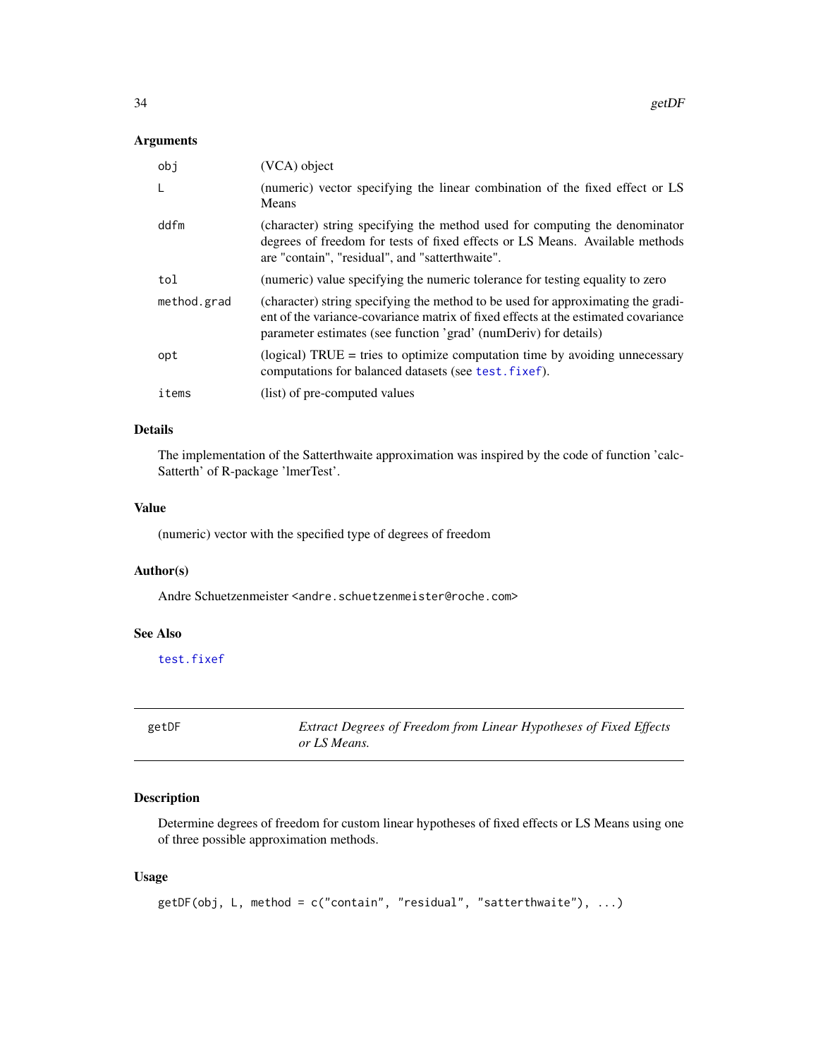## Arguments

| | |
|---|---|
| obj | (VCA) object |
| L | (numeric) vector specifying the linear combination of the fixed effect or LS Means |
| ddfm | (character) string specifying the method used for computing the denominator degrees of freedom for tests of fixed effects or LS Means. Available methods are "contain", "residual", and "satterthwaite". |
| tol | (numeric) value specifying the numeric tolerance for testing equality to zero |
| method.grad | (character) string specifying the method to be used for approximating the gradient of the variance-covariance matrix of fixed effects at the estimated covariance parameter estimates (see function 'grad' (numDeriv) for details) |
| opt | (logical) TRUE = tries to optimize computation time by avoiding unnecessary computations for balanced datasets (see test.fixef). |
| items | (list) of pre-computed values |

## Details

The implementation of the Satterthwaite approximation was inspired by the code of function 'calcSatterth' of R-package 'lmerTest'.

## Value

(numeric) vector with the specified type of degrees of freedom

## Author(s)

Andre Schuetzenmeister <andre.schuetzenmeister@roche.com>

## See Also

test.fixef

---

# getDF — *Extract Degrees of Freedom from Linear Hypotheses of Fixed Effects or LS Means.*

## Description

Determine degrees of freedom for custom linear hypotheses of fixed effects or LS Means using one of three possible approximation methods.

## Usage

```
getDF(obj, L, method = c("contain", "residual", "satterthwaite"), ...)
```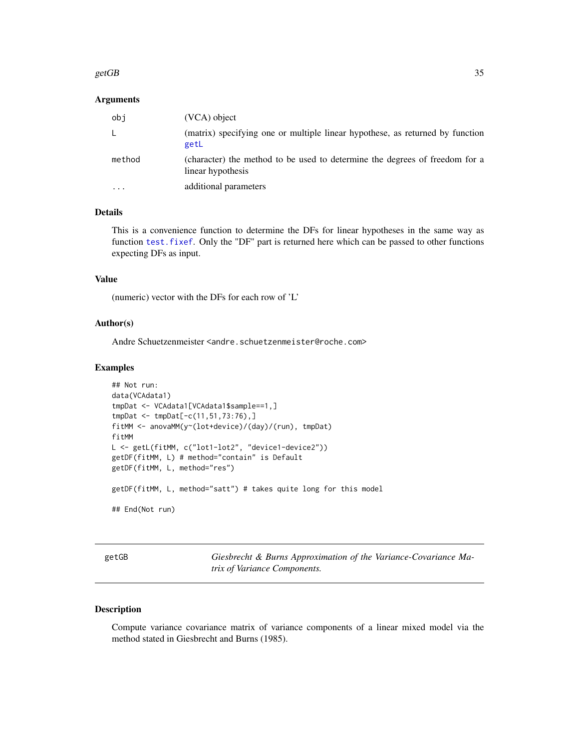### Arguments

| | |
|---|---|
| obj | (VCA) object |
| L | (matrix) specifying one or multiple linear hypothese, as returned by function getL |
| method | (character) the method to be used to determine the degrees of freedom for a linear hypothesis |
| ... | additional parameters |

### Details

This is a convenience function to determine the DFs for linear hypotheses in the same way as function test.fixef. Only the "DF" part is returned here which can be passed to other functions expecting DFs as input.

### Value

(numeric) vector with the DFs for each row of 'L'

### Author(s)

Andre Schuetzenmeister <andre.schuetzenmeister@roche.com>

### Examples

```
## Not run:
data(VCAdata1)
tmpDat <- VCAdata1[VCAdata1$sample==1,]
tmpDat <- tmpDat[-c(11,51,73:76),]
fitMM <- anovaMM(y~(lot+device)/(day)/(run), tmpDat)
fitMM
L <- getL(fitMM, c("lot1-lot2", "device1-device2"))
getDF(fitMM, L) # method="contain" is Default
getDF(fitMM, L, method="res")

getDF(fitMM, L, method="satt") # takes quite long for this model

## End(Not run)
```

---

## getGB — *Giesbrecht & Burns Approximation of the Variance-Covariance Matrix of Variance Components.*

### Description

Compute variance covariance matrix of variance components of a linear mixed model via the method stated in Giesbrecht and Burns (1985).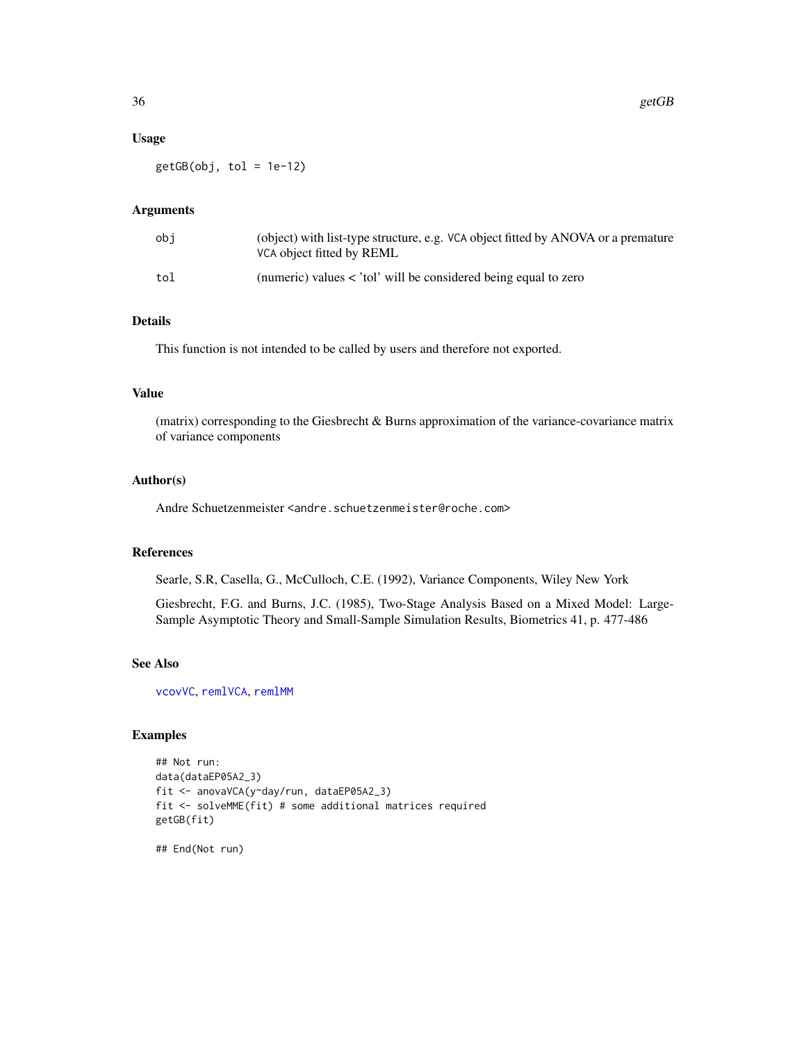## Usage

```
getGB(obj, tol = 1e-12)
```

## Arguments

| | |
|---|---|
| obj | (object) with list-type structure, e.g. VCA object fitted by ANOVA or a premature VCA object fitted by REML |
| tol | (numeric) values < 'tol' will be considered being equal to zero |

## Details

This function is not intended to be called by users and therefore not exported.

## Value

(matrix) corresponding to the Giesbrecht & Burns approximation of the variance-covariance matrix of variance components

## Author(s)

Andre Schuetzenmeister <andre.schuetzenmeister@roche.com>

## References

Searle, S.R, Casella, G., McCulloch, C.E. (1992), Variance Components, Wiley New York

Giesbrecht, F.G. and Burns, J.C. (1985), Two-Stage Analysis Based on a Mixed Model: Large-Sample Asymptotic Theory and Small-Sample Simulation Results, Biometrics 41, p. 477-486

## See Also

vcovVC, remlVCA, remlMM

## Examples

```
## Not run:
data(dataEP05A2_3)
fit <- anovaVCA(y~day/run, dataEP05A2_3)
fit <- solveMME(fit) # some additional matrices required
getGB(fit)

## End(Not run)
```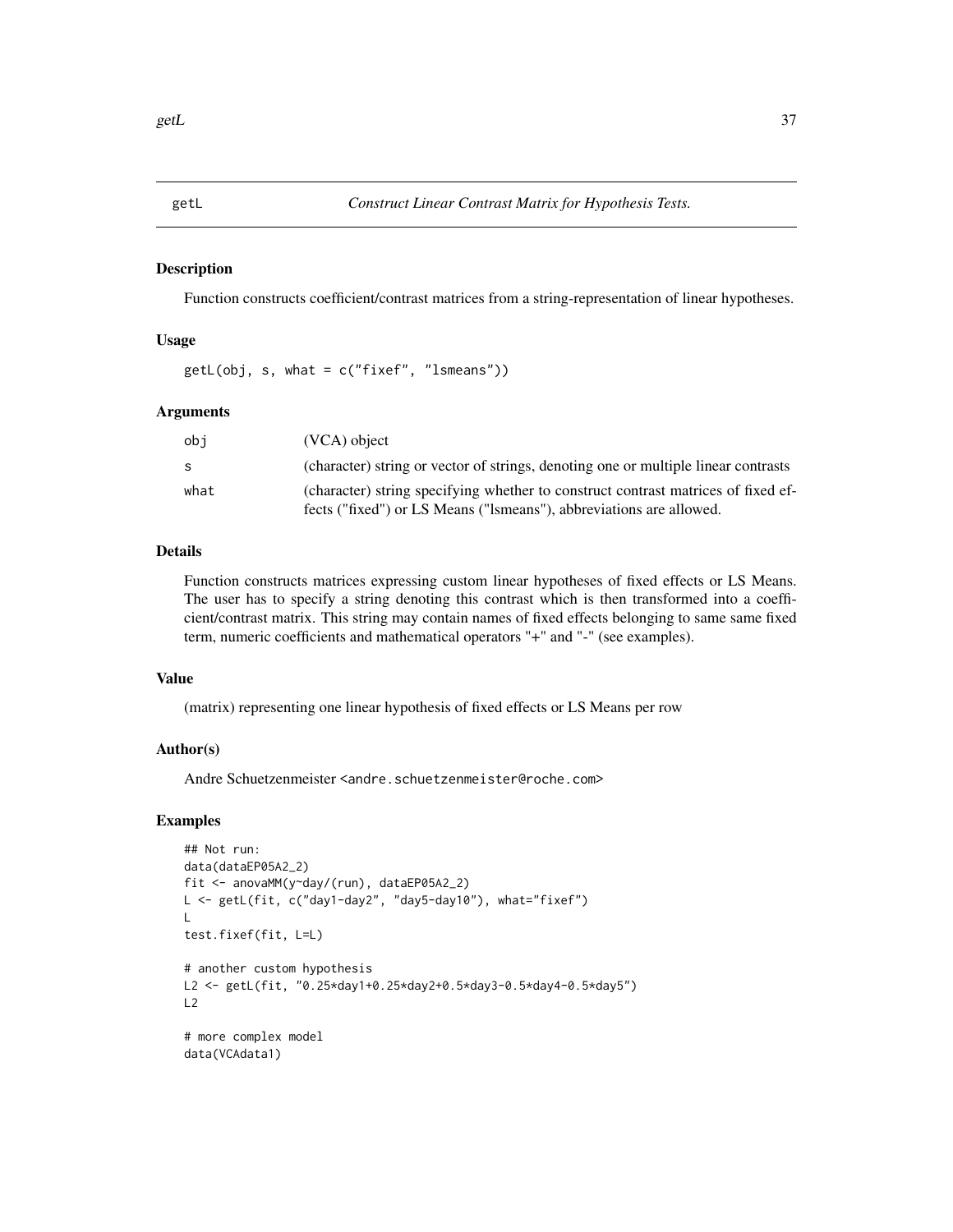# getL — *Construct Linear Contrast Matrix for Hypothesis Tests.*

## Description

Function constructs coefficient/contrast matrices from a string-representation of linear hypotheses.

## Usage

```
getL(obj, s, what = c("fixef", "lsmeans"))
```

## Arguments

| | |
|---|---|
| obj | (VCA) object |
| s | (character) string or vector of strings, denoting one or multiple linear contrasts |
| what | (character) string specifying whether to construct contrast matrices of fixed effects ("fixed") or LS Means ("lsmeans"), abbreviations are allowed. |

## Details

Function constructs matrices expressing custom linear hypotheses of fixed effects or LS Means. The user has to specify a string denoting this contrast which is then transformed into a coefficient/contrast matrix. This string may contain names of fixed effects belonging to same same fixed term, numeric coefficients and mathematical operators "+" and "-" (see examples).

## Value

(matrix) representing one linear hypothesis of fixed effects or LS Means per row

## Author(s)

Andre Schuetzenmeister <andre.schuetzenmeister@roche.com>

## Examples

```
## Not run:
data(dataEP05A2_2)
fit <- anovaMM(y~day/(run), dataEP05A2_2)
L <- getL(fit, c("day1-day2", "day5-day10"), what="fixef")
L
test.fixef(fit, L=L)

# another custom hypothesis
L2 <- getL(fit, "0.25*day1+0.25*day2+0.5*day3-0.5*day4-0.5*day5")
L2

# more complex model
data(VCAdata1)
```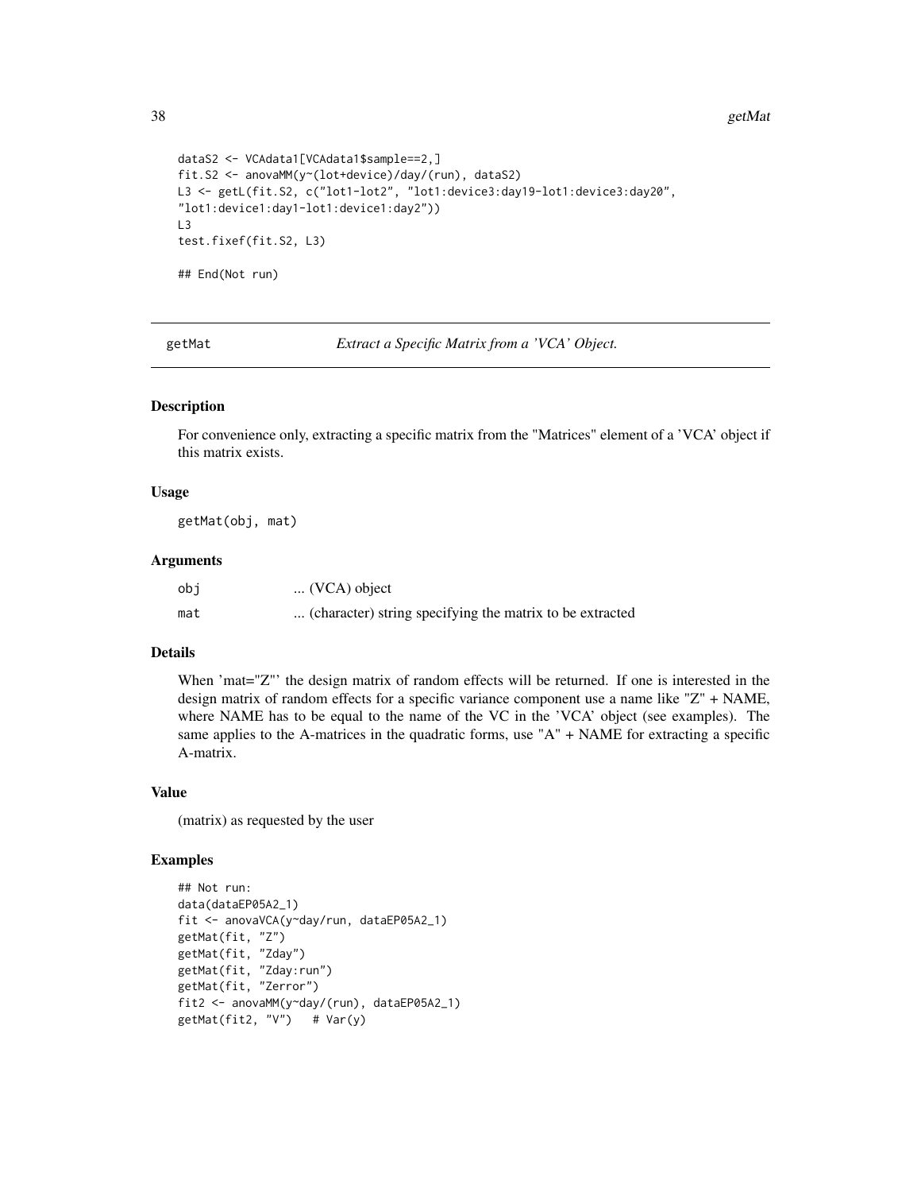```
dataS2 <- VCAdata1[VCAdata1$sample==2,]
fit.S2 <- anovaMM(y~(lot+device)/day/(run), dataS2)
L3 <- getL(fit.S2, c("lot1-lot2", "lot1:device3:day19-lot1:device3:day20",
"lot1:device1:day1-lot1:device1:day2"))
L3
test.fixef(fit.S2, L3)

## End(Not run)
```

## getMat — *Extract a Specific Matrix from a 'VCA' Object.*

### Description

For convenience only, extracting a specific matrix from the "Matrices" element of a 'VCA' object if this matrix exists.

### Usage

```
getMat(obj, mat)
```

### Arguments

| | |
|---|---|
| obj | ... (VCA) object |
| mat | ... (character) string specifying the matrix to be extracted |

### Details

When 'mat="Z"' the design matrix of random effects will be returned. If one is interested in the design matrix of random effects for a specific variance component use a name like "Z" + NAME, where NAME has to be equal to the name of the VC in the 'VCA' object (see examples). The same applies to the A-matrices in the quadratic forms, use "A" + NAME for extracting a specific A-matrix.

### Value

(matrix) as requested by the user

### Examples

```
## Not run:
data(dataEP05A2_1)
fit <- anovaVCA(y~day/run, dataEP05A2_1)
getMat(fit, "Z")
getMat(fit, "Zday")
getMat(fit, "Zday:run")
getMat(fit, "Zerror")
fit2 <- anovaMM(y~day/(run), dataEP05A2_1)
getMat(fit2, "V")   # Var(y)
```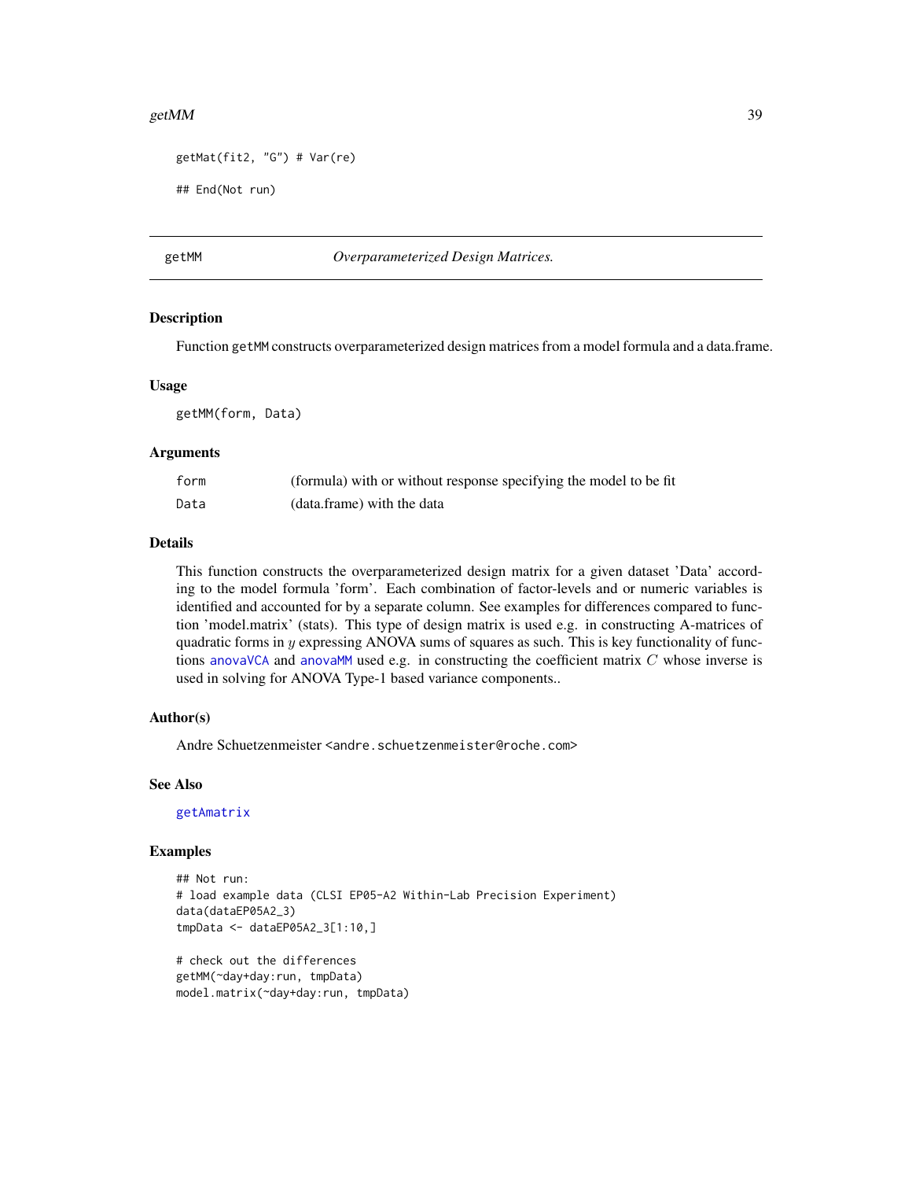```
getMat(fit2, "G") # Var(re)

## End(Not run)
```

---

## getMM — *Overparameterized Design Matrices.*

### Description

Function `getMM` constructs overparameterized design matrices from a model formula and a data.frame.

### Usage

```
getMM(form, Data)
```

### Arguments

| | |
|---|---|
| `form` | (formula) with or without response specifying the model to be fit |
| `Data` | (data.frame) with the data |

### Details

This function constructs the overparameterized design matrix for a given dataset 'Data' according to the model formula 'form'. Each combination of factor-levels and or numeric variables is identified and accounted for by a separate column. See examples for differences compared to function 'model.matrix' (stats). This type of design matrix is used e.g. in constructing A-matrices of quadratic forms in $y$ expressing ANOVA sums of squares as such. This is key functionality of functions `anovaVCA` and `anovaMM` used e.g. in constructing the coefficient matrix $C$ whose inverse is used in solving for ANOVA Type-1 based variance components..

### Author(s)

Andre Schuetzenmeister <andre.schuetzenmeister@roche.com>

### See Also

`getAmatrix`

### Examples

```
## Not run:
# load example data (CLSI EP05-A2 Within-Lab Precision Experiment)
data(dataEP05A2_3)
tmpData <- dataEP05A2_3[1:10,]

# check out the differences
getMM(~day+day:run, tmpData)
model.matrix(~day+day:run, tmpData)
```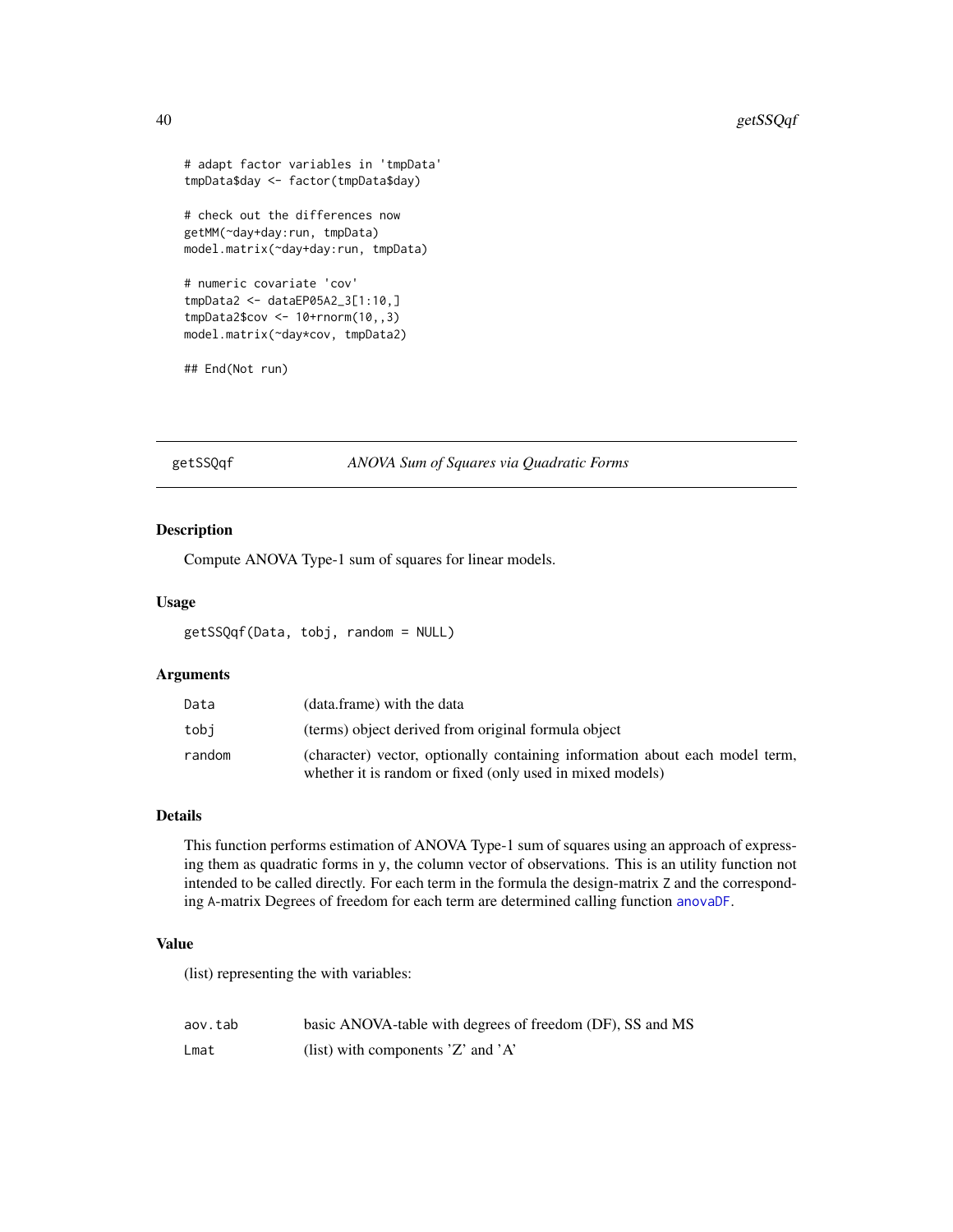```
# adapt factor variables in 'tmpData'
tmpData$day <- factor(tmpData$day)

# check out the differences now
getMM(~day+day:run, tmpData)
model.matrix(~day+day:run, tmpData)

# numeric covariate 'cov'
tmpData2 <- dataEP05A2_3[1:10,]
tmpData2$cov <- 10+rnorm(10,,3)
model.matrix(~day*cov, tmpData2)

## End(Not run)
```

## getSSQqf — *ANOVA Sum of Squares via Quadratic Forms*

### Description

Compute ANOVA Type-1 sum of squares for linear models.

### Usage

```
getSSQqf(Data, tobj, random = NULL)
```

### Arguments

| | |
|---|---|
| Data | (data.frame) with the data |
| tobj | (terms) object derived from original formula object |
| random | (character) vector, optionally containing information about each model term, whether it is random or fixed (only used in mixed models) |

### Details

This function performs estimation of ANOVA Type-1 sum of squares using an approach of expressing them as quadratic forms in y, the column vector of observations. This is an utility function not intended to be called directly. For each term in the formula the design-matrix Z and the corresponding A-matrix Degrees of freedom for each term are determined calling function anovaDF.

### Value

(list) representing the with variables:

| | |
|---|---|
| aov.tab | basic ANOVA-table with degrees of freedom (DF), SS and MS |
| Lmat | (list) with components 'Z' and 'A' |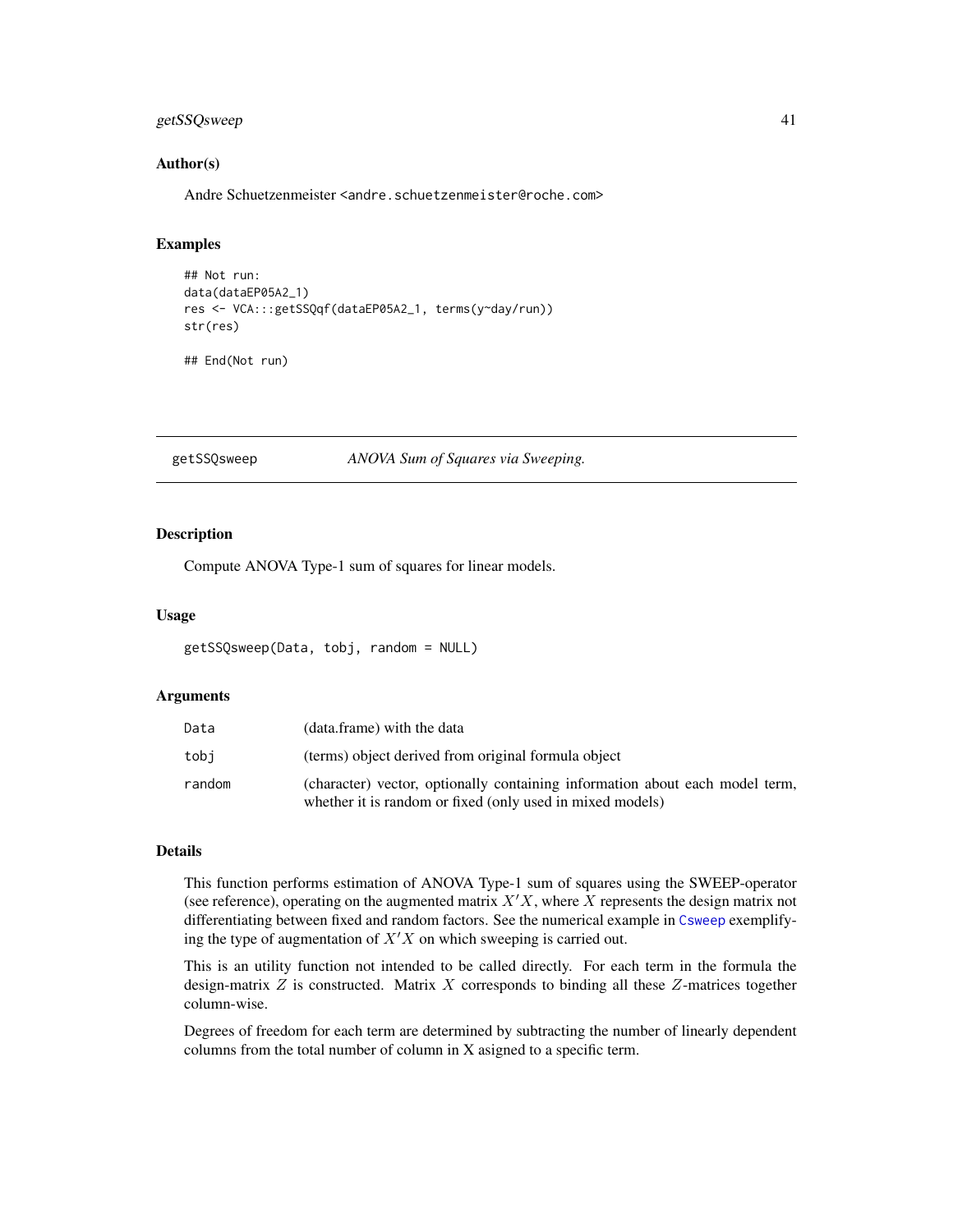### Author(s)

Andre Schuetzenmeister <andre.schuetzenmeister@roche.com>

### Examples

```
## Not run:
data(dataEP05A2_1)
res <- VCA:::getSSQqf(dataEP05A2_1, terms(y~day/run))
str(res)

## End(Not run)
```

---

## getSSQsweep — *ANOVA Sum of Squares via Sweeping.*

---

### Description

Compute ANOVA Type-1 sum of squares for linear models.

### Usage

```
getSSQsweep(Data, tobj, random = NULL)
```

### Arguments

| | |
|---|---|
| Data | (data.frame) with the data |
| tobj | (terms) object derived from original formula object |
| random | (character) vector, optionally containing information about each model term, whether it is random or fixed (only used in mixed models) |

### Details

This function performs estimation of ANOVA Type-1 sum of squares using the SWEEP-operator (see reference), operating on the augmented matrix $X'X$, where $X$ represents the design matrix not differentiating between fixed and random factors. See the numerical example in Csweep exemplifying the type of augmentation of $X'X$ on which sweeping is carried out.

This is an utility function not intended to be called directly. For each term in the formula the design-matrix $Z$ is constructed. Matrix $X$ corresponds to binding all these $Z$-matrices together column-wise.

Degrees of freedom for each term are determined by subtracting the number of linearly dependent columns from the total number of column in X asigned to a specific term.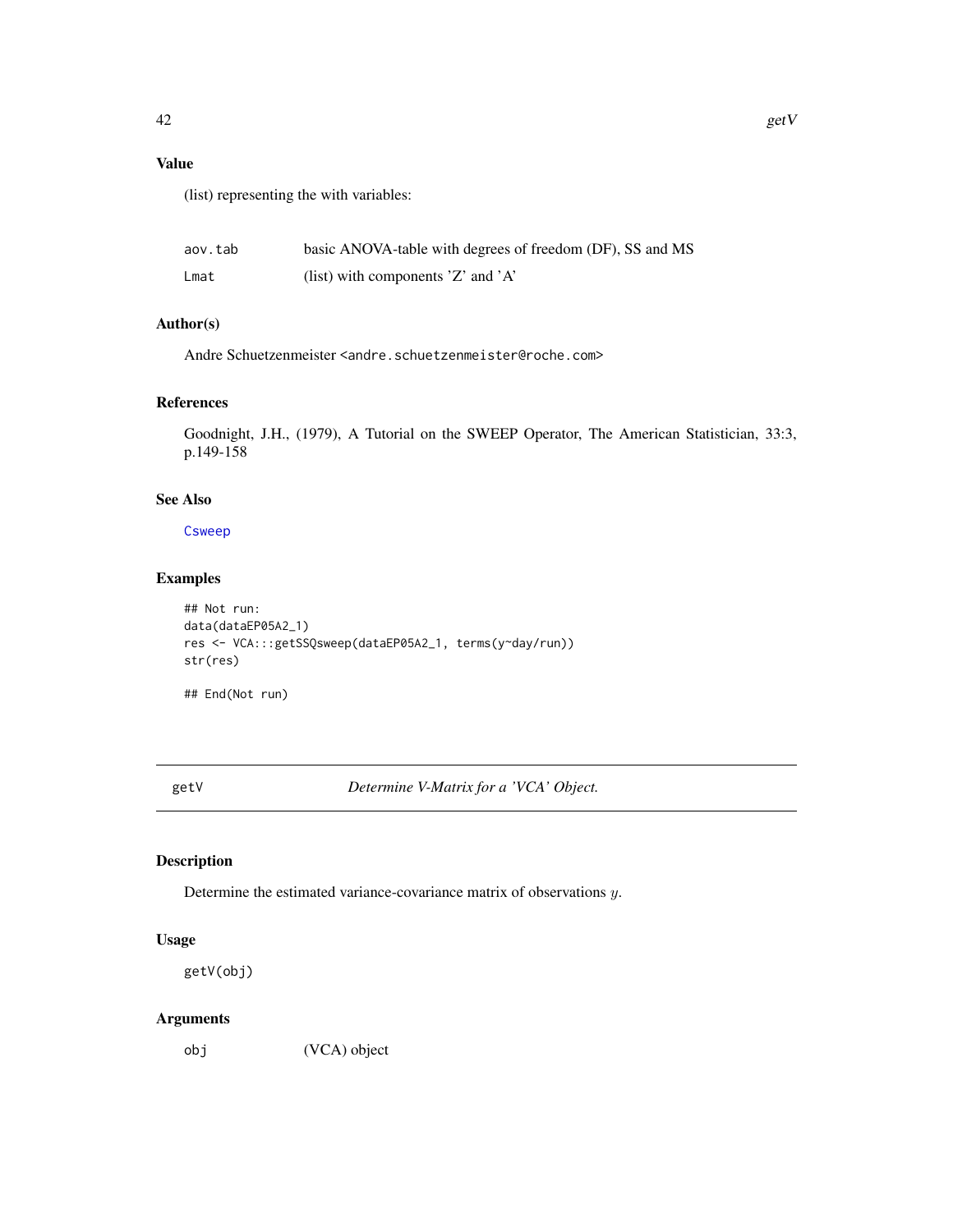### Value

(list) representing the with variables:

| | |
|---|---|
| aov.tab | basic ANOVA-table with degrees of freedom (DF), SS and MS |
| Lmat | (list) with components 'Z' and 'A' |

### Author(s)

Andre Schuetzenmeister <andre.schuetzenmeister@roche.com>

### References

Goodnight, J.H., (1979), A Tutorial on the SWEEP Operator, The American Statistician, 33:3, p.149-158

### See Also

Csweep

### Examples

```
## Not run:
data(dataEP05A2_1)
res <- VCA:::getSSQsweep(dataEP05A2_1, terms(y~day/run))
str(res)

## End(Not run)
```

## getV — *Determine V-Matrix for a 'VCA' Object.*

### Description

Determine the estimated variance-covariance matrix of observations $y$.

### Usage

```
getV(obj)
```

### Arguments

| | |
|---|---|
| obj | (VCA) object |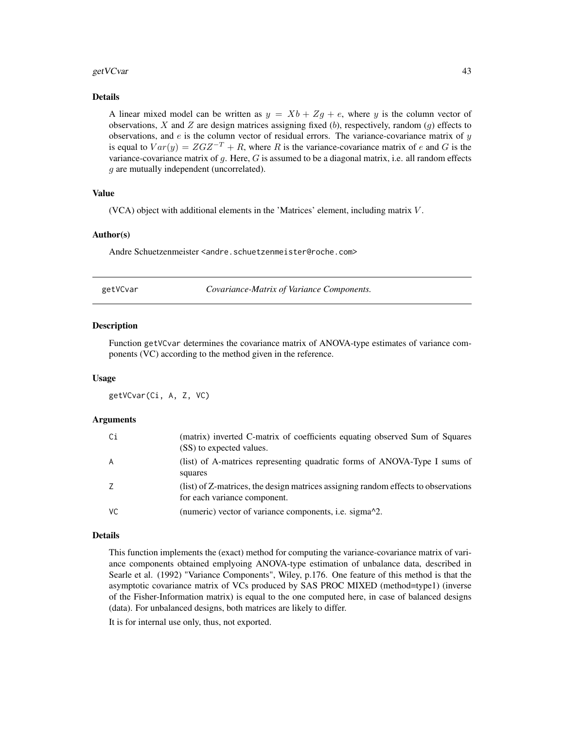### Details

A linear mixed model can be written as $y = Xb + Zg + e$, where $y$ is the column vector of observations, $X$ and $Z$ are design matrices assigning fixed ($b$), respectively, random ($g$) effects to observations, and $e$ is the column vector of residual errors. The variance-covariance matrix of $y$ is equal to $Var(y) = ZGZ^{-T} + R$, where $R$ is the variance-covariance matrix of $e$ and $G$ is the variance-covariance matrix of $g$. Here, $G$ is assumed to be a diagonal matrix, i.e. all random effects $g$ are mutually independent (uncorrelated).

### Value

(VCA) object with additional elements in the 'Matrices' element, including matrix $V$.

### Author(s)

Andre Schuetzenmeister <andre.schuetzenmeister@roche.com>

---

## getVCvar — *Covariance-Matrix of Variance Components.*

### Description

Function getVCvar determines the covariance matrix of ANOVA-type estimates of variance components (VC) according to the method given in the reference.

### Usage

```
getVCvar(Ci, A, Z, VC)
```

### Arguments

| | |
|---|---|
| Ci | (matrix) inverted C-matrix of coefficients equating observed Sum of Squares (SS) to expected values. |
| A | (list) of A-matrices representing quadratic forms of ANOVA-Type I sums of squares |
| Z | (list) of Z-matrices, the design matrices assigning random effects to observations for each variance component. |
| VC | (numeric) vector of variance components, i.e. sigma^2. |

### Details

This function implements the (exact) method for computing the variance-covariance matrix of variance components obtained emplyoing ANOVA-type estimation of unbalance data, described in Searle et al. (1992) "Variance Components", Wiley, p.176. One feature of this method is that the asymptotic covariance matrix of VCs produced by SAS PROC MIXED (method=type1) (inverse of the Fisher-Information matrix) is equal to the one computed here, in case of balanced designs (data). For unbalanced designs, both matrices are likely to differ.

It is for internal use only, thus, not exported.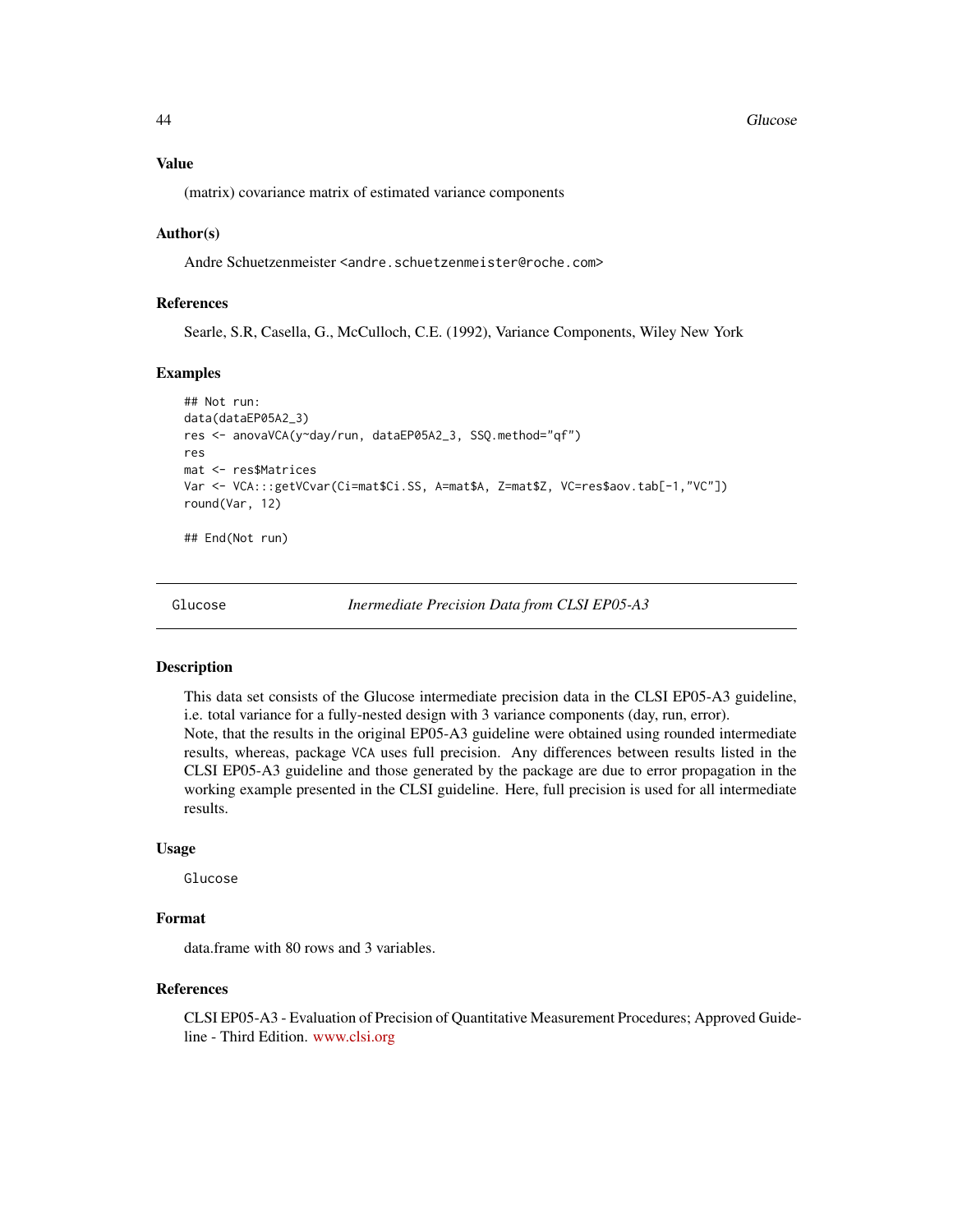### Value

(matrix) covariance matrix of estimated variance components

### Author(s)

Andre Schuetzenmeister <andre.schuetzenmeister@roche.com>

### References

Searle, S.R, Casella, G., McCulloch, C.E. (1992), Variance Components, Wiley New York

### Examples

```
## Not run:
data(dataEP05A2_3)
res <- anovaVCA(y~day/run, dataEP05A2_3, SSQ.method="qf")
res
mat <- res$Matrices
Var <- VCA:::getVCvar(Ci=mat$Ci.SS, A=mat$A, Z=mat$Z, VC=res$aov.tab[-1,"VC"])
round(Var, 12)

## End(Not run)
```

---

## Glucose — *Inermediate Precision Data from CLSI EP05-A3*

---

### Description

This data set consists of the Glucose intermediate precision data in the CLSI EP05-A3 guideline, i.e. total variance for a fully-nested design with 3 variance components (day, run, error).
Note, that the results in the original EP05-A3 guideline were obtained using rounded intermediate results, whereas, package VCA uses full precision. Any differences between results listed in the CLSI EP05-A3 guideline and those generated by the package are due to error propagation in the working example presented in the CLSI guideline. Here, full precision is used for all intermediate results.

### Usage

```
Glucose
```

### Format

data.frame with 80 rows and 3 variables.

### References

CLSI EP05-A3 - Evaluation of Precision of Quantitative Measurement Procedures; Approved Guideline - Third Edition. www.clsi.org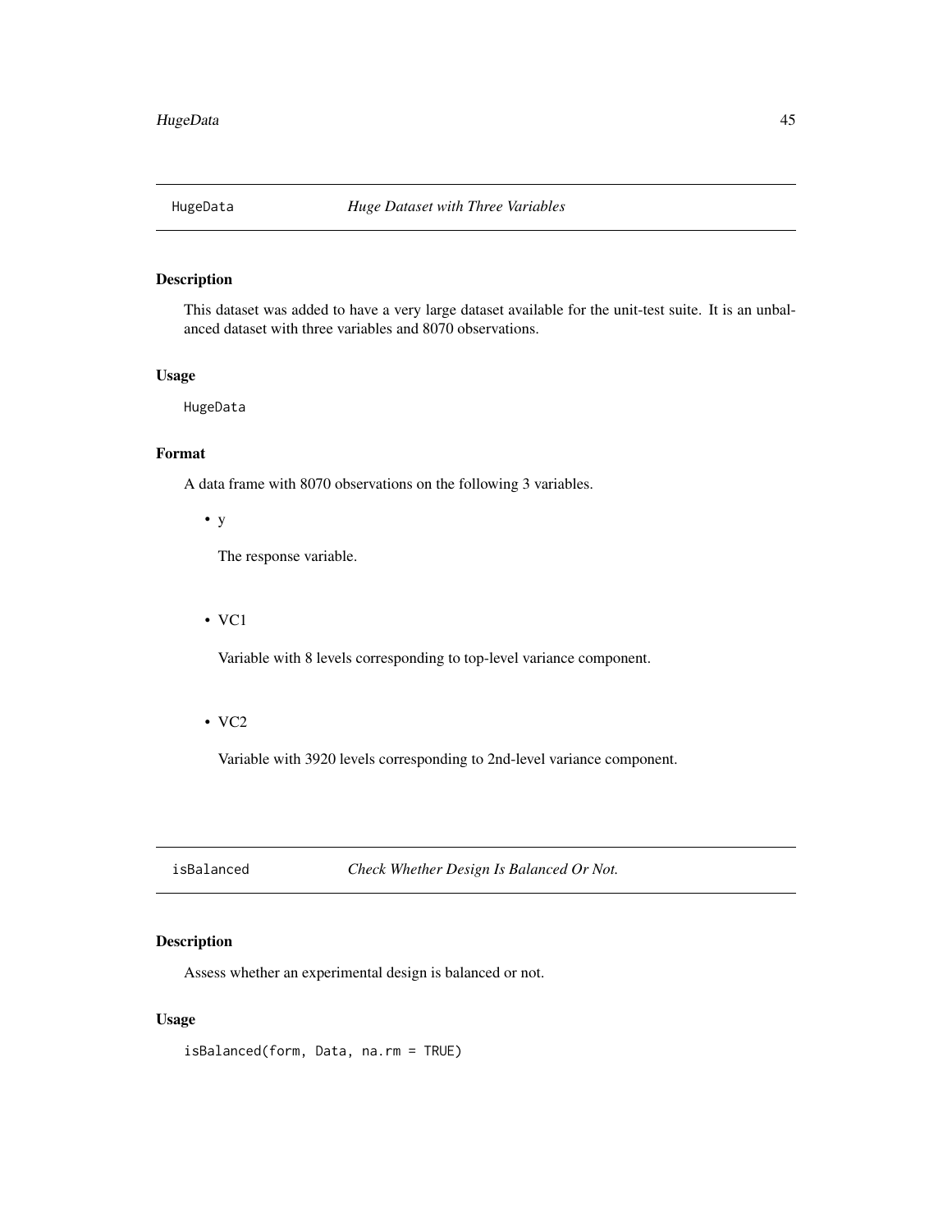## HugeData *Huge Dataset with Three Variables*

### Description

This dataset was added to have a very large dataset available for the unit-test suite. It is an unbalanced dataset with three variables and 8070 observations.

### Usage

```
HugeData
```

### Format

A data frame with 8070 observations on the following 3 variables.

- y

  The response variable.

- VC1

  Variable with 8 levels corresponding to top-level variance component.

- VC2

  Variable with 3920 levels corresponding to 2nd-level variance component.

## isBalanced *Check Whether Design Is Balanced Or Not.*

### Description

Assess whether an experimental design is balanced or not.

### Usage

```
isBalanced(form, Data, na.rm = TRUE)
```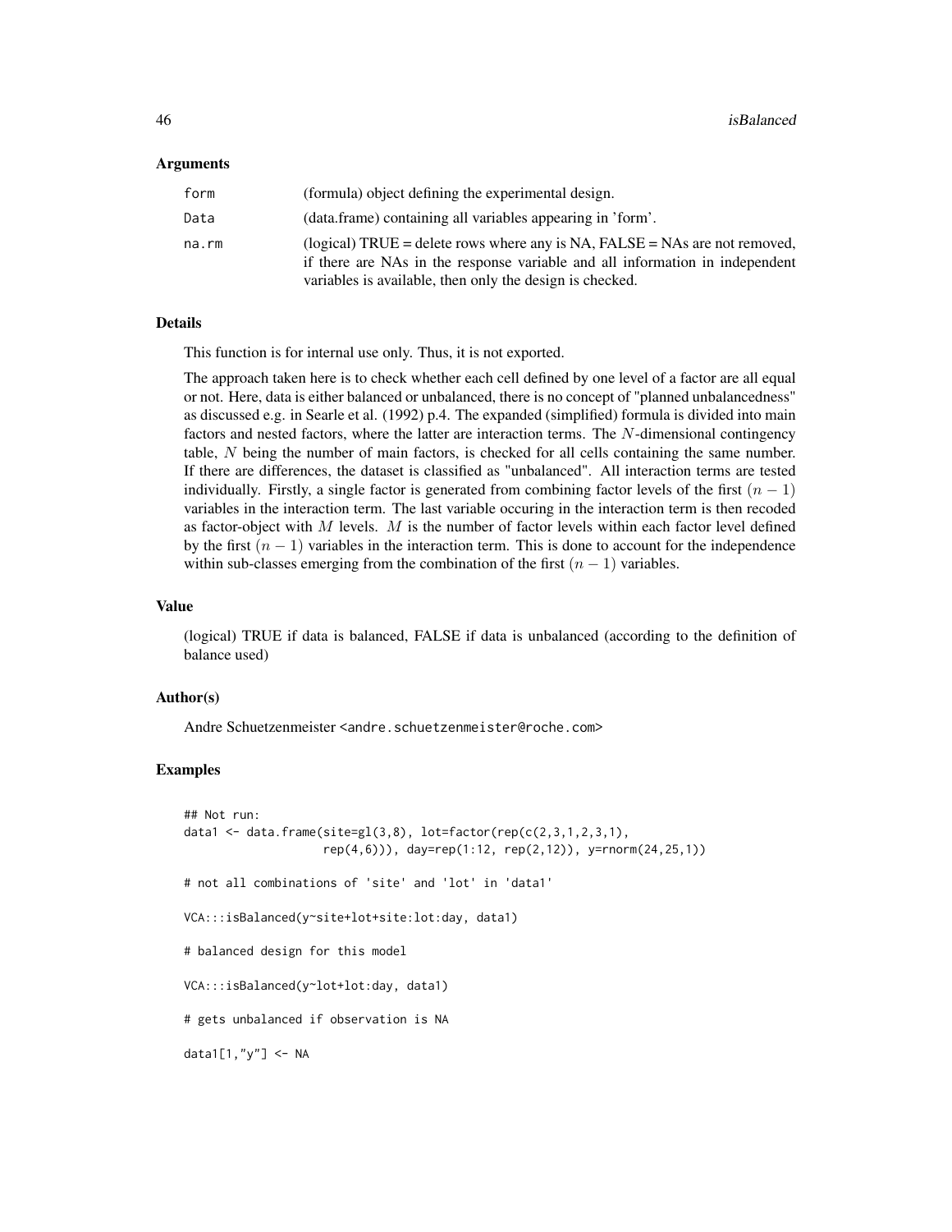### Arguments

| | |
|---|---|
| form | (formula) object defining the experimental design. |
| Data | (data.frame) containing all variables appearing in 'form'. |
| na.rm | (logical) TRUE = delete rows where any is NA, FALSE = NAs are not removed, if there are NAs in the response variable and all information in independent variables is available, then only the design is checked. |

### Details

This function is for internal use only. Thus, it is not exported.

The approach taken here is to check whether each cell defined by one level of a factor are all equal or not. Here, data is either balanced or unbalanced, there is no concept of "planned unbalancedness" as discussed e.g. in Searle et al. (1992) p.4. The expanded (simplified) formula is divided into main factors and nested factors, where the latter are interaction terms. The $N$-dimensional contingency table, $N$ being the number of main factors, is checked for all cells containing the same number. If there are differences, the dataset is classified as "unbalanced". All interaction terms are tested individually. Firstly, a single factor is generated from combining factor levels of the first $(n-1)$ variables in the interaction term. The last variable occuring in the interaction term is then recoded as factor-object with $M$ levels. $M$ is the number of factor levels within each factor level defined by the first $(n-1)$ variables in the interaction term. This is done to account for the independence within sub-classes emerging from the combination of the first $(n-1)$ variables.

### Value

(logical) TRUE if data is balanced, FALSE if data is unbalanced (according to the definition of balance used)

### Author(s)

Andre Schuetzenmeister <andre.schuetzenmeister@roche.com>

### Examples

```
## Not run:
data1 <- data.frame(site=gl(3,8), lot=factor(rep(c(2,3,1,2,3,1),
                    rep(4,6))), day=rep(1:12, rep(2,12)), y=rnorm(24,25,1))

# not all combinations of 'site' and 'lot' in 'data1'

VCA:::isBalanced(y~site+lot+site:lot:day, data1)

# balanced design for this model

VCA:::isBalanced(y~lot+lot:day, data1)

# gets unbalanced if observation is NA

data1[1,"y"] <- NA
```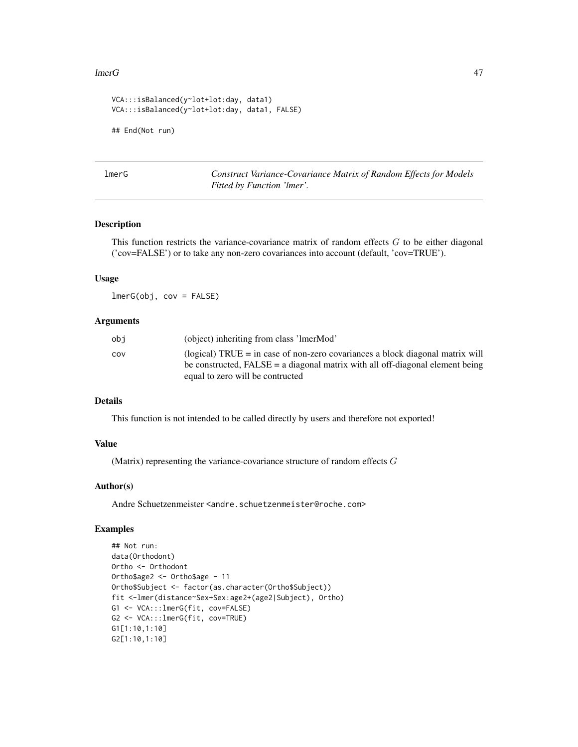```
VCA:::isBalanced(y~lot+lot:day, data1)
VCA:::isBalanced(y~lot+lot:day, data1, FALSE)

## End(Not run)
```

---

## lmerG — *Construct Variance-Covariance Matrix of Random Effects for Models Fitted by Function 'lmer'.*

---

### Description

This function restricts the variance-covariance matrix of random effects $G$ to be either diagonal ('cov=FALSE') or to take any non-zero covariances into account (default, 'cov=TRUE').

### Usage

```
lmerG(obj, cov = FALSE)
```

### Arguments

| | |
|---|---|
| obj | (object) inheriting from class 'lmerMod' |
| cov | (logical) TRUE = in case of non-zero covariances a block diagonal matrix will be constructed, FALSE = a diagonal matrix with all off-diagonal element being equal to zero will be contructed |

### Details

This function is not intended to be called directly by users and therefore not exported!

### Value

(Matrix) representing the variance-covariance structure of random effects $G$

### Author(s)

Andre Schuetzenmeister <andre.schuetzenmeister@roche.com>

### Examples

```
## Not run:
data(Orthodont)
Ortho <- Orthodont
Ortho$age2 <- Ortho$age - 11
Ortho$Subject <- factor(as.character(Ortho$Subject))
fit <-lmer(distance~Sex+Sex:age2+(age2|Subject), Ortho)
G1 <- VCA:::lmerG(fit, cov=FALSE)
G2 <- VCA:::lmerG(fit, cov=TRUE)
G1[1:10,1:10]
G2[1:10,1:10]
```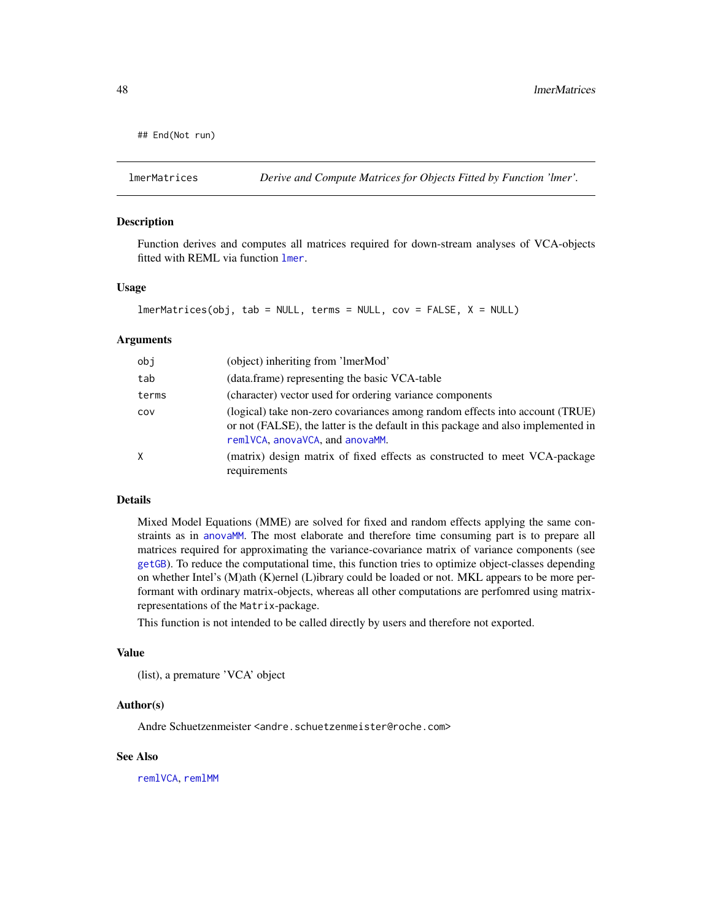```
## End(Not run)
```

## lmerMatrices — *Derive and Compute Matrices for Objects Fitted by Function 'lmer'.*

### Description

Function derives and computes all matrices required for down-stream analyses of VCA-objects fitted with REML via function `lmer`.

### Usage

```
lmerMatrices(obj, tab = NULL, terms = NULL, cov = FALSE, X = NULL)
```

### Arguments

| | |
|---|---|
| `obj` | (object) inheriting from 'lmerMod' |
| `tab` | (data.frame) representing the basic VCA-table |
| `terms` | (character) vector used for ordering variance components |
| `cov` | (logical) take non-zero covariances among random effects into account (TRUE) or not (FALSE), the latter is the default in this package and also implemented in `remlVCA`, `anovaVCA`, and `anovaMM`. |
| `X` | (matrix) design matrix of fixed effects as constructed to meet VCA-package requirements |

### Details

Mixed Model Equations (MME) are solved for fixed and random effects applying the same constraints as in `anovaMM`. The most elaborate and therefore time consuming part is to prepare all matrices required for approximating the variance-covariance matrix of variance components (see `getGB`). To reduce the computational time, this function tries to optimize object-classes depending on whether Intel's (M)ath (K)ernel (L)ibrary could be loaded or not. MKL appears to be more performant with ordinary matrix-objects, whereas all other computations are perfomred using matrix-representations of the `Matrix`-package.

This function is not intended to be called directly by users and therefore not exported.

### Value

(list), a premature 'VCA' object

### Author(s)

Andre Schuetzenmeister <andre.schuetzenmeister@roche.com>

### See Also

`remlVCA`, `remlMM`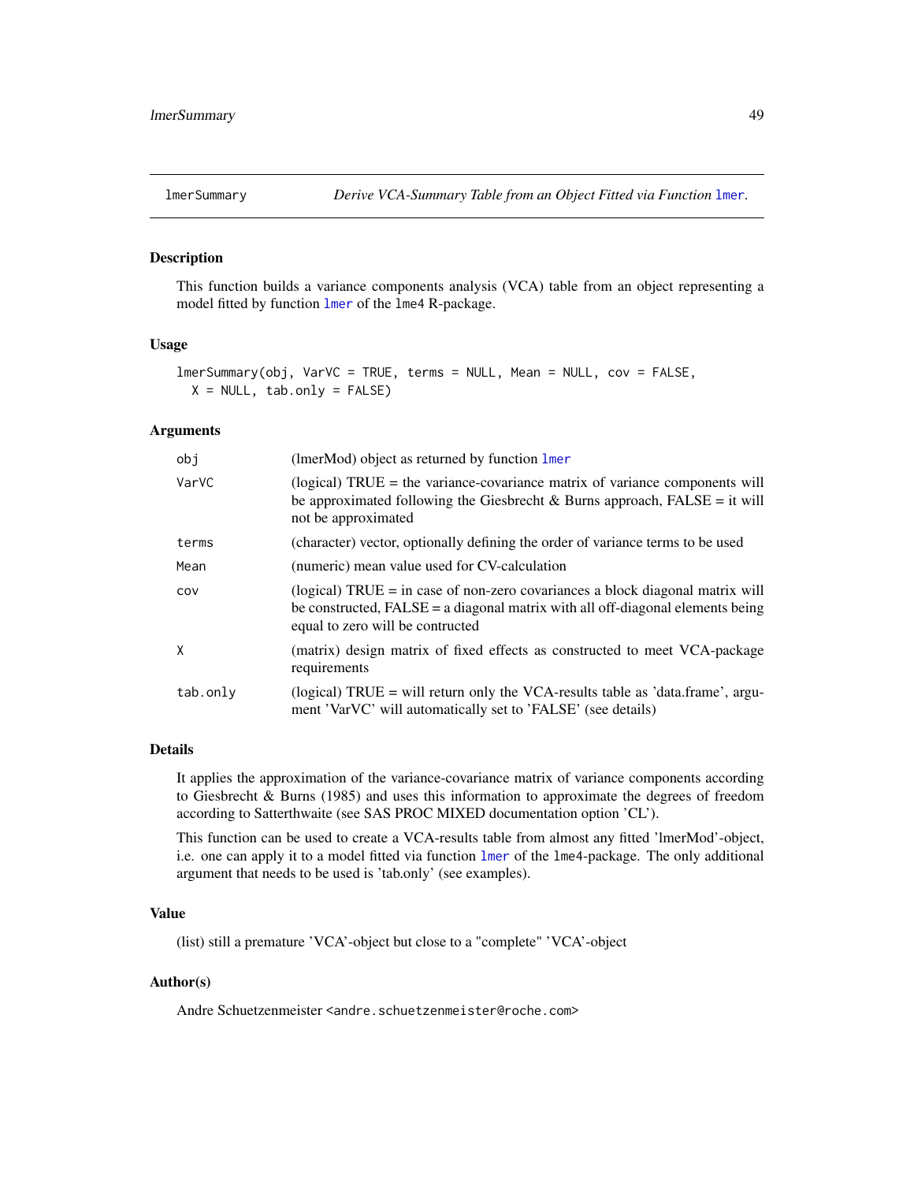lmerSummary — *Derive VCA-Summary Table from an Object Fitted via Function lmer.*

### Description

This function builds a variance components analysis (VCA) table from an object representing a model fitted by function lmer of the lme4 R-package.

### Usage

```
lmerSummary(obj, VarVC = TRUE, terms = NULL, Mean = NULL, cov = FALSE,
  X = NULL, tab.only = FALSE)
```

### Arguments

| | |
|---|---|
| obj | (lmerMod) object as returned by function lmer |
| VarVC | (logical) TRUE = the variance-covariance matrix of variance components will be approximated following the Giesbrecht & Burns approach, FALSE = it will not be approximated |
| terms | (character) vector, optionally defining the order of variance terms to be used |
| Mean | (numeric) mean value used for CV-calculation |
| cov | (logical) TRUE = in case of non-zero covariances a block diagonal matrix will be constructed, FALSE = a diagonal matrix with all off-diagonal elements being equal to zero will be contructed |
| X | (matrix) design matrix of fixed effects as constructed to meet VCA-package requirements |
| tab.only | (logical) TRUE = will return only the VCA-results table as 'data.frame', argument 'VarVC' will automatically set to 'FALSE' (see details) |

### Details

It applies the approximation of the variance-covariance matrix of variance components according to Giesbrecht & Burns (1985) and uses this information to approximate the degrees of freedom according to Satterthwaite (see SAS PROC MIXED documentation option 'CL').

This function can be used to create a VCA-results table from almost any fitted 'lmerMod'-object, i.e. one can apply it to a model fitted via function lmer of the lme4-package. The only additional argument that needs to be used is 'tab.only' (see examples).

### Value

(list) still a premature 'VCA'-object but close to a "complete" 'VCA'-object

### Author(s)

Andre Schuetzenmeister <andre.schuetzenmeister@roche.com>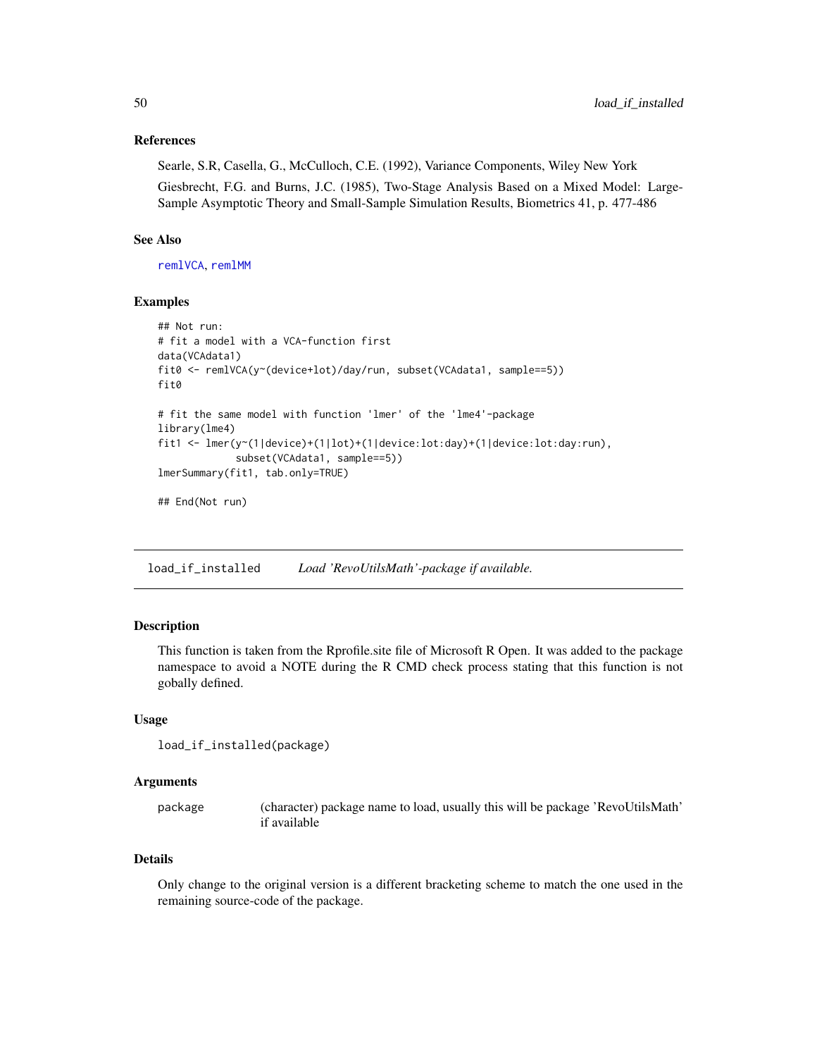### References

Searle, S.R, Casella, G., McCulloch, C.E. (1992), Variance Components, Wiley New York

Giesbrecht, F.G. and Burns, J.C. (1985), Two-Stage Analysis Based on a Mixed Model: Large-Sample Asymptotic Theory and Small-Sample Simulation Results, Biometrics 41, p. 477-486

### See Also

remlVCA, remlMM

### Examples

```
## Not run:
# fit a model with a VCA-function first
data(VCAdata1)
fit0 <- remlVCA(y~(device+lot)/day/run, subset(VCAdata1, sample==5))
fit0

# fit the same model with function 'lmer' of the 'lme4'-package
library(lme4)
fit1 <- lmer(y~(1|device)+(1|lot)+(1|device:lot:day)+(1|device:lot:day:run),
             subset(VCAdata1, sample==5))
lmerSummary(fit1, tab.only=TRUE)

## End(Not run)
```

---

## load_if_installed — *Load 'RevoUtilsMath'-package if available.*

### Description

This function is taken from the Rprofile.site file of Microsoft R Open. It was added to the package namespace to avoid a NOTE during the R CMD check process stating that this function is not gobally defined.

### Usage

```
load_if_installed(package)
```

### Arguments

| | |
|---|---|
| package | (character) package name to load, usually this will be package 'RevoUtilsMath' if available |

### Details

Only change to the original version is a different bracketing scheme to match the one used in the remaining source-code of the package.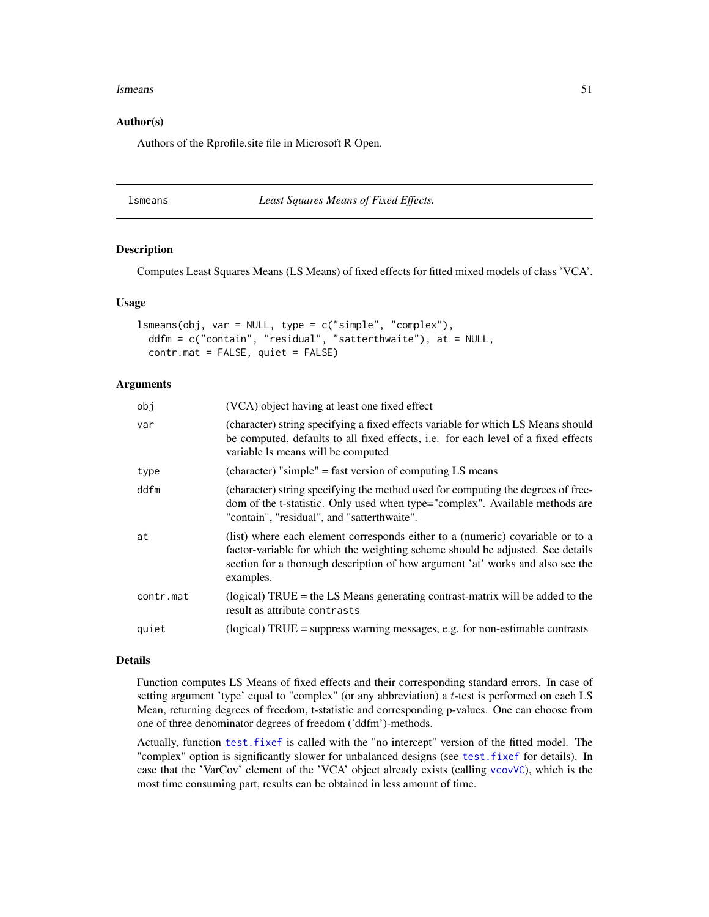## Author(s)

Authors of the Rprofile.site file in Microsoft R Open.

---

# lsmeans — *Least Squares Means of Fixed Effects.*

---

### Description

Computes Least Squares Means (LS Means) of fixed effects for fitted mixed models of class 'VCA'.

### Usage

```
lsmeans(obj, var = NULL, type = c("simple", "complex"),
  ddfm = c("contain", "residual", "satterthwaite"), at = NULL,
  contr.mat = FALSE, quiet = FALSE)
```

### Arguments

| | |
|---|---|
| `obj` | (VCA) object having at least one fixed effect |
| `var` | (character) string specifying a fixed effects variable for which LS Means should be computed, defaults to all fixed effects, i.e. for each level of a fixed effects variable ls means will be computed |
| `type` | (character) "simple" = fast version of computing LS means |
| `ddfm` | (character) string specifying the method used for computing the degrees of freedom of the t-statistic. Only used when type="complex". Available methods are "contain", "residual", and "satterthwaite". |
| `at` | (list) where each element corresponds either to a (numeric) covariable or to a factor-variable for which the weighting scheme should be adjusted. See details section for a thorough description of how argument 'at' works and also see the examples. |
| `contr.mat` | (logical) TRUE = the LS Means generating contrast-matrix will be added to the result as attribute `contrasts` |
| `quiet` | (logical) TRUE = suppress warning messages, e.g. for non-estimable contrasts |

### Details

Function computes LS Means of fixed effects and their corresponding standard errors. In case of setting argument 'type' equal to "complex" (or any abbreviation) a $t$-test is performed on each LS Mean, returning degrees of freedom, t-statistic and corresponding p-values. One can choose from one of three denominator degrees of freedom ('ddfm')-methods.

Actually, function `test.fixef` is called with the "no intercept" version of the fitted model. The "complex" option is significantly slower for unbalanced designs (see `test.fixef` for details). In case that the 'VarCov' element of the 'VCA' object already exists (calling `vcovVC`), which is the most time consuming part, results can be obtained in less amount of time.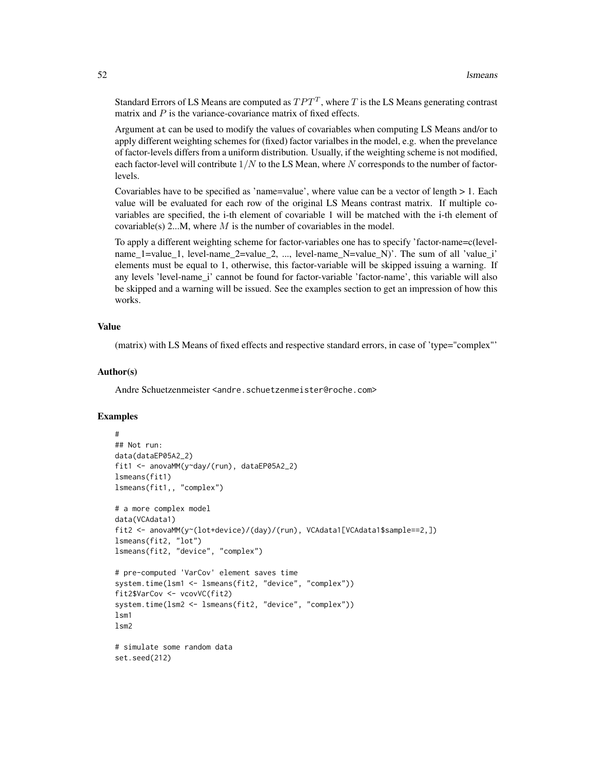Standard Errors of LS Means are computed as $TPT^T$, where $T$ is the LS Means generating contrast matrix and $P$ is the variance-covariance matrix of fixed effects.

Argument at can be used to modify the values of covariables when computing LS Means and/or to apply different weighting schemes for (fixed) factor varialbes in the model, e.g. when the prevelance of factor-levels differs from a uniform distribution. Usually, if the weighting scheme is not modified, each factor-level will contribute $1/N$ to the LS Mean, where $N$ corresponds to the number of factor-levels.

Covariables have to be specified as 'name=value', where value can be a vector of length > 1. Each value will be evaluated for each row of the original LS Means contrast matrix. If multiple covariables are specified, the i-th element of covariable 1 will be matched with the i-th element of covariable(s) 2...M, where $M$ is the number of covariables in the model.

To apply a different weighting scheme for factor-variables one has to specify 'factor-name=c(level-name_1=value_1, level-name_2=value_2, ..., level-name_N=value_N)'. The sum of all 'value_i' elements must be equal to 1, otherwise, this factor-variable will be skipped issuing a warning. If any levels 'level-name_i' cannot be found for factor-variable 'factor-name', this variable will also be skipped and a warning will be issued. See the examples section to get an impression of how this works.

### Value

(matrix) with LS Means of fixed effects and respective standard errors, in case of 'type="complex"'

### Author(s)

Andre Schuetzenmeister <andre.schuetzenmeister@roche.com>

### Examples

```
#
## Not run:
data(dataEP05A2_2)
fit1 <- anovaMM(y~day/(run), dataEP05A2_2)
lsmeans(fit1)
lsmeans(fit1,, "complex")

# a more complex model
data(VCAdata1)
fit2 <- anovaMM(y~(lot+device)/(day)/(run), VCAdata1[VCAdata1$sample==2,])
lsmeans(fit2, "lot")
lsmeans(fit2, "device", "complex")

# pre-computed 'VarCov' element saves time
system.time(lsm1 <- lsmeans(fit2, "device", "complex"))
fit2$VarCov <- vcovVC(fit2)
system.time(lsm2 <- lsmeans(fit2, "device", "complex"))
lsm1
lsm2

# simulate some random data
set.seed(212)
```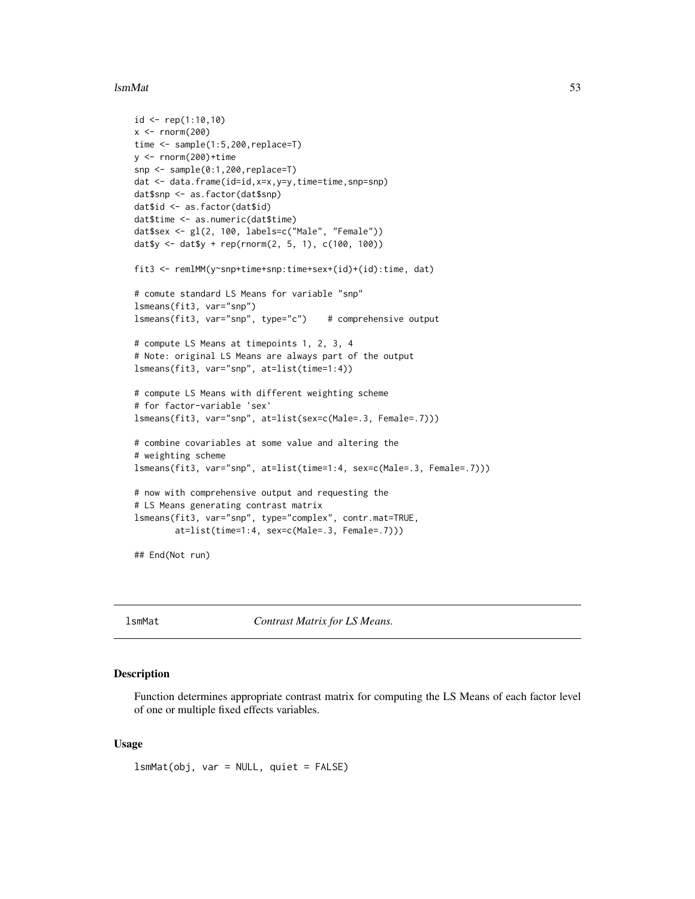```
id <- rep(1:10,10)
x <- rnorm(200)
time <- sample(1:5,200,replace=T)
y <- rnorm(200)+time
snp <- sample(0:1,200,replace=T)
dat <- data.frame(id=id,x=x,y=y,time=time,snp=snp)
dat$snp <- as.factor(dat$snp)
dat$id <- as.factor(dat$id)
dat$time <- as.numeric(dat$time)
dat$sex <- gl(2, 100, labels=c("Male", "Female"))
dat$y <- dat$y + rep(rnorm(2, 5, 1), c(100, 100))

fit3 <- remlMM(y~snp+time+snp:time+sex+(id)+(id):time, dat)

# comute standard LS Means for variable "snp"
lsmeans(fit3, var="snp")
lsmeans(fit3, var="snp", type="c")    # comprehensive output

# compute LS Means at timepoints 1, 2, 3, 4
# Note: original LS Means are always part of the output
lsmeans(fit3, var="snp", at=list(time=1:4))

# compute LS Means with different weighting scheme
# for factor-variable 'sex'
lsmeans(fit3, var="snp", at=list(sex=c(Male=.3, Female=.7)))

# combine covariables at some value and altering the
# weighting scheme
lsmeans(fit3, var="snp", at=list(time=1:4, sex=c(Male=.3, Female=.7)))

# now with comprehensive output and requesting the
# LS Means generating contrast matrix
lsmeans(fit3, var="snp", type="complex", contr.mat=TRUE,
        at=list(time=1:4, sex=c(Male=.3, Female=.7)))

## End(Not run)
```

---

## lsmMat — *Contrast Matrix for LS Means.*

### Description

Function determines appropriate contrast matrix for computing the LS Means of each factor level of one or multiple fixed effects variables.

### Usage

```
lsmMat(obj, var = NULL, quiet = FALSE)
```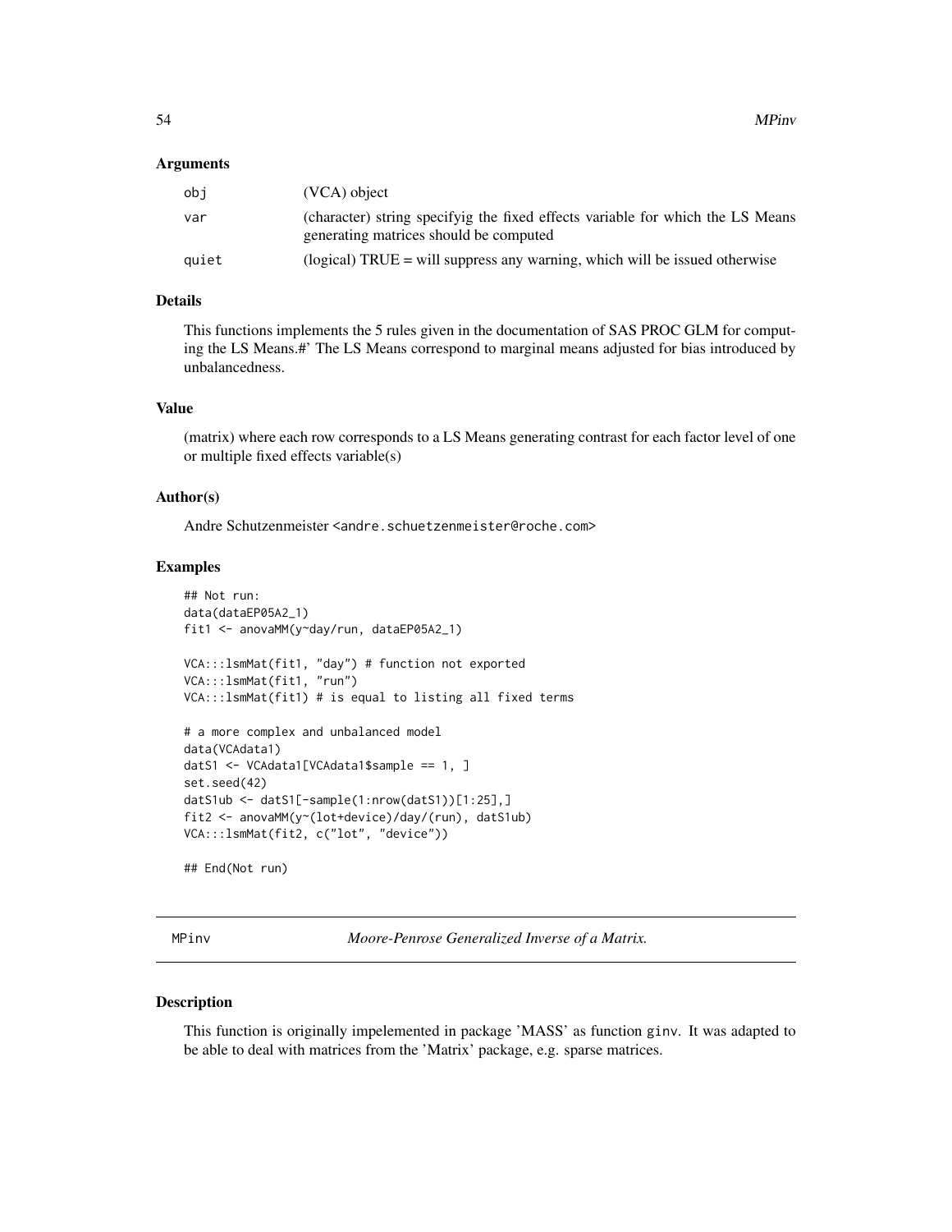### Arguments

| | |
|---|---|
| obj | (VCA) object |
| var | (character) string specifyig the fixed effects variable for which the LS Means generating matrices should be computed |
| quiet | (logical) TRUE = will suppress any warning, which will be issued otherwise |

### Details

This functions implements the 5 rules given in the documentation of SAS PROC GLM for computing the LS Means.#' The LS Means correspond to marginal means adjusted for bias introduced by unbalancedness.

### Value

(matrix) where each row corresponds to a LS Means generating contrast for each factor level of one or multiple fixed effects variable(s)

### Author(s)

Andre Schutzenmeister <andre.schuetzenmeister@roche.com>

### Examples

```
## Not run:
data(dataEP05A2_1)
fit1 <- anovaMM(y~day/run, dataEP05A2_1)

VCA:::lsmMat(fit1, "day") # function not exported
VCA:::lsmMat(fit1, "run")
VCA:::lsmMat(fit1) # is equal to listing all fixed terms

# a more complex and unbalanced model
data(VCAdata1)
datS1 <- VCAdata1[VCAdata1$sample == 1, ]
set.seed(42)
datS1ub <- datS1[-sample(1:nrow(datS1))[1:25],]
fit2 <- anovaMM(y~(lot+device)/day/(run), datS1ub)
VCA:::lsmMat(fit2, c("lot", "device"))

## End(Not run)
```

---

## MPinv *Moore-Penrose Generalized Inverse of a Matrix.*

### Description

This function is originally impelemented in package 'MASS' as function ginv. It was adapted to be able to deal with matrices from the 'Matrix' package, e.g. sparse matrices.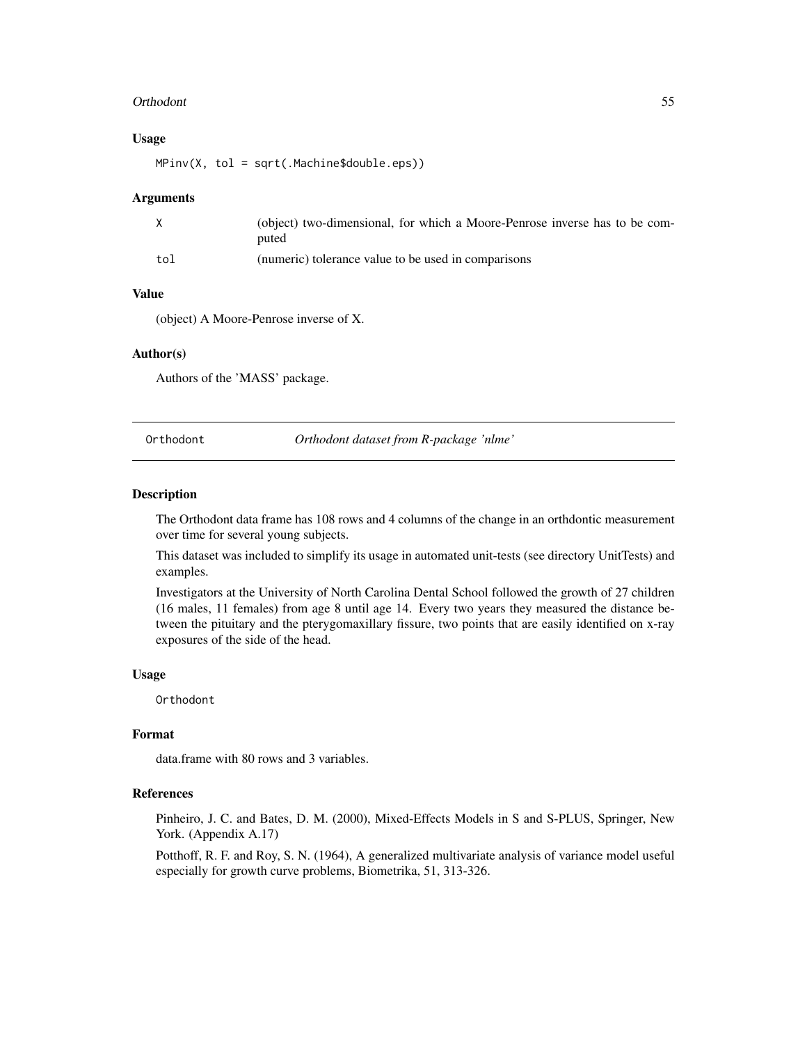### Usage

```
MPinv(X, tol = sqrt(.Machine$double.eps))
```

### Arguments

| | |
|---|---|
| X | (object) two-dimensional, for which a Moore-Penrose inverse has to be computed |
| tol | (numeric) tolerance value to be used in comparisons |

### Value

(object) A Moore-Penrose inverse of X.

### Author(s)

Authors of the 'MASS' package.

---

## Orthodont — *Orthodont dataset from R-package 'nlme'*

---

### Description

The Orthodont data frame has 108 rows and 4 columns of the change in an orthdontic measurement over time for several young subjects.

This dataset was included to simplify its usage in automated unit-tests (see directory UnitTests) and examples.

Investigators at the University of North Carolina Dental School followed the growth of 27 children (16 males, 11 females) from age 8 until age 14. Every two years they measured the distance between the pituitary and the pterygomaxillary fissure, two points that are easily identified on x-ray exposures of the side of the head.

### Usage

```
Orthodont
```

### Format

data.frame with 80 rows and 3 variables.

### References

Pinheiro, J. C. and Bates, D. M. (2000), Mixed-Effects Models in S and S-PLUS, Springer, New York. (Appendix A.17)

Potthoff, R. F. and Roy, S. N. (1964), A generalized multivariate analysis of variance model useful especially for growth curve problems, Biometrika, 51, 313-326.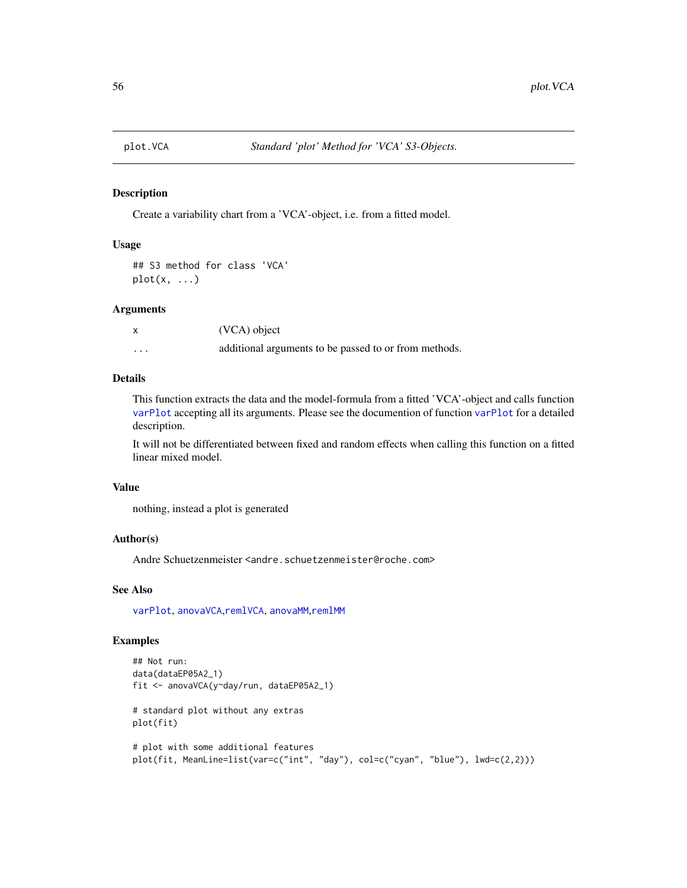plot.VCA    *Standard 'plot' Method for 'VCA' S3-Objects.*

## Description

Create a variability chart from a 'VCA'-object, i.e. from a fitted model.

## Usage

```
## S3 method for class 'VCA'
plot(x, ...)
```

## Arguments

| | |
|---|---|
| x | (VCA) object |
| ... | additional arguments to be passed to or from methods. |

## Details

This function extracts the data and the model-formula from a fitted 'VCA'-object and calls function `varPlot` accepting all its arguments. Please see the documention of function `varPlot` for a detailed description.

It will not be differentiated between fixed and random effects when calling this function on a fitted linear mixed model.

## Value

nothing, instead a plot is generated

## Author(s)

Andre Schuetzenmeister <andre.schuetzenmeister@roche.com>

## See Also

`varPlot`, `anovaVCA`,`remlVCA`, `anovaMM`,`remlMM`

## Examples

```
## Not run:
data(dataEP05A2_1)
fit <- anovaVCA(y~day/run, dataEP05A2_1)

# standard plot without any extras
plot(fit)

# plot with some additional features
plot(fit, MeanLine=list(var=c("int", "day"), col=c("cyan", "blue"), lwd=c(2,2)))
```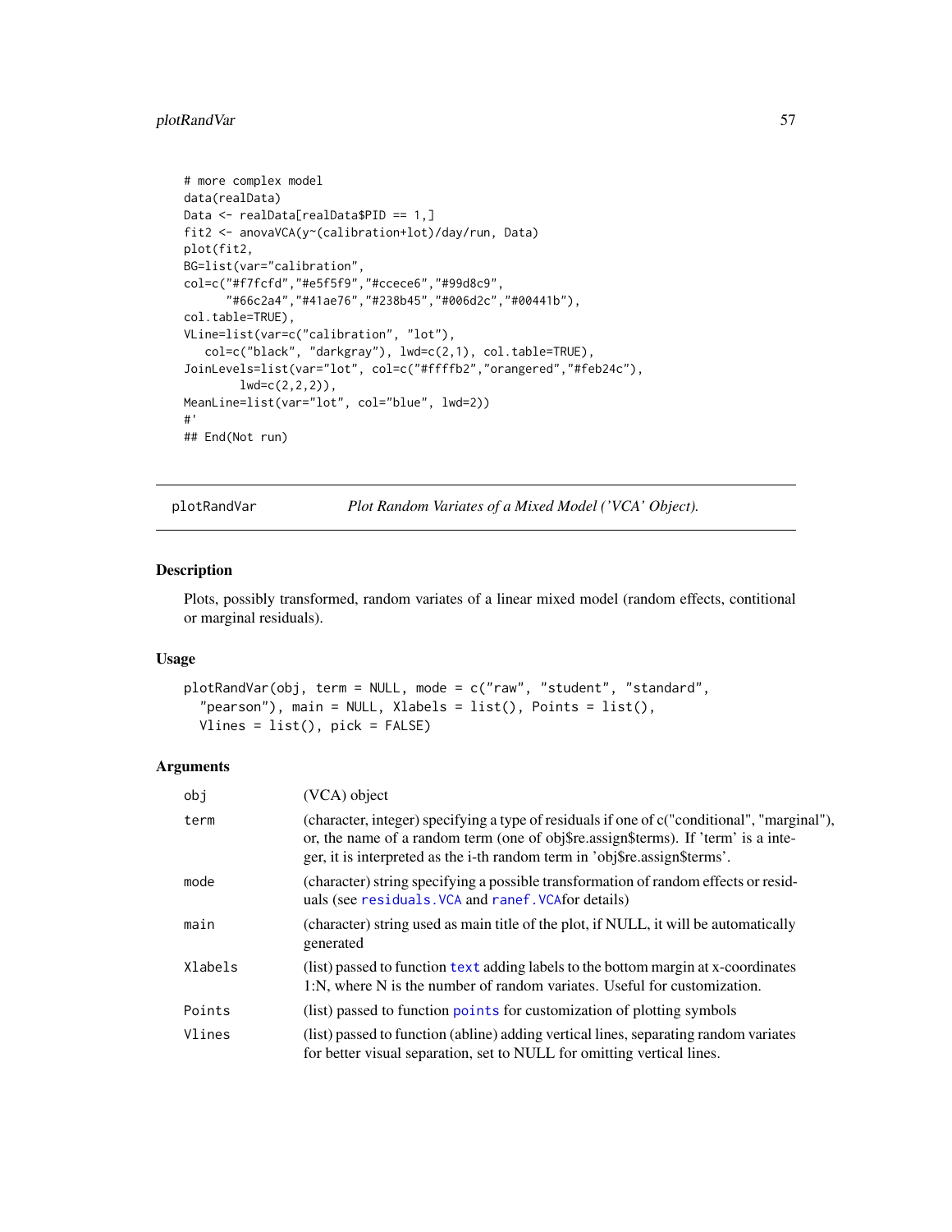```
# more complex model
data(realData)
Data <- realData[realData$PID == 1,]
fit2 <- anovaVCA(y~(calibration+lot)/day/run, Data)
plot(fit2,
BG=list(var="calibration",
col=c("#f7fcfd","#e5f5f9","#ccece6","#99d8c9",
      "#66c2a4","#41ae76","#238b45","#006d2c","#00441b"),
col.table=TRUE),
VLine=list(var=c("calibration", "lot"),
   col=c("black", "darkgray"), lwd=c(2,1), col.table=TRUE),
JoinLevels=list(var="lot", col=c("#ffffb2","orangered","#feb24c"),
        lwd=c(2,2,2)),
MeanLine=list(var="lot", col="blue", lwd=2))
#'
## End(Not run)
```

---

plotRandVar    *Plot Random Variates of a Mixed Model ('VCA' Object).*

---

## Description

Plots, possibly transformed, random variates of a linear mixed model (random effects, contitional or marginal residuals).

## Usage

```
plotRandVar(obj, term = NULL, mode = c("raw", "student", "standard",
  "pearson"), main = NULL, Xlabels = list(), Points = list(),
  Vlines = list(), pick = FALSE)
```

## Arguments

| | |
|---|---|
| obj | (VCA) object |
| term | (character, integer) specifying a type of residuals if one of c("conditional", "marginal"), or, the name of a random term (one of obj$re.assign$terms). If 'term' is a integer, it is interpreted as the i-th random term in 'obj$re.assign$terms'. |
| mode | (character) string specifying a possible transformation of random effects or residuals (see residuals.VCA and ranef.VCAfor details) |
| main | (character) string used as main title of the plot, if NULL, it will be automatically generated |
| Xlabels | (list) passed to function text adding labels to the bottom margin at x-coordinates 1:N, where N is the number of random variates. Useful for customization. |
| Points | (list) passed to function points for customization of plotting symbols |
| Vlines | (list) passed to function (abline) adding vertical lines, separating random variates for better visual separation, set to NULL for omitting vertical lines. |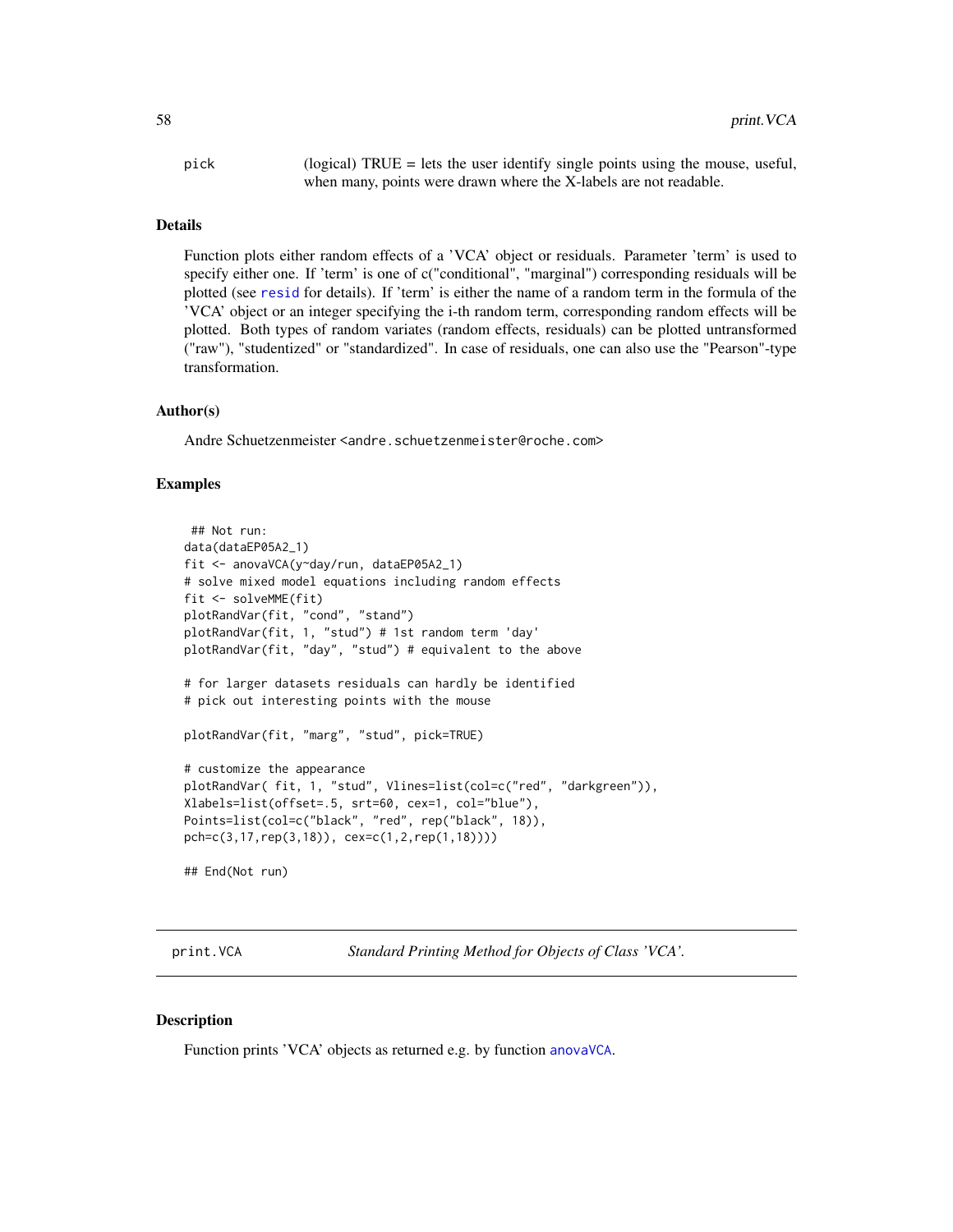pick (logical) TRUE = lets the user identify single points using the mouse, useful, when many, points were drawn where the X-labels are not readable.

### Details

Function plots either random effects of a 'VCA' object or residuals. Parameter 'term' is used to specify either one. If 'term' is one of c("conditional", "marginal") corresponding residuals will be plotted (see resid for details). If 'term' is either the name of a random term in the formula of the 'VCA' object or an integer specifying the i-th random term, corresponding random effects will be plotted. Both types of random variates (random effects, residuals) can be plotted untransformed ("raw"), "studentized" or "standardized". In case of residuals, one can also use the "Pearson"-type transformation.

### Author(s)

Andre Schuetzenmeister <andre.schuetzenmeister@roche.com>

### Examples

```
 ## Not run:
data(dataEP05A2_1)
fit <- anovaVCA(y~day/run, dataEP05A2_1)
# solve mixed model equations including random effects
fit <- solveMME(fit)
plotRandVar(fit, "cond", "stand")
plotRandVar(fit, 1, "stud") # 1st random term 'day'
plotRandVar(fit, "day", "stud") # equivalent to the above

# for larger datasets residuals can hardly be identified
# pick out interesting points with the mouse

plotRandVar(fit, "marg", "stud", pick=TRUE)

# customize the appearance
plotRandVar( fit, 1, "stud", Vlines=list(col=c("red", "darkgreen")),
Xlabels=list(offset=.5, srt=60, cex=1, col="blue"),
Points=list(col=c("black", "red", rep("black", 18)),
pch=c(3,17,rep(3,18)), cex=c(1,2,rep(1,18))))

## End(Not run)
```

## print.VCA *Standard Printing Method for Objects of Class 'VCA'.*

### Description

Function prints 'VCA' objects as returned e.g. by function anovaVCA.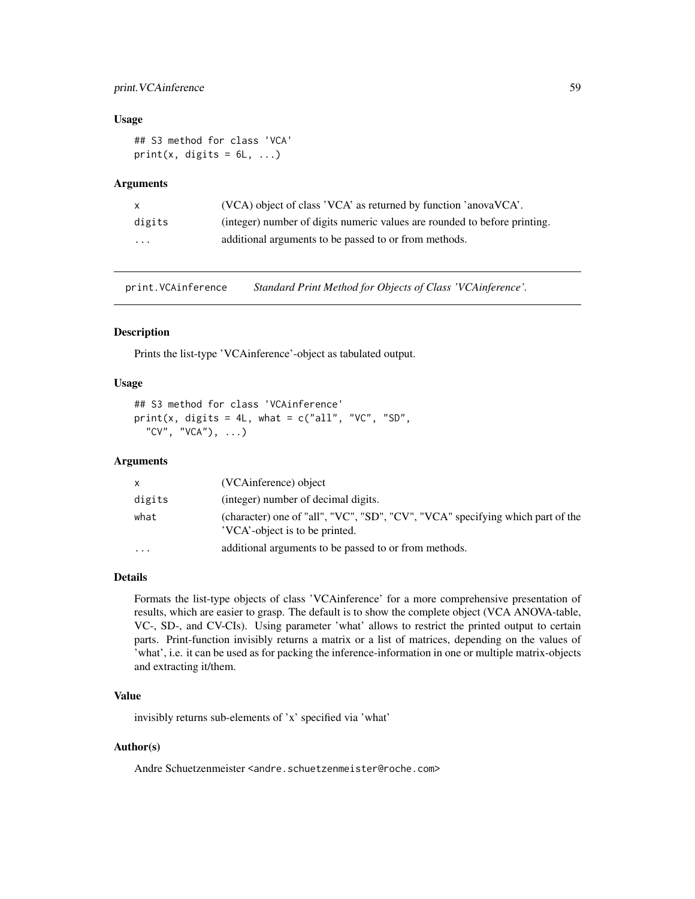### Usage

```
## S3 method for class 'VCA'
print(x, digits = 6L, ...)
```

### Arguments

| | |
|---|---|
| x | (VCA) object of class 'VCA' as returned by function 'anovaVCA'. |
| digits | (integer) number of digits numeric values are rounded to before printing. |
| ... | additional arguments to be passed to or from methods. |

---

## print.VCAinference — *Standard Print Method for Objects of Class 'VCAinference'.*

---

### Description

Prints the list-type 'VCAinference'-object as tabulated output.

### Usage

```
## S3 method for class 'VCAinference'
print(x, digits = 4L, what = c("all", "VC", "SD",
  "CV", "VCA"), ...)
```

### Arguments

| | |
|---|---|
| x | (VCAinference) object |
| digits | (integer) number of decimal digits. |
| what | (character) one of "all", "VC", "SD", "CV", "VCA" specifying which part of the 'VCA'-object is to be printed. |
| ... | additional arguments to be passed to or from methods. |

### Details

Formats the list-type objects of class 'VCAinference' for a more comprehensive presentation of results, which are easier to grasp. The default is to show the complete object (VCA ANOVA-table, VC-, SD-, and CV-CIs). Using parameter 'what' allows to restrict the printed output to certain parts. Print-function invisibly returns a matrix or a list of matrices, depending on the values of 'what', i.e. it can be used as for packing the inference-information in one or multiple matrix-objects and extracting it/them.

### Value

invisibly returns sub-elements of 'x' specified via 'what'

### Author(s)

Andre Schuetzenmeister <andre.schuetzenmeister@roche.com>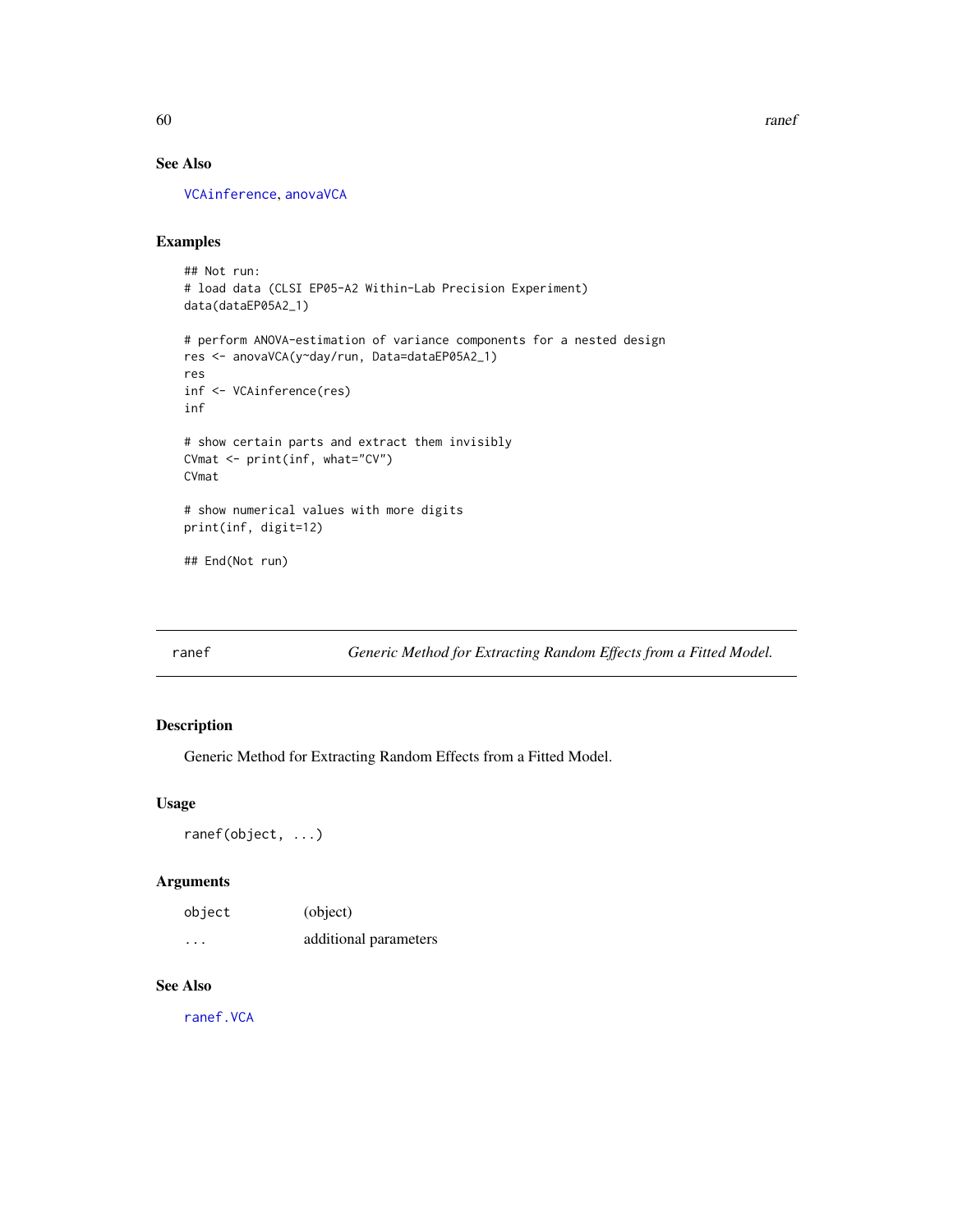## See Also

VCAinference, anovaVCA

## Examples

```
## Not run:
# load data (CLSI EP05-A2 Within-Lab Precision Experiment)
data(dataEP05A2_1)

# perform ANOVA-estimation of variance components for a nested design
res <- anovaVCA(y~day/run, Data=dataEP05A2_1)
res
inf <- VCAinference(res)
inf

# show certain parts and extract them invisibly
CVmat <- print(inf, what="CV")
CVmat

# show numerical values with more digits
print(inf, digit=12)

## End(Not run)
```

---

# ranef — *Generic Method for Extracting Random Effects from a Fitted Model.*

## Description

Generic Method for Extracting Random Effects from a Fitted Model.

## Usage

```
ranef(object, ...)
```

## Arguments

| | |
|---|---|
| object | (object) |
| ... | additional parameters |

## See Also

ranef.VCA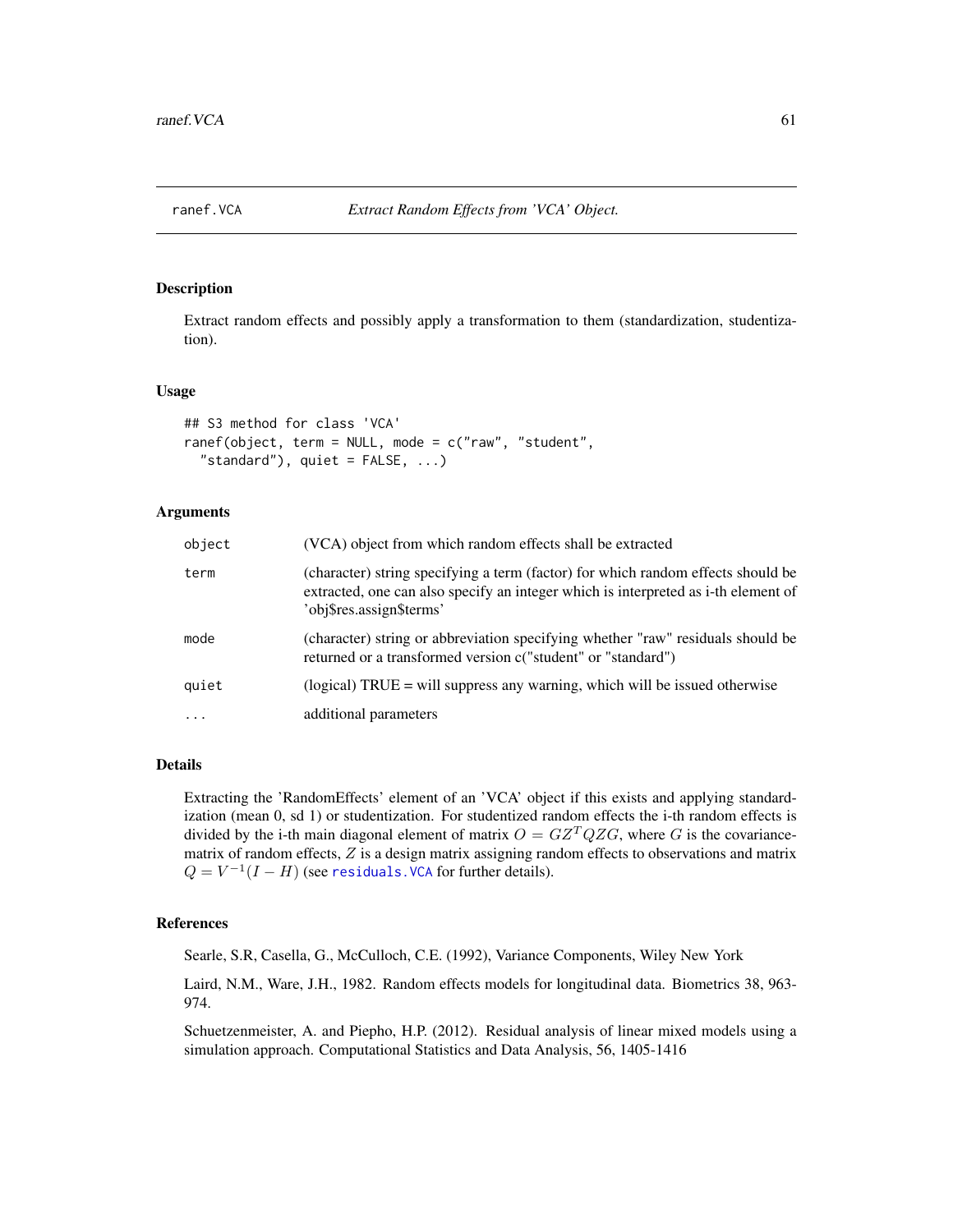# ranef.VCA — *Extract Random Effects from 'VCA' Object.*

## Description

Extract random effects and possibly apply a transformation to them (standardization, studentization).

## Usage

```
## S3 method for class 'VCA'
ranef(object, term = NULL, mode = c("raw", "student",
  "standard"), quiet = FALSE, ...)
```

## Arguments

| | |
|---|---|
| `object` | (VCA) object from which random effects shall be extracted |
| `term` | (character) string specifying a term (factor) for which random effects should be extracted, one can also specify an integer which is interpreted as i-th element of 'obj$res.assign$terms' |
| `mode` | (character) string or abbreviation specifying whether "raw" residuals should be returned or a transformed version c("student" or "standard") |
| `quiet` | (logical) TRUE = will suppress any warning, which will be issued otherwise |
| `...` | additional parameters |

## Details

Extracting the 'RandomEffects' element of an 'VCA' object if this exists and applying standardization (mean 0, sd 1) or studentization. For studentized random effects the i-th random effects is divided by the i-th main diagonal element of matrix $O = GZ^TQZG$, where $G$ is the covariance-matrix of random effects, $Z$ is a design matrix assigning random effects to observations and matrix $Q = V^{-1}(I - H)$ (see `residuals.VCA` for further details).

## References

Searle, S.R, Casella, G., McCulloch, C.E. (1992), Variance Components, Wiley New York

Laird, N.M., Ware, J.H., 1982. Random effects models for longitudinal data. Biometrics 38, 963-974.

Schuetzenmeister, A. and Piepho, H.P. (2012). Residual analysis of linear mixed models using a simulation approach. Computational Statistics and Data Analysis, 56, 1405-1416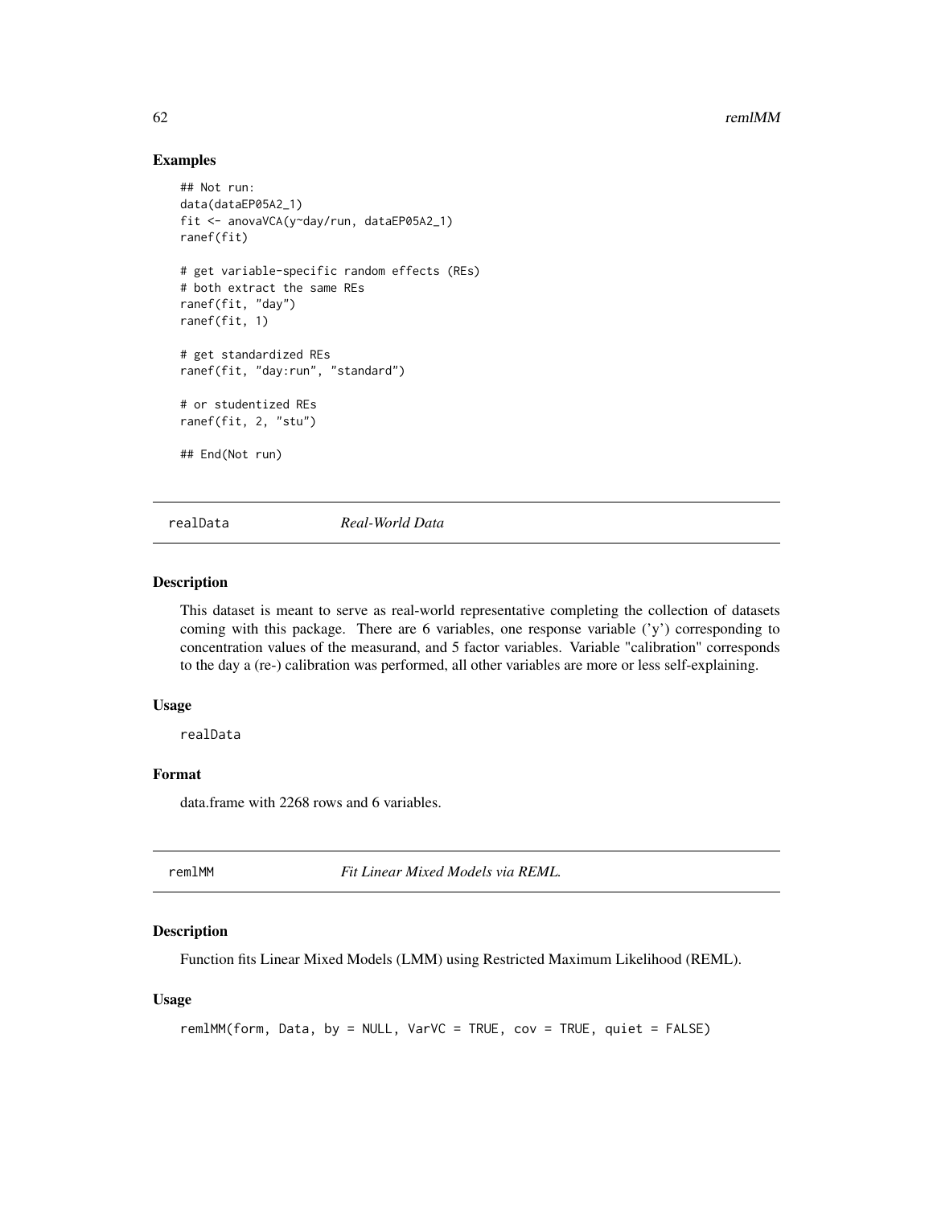### Examples

```
## Not run:
data(dataEP05A2_1)
fit <- anovaVCA(y~day/run, dataEP05A2_1)
ranef(fit)

# get variable-specific random effects (REs)
# both extract the same REs
ranef(fit, "day")
ranef(fit, 1)

# get standardized REs
ranef(fit, "day:run", "standard")

# or studentized REs
ranef(fit, 2, "stu")

## End(Not run)
```

---

## realData    *Real-World Data*

### Description

This dataset is meant to serve as real-world representative completing the collection of datasets coming with this package. There are 6 variables, one response variable ('y') corresponding to concentration values of the measurand, and 5 factor variables. Variable "calibration" corresponds to the day a (re-) calibration was performed, all other variables are more or less self-explaining.

### Usage

```
realData
```

### Format

data.frame with 2268 rows and 6 variables.

---

## remlMM    *Fit Linear Mixed Models via REML.*

### Description

Function fits Linear Mixed Models (LMM) using Restricted Maximum Likelihood (REML).

### Usage

```
remlMM(form, Data, by = NULL, VarVC = TRUE, cov = TRUE, quiet = FALSE)
```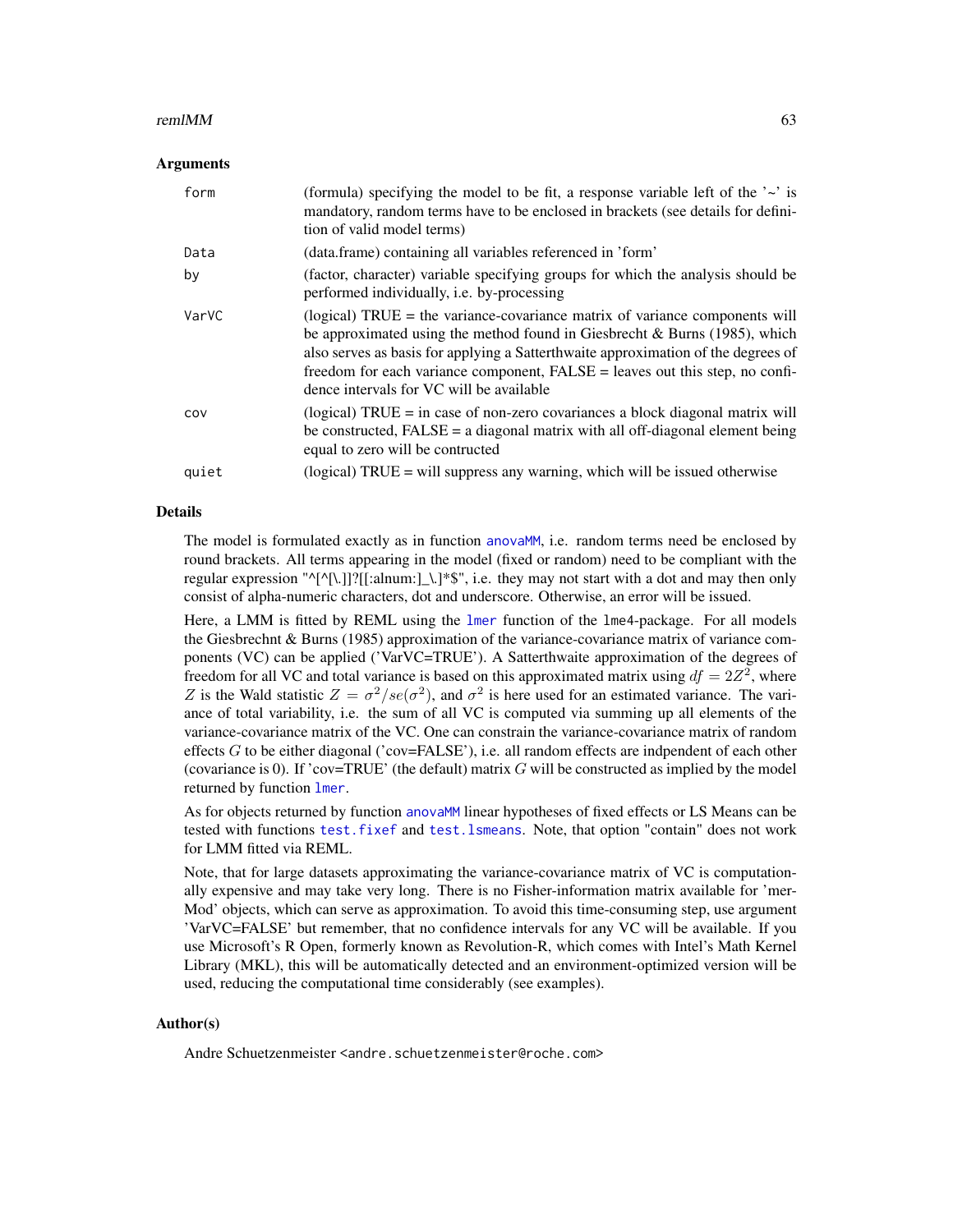### Arguments

| | |
|---|---|
| form | (formula) specifying the model to be fit, a response variable left of the '~' is mandatory, random terms have to be enclosed in brackets (see details for definition of valid model terms) |
| Data | (data.frame) containing all variables referenced in 'form' |
| by | (factor, character) variable specifying groups for which the analysis should be performed individually, i.e. by-processing |
| VarVC | (logical) TRUE = the variance-covariance matrix of variance components will be approximated using the method found in Giesbrecht & Burns (1985), which also serves as basis for applying a Satterthwaite approximation of the degrees of freedom for each variance component, FALSE = leaves out this step, no confidence intervals for VC will be available |
| cov | (logical) TRUE = in case of non-zero covariances a block diagonal matrix will be constructed, FALSE = a diagonal matrix with all off-diagonal element being equal to zero will be contructed |
| quiet | (logical) TRUE = will suppress any warning, which will be issued otherwise |

### Details

The model is formulated exactly as in function anovaMM, i.e. random terms need be enclosed by round brackets. All terms appearing in the model (fixed or random) need to be compliant with the regular expression "^[^[\.]]?[[:alnum:]_\.]*$", i.e. they may not start with a dot and may then only consist of alpha-numeric characters, dot and underscore. Otherwise, an error will be issued.

Here, a LMM is fitted by REML using the lmer function of the lme4-package. For all models the Giesbrechnt & Burns (1985) approximation of the variance-covariance matrix of variance components (VC) can be applied ('VarVC=TRUE'). A Satterthwaite approximation of the degrees of freedom for all VC and total variance is based on this approximated matrix using $df = 2Z^2$, where $Z$ is the Wald statistic $Z = \sigma^2/se(\sigma^2)$, and $\sigma^2$ is here used for an estimated variance. The variance of total variability, i.e. the sum of all VC is computed via summing up all elements of the variance-covariance matrix of the VC. One can constrain the variance-covariance matrix of random effects $G$ to be either diagonal ('cov=FALSE'), i.e. all random effects are indpendent of each other (covariance is 0). If 'cov=TRUE' (the default) matrix $G$ will be constructed as implied by the model returned by function lmer.

As for objects returned by function anovaMM linear hypotheses of fixed effects or LS Means can be tested with functions test.fixef and test.lsmeans. Note, that option "contain" does not work for LMM fitted via REML.

Note, that for large datasets approximating the variance-covariance matrix of VC is computationally expensive and may take very long. There is no Fisher-information matrix available for 'merMod' objects, which can serve as approximation. To avoid this time-consuming step, use argument 'VarVC=FALSE' but remember, that no confidence intervals for any VC will be available. If you use Microsoft's R Open, formerly known as Revolution-R, which comes with Intel's Math Kernel Library (MKL), this will be automatically detected and an environment-optimized version will be used, reducing the computational time considerably (see examples).

### Author(s)

Andre Schuetzenmeister <andre.schuetzenmeister@roche.com>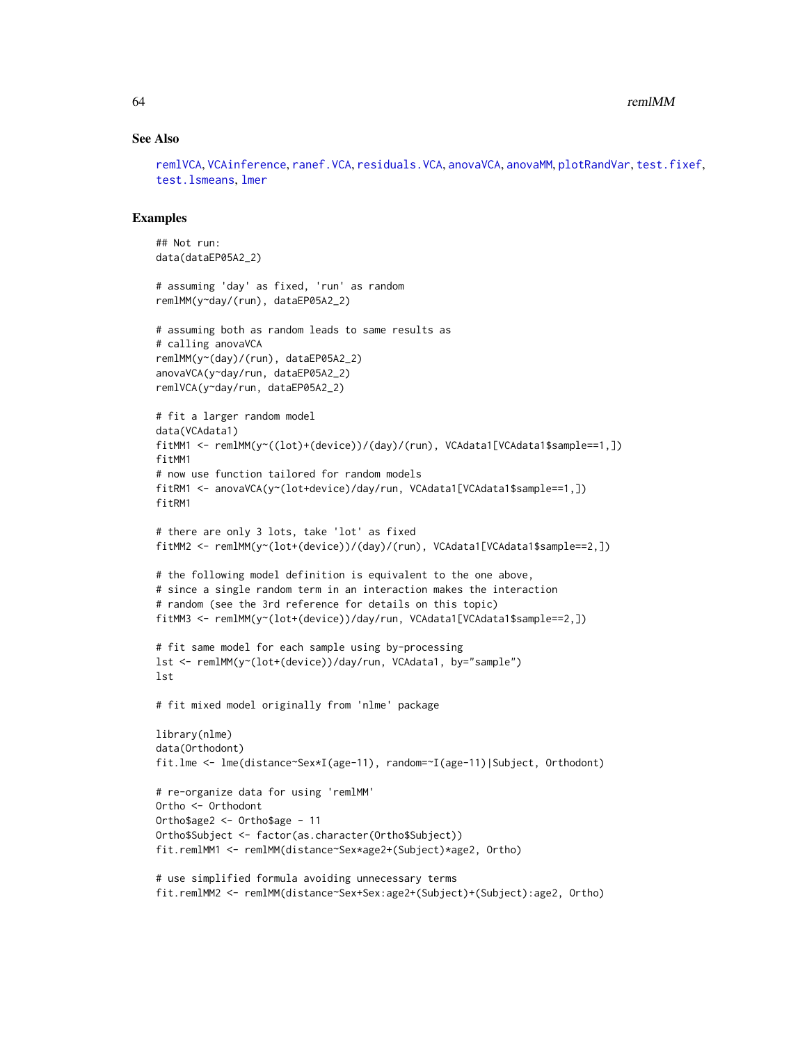## See Also

remlVCA, VCAinference, ranef.VCA, residuals.VCA, anovaVCA, anovaMM, plotRandVar, test.fixef, test.lsmeans, lmer

## Examples

```
## Not run:
data(dataEP05A2_2)

# assuming 'day' as fixed, 'run' as random
remlMM(y~day/(run), dataEP05A2_2)

# assuming both as random leads to same results as
# calling anovaVCA
remlMM(y~(day)/(run), dataEP05A2_2)
anovaVCA(y~day/run, dataEP05A2_2)
remlVCA(y~day/run, dataEP05A2_2)

# fit a larger random model
data(VCAdata1)
fitMM1 <- remlMM(y~((lot)+(device))/(day)/(run), VCAdata1[VCAdata1$sample==1,])
fitMM1
# now use function tailored for random models
fitRM1 <- anovaVCA(y~(lot+device)/day/run, VCAdata1[VCAdata1$sample==1,])
fitRM1

# there are only 3 lots, take 'lot' as fixed
fitMM2 <- remlMM(y~(lot+(device))/(day)/(run), VCAdata1[VCAdata1$sample==2,])

# the following model definition is equivalent to the one above,
# since a single random term in an interaction makes the interaction
# random (see the 3rd reference for details on this topic)
fitMM3 <- remlMM(y~(lot+(device))/day/run, VCAdata1[VCAdata1$sample==2,])

# fit same model for each sample using by-processing
lst <- remlMM(y~(lot+(device))/day/run, VCAdata1, by="sample")
lst

# fit mixed model originally from 'nlme' package

library(nlme)
data(Orthodont)
fit.lme <- lme(distance~Sex*I(age-11), random=~I(age-11)|Subject, Orthodont)

# re-organize data for using 'remlMM'
Ortho <- Orthodont
Ortho$age2 <- Ortho$age - 11
Ortho$Subject <- factor(as.character(Ortho$Subject))
fit.remlMM1 <- remlMM(distance~Sex*age2+(Subject)*age2, Ortho)

# use simplified formula avoiding unnecessary terms
fit.remlMM2 <- remlMM(distance~Sex+Sex:age2+(Subject)+(Subject):age2, Ortho)
```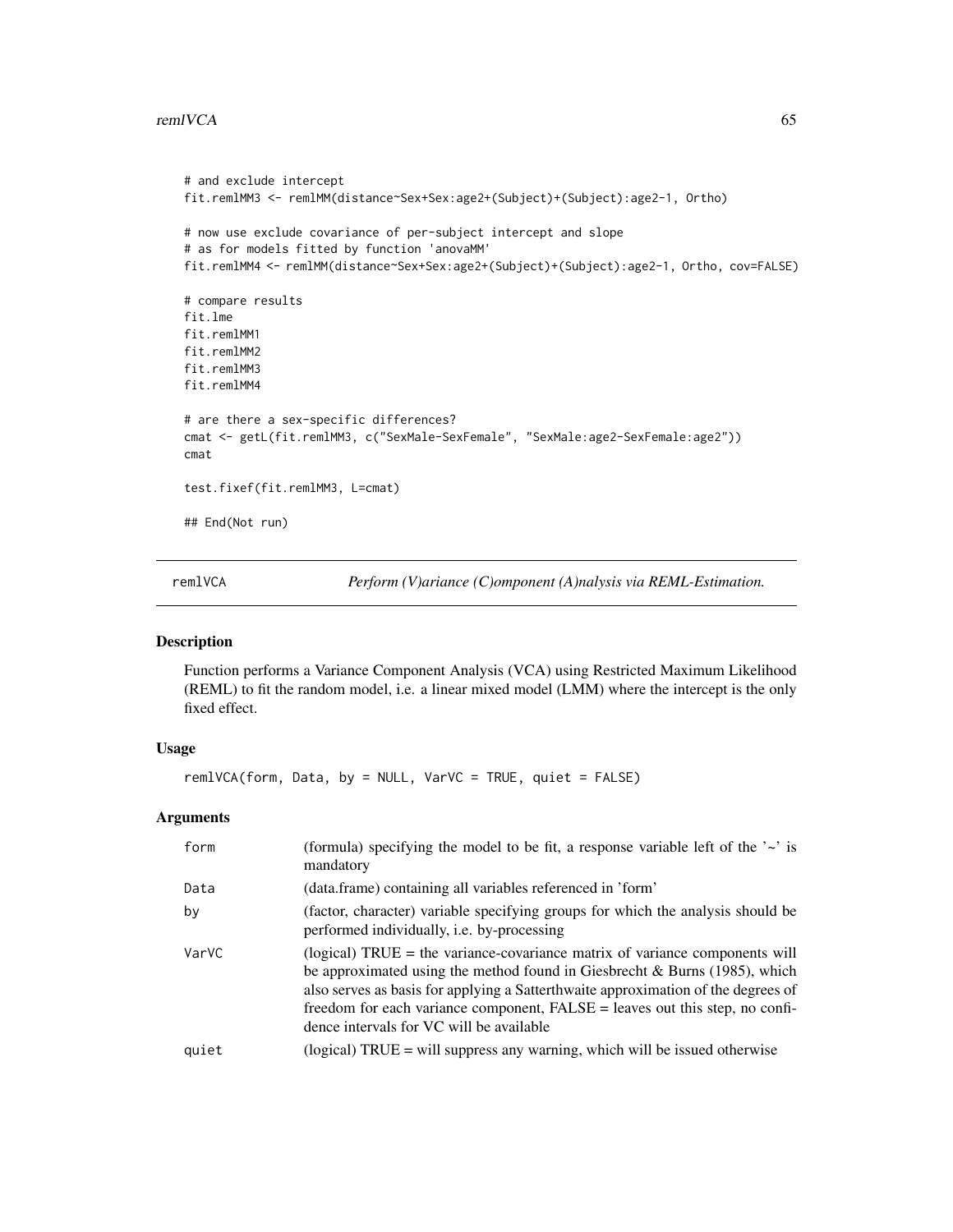```
# and exclude intercept
fit.remlMM3 <- remlMM(distance~Sex+Sex:age2+(Subject)+(Subject):age2-1, Ortho)

# now use exclude covariance of per-subject intercept and slope
# as for models fitted by function 'anovaMM'
fit.remlMM4 <- remlMM(distance~Sex+Sex:age2+(Subject)+(Subject):age2-1, Ortho, cov=FALSE)

# compare results
fit.lme
fit.remlMM1
fit.remlMM2
fit.remlMM3
fit.remlMM4

# are there a sex-specific differences?
cmat <- getL(fit.remlMM3, c("SexMale-SexFemale", "SexMale:age2-SexFemale:age2"))
cmat

test.fixef(fit.remlMM3, L=cmat)

## End(Not run)
```

## remlVCA — *Perform (V)ariance (C)omponent (A)nalysis via REML-Estimation.*

### Description

Function performs a Variance Component Analysis (VCA) using Restricted Maximum Likelihood (REML) to fit the random model, i.e. a linear mixed model (LMM) where the intercept is the only fixed effect.

### Usage

```
remlVCA(form, Data, by = NULL, VarVC = TRUE, quiet = FALSE)
```

### Arguments

| | |
|---|---|
| form | (formula) specifying the model to be fit, a response variable left of the '~' is mandatory |
| Data | (data.frame) containing all variables referenced in 'form' |
| by | (factor, character) variable specifying groups for which the analysis should be performed individually, i.e. by-processing |
| VarVC | (logical) TRUE = the variance-covariance matrix of variance components will be approximated using the method found in Giesbrecht & Burns (1985), which also serves as basis for applying a Satterthwaite approximation of the degrees of freedom for each variance component, FALSE = leaves out this step, no confidence intervals for VC will be available |
| quiet | (logical) TRUE = will suppress any warning, which will be issued otherwise |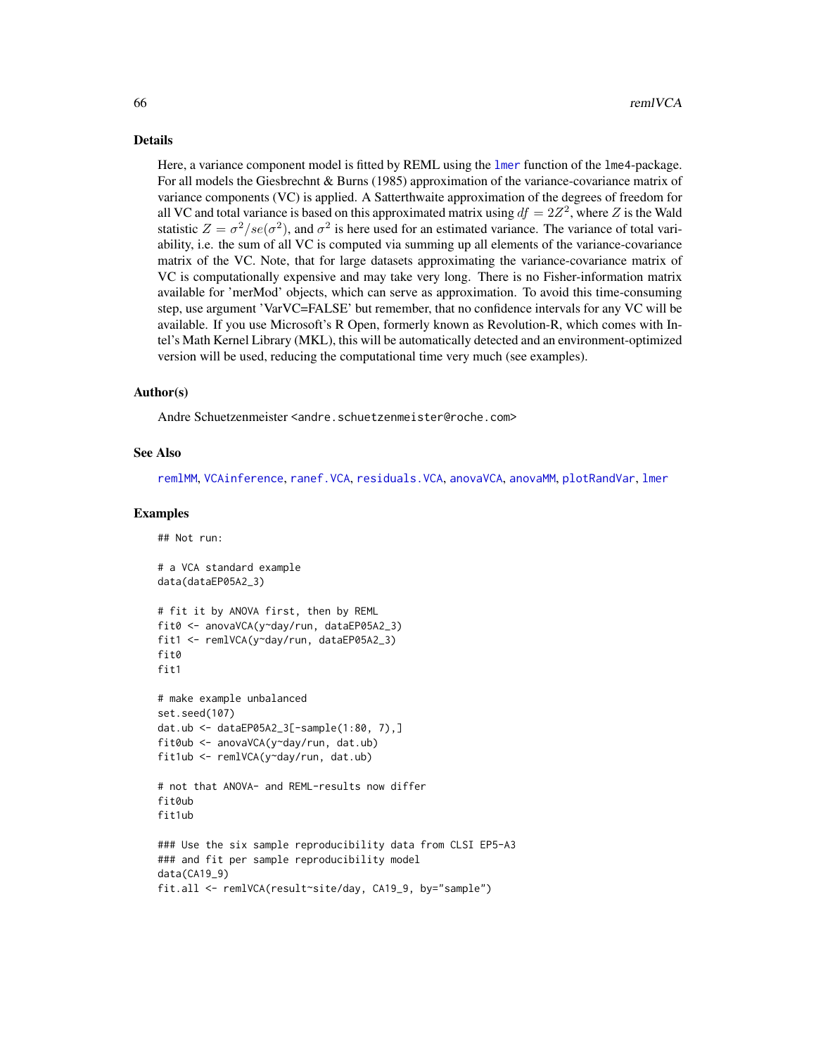## Details

Here, a variance component model is fitted by REML using the lmer function of the lme4-package. For all models the Giesbrechnt & Burns (1985) approximation of the variance-covariance matrix of variance components (VC) is applied. A Satterthwaite approximation of the degrees of freedom for all VC and total variance is based on this approximated matrix using $df = 2Z^2$, where $Z$ is the Wald statistic $Z = \sigma^2 / se(\sigma^2)$, and $\sigma^2$ is here used for an estimated variance. The variance of total variability, i.e. the sum of all VC is computed via summing up all elements of the variance-covariance matrix of the VC. Note, that for large datasets approximating the variance-covariance matrix of VC is computationally expensive and may take very long. There is no Fisher-information matrix available for 'merMod' objects, which can serve as approximation. To avoid this time-consuming step, use argument 'VarVC=FALSE' but remember, that no confidence intervals for any VC will be available. If you use Microsoft's R Open, formerly known as Revolution-R, which comes with Intel's Math Kernel Library (MKL), this will be automatically detected and an environment-optimized version will be used, reducing the computational time very much (see examples).

## Author(s)

Andre Schuetzenmeister <andre.schuetzenmeister@roche.com>

## See Also

remlMM, VCAinference, ranef.VCA, residuals.VCA, anovaVCA, anovaMM, plotRandVar, lmer

## Examples

```
## Not run:

# a VCA standard example
data(dataEP05A2_3)

# fit it by ANOVA first, then by REML
fit0 <- anovaVCA(y~day/run, dataEP05A2_3)
fit1 <- remlVCA(y~day/run, dataEP05A2_3)
fit0
fit1

# make example unbalanced
set.seed(107)
dat.ub <- dataEP05A2_3[-sample(1:80, 7),]
fit0ub <- anovaVCA(y~day/run, dat.ub)
fit1ub <- remlVCA(y~day/run, dat.ub)

# not that ANOVA- and REML-results now differ
fit0ub
fit1ub

### Use the six sample reproducibility data from CLSI EP5-A3
### and fit per sample reproducibility model
data(CA19_9)
fit.all <- remlVCA(result~site/day, CA19_9, by="sample")
```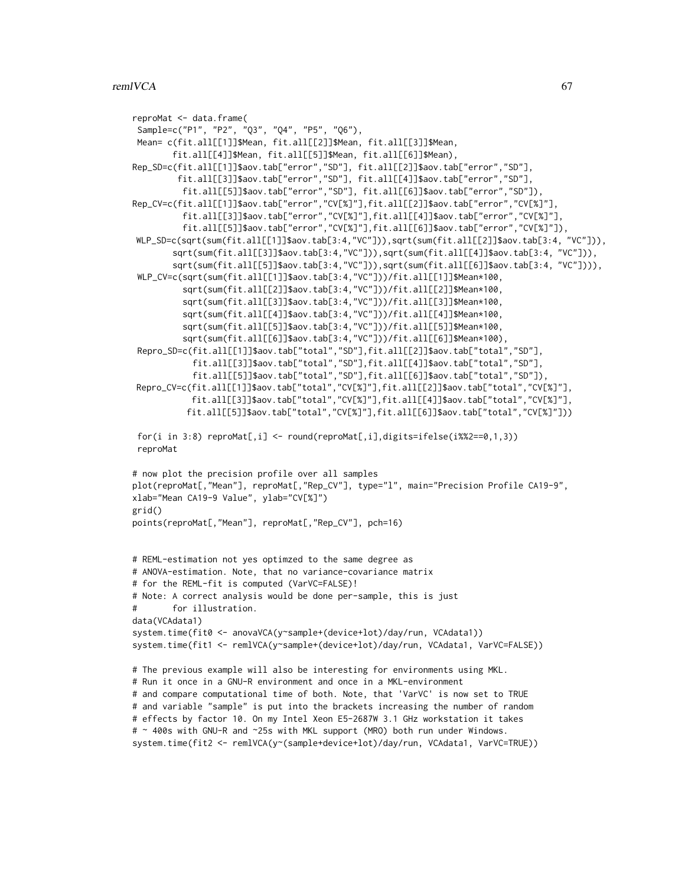```
reproMat <- data.frame(
 Sample=c("P1", "P2", "Q3", "Q4", "P5", "Q6"),
 Mean= c(fit.all[[1]]$Mean, fit.all[[2]]$Mean, fit.all[[3]]$Mean,
       fit.all[[4]]$Mean, fit.all[[5]]$Mean, fit.all[[6]]$Mean),
Rep_SD=c(fit.all[[1]]$aov.tab["error","SD"], fit.all[[2]]$aov.tab["error","SD"],
        fit.all[[3]]$aov.tab["error","SD"], fit.all[[4]]$aov.tab["error","SD"],
         fit.all[[5]]$aov.tab["error","SD"], fit.all[[6]]$aov.tab["error","SD"]),
Rep_CV=c(fit.all[[1]]$aov.tab["error","CV[%]"],fit.all[[2]]$aov.tab["error","CV[%]"],
         fit.all[[3]]$aov.tab["error","CV[%]"],fit.all[[4]]$aov.tab["error","CV[%]"],
         fit.all[[5]]$aov.tab["error","CV[%]"],fit.all[[6]]$aov.tab["error","CV[%]"]),
 WLP_SD=c(sqrt(sum(fit.all[[1]]$aov.tab[3:4,"VC"])),sqrt(sum(fit.all[[2]]$aov.tab[3:4, "VC"])),
       sqrt(sum(fit.all[[3]]$aov.tab[3:4,"VC"])),sqrt(sum(fit.all[[4]]$aov.tab[3:4, "VC"])),
       sqrt(sum(fit.all[[5]]$aov.tab[3:4,"VC"])),sqrt(sum(fit.all[[6]]$aov.tab[3:4, "VC"]))),
 WLP_CV=c(sqrt(sum(fit.all[[1]]$aov.tab[3:4,"VC"]))/fit.all[[1]]$Mean*100,
         sqrt(sum(fit.all[[2]]$aov.tab[3:4,"VC"]))/fit.all[[2]]$Mean*100,
         sqrt(sum(fit.all[[3]]$aov.tab[3:4,"VC"]))/fit.all[[3]]$Mean*100,
         sqrt(sum(fit.all[[4]]$aov.tab[3:4,"VC"]))/fit.all[[4]]$Mean*100,
         sqrt(sum(fit.all[[5]]$aov.tab[3:4,"VC"]))/fit.all[[5]]$Mean*100,
         sqrt(sum(fit.all[[6]]$aov.tab[3:4,"VC"]))/fit.all[[6]]$Mean*100),
 Repro_SD=c(fit.all[[1]]$aov.tab["total","SD"],fit.all[[2]]$aov.tab["total","SD"],
          fit.all[[3]]$aov.tab["total","SD"],fit.all[[4]]$aov.tab["total","SD"],
          fit.all[[5]]$aov.tab["total","SD"],fit.all[[6]]$aov.tab["total","SD"]),
 Repro_CV=c(fit.all[[1]]$aov.tab["total","CV[%]"],fit.all[[2]]$aov.tab["total","CV[%]"],
          fit.all[[3]]$aov.tab["total","CV[%]"],fit.all[[4]]$aov.tab["total","CV[%]"],
         fit.all[[5]]$aov.tab["total","CV[%]"],fit.all[[6]]$aov.tab["total","CV[%]"]))

 for(i in 3:8) reproMat[,i] <- round(reproMat[,i],digits=ifelse(i%%2==0,1,3))
 reproMat

# now plot the precision profile over all samples
plot(reproMat[,"Mean"], reproMat[,"Rep_CV"], type="l", main="Precision Profile CA19-9",
xlab="Mean CA19-9 Value", ylab="CV[%]")
grid()
points(reproMat[,"Mean"], reproMat[,"Rep_CV"], pch=16)


# REML-estimation not yes optimzed to the same degree as
# ANOVA-estimation. Note, that no variance-covariance matrix
# for the REML-fit is computed (VarVC=FALSE)!
# Note: A correct analysis would be done per-sample, this is just
#       for illustration.
data(VCAdata1)
system.time(fit0 <- anovaVCA(y~sample+(device+lot)/day/run, VCAdata1))
system.time(fit1 <- remlVCA(y~sample+(device+lot)/day/run, VCAdata1, VarVC=FALSE))

# The previous example will also be interesting for environments using MKL.
# Run it once in a GNU-R environment and once in a MKL-environment
# and compare computational time of both. Note, that 'VarVC' is now set to TRUE
# and variable "sample" is put into the brackets increasing the number of random
# effects by factor 10. On my Intel Xeon E5-2687W 3.1 GHz workstation it takes
# ~ 400s with GNU-R and ~25s with MKL support (MRO) both run under Windows.
system.time(fit2 <- remlVCA(y~(sample+device+lot)/day/run, VCAdata1, VarVC=TRUE))
```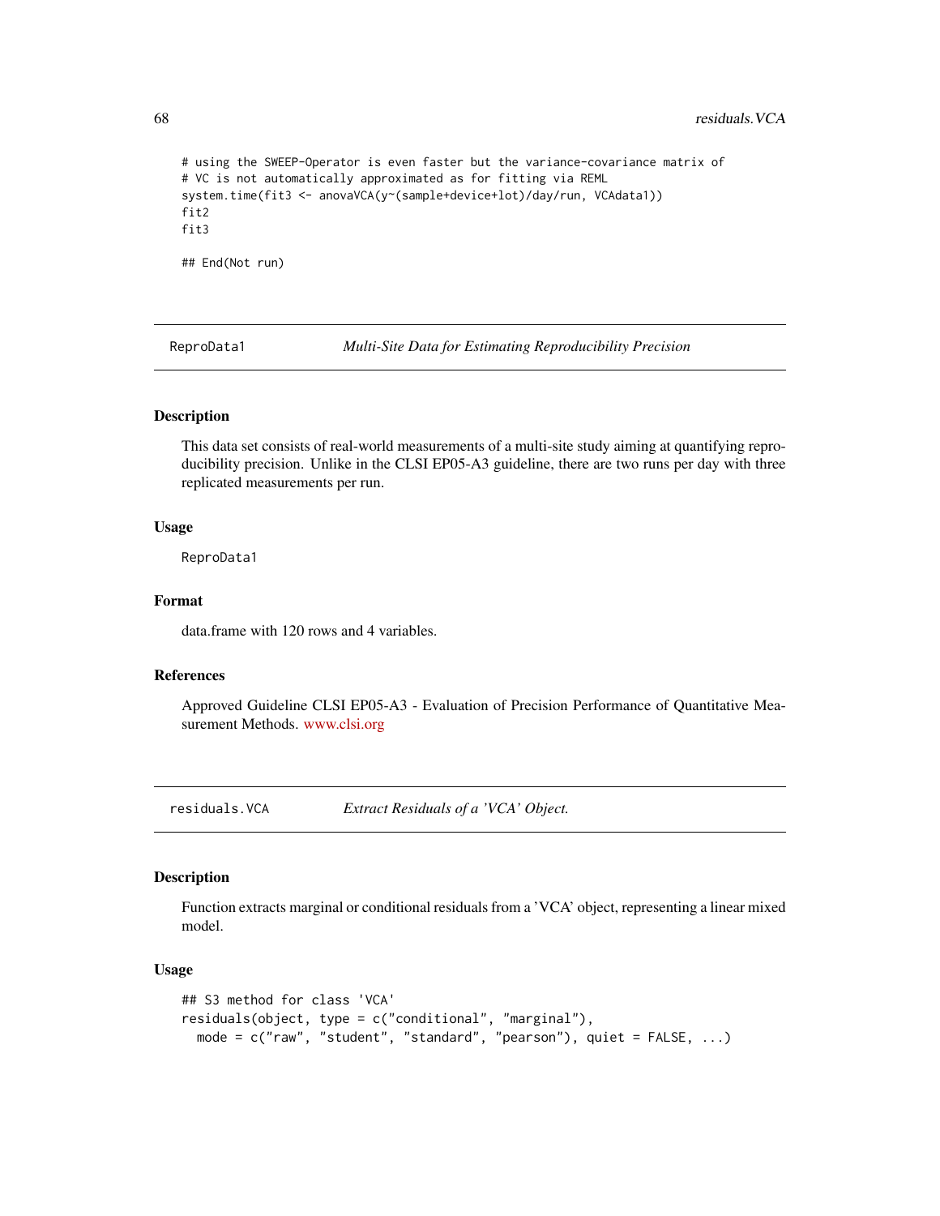```
# using the SWEEP-Operator is even faster but the variance-covariance matrix of
# VC is not automatically approximated as for fitting via REML
system.time(fit3 <- anovaVCA(y~(sample+device+lot)/day/run, VCAdata1))
fit2
fit3

## End(Not run)
```

## ReproData1 — *Multi-Site Data for Estimating Reproducibility Precision*

### Description

This data set consists of real-world measurements of a multi-site study aiming at quantifying reproducibility precision. Unlike in the CLSI EP05-A3 guideline, there are two runs per day with three replicated measurements per run.

### Usage

```
ReproData1
```

### Format

data.frame with 120 rows and 4 variables.

### References

Approved Guideline CLSI EP05-A3 - Evaluation of Precision Performance of Quantitative Measurement Methods. www.clsi.org

## residuals.VCA — *Extract Residuals of a 'VCA' Object.*

### Description

Function extracts marginal or conditional residuals from a 'VCA' object, representing a linear mixed model.

### Usage

```
## S3 method for class 'VCA'
residuals(object, type = c("conditional", "marginal"),
  mode = c("raw", "student", "standard", "pearson"), quiet = FALSE, ...)
```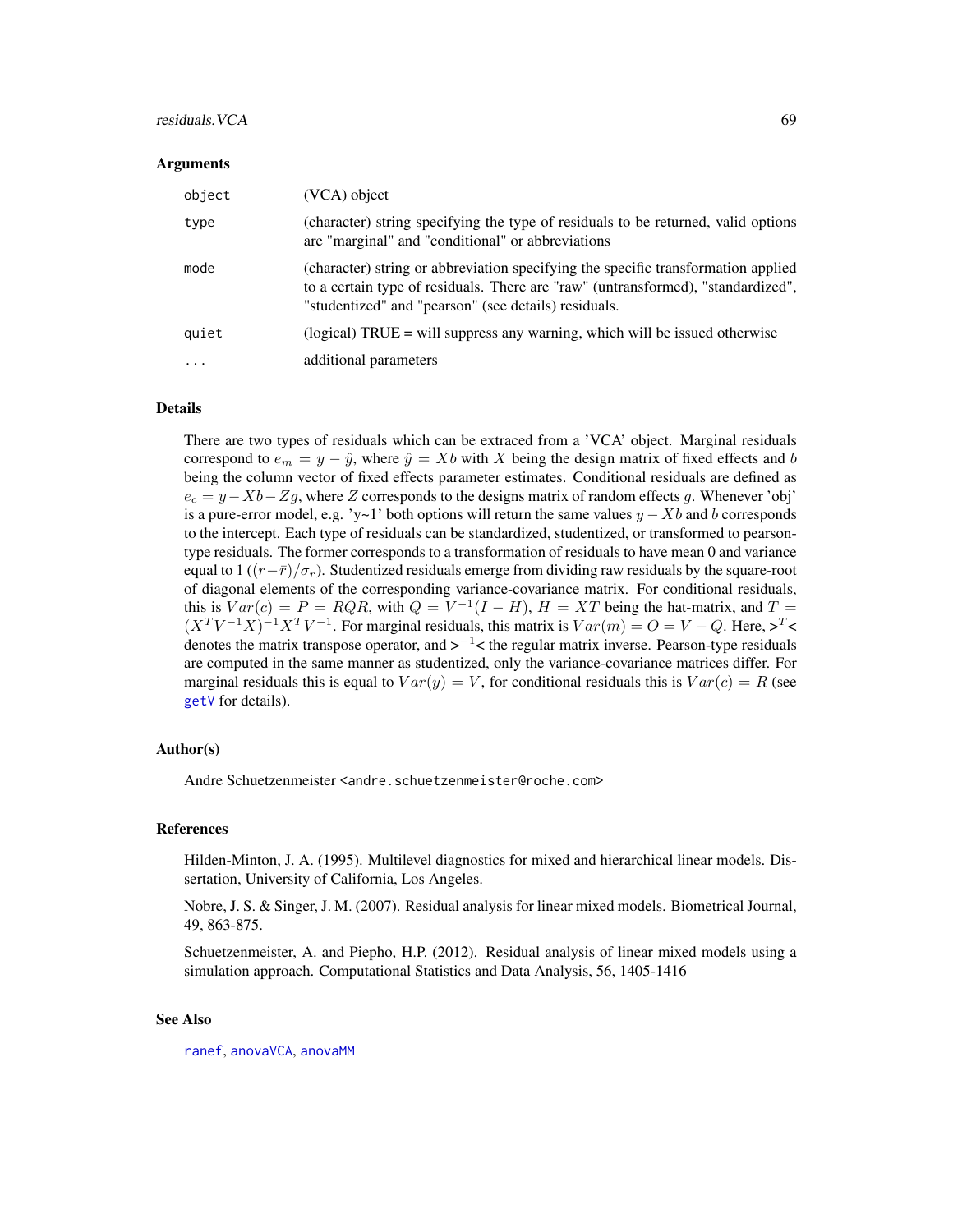### Arguments

| | |
|---|---|
| `object` | (VCA) object |
| `type` | (character) string specifying the type of residuals to be returned, valid options are "marginal" and "conditional" or abbreviations |
| `mode` | (character) string or abbreviation specifying the specific transformation applied to a certain type of residuals. There are "raw" (untransformed), "standardized", "studentized" and "pearson" (see details) residuals. |
| `quiet` | (logical) TRUE = will suppress any warning, which will be issued otherwise |
| `...` | additional parameters |

### Details

There are two types of residuals which can be extraced from a 'VCA' object. Marginal residuals correspond to $e_m = y - \hat{y}$, where $\hat{y} = Xb$ with $X$ being the design matrix of fixed effects and $b$ being the column vector of fixed effects parameter estimates. Conditional residuals are defined as $e_c = y - Xb - Zg$, where $Z$ corresponds to the designs matrix of random effects $g$. Whenever 'obj' is a pure-error model, e.g. 'y~1' both options will return the same values $y - Xb$ and $b$ corresponds to the intercept. Each type of residuals can be standardized, studentized, or transformed to pearson-type residuals. The former corresponds to a transformation of residuals to have mean 0 and variance equal to 1 ($(r - \bar{r})/\sigma_r$). Studentized residuals emerge from dividing raw residuals by the square-root of diagonal elements of the corresponding variance-covariance matrix. For conditional residuals, this is $Var(c) = P = RQR$, with $Q = V^{-1}(I - H)$, $H = XT$ being the hat-matrix, and $T = (X^T V^{-1} X)^{-1} X^T V^{-1}$. For marginal residuals, this matrix is $Var(m) = O = V - Q$. Here, >$^T$< denotes the matrix transpose operator, and >$^{-1}$< the regular matrix inverse. Pearson-type residuals are computed in the same manner as studentized, only the variance-covariance matrices differ. For marginal residuals this is equal to $Var(y) = V$, for conditional residuals this is $Var(c) = R$ (see getV for details).

### Author(s)

Andre Schuetzenmeister <andre.schuetzenmeister@roche.com>

### References

Hilden-Minton, J. A. (1995). Multilevel diagnostics for mixed and hierarchical linear models. Dissertation, University of California, Los Angeles.

Nobre, J. S. & Singer, J. M. (2007). Residual analysis for linear mixed models. Biometrical Journal, 49, 863-875.

Schuetzenmeister, A. and Piepho, H.P. (2012). Residual analysis of linear mixed models using a simulation approach. Computational Statistics and Data Analysis, 56, 1405-1416

### See Also

ranef, anovaVCA, anovaMM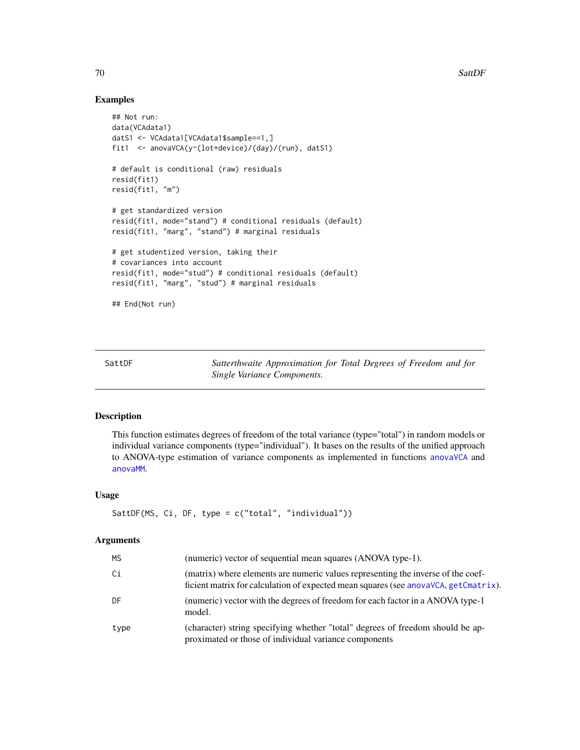## Examples

```
## Not run:
data(VCAdata1)
datS1 <- VCAdata1[VCAdata1$sample==1,]
fit1  <- anovaVCA(y~(lot+device)/(day)/(run), datS1)

# default is conditional (raw) residuals
resid(fit1)
resid(fit1, "m")

# get standardized version
resid(fit1, mode="stand") # conditional residuals (default)
resid(fit1, "marg", "stand") # marginal residuals

# get studentized version, taking their
# covariances into account
resid(fit1, mode="stud") # conditional residuals (default)
resid(fit1, "marg", "stud") # marginal residuals

## End(Not run)
```

---

`SattDF` *Satterthwaite Approximation for Total Degrees of Freedom and for Single Variance Components.*

---

## Description

This function estimates degrees of freedom of the total variance (type="total") in random models or individual variance components (type="individual"). It bases on the results of the unified approach to ANOVA-type estimation of variance components as implemented in functions `anovaVCA` and `anovaMM`.

## Usage

```
SattDF(MS, Ci, DF, type = c("total", "individual"))
```

## Arguments

| | |
|---|---|
| `MS` | (numeric) vector of sequential mean squares (ANOVA type-1). |
| `Ci` | (matrix) where elements are numeric values representing the inverse of the coefficient matrix for calculation of expected mean squares (see `anovaVCA`, `getCmatrix`). |
| `DF` | (numeric) vector with the degrees of freedom for each factor in a ANOVA type-1 model. |
| `type` | (character) string specifying whether "total" degrees of freedom should be approximated or those of individual variance components |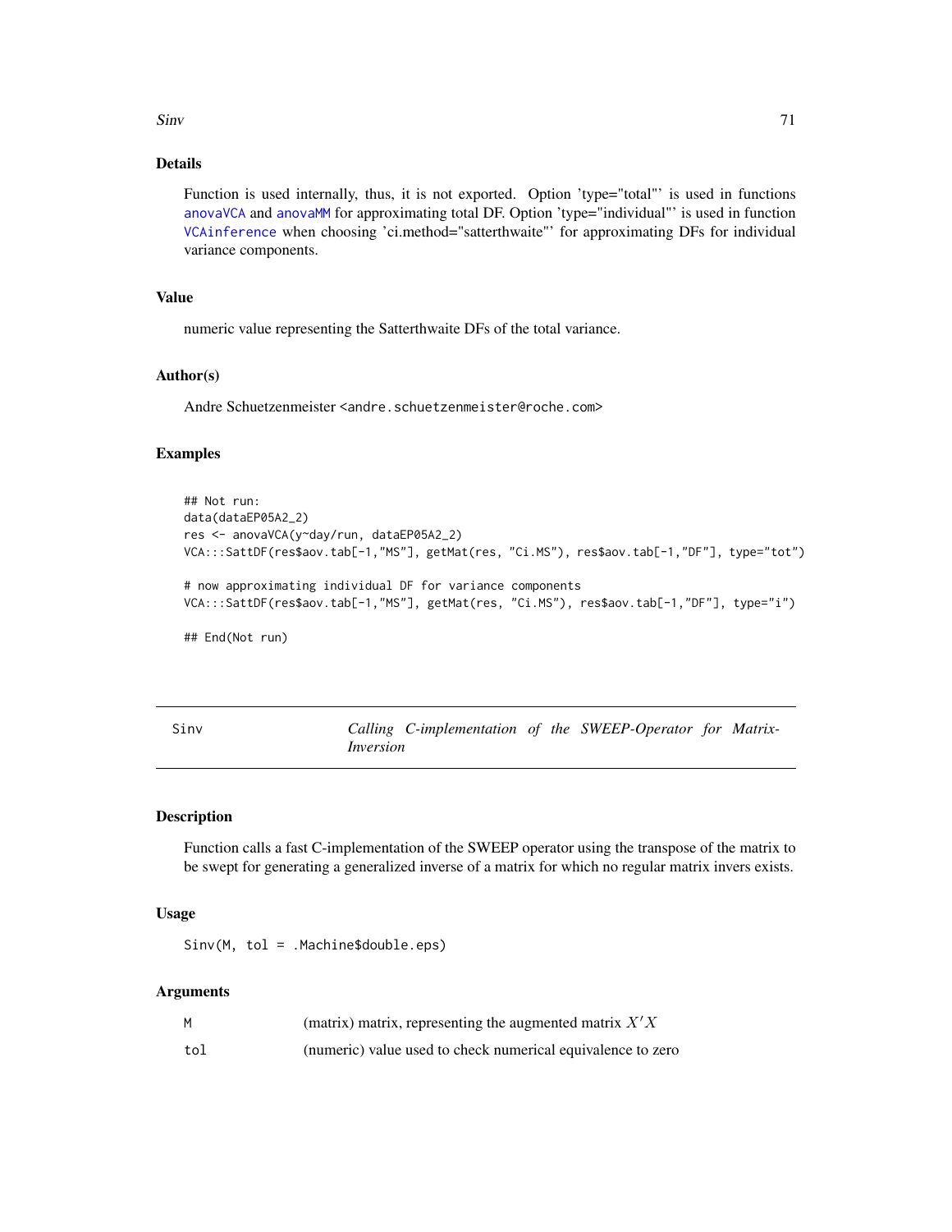## Details

Function is used internally, thus, it is not exported. Option 'type="total"' is used in functions anovaVCA and anovaMM for approximating total DF. Option 'type="individual"' is used in function VCAinference when choosing 'ci.method="satterthwaite"' for approximating DFs for individual variance components.

## Value

numeric value representing the Satterthwaite DFs of the total variance.

## Author(s)

Andre Schuetzenmeister <andre.schuetzenmeister@roche.com>

## Examples

```
## Not run:
data(dataEP05A2_2)
res <- anovaVCA(y~day/run, dataEP05A2_2)
VCA:::SattDF(res$aov.tab[-1,"MS"], getMat(res, "Ci.MS"), res$aov.tab[-1,"DF"], type="tot")

# now approximating individual DF for variance components
VCA:::SattDF(res$aov.tab[-1,"MS"], getMat(res, "Ci.MS"), res$aov.tab[-1,"DF"], type="i")

## End(Not run)
```

---

# Sinv — *Calling C-implementation of the SWEEP-Operator for Matrix-Inversion*

## Description

Function calls a fast C-implementation of the SWEEP operator using the transpose of the matrix to be swept for generating a generalized inverse of a matrix for which no regular matrix invers exists.

## Usage

```
Sinv(M, tol = .Machine$double.eps)
```

## Arguments

| | |
|---|---|
| M | (matrix) matrix, representing the augmented matrix $X'X$ |
| tol | (numeric) value used to check numerical equivalence to zero |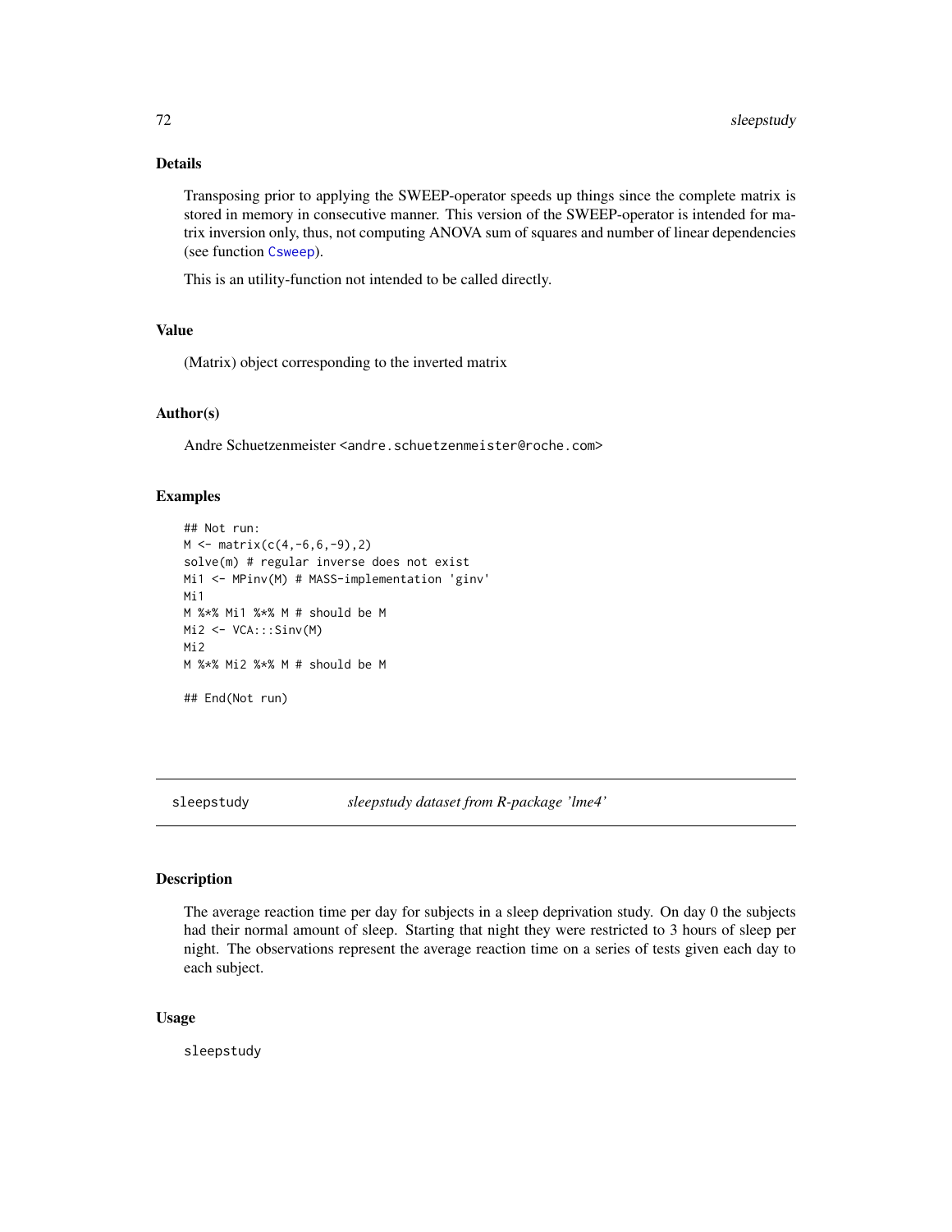## Details

Transposing prior to applying the SWEEP-operator speeds up things since the complete matrix is stored in memory in consecutive manner. This version of the SWEEP-operator is intended for matrix inversion only, thus, not computing ANOVA sum of squares and number of linear dependencies (see function Csweep).

This is an utility-function not intended to be called directly.

## Value

(Matrix) object corresponding to the inverted matrix

## Author(s)

Andre Schuetzenmeister <andre.schuetzenmeister@roche.com>

## Examples

```
## Not run:
M <- matrix(c(4,-6,6,-9),2)
solve(m) # regular inverse does not exist
Mi1 <- MPinv(M) # MASS-implementation 'ginv'
Mi1
M %*% Mi1 %*% M # should be M
Mi2 <- VCA:::Sinv(M)
Mi2
M %*% Mi2 %*% M # should be M

## End(Not run)
```

---

# sleepstudy — *sleepstudy dataset from R-package 'lme4'*

## Description

The average reaction time per day for subjects in a sleep deprivation study. On day 0 the subjects had their normal amount of sleep. Starting that night they were restricted to 3 hours of sleep per night. The observations represent the average reaction time on a series of tests given each day to each subject.

## Usage

```
sleepstudy
```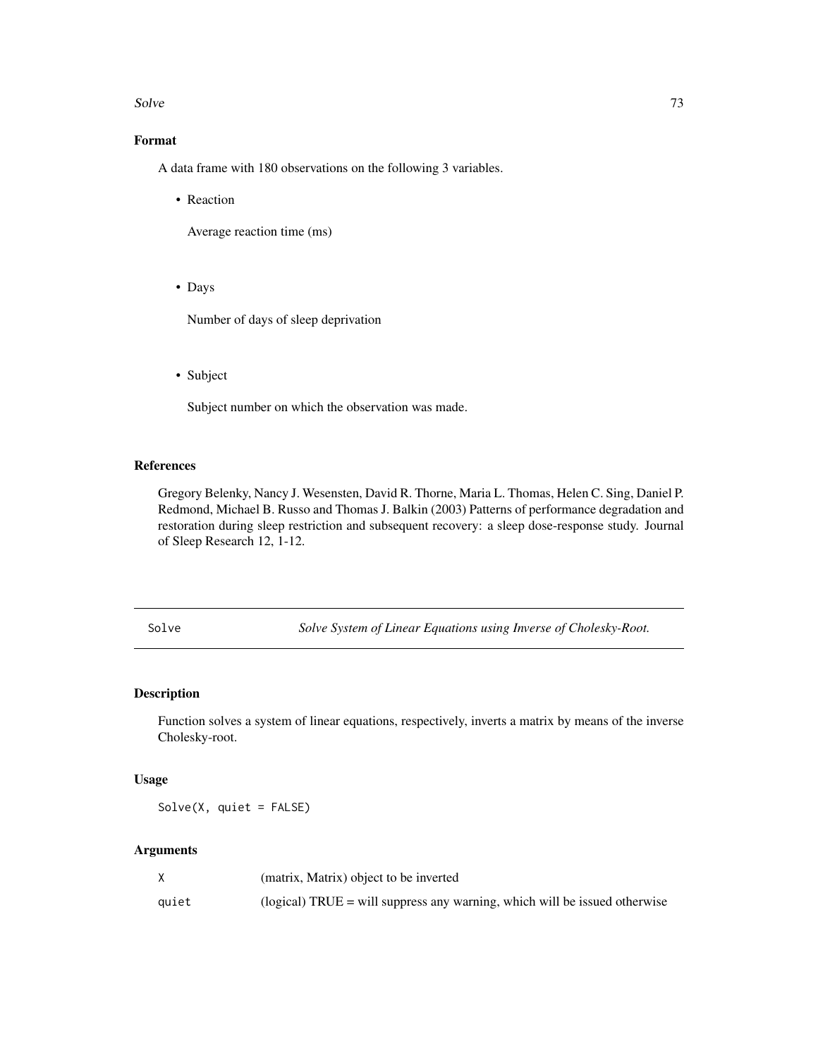### Format

A data frame with 180 observations on the following 3 variables.

- Reaction

  Average reaction time (ms)

- Days

  Number of days of sleep deprivation

- Subject

  Subject number on which the observation was made.

### References

Gregory Belenky, Nancy J. Wesensten, David R. Thorne, Maria L. Thomas, Helen C. Sing, Daniel P. Redmond, Michael B. Russo and Thomas J. Balkin (2003) Patterns of performance degradation and restoration during sleep restriction and subsequent recovery: a sleep dose-response study. Journal of Sleep Research 12, 1-12.

---

## Solve — *Solve System of Linear Equations using Inverse of Cholesky-Root.*

### Description

Function solves a system of linear equations, respectively, inverts a matrix by means of the inverse Cholesky-root.

### Usage

```
Solve(X, quiet = FALSE)
```

### Arguments

| | |
|---|---|
| `X` | (matrix, Matrix) object to be inverted |
| `quiet` | (logical) TRUE = will suppress any warning, which will be issued otherwise |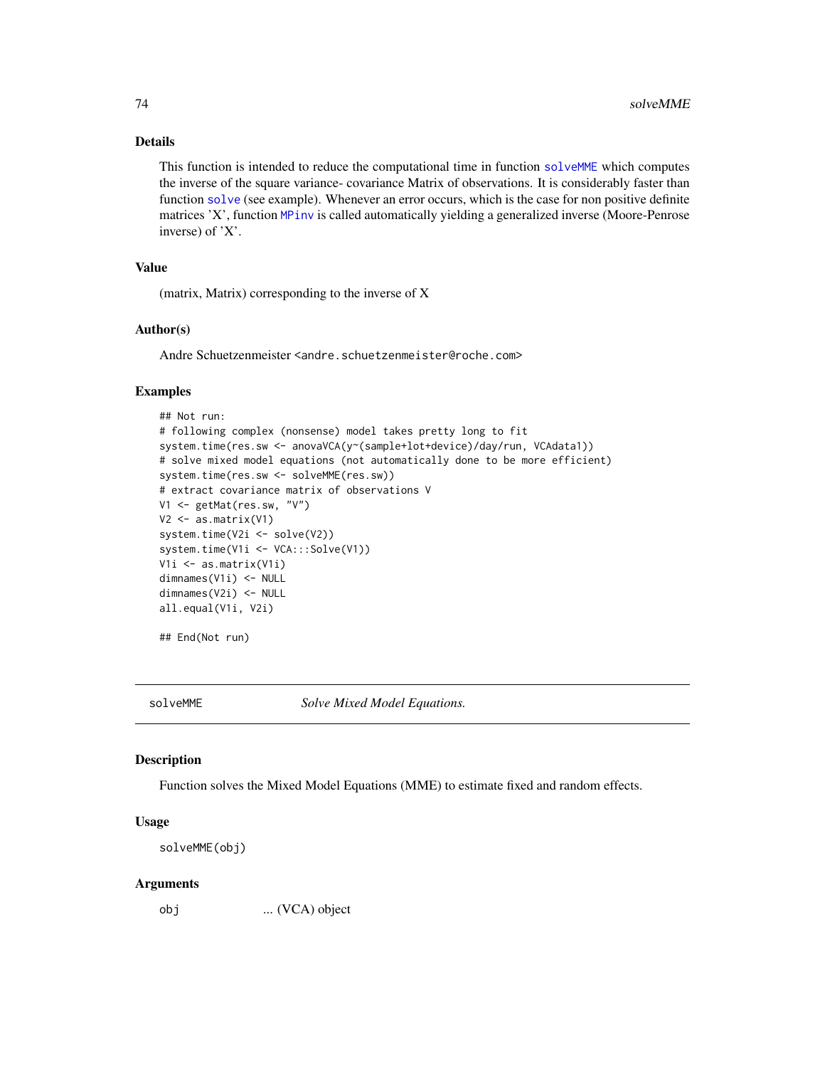### Details

This function is intended to reduce the computational time in function solveMME which computes the inverse of the square variance- covariance Matrix of observations. It is considerably faster than function solve (see example). Whenever an error occurs, which is the case for non positive definite matrices 'X', function MPinv is called automatically yielding a generalized inverse (Moore-Penrose inverse) of 'X'.

### Value

(matrix, Matrix) corresponding to the inverse of X

### Author(s)

Andre Schuetzenmeister <andre.schuetzenmeister@roche.com>

### Examples

```
## Not run:
# following complex (nonsense) model takes pretty long to fit
system.time(res.sw <- anovaVCA(y~(sample+lot+device)/day/run, VCAdata1))
# solve mixed model equations (not automatically done to be more efficient)
system.time(res.sw <- solveMME(res.sw))
# extract covariance matrix of observations V
V1 <- getMat(res.sw, "V")
V2 <- as.matrix(V1)
system.time(V2i <- solve(V2))
system.time(V1i <- VCA:::Solve(V1))
V1i <- as.matrix(V1i)
dimnames(V1i) <- NULL
dimnames(V2i) <- NULL
all.equal(V1i, V2i)

## End(Not run)
```

---

## solveMME — *Solve Mixed Model Equations.*

### Description

Function solves the Mixed Model Equations (MME) to estimate fixed and random effects.

### Usage

```
solveMME(obj)
```

### Arguments

| | |
|---|---|
| obj | ... (VCA) object |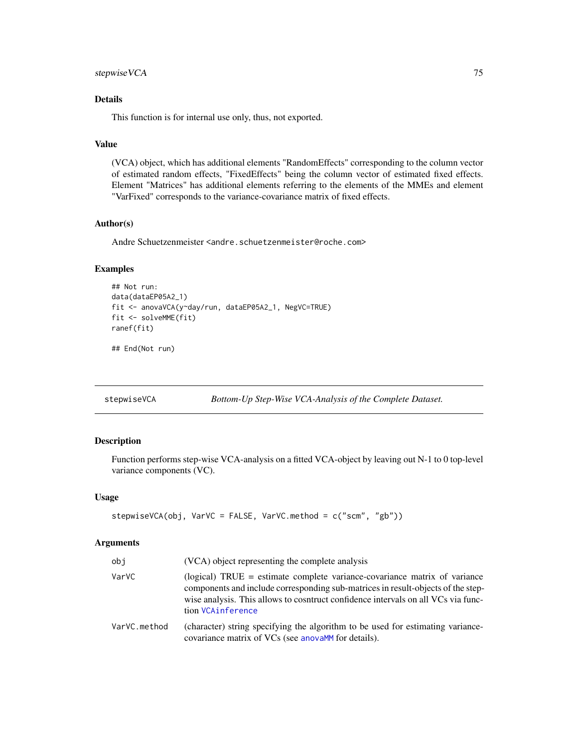### Details

This function is for internal use only, thus, not exported.

### Value

(VCA) object, which has additional elements "RandomEffects" corresponding to the column vector of estimated random effects, "FixedEffects" being the column vector of estimated fixed effects. Element "Matrices" has additional elements referring to the elements of the MMEs and element "VarFixed" corresponds to the variance-covariance matrix of fixed effects.

### Author(s)

Andre Schuetzenmeister <andre.schuetzenmeister@roche.com>

### Examples

```
## Not run:
data(dataEP05A2_1)
fit <- anovaVCA(y~day/run, dataEP05A2_1, NegVC=TRUE)
fit <- solveMME(fit)
ranef(fit)

## End(Not run)
```

---

## stepwiseVCA — *Bottom-Up Step-Wise VCA-Analysis of the Complete Dataset.*

### Description

Function performs step-wise VCA-analysis on a fitted VCA-object by leaving out N-1 to 0 top-level variance components (VC).

### Usage

```
stepwiseVCA(obj, VarVC = FALSE, VarVC.method = c("scm", "gb"))
```

### Arguments

| | |
|---|---|
| `obj` | (VCA) object representing the complete analysis |
| `VarVC` | (logical) TRUE = estimate complete variance-covariance matrix of variance components and include corresponding sub-matrices in result-objects of the step-wise analysis. This allows to cosntruct confidence intervals on all VCs via function `VCAinference` |
| `VarVC.method` | (character) string specifying the algorithm to be used for estimating variance-covariance matrix of VCs (see `anovaMM` for details). |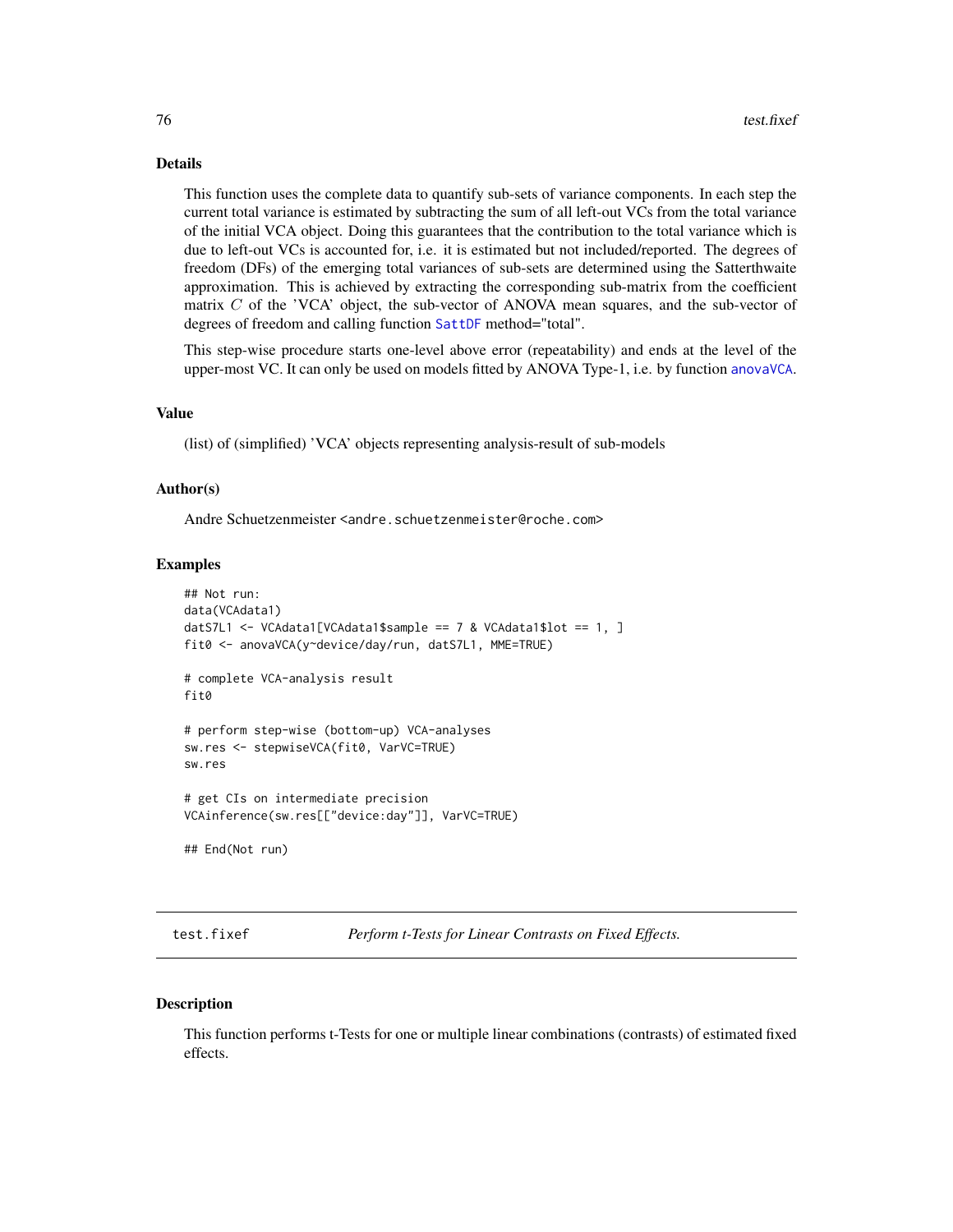## Details

This function uses the complete data to quantify sub-sets of variance components. In each step the current total variance is estimated by subtracting the sum of all left-out VCs from the total variance of the initial VCA object. Doing this guarantees that the contribution to the total variance which is due to left-out VCs is accounted for, i.e. it is estimated but not included/reported. The degrees of freedom (DFs) of the emerging total variances of sub-sets are determined using the Satterthwaite approximation. This is achieved by extracting the corresponding sub-matrix from the coefficient matrix $C$ of the 'VCA' object, the sub-vector of ANOVA mean squares, and the sub-vector of degrees of freedom and calling function `SattDF` method="total".

This step-wise procedure starts one-level above error (repeatability) and ends at the level of the upper-most VC. It can only be used on models fitted by ANOVA Type-1, i.e. by function `anovaVCA`.

## Value

(list) of (simplified) 'VCA' objects representing analysis-result of sub-models

## Author(s)

Andre Schuetzenmeister <andre.schuetzenmeister@roche.com>

## Examples

```
## Not run:
data(VCAdata1)
datS7L1 <- VCAdata1[VCAdata1$sample == 7 & VCAdata1$lot == 1, ]
fit0 <- anovaVCA(y~device/day/run, datS7L1, MME=TRUE)

# complete VCA-analysis result
fit0

# perform step-wise (bottom-up) VCA-analyses
sw.res <- stepwiseVCA(fit0, VarVC=TRUE)
sw.res

# get CIs on intermediate precision
VCAinference(sw.res[["device:day"]], VarVC=TRUE)

## End(Not run)
```

---

# test.fixef — *Perform t-Tests for Linear Contrasts on Fixed Effects.*

## Description

This function performs t-Tests for one or multiple linear combinations (contrasts) of estimated fixed effects.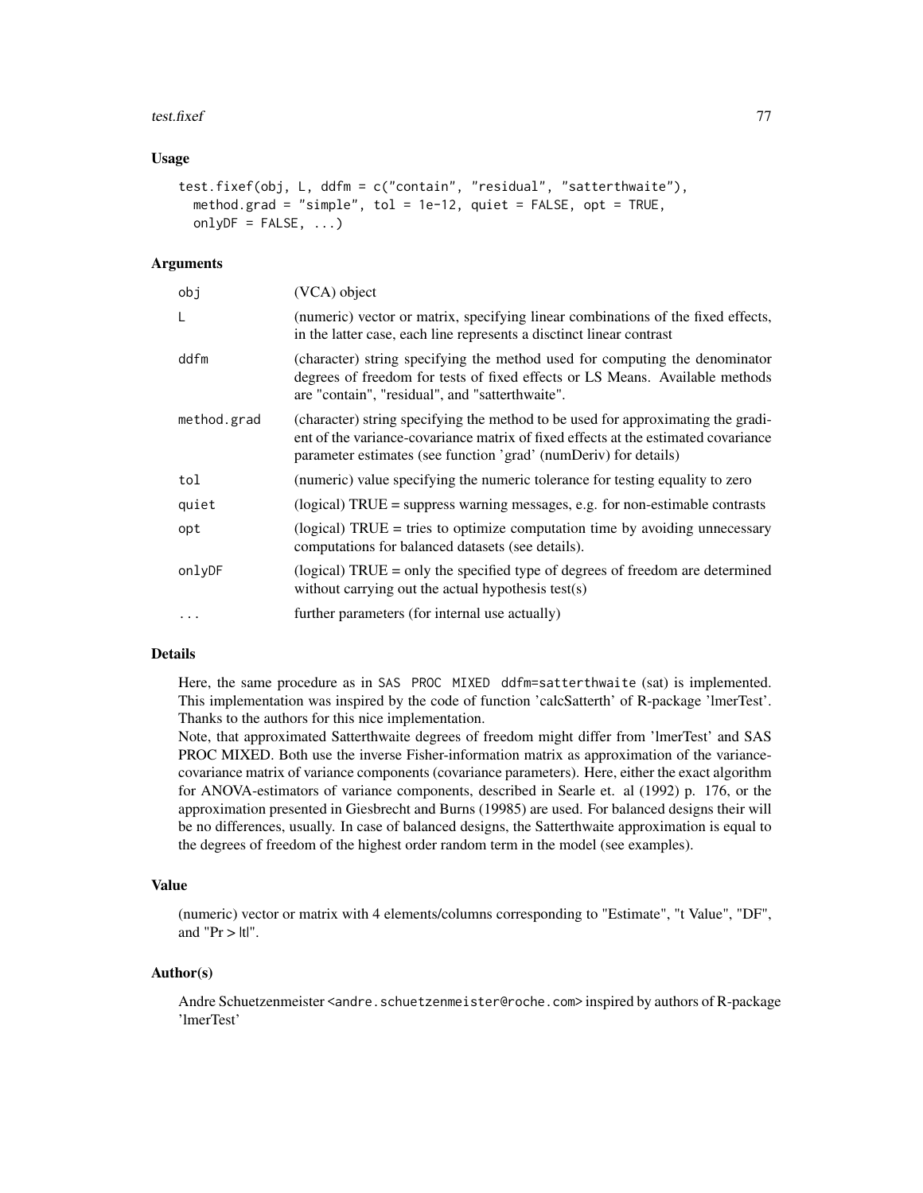## Usage

```
test.fixef(obj, L, ddfm = c("contain", "residual", "satterthwaite"),
  method.grad = "simple", tol = 1e-12, quiet = FALSE, opt = TRUE,
  onlyDF = FALSE, ...)
```

## Arguments

| | |
|---|---|
| obj | (VCA) object |
| L | (numeric) vector or matrix, specifying linear combinations of the fixed effects, in the latter case, each line represents a disctinct linear contrast |
| ddfm | (character) string specifying the method used for computing the denominator degrees of freedom for tests of fixed effects or LS Means. Available methods are "contain", "residual", and "satterthwaite". |
| method.grad | (character) string specifying the method to be used for approximating the gradient of the variance-covariance matrix of fixed effects at the estimated covariance parameter estimates (see function 'grad' (numDeriv) for details) |
| tol | (numeric) value specifying the numeric tolerance for testing equality to zero |
| quiet | (logical) TRUE = suppress warning messages, e.g. for non-estimable contrasts |
| opt | (logical) TRUE = tries to optimize computation time by avoiding unnecessary computations for balanced datasets (see details). |
| onlyDF | (logical) TRUE = only the specified type of degrees of freedom are determined without carrying out the actual hypothesis test(s) |
| ... | further parameters (for internal use actually) |

## Details

Here, the same procedure as in `SAS PROC MIXED ddfm=satterthwaite` (sat) is implemented. This implementation was inspired by the code of function 'calcSatterth' of R-package 'lmerTest'. Thanks to the authors for this nice implementation.

Note, that approximated Satterthwaite degrees of freedom might differ from 'lmerTest' and SAS PROC MIXED. Both use the inverse Fisher-information matrix as approximation of the variance-covariance matrix of variance components (covariance parameters). Here, either the exact algorithm for ANOVA-estimators of variance components, described in Searle et. al (1992) p. 176, or the approximation presented in Giesbrecht and Burns (19985) are used. For balanced designs their will be no differences, usually. In case of balanced designs, the Satterthwaite approximation is equal to the degrees of freedom of the highest order random term in the model (see examples).

## Value

(numeric) vector or matrix with 4 elements/columns corresponding to "Estimate", "t Value", "DF", and "Pr > |t|".

## Author(s)

Andre Schuetzenmeister <andre.schuetzenmeister@roche.com> inspired by authors of R-package 'lmerTest'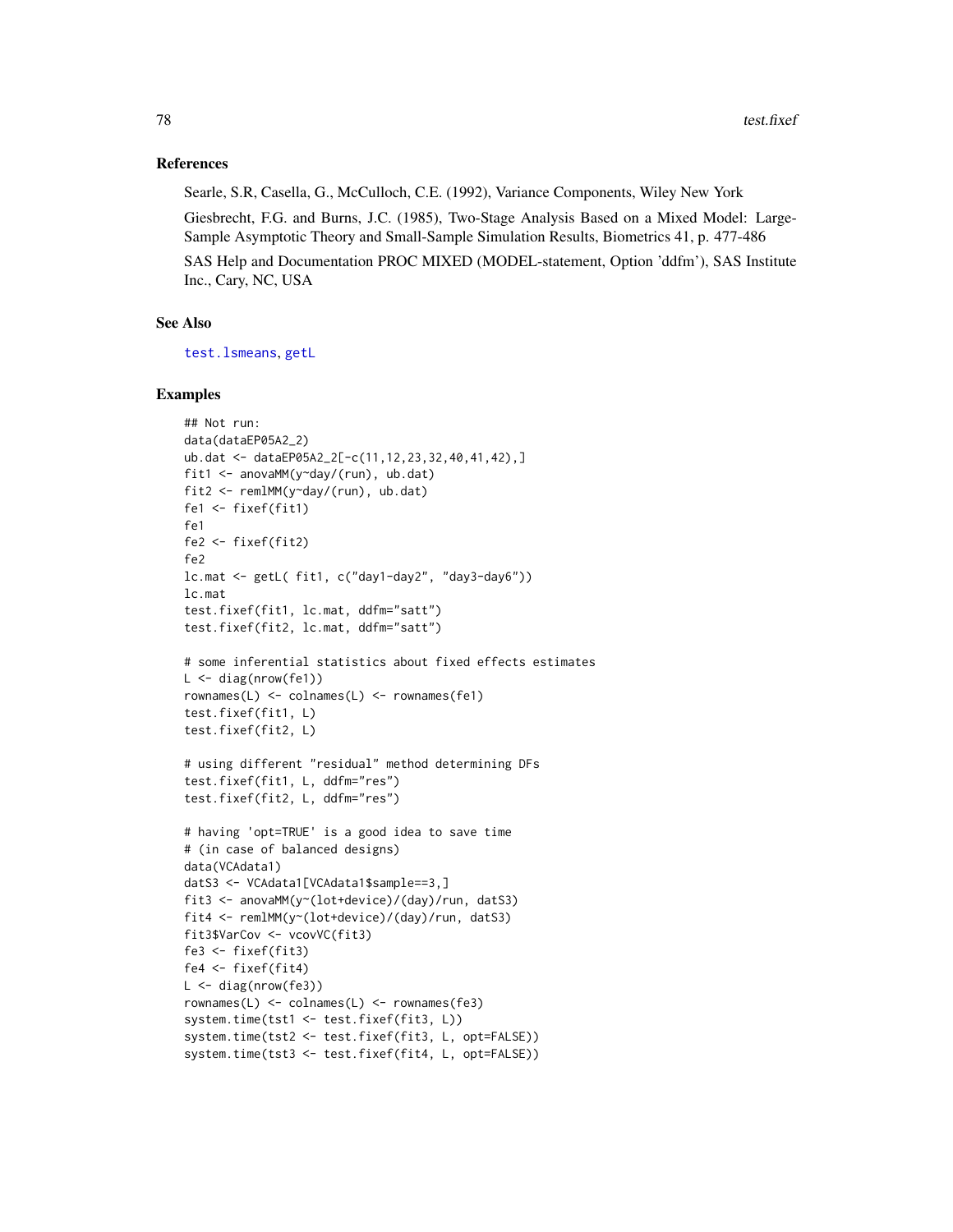### References

Searle, S.R, Casella, G., McCulloch, C.E. (1992), Variance Components, Wiley New York

Giesbrecht, F.G. and Burns, J.C. (1985), Two-Stage Analysis Based on a Mixed Model: Large-Sample Asymptotic Theory and Small-Sample Simulation Results, Biometrics 41, p. 477-486

SAS Help and Documentation PROC MIXED (MODEL-statement, Option 'ddfm'), SAS Institute Inc., Cary, NC, USA

### See Also

test.lsmeans, getL

### Examples

```
## Not run:
data(dataEP05A2_2)
ub.dat <- dataEP05A2_2[-c(11,12,23,32,40,41,42),]
fit1 <- anovaMM(y~day/(run), ub.dat)
fit2 <- remlMM(y~day/(run), ub.dat)
fe1 <- fixef(fit1)
fe1
fe2 <- fixef(fit2)
fe2
lc.mat <- getL( fit1, c("day1-day2", "day3-day6"))
lc.mat
test.fixef(fit1, lc.mat, ddfm="satt")
test.fixef(fit2, lc.mat, ddfm="satt")

# some inferential statistics about fixed effects estimates
L <- diag(nrow(fe1))
rownames(L) <- colnames(L) <- rownames(fe1)
test.fixef(fit1, L)
test.fixef(fit2, L)

# using different "residual" method determining DFs
test.fixef(fit1, L, ddfm="res")
test.fixef(fit2, L, ddfm="res")

# having 'opt=TRUE' is a good idea to save time
# (in case of balanced designs)
data(VCAdata1)
datS3 <- VCAdata1[VCAdata1$sample==3,]
fit3 <- anovaMM(y~(lot+device)/(day)/run, datS3)
fit4 <- remlMM(y~(lot+device)/(day)/run, datS3)
fit3$VarCov <- vcovVC(fit3)
fe3 <- fixef(fit3)
fe4 <- fixef(fit4)
L <- diag(nrow(fe3))
rownames(L) <- colnames(L) <- rownames(fe3)
system.time(tst1 <- test.fixef(fit3, L))
system.time(tst2 <- test.fixef(fit3, L, opt=FALSE))
system.time(tst3 <- test.fixef(fit4, L, opt=FALSE))
```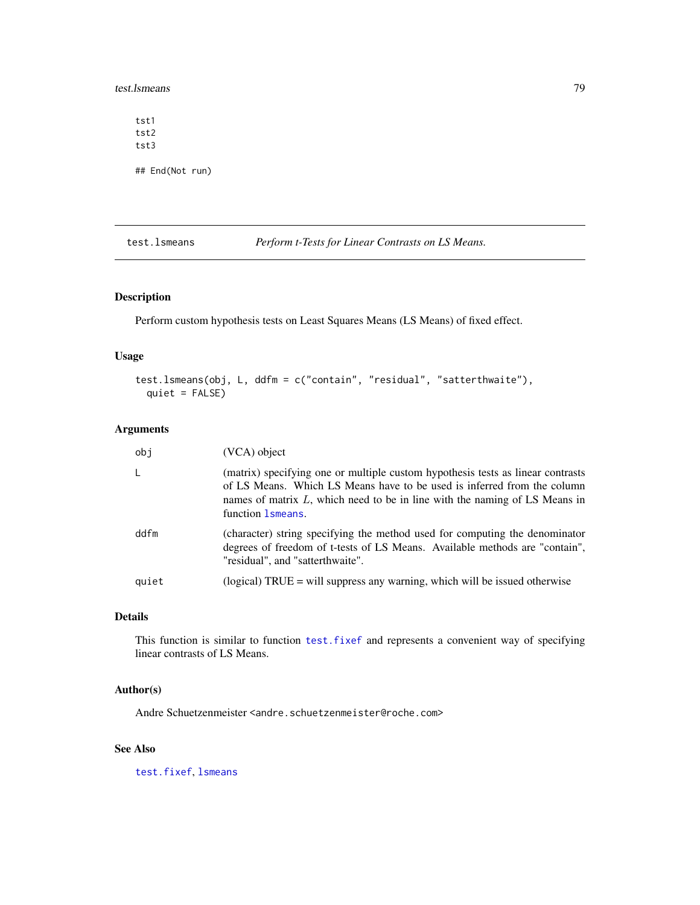```
tst1
tst2
tst3

## End(Not run)
```

---

## test.lsmeans — *Perform t-Tests for Linear Contrasts on LS Means.*

### Description

Perform custom hypothesis tests on Least Squares Means (LS Means) of fixed effect.

### Usage

```
test.lsmeans(obj, L, ddfm = c("contain", "residual", "satterthwaite"),
  quiet = FALSE)
```

### Arguments

| | |
|---|---|
| obj | (VCA) object |
| L | (matrix) specifying one or multiple custom hypothesis tests as linear contrasts of LS Means. Which LS Means have to be used is inferred from the column names of matrix $L$, which need to be in line with the naming of LS Means in function lsmeans. |
| ddfm | (character) string specifying the method used for computing the denominator degrees of freedom of t-tests of LS Means. Available methods are "contain", "residual", and "satterthwaite". |
| quiet | (logical) TRUE = will suppress any warning, which will be issued otherwise |

### Details

This function is similar to function test.fixef and represents a convenient way of specifying linear contrasts of LS Means.

### Author(s)

Andre Schuetzenmeister <andre.schuetzenmeister@roche.com>

### See Also

test.fixef, lsmeans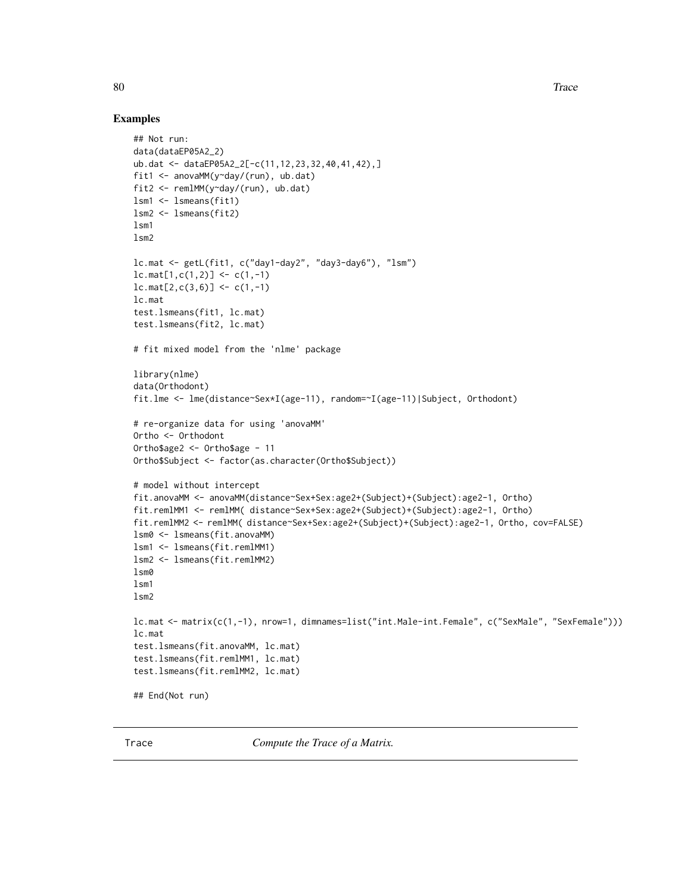## Examples

```
## Not run:
data(dataEP05A2_2)
ub.dat <- dataEP05A2_2[-c(11,12,23,32,40,41,42),]
fit1 <- anovaMM(y~day/(run), ub.dat)
fit2 <- remlMM(y~day/(run), ub.dat)
lsm1 <- lsmeans(fit1)
lsm2 <- lsmeans(fit2)
lsm1
lsm2

lc.mat <- getL(fit1, c("day1-day2", "day3-day6"), "lsm")
lc.mat[1,c(1,2)] <- c(1,-1)
lc.mat[2,c(3,6)] <- c(1,-1)
lc.mat
test.lsmeans(fit1, lc.mat)
test.lsmeans(fit2, lc.mat)

# fit mixed model from the 'nlme' package

library(nlme)
data(Orthodont)
fit.lme <- lme(distance~Sex*I(age-11), random=~I(age-11)|Subject, Orthodont)

# re-organize data for using 'anovaMM'
Ortho <- Orthodont
Ortho$age2 <- Ortho$age - 11
Ortho$Subject <- factor(as.character(Ortho$Subject))

# model without intercept
fit.anovaMM <- anovaMM(distance~Sex+Sex:age2+(Subject)+(Subject):age2-1, Ortho)
fit.remlMM1 <- remlMM( distance~Sex+Sex:age2+(Subject)+(Subject):age2-1, Ortho)
fit.remlMM2 <- remlMM( distance~Sex+Sex:age2+(Subject)+(Subject):age2-1, Ortho, cov=FALSE)
lsm0 <- lsmeans(fit.anovaMM)
lsm1 <- lsmeans(fit.remlMM1)
lsm2 <- lsmeans(fit.remlMM2)
lsm0
lsm1
lsm2

lc.mat <- matrix(c(1,-1), nrow=1, dimnames=list("int.Male-int.Female", c("SexMale", "SexFemale")))
lc.mat
test.lsmeans(fit.anovaMM, lc.mat)
test.lsmeans(fit.remlMM1, lc.mat)
test.lsmeans(fit.remlMM2, lc.mat)

## End(Not run)
```

---

Trace *Compute the Trace of a Matrix.*

---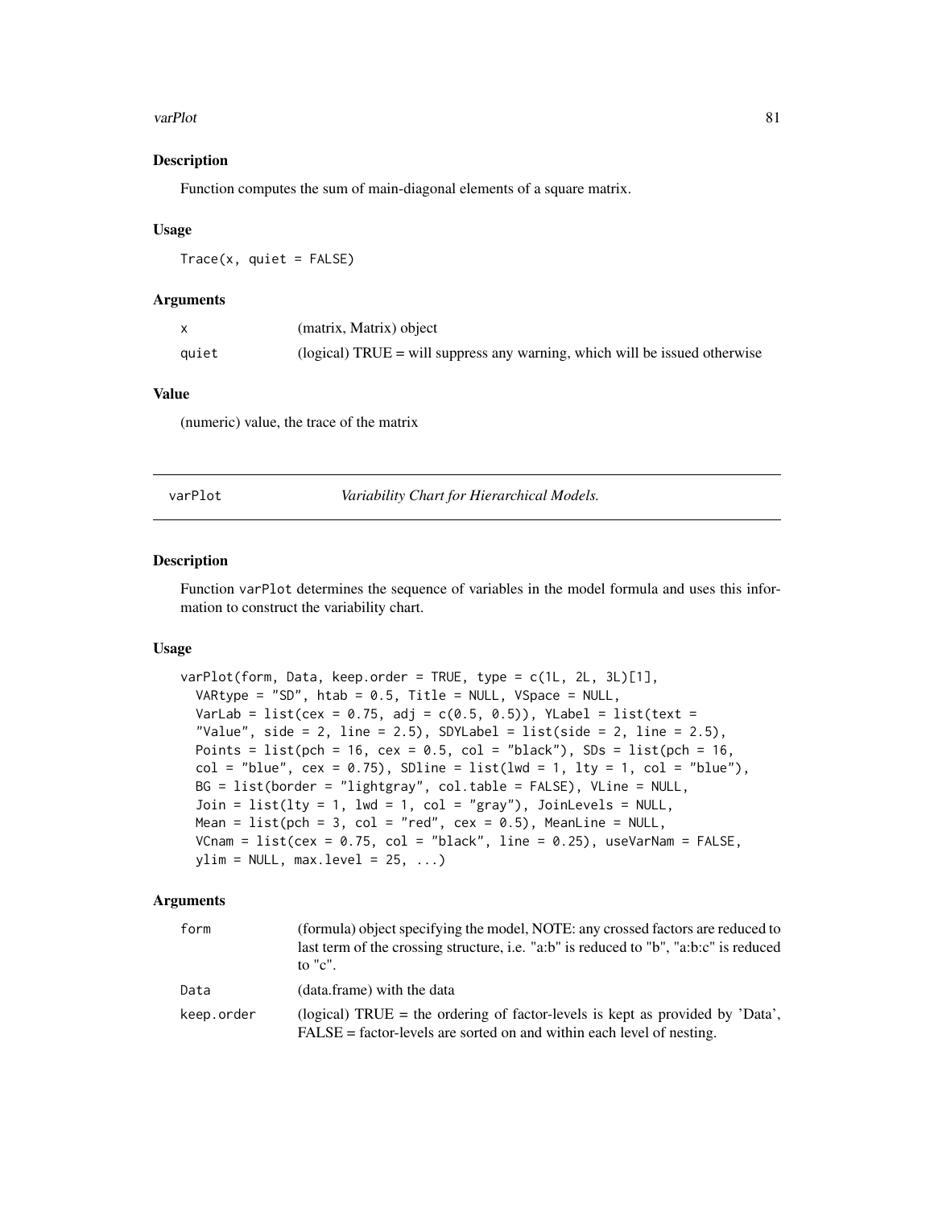### Description

Function computes the sum of main-diagonal elements of a square matrix.

### Usage

```
Trace(x, quiet = FALSE)
```

### Arguments

| | |
|---|---|
| x | (matrix, Matrix) object |
| quiet | (logical) TRUE = will suppress any warning, which will be issued otherwise |

### Value

(numeric) value, the trace of the matrix

---

## varPlot *Variability Chart for Hierarchical Models.*

---

### Description

Function varPlot determines the sequence of variables in the model formula and uses this information to construct the variability chart.

### Usage

```
varPlot(form, Data, keep.order = TRUE, type = c(1L, 2L, 3L)[1],
  VARtype = "SD", htab = 0.5, Title = NULL, VSpace = NULL,
  VarLab = list(cex = 0.75, adj = c(0.5, 0.5)), YLabel = list(text =
  "Value", side = 2, line = 2.5), SDYLabel = list(side = 2, line = 2.5),
  Points = list(pch = 16, cex = 0.5, col = "black"), SDs = list(pch = 16,
  col = "blue", cex = 0.75), SDline = list(lwd = 1, lty = 1, col = "blue"),
  BG = list(border = "lightgray", col.table = FALSE), VLine = NULL,
  Join = list(lty = 1, lwd = 1, col = "gray"), JoinLevels = NULL,
  Mean = list(pch = 3, col = "red", cex = 0.5), MeanLine = NULL,
  VCnam = list(cex = 0.75, col = "black", line = 0.25), useVarNam = FALSE,
  ylim = NULL, max.level = 25, ...)
```

### Arguments

| | |
|---|---|
| form | (formula) object specifying the model, NOTE: any crossed factors are reduced to last term of the crossing structure, i.e. "a:b" is reduced to "b", "a:b:c" is reduced to "c". |
| Data | (data.frame) with the data |
| keep.order | (logical) TRUE = the ordering of factor-levels is kept as provided by 'Data', FALSE = factor-levels are sorted on and within each level of nesting. |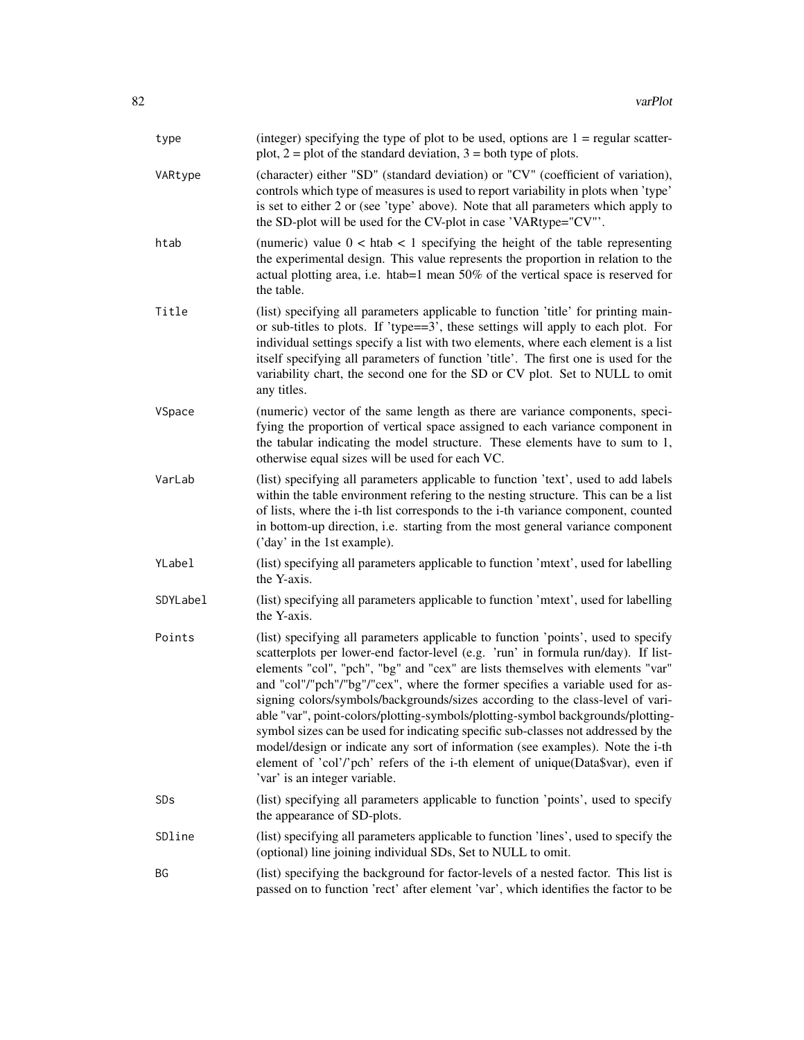| | |
|---|---|
| type | (integer) specifying the type of plot to be used, options are 1 = regular scatterplot, 2 = plot of the standard deviation, 3 = both type of plots. |
| VARtype | (character) either "SD" (standard deviation) or "CV" (coefficient of variation), controls which type of measures is used to report variability in plots when 'type' is set to either 2 or (see 'type' above). Note that all parameters which apply to the SD-plot will be used for the CV-plot in case 'VARtype="CV"'. |
| htab | (numeric) value 0 < htab < 1 specifying the height of the table representing the experimental design. This value represents the proportion in relation to the actual plotting area, i.e. htab=1 mean 50% of the vertical space is reserved for the table. |
| Title | (list) specifying all parameters applicable to function 'title' for printing main- or sub-titles to plots. If 'type==3', these settings will apply to each plot. For individual settings specify a list with two elements, where each element is a list itself specifying all parameters of function 'title'. The first one is used for the variability chart, the second one for the SD or CV plot. Set to NULL to omit any titles. |
| VSpace | (numeric) vector of the same length as there are variance components, specifying the proportion of vertical space assigned to each variance component in the tabular indicating the model structure. These elements have to sum to 1, otherwise equal sizes will be used for each VC. |
| VarLab | (list) specifying all parameters applicable to function 'text', used to add labels within the table environment refering to the nesting structure. This can be a list of lists, where the i-th list corresponds to the i-th variance component, counted in bottom-up direction, i.e. starting from the most general variance component ('day' in the 1st example). |
| YLabel | (list) specifying all parameters applicable to function 'mtext', used for labelling the Y-axis. |
| SDYLabel | (list) specifying all parameters applicable to function 'mtext', used for labelling the Y-axis. |
| Points | (list) specifying all parameters applicable to function 'points', used to specify scatterplots per lower-end factor-level (e.g. 'run' in formula run/day). If list-elements "col", "pch", "bg" and "cex" are lists themselves with elements "var" and "col"/"pch"/"bg"/"cex", where the former specifies a variable used for assigning colors/symbols/backgrounds/sizes according to the class-level of variable "var", point-colors/plotting-symbols/plotting-symbol backgrounds/plotting-symbol sizes can be used for indicating specific sub-classes not addressed by the model/design or indicate any sort of information (see examples). Note the i-th element of 'col'/'pch' refers of the i-th element of unique(Data$var), even if 'var' is an integer variable. |
| SDs | (list) specifying all parameters applicable to function 'points', used to specify the appearance of SD-plots. |
| SDline | (list) specifying all parameters applicable to function 'lines', used to specify the (optional) line joining individual SDs, Set to NULL to omit. |
| BG | (list) specifying the background for factor-levels of a nested factor. This list is passed on to function 'rect' after element 'var', which identifies the factor to be |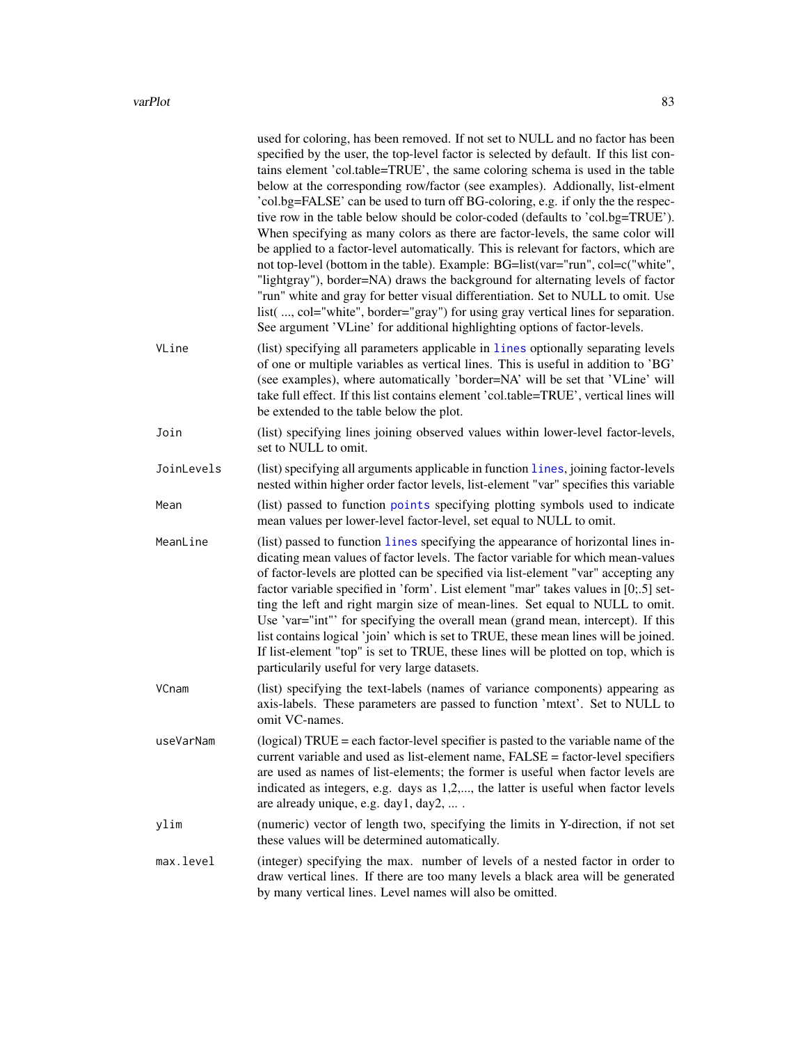used for coloring, has been removed. If not set to NULL and no factor has been specified by the user, the top-level factor is selected by default. If this list contains element 'col.table=TRUE', the same coloring schema is used in the table below at the corresponding row/factor (see examples). Addionally, list-elment 'col.bg=FALSE' can be used to turn off BG-coloring, e.g. if only the the respective row in the table below should be color-coded (defaults to 'col.bg=TRUE'). When specifying as many colors as there are factor-levels, the same color will be applied to a factor-level automatically. This is relevant for factors, which are not top-level (bottom in the table). Example: BG=list(var="run", col=c("white", "lightgray"), border=NA) draws the background for alternating levels of factor "run" white and gray for better visual differentiation. Set to NULL to omit. Use list( ..., col="white", border="gray") for using gray vertical lines for separation. See argument 'VLine' for additional highlighting options of factor-levels.

`VLine`
: (list) specifying all parameters applicable in `lines` optionally separating levels of one or multiple variables as vertical lines. This is useful in addition to 'BG' (see examples), where automatically 'border=NA' will be set that 'VLine' will take full effect. If this list contains element 'col.table=TRUE', vertical lines will be extended to the table below the plot.

`Join`
: (list) specifying lines joining observed values within lower-level factor-levels, set to NULL to omit.

`JoinLevels`
: (list) specifying all arguments applicable in function `lines`, joining factor-levels nested within higher order factor levels, list-element "var" specifies this variable

`Mean`
: (list) passed to function `points` specifying plotting symbols used to indicate mean values per lower-level factor-level, set equal to NULL to omit.

`MeanLine`
: (list) passed to function `lines` specifying the appearance of horizontal lines indicating mean values of factor levels. The factor variable for which mean-values of factor-levels are plotted can be specified via list-element "var" accepting any factor variable specified in 'form'. List element "mar" takes values in [0;.5] setting the left and right margin size of mean-lines. Set equal to NULL to omit. Use 'var="int"' for specifying the overall mean (grand mean, intercept). If this list contains logical 'join' which is set to TRUE, these mean lines will be joined. If list-element "top" is set to TRUE, these lines will be plotted on top, which is particularily useful for very large datasets.

`VCnam`
: (list) specifying the text-labels (names of variance components) appearing as axis-labels. These parameters are passed to function 'mtext'. Set to NULL to omit VC-names.

`useVarNam`
: (logical) TRUE = each factor-level specifier is pasted to the variable name of the current variable and used as list-element name, FALSE = factor-level specifiers are used as names of list-elements; the former is useful when factor levels are indicated as integers, e.g. days as 1,2,..., the latter is useful when factor levels are already unique, e.g. day1, day2, ... .

`ylim`
: (numeric) vector of length two, specifying the limits in Y-direction, if not set these values will be determined automatically.

`max.level`
: (integer) specifying the max. number of levels of a nested factor in order to draw vertical lines. If there are too many levels a black area will be generated by many vertical lines. Level names will also be omitted.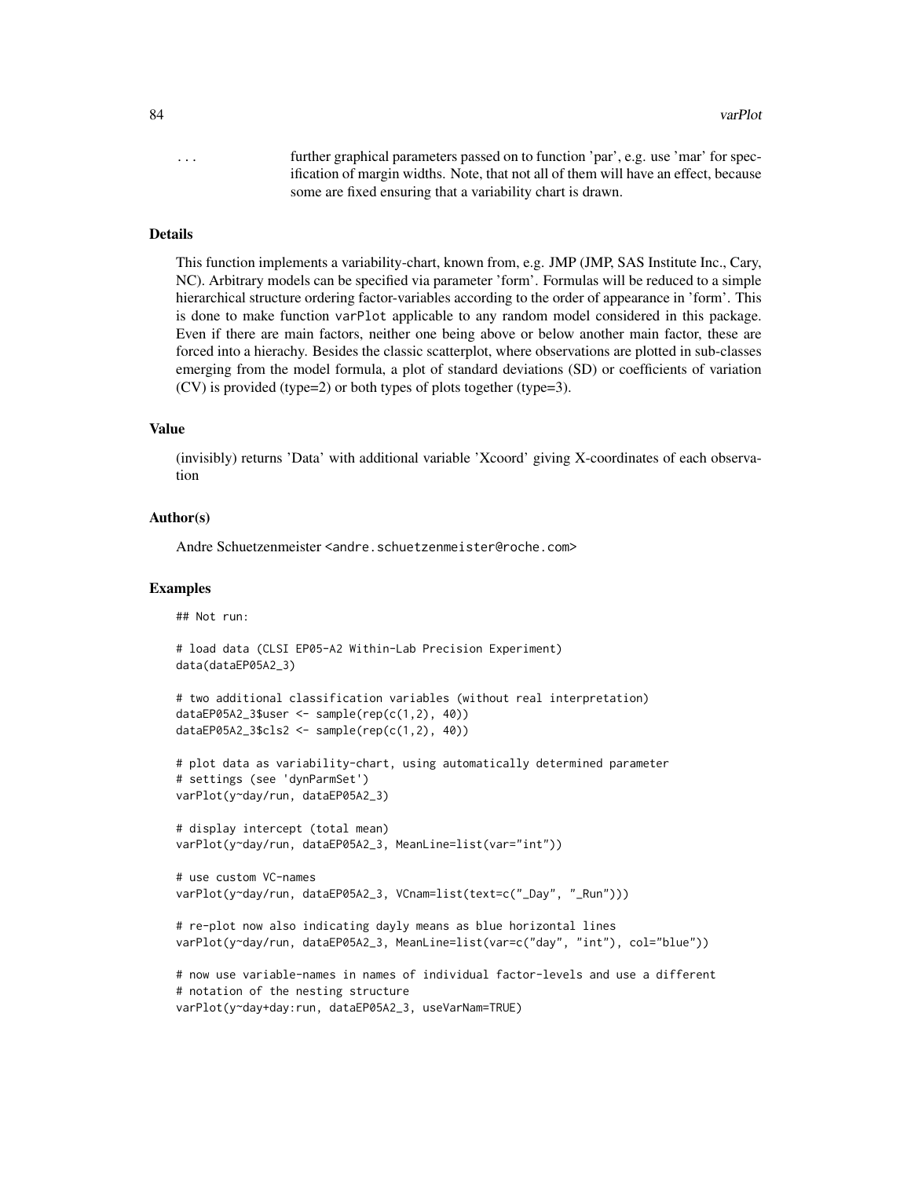... further graphical parameters passed on to function 'par', e.g. use 'mar' for specification of margin widths. Note, that not all of them will have an effect, because some are fixed ensuring that a variability chart is drawn.

### Details

This function implements a variability-chart, known from, e.g. JMP (JMP, SAS Institute Inc., Cary, NC). Arbitrary models can be specified via parameter 'form'. Formulas will be reduced to a simple hierarchical structure ordering factor-variables according to the order of appearance in 'form'. This is done to make function varPlot applicable to any random model considered in this package. Even if there are main factors, neither one being above or below another main factor, these are forced into a hierachy. Besides the classic scatterplot, where observations are plotted in sub-classes emerging from the model formula, a plot of standard deviations (SD) or coefficients of variation (CV) is provided (type=2) or both types of plots together (type=3).

### Value

(invisibly) returns 'Data' with additional variable 'Xcoord' giving X-coordinates of each observation

### Author(s)

Andre Schuetzenmeister <andre.schuetzenmeister@roche.com>

### Examples

```
## Not run:

# load data (CLSI EP05-A2 Within-Lab Precision Experiment)
data(dataEP05A2_3)

# two additional classification variables (without real interpretation)
dataEP05A2_3$user <- sample(rep(c(1,2), 40))
dataEP05A2_3$cls2 <- sample(rep(c(1,2), 40))

# plot data as variability-chart, using automatically determined parameter
# settings (see 'dynParmSet')
varPlot(y~day/run, dataEP05A2_3)

# display intercept (total mean)
varPlot(y~day/run, dataEP05A2_3, MeanLine=list(var="int"))

# use custom VC-names
varPlot(y~day/run, dataEP05A2_3, VCnam=list(text=c("_Day", "_Run")))

# re-plot now also indicating dayly means as blue horizontal lines
varPlot(y~day/run, dataEP05A2_3, MeanLine=list(var=c("day", "int"), col="blue"))

# now use variable-names in names of individual factor-levels and use a different
# notation of the nesting structure
varPlot(y~day+day:run, dataEP05A2_3, useVarNam=TRUE)
```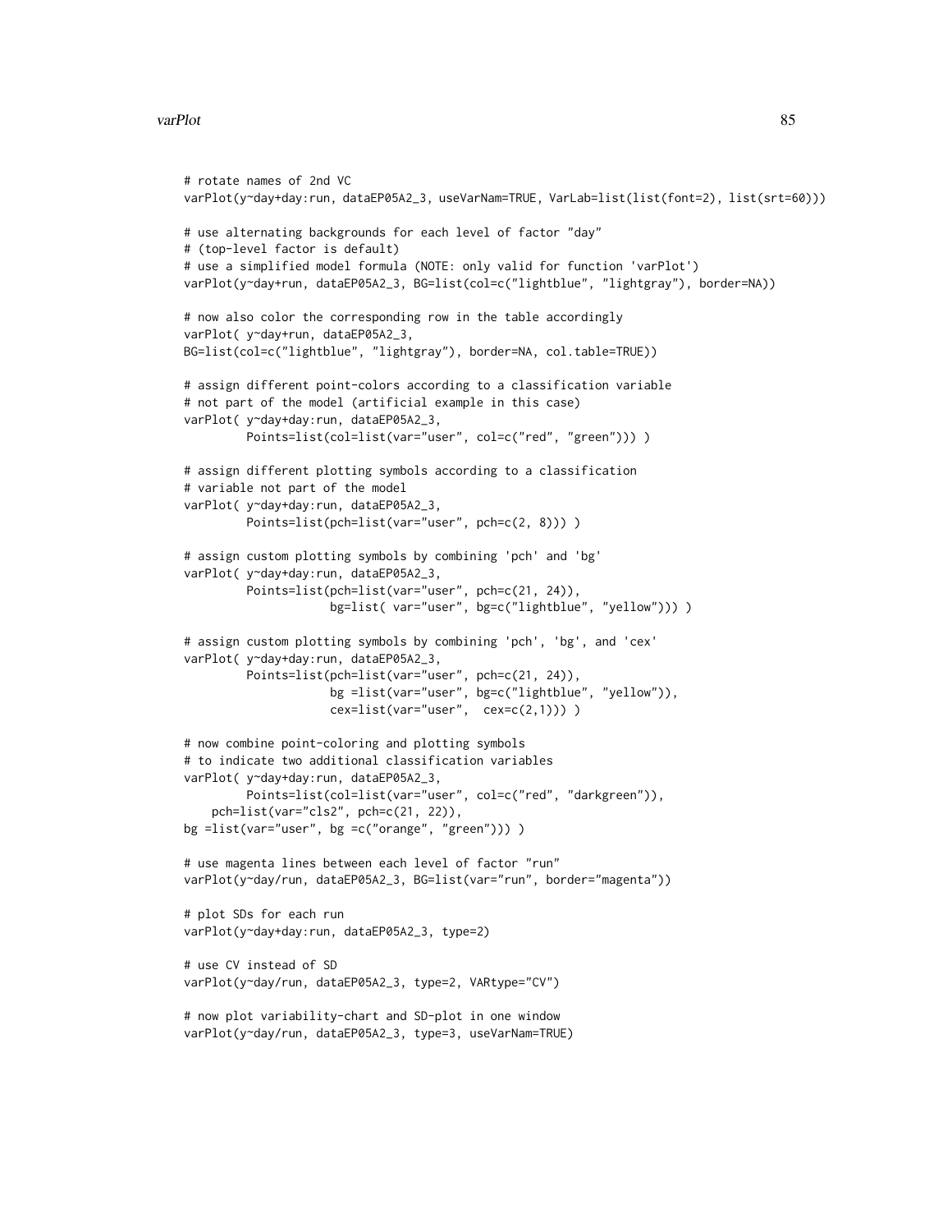```
# rotate names of 2nd VC
varPlot(y~day+day:run, dataEP05A2_3, useVarNam=TRUE, VarLab=list(list(font=2), list(srt=60)))

# use alternating backgrounds for each level of factor "day"
# (top-level factor is default)
# use a simplified model formula (NOTE: only valid for function 'varPlot')
varPlot(y~day+run, dataEP05A2_3, BG=list(col=c("lightblue", "lightgray"), border=NA))

# now also color the corresponding row in the table accordingly
varPlot( y~day+run, dataEP05A2_3,
BG=list(col=c("lightblue", "lightgray"), border=NA, col.table=TRUE))

# assign different point-colors according to a classification variable
# not part of the model (artificial example in this case)
varPlot( y~day+day:run, dataEP05A2_3,
         Points=list(col=list(var="user", col=c("red", "green"))) )

# assign different plotting symbols according to a classification
# variable not part of the model
varPlot( y~day+day:run, dataEP05A2_3,
         Points=list(pch=list(var="user", pch=c(2, 8))) )

# assign custom plotting symbols by combining 'pch' and 'bg'
varPlot( y~day+day:run, dataEP05A2_3,
         Points=list(pch=list(var="user", pch=c(21, 24)),
                     bg=list( var="user", bg=c("lightblue", "yellow"))) )

# assign custom plotting symbols by combining 'pch', 'bg', and 'cex'
varPlot( y~day+day:run, dataEP05A2_3,
         Points=list(pch=list(var="user", pch=c(21, 24)),
                     bg =list(var="user", bg=c("lightblue", "yellow")),
                     cex=list(var="user",  cex=c(2,1))) )

# now combine point-coloring and plotting symbols
# to indicate two additional classification variables
varPlot( y~day+day:run, dataEP05A2_3,
         Points=list(col=list(var="user", col=c("red", "darkgreen")),
    pch=list(var="cls2", pch=c(21, 22)),
bg =list(var="user", bg =c("orange", "green"))) )

# use magenta lines between each level of factor "run"
varPlot(y~day/run, dataEP05A2_3, BG=list(var="run", border="magenta"))

# plot SDs for each run
varPlot(y~day+day:run, dataEP05A2_3, type=2)

# use CV instead of SD
varPlot(y~day/run, dataEP05A2_3, type=2, VARtype="CV")

# now plot variability-chart and SD-plot in one window
varPlot(y~day/run, dataEP05A2_3, type=3, useVarNam=TRUE)
```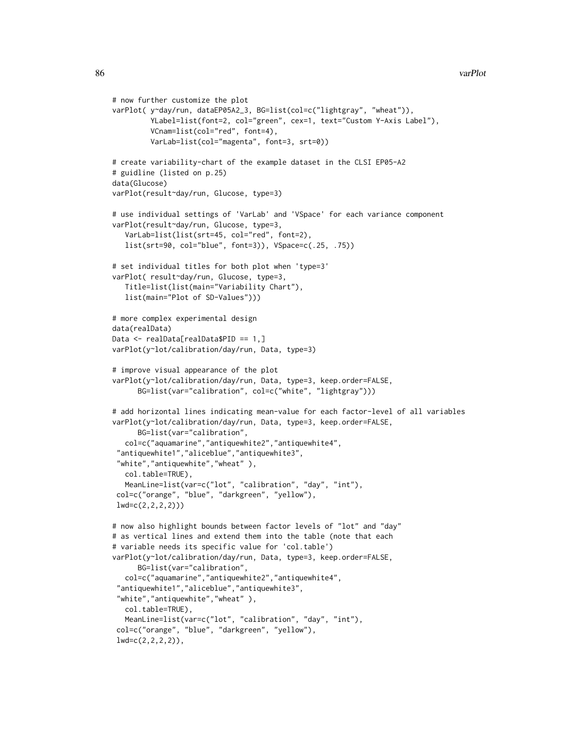```
# now further customize the plot
varPlot( y~day/run, dataEP05A2_3, BG=list(col=c("lightgray", "wheat")),
         YLabel=list(font=2, col="green", cex=1, text="Custom Y-Axis Label"),
         VCnam=list(col="red", font=4),
         VarLab=list(col="magenta", font=3, srt=0))

# create variability-chart of the example dataset in the CLSI EP05-A2
# guidline (listed on p.25)
data(Glucose)
varPlot(result~day/run, Glucose, type=3)

# use individual settings of 'VarLab' and 'VSpace' for each variance component
varPlot(result~day/run, Glucose, type=3,
   VarLab=list(list(srt=45, col="red", font=2),
   list(srt=90, col="blue", font=3)), VSpace=c(.25, .75))

# set individual titles for both plot when 'type=3'
varPlot( result~day/run, Glucose, type=3,
   Title=list(list(main="Variability Chart"),
   list(main="Plot of SD-Values")))

# more complex experimental design
data(realData)
Data <- realData[realData$PID == 1,]
varPlot(y~lot/calibration/day/run, Data, type=3)

# improve visual appearance of the plot
varPlot(y~lot/calibration/day/run, Data, type=3, keep.order=FALSE,
      BG=list(var="calibration", col=c("white", "lightgray")))

# add horizontal lines indicating mean-value for each factor-level of all variables
varPlot(y~lot/calibration/day/run, Data, type=3, keep.order=FALSE,
      BG=list(var="calibration",
   col=c("aquamarine","antiquewhite2","antiquewhite4",
 "antiquewhite1","aliceblue","antiquewhite3",
 "white","antiquewhite","wheat" ),
   col.table=TRUE),
   MeanLine=list(var=c("lot", "calibration", "day", "int"),
 col=c("orange", "blue", "darkgreen", "yellow"),
 lwd=c(2,2,2,2)))

# now also highlight bounds between factor levels of "lot" and "day"
# as vertical lines and extend them into the table (note that each
# variable needs its specific value for 'col.table')
varPlot(y~lot/calibration/day/run, Data, type=3, keep.order=FALSE,
      BG=list(var="calibration",
   col=c("aquamarine","antiquewhite2","antiquewhite4",
 "antiquewhite1","aliceblue","antiquewhite3",
 "white","antiquewhite","wheat" ),
   col.table=TRUE),
   MeanLine=list(var=c("lot", "calibration", "day", "int"),
 col=c("orange", "blue", "darkgreen", "yellow"),
 lwd=c(2,2,2,2)),
```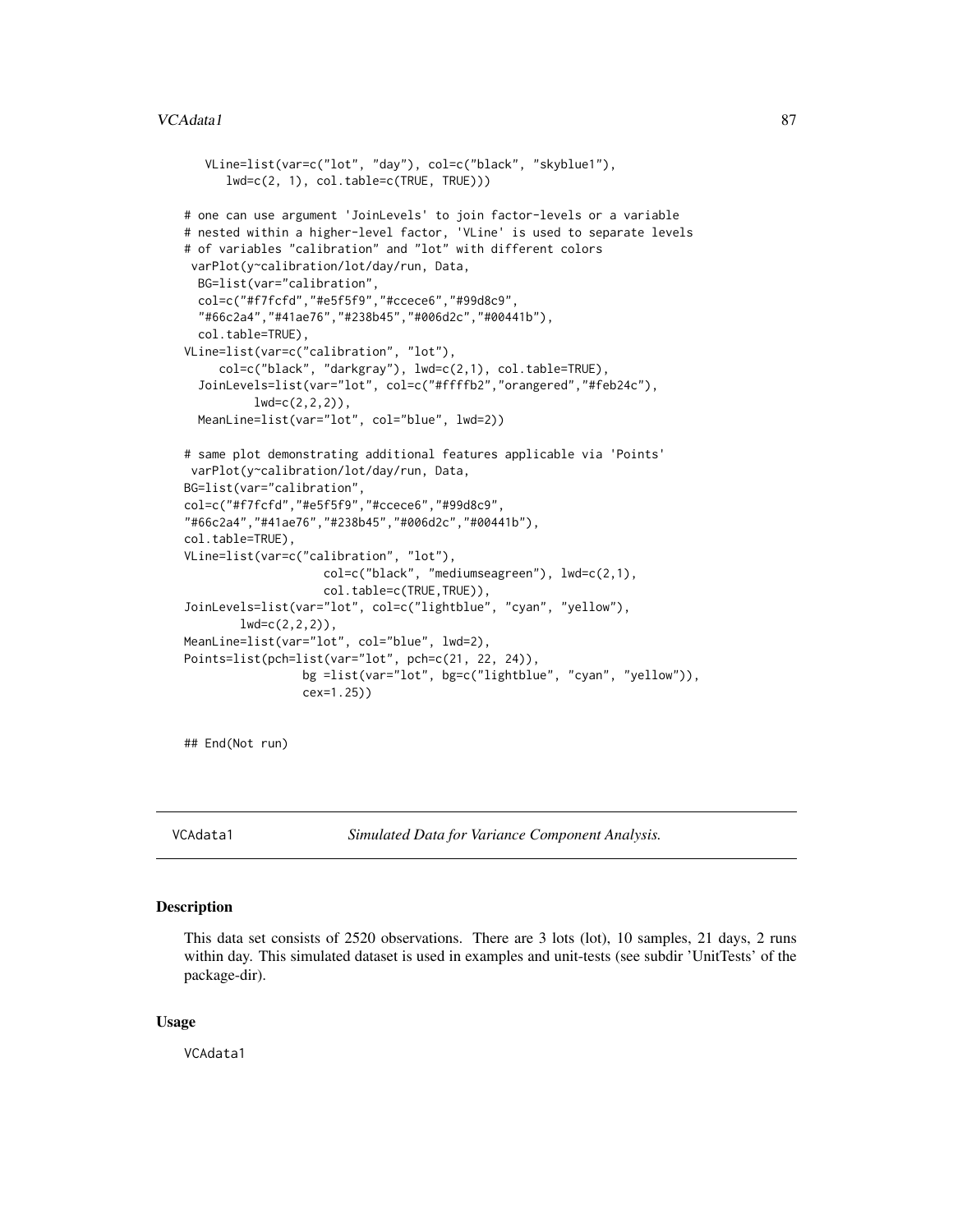```
   VLine=list(var=c("lot", "day"), col=c("black", "skyblue1"),
      lwd=c(2, 1), col.table=c(TRUE, TRUE)))

# one can use argument 'JoinLevels' to join factor-levels or a variable
# nested within a higher-level factor, 'VLine' is used to separate levels
# of variables "calibration" and "lot" with different colors
 varPlot(y~calibration/lot/day/run, Data,
  BG=list(var="calibration",
  col=c("#f7fcfd","#e5f5f9","#ccece6","#99d8c9",
  "#66c2a4","#41ae76","#238b45","#006d2c","#00441b"),
  col.table=TRUE),
VLine=list(var=c("calibration", "lot"),
     col=c("black", "darkgray"), lwd=c(2,1), col.table=TRUE),
  JoinLevels=list(var="lot", col=c("#ffffb2","orangered","#feb24c"),
          lwd=c(2,2,2)),
  MeanLine=list(var="lot", col="blue", lwd=2))

# same plot demonstrating additional features applicable via 'Points'
 varPlot(y~calibration/lot/day/run, Data,
BG=list(var="calibration",
col=c("#f7fcfd","#e5f5f9","#ccece6","#99d8c9",
"#66c2a4","#41ae76","#238b45","#006d2c","#00441b"),
col.table=TRUE),
VLine=list(var=c("calibration", "lot"),
                   col=c("black", "mediumseagreen"), lwd=c(2,1),
                   col.table=c(TRUE,TRUE)),
JoinLevels=list(var="lot", col=c("lightblue", "cyan", "yellow"),
        lwd=c(2,2,2)),
MeanLine=list(var="lot", col="blue", lwd=2),
Points=list(pch=list(var="lot", pch=c(21, 22, 24)),
                bg =list(var="lot", bg=c("lightblue", "cyan", "yellow")),
                cex=1.25))


## End(Not run)
```

---

VCAdata1 *Simulated Data for Variance Component Analysis.*

---

### Description

This data set consists of 2520 observations. There are 3 lots (lot), 10 samples, 21 days, 2 runs within day. This simulated dataset is used in examples and unit-tests (see subdir 'UnitTests' of the package-dir).

### Usage

```
VCAdata1
```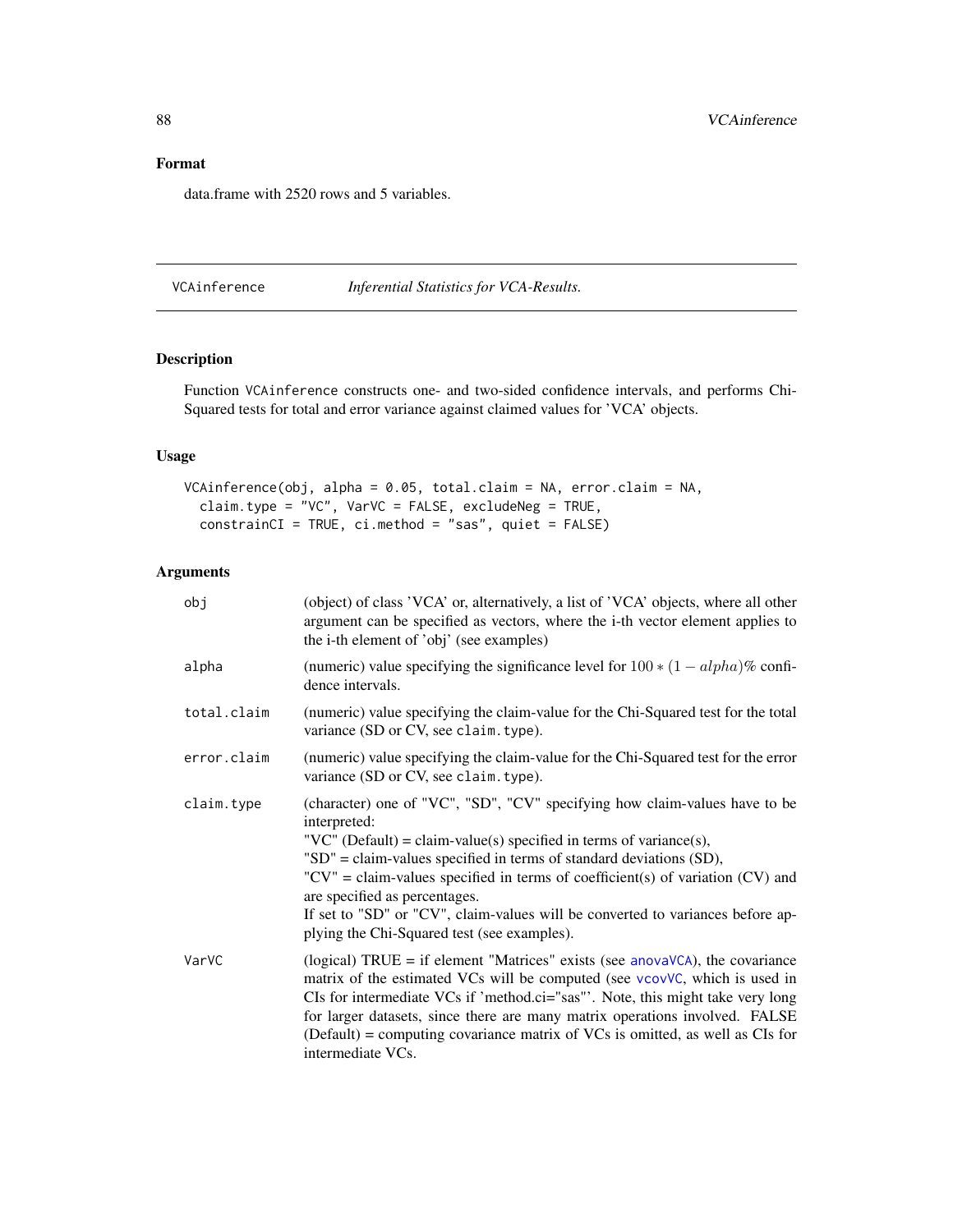## Format

data.frame with 2520 rows and 5 variables.

---

VCAinference *Inferential Statistics for VCA-Results.*

---

## Description

Function VCAinference constructs one- and two-sided confidence intervals, and performs Chi-Squared tests for total and error variance against claimed values for 'VCA' objects.

## Usage

```
VCAinference(obj, alpha = 0.05, total.claim = NA, error.claim = NA,
  claim.type = "VC", VarVC = FALSE, excludeNeg = TRUE,
  constrainCI = TRUE, ci.method = "sas", quiet = FALSE)
```

## Arguments

| | |
|---|---|
| obj | (object) of class 'VCA' or, alternatively, a list of 'VCA' objects, where all other argument can be specified as vectors, where the i-th vector element applies to the i-th element of 'obj' (see examples) |
| alpha | (numeric) value specifying the significance level for $100*(1-alpha)\%$ confidence intervals. |
| total.claim | (numeric) value specifying the claim-value for the Chi-Squared test for the total variance (SD or CV, see claim.type). |
| error.claim | (numeric) value specifying the claim-value for the Chi-Squared test for the error variance (SD or CV, see claim.type). |
| claim.type | (character) one of "VC", "SD", "CV" specifying how claim-values have to be interpreted:<br>"VC" (Default) = claim-value(s) specified in terms of variance(s),<br>"SD" = claim-values specified in terms of standard deviations (SD),<br>"CV" = claim-values specified in terms of coefficient(s) of variation (CV) and are specified as percentages.<br>If set to "SD" or "CV", claim-values will be converted to variances before applying the Chi-Squared test (see examples). |
| VarVC | (logical) TRUE = if element "Matrices" exists (see anovaVCA), the covariance matrix of the estimated VCs will be computed (see vcovVC, which is used in CIs for intermediate VCs if 'method.ci="sas"'. Note, this might take very long for larger datasets, since there are many matrix operations involved. FALSE (Default) = computing covariance matrix of VCs is omitted, as well as CIs for intermediate VCs. |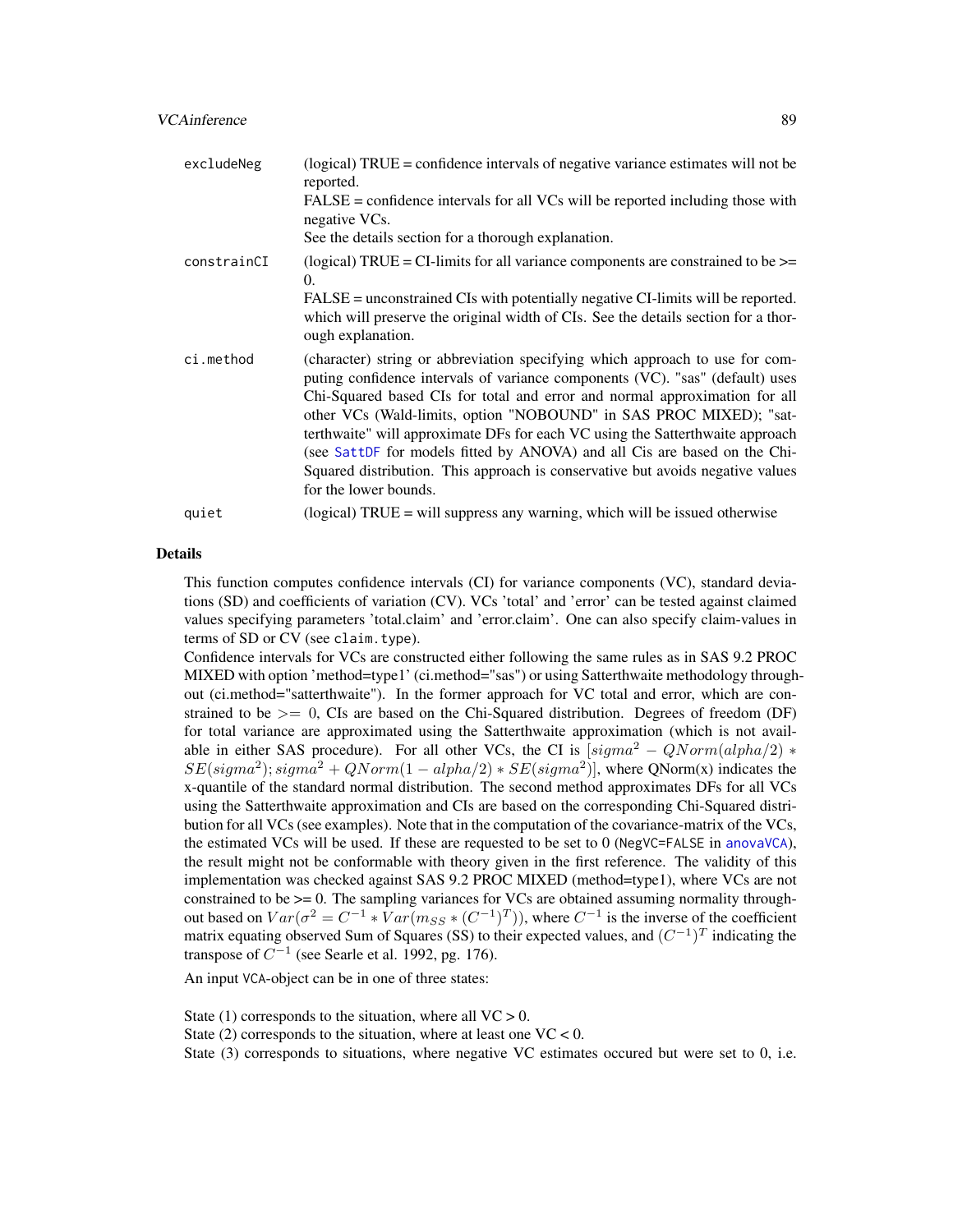| | |
|---|---|
| excludeNeg | (logical) TRUE = confidence intervals of negative variance estimates will not be reported.<br>FALSE = confidence intervals for all VCs will be reported including those with negative VCs.<br>See the details section for a thorough explanation. |
| constrainCI | (logical) TRUE = CI-limits for all variance components are constrained to be >= 0.<br>FALSE = unconstrained CIs with potentially negative CI-limits will be reported. which will preserve the original width of CIs. See the details section for a thorough explanation. |
| ci.method | (character) string or abbreviation specifying which approach to use for computing confidence intervals of variance components (VC). "sas" (default) uses Chi-Squared based CIs for total and error and normal approximation for all other VCs (Wald-limits, option "NOBOUND" in SAS PROC MIXED); "satterthwaite" will approximate DFs for each VC using the Satterthwaite approach (see SattDF for models fitted by ANOVA) and all Cis are based on the Chi-Squared distribution. This approach is conservative but avoids negative values for the lower bounds. |
| quiet | (logical) TRUE = will suppress any warning, which will be issued otherwise |

## Details

This function computes confidence intervals (CI) for variance components (VC), standard deviations (SD) and coefficients of variation (CV). VCs 'total' and 'error' can be tested against claimed values specifying parameters 'total.claim' and 'error.claim'. One can also specify claim-values in terms of SD or CV (see `claim.type`).

Confidence intervals for VCs are constructed either following the same rules as in SAS 9.2 PROC MIXED with option 'method=type1' (ci.method="sas") or using Satterthwaite methodology throughout (ci.method="satterthwaite"). In the former approach for VC total and error, which are constrained to be $>= 0$, CIs are based on the Chi-Squared distribution. Degrees of freedom (DF) for total variance are approximated using the Satterthwaite approximation (which is not available in either SAS procedure). For all other VCs, the CI is $[sigma^2 - QNorm(alpha/2) * SE(sigma^2); sigma^2 + QNorm(1 - alpha/2) * SE(sigma^2)]$, where QNorm(x) indicates the x-quantile of the standard normal distribution. The second method approximates DFs for all VCs using the Satterthwaite approximation and CIs are based on the corresponding Chi-Squared distribution for all VCs (see examples). Note that in the computation of the covariance-matrix of the VCs, the estimated VCs will be used. If these are requested to be set to 0 (`NegVC=FALSE` in `anovaVCA`), the result might not be conformable with theory given in the first reference. The validity of this implementation was checked against SAS 9.2 PROC MIXED (method=type1), where VCs are not constrained to be >= 0. The sampling variances for VCs are obtained assuming normality throughout based on $Var(\sigma^2 = C^{-1} * Var(m_{SS} * (C^{-1})^T))$, where $C^{-1}$ is the inverse of the coefficient matrix equating observed Sum of Squares (SS) to their expected values, and $(C^{-1})^T$ indicating the transpose of $C^{-1}$ (see Searle et al. 1992, pg. 176).

An input `VCA`-object can be in one of three states:

State (1) corresponds to the situation, where all VC > 0.
State (2) corresponds to the situation, where at least one VC < 0.
State (3) corresponds to situations, where negative VC estimates occured but were set to 0, i.e.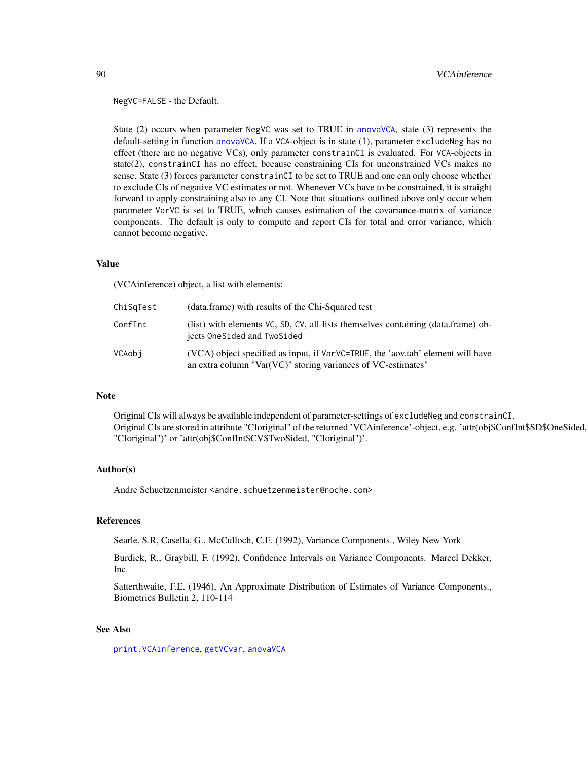NegVC=FALSE - the Default.

State (2) occurs when parameter NegVC was set to TRUE in anovaVCA, state (3) represents the default-setting in function anovaVCA. If a VCA-object is in state (1), parameter excludeNeg has no effect (there are no negative VCs), only parameter constrainCI is evaluated. For VCA-objects in state(2), constrainCI has no effect, because constraining CIs for unconstrained VCs makes no sense. State (3) forces parameter constrainCI to be set to TRUE and one can only choose whether to exclude CIs of negative VC estimates or not. Whenever VCs have to be constrained, it is straight forward to apply constraining also to any CI. Note that situations outlined above only occur when parameter VarVC is set to TRUE, which causes estimation of the covariance-matrix of variance components. The default is only to compute and report CIs for total and error variance, which cannot become negative.

## Value

(VCAinference) object, a list with elements:

| | |
|---|---|
| ChiSqTest | (data.frame) with results of the Chi-Squared test |
| ConfInt | (list) with elements VC, SD, CV, all lists themselves containing (data.frame) objects OneSided and TwoSided |
| VCAobj | (VCA) object specified as input, if VarVC=TRUE, the 'aov.tab' element will have an extra column "Var(VC)" storing variances of VC-estimates" |

## Note

Original CIs will always be available independent of parameter-settings of excludeNeg and constrainCI.
Original CIs are stored in attribute "CIoriginal" of the returned 'VCAinference'-object, e.g. 'attr(obj$ConfInt$SD$OneSided, "CIoriginal")' or 'attr(obj$ConfInt$CV$TwoSided, "CIoriginal")'.

## Author(s)

Andre Schuetzenmeister <andre.schuetzenmeister@roche.com>

## References

Searle, S.R, Casella, G., McCulloch, C.E. (1992), Variance Components., Wiley New York

Burdick, R., Graybill, F. (1992), Confidence Intervals on Variance Components. Marcel Dekker, Inc.

Satterthwaite, F.E. (1946), An Approximate Distribution of Estimates of Variance Components., Biometrics Bulletin 2, 110-114

## See Also

print.VCAinference, getVCvar, anovaVCA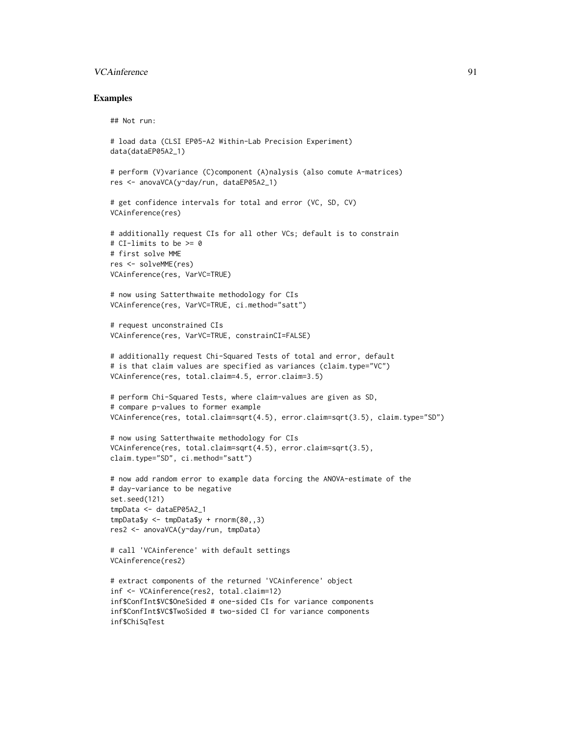## Examples

```
## Not run:

# load data (CLSI EP05-A2 Within-Lab Precision Experiment)
data(dataEP05A2_1)

# perform (V)variance (C)component (A)nalysis (also comute A-matrices)
res <- anovaVCA(y~day/run, dataEP05A2_1)

# get confidence intervals for total and error (VC, SD, CV)
VCAinference(res)

# additionally request CIs for all other VCs; default is to constrain
# CI-limits to be >= 0
# first solve MME
res <- solveMME(res)
VCAinference(res, VarVC=TRUE)

# now using Satterthwaite methodology for CIs
VCAinference(res, VarVC=TRUE, ci.method="satt")

# request unconstrained CIs
VCAinference(res, VarVC=TRUE, constrainCI=FALSE)

# additionally request Chi-Squared Tests of total and error, default
# is that claim values are specified as variances (claim.type="VC")
VCAinference(res, total.claim=4.5, error.claim=3.5)

# perform Chi-Squared Tests, where claim-values are given as SD,
# compare p-values to former example
VCAinference(res, total.claim=sqrt(4.5), error.claim=sqrt(3.5), claim.type="SD")

# now using Satterthwaite methodology for CIs
VCAinference(res, total.claim=sqrt(4.5), error.claim=sqrt(3.5),
claim.type="SD", ci.method="satt")

# now add random error to example data forcing the ANOVA-estimate of the
# day-variance to be negative
set.seed(121)
tmpData <- dataEP05A2_1
tmpData$y <- tmpData$y + rnorm(80,,3)
res2 <- anovaVCA(y~day/run, tmpData)

# call 'VCAinference' with default settings
VCAinference(res2)

# extract components of the returned 'VCAinference' object
inf <- VCAinference(res2, total.claim=12)
inf$ConfInt$VC$OneSided # one-sided CIs for variance components
inf$ConfInt$VC$TwoSided # two-sided CI for variance components
inf$ChiSqTest
```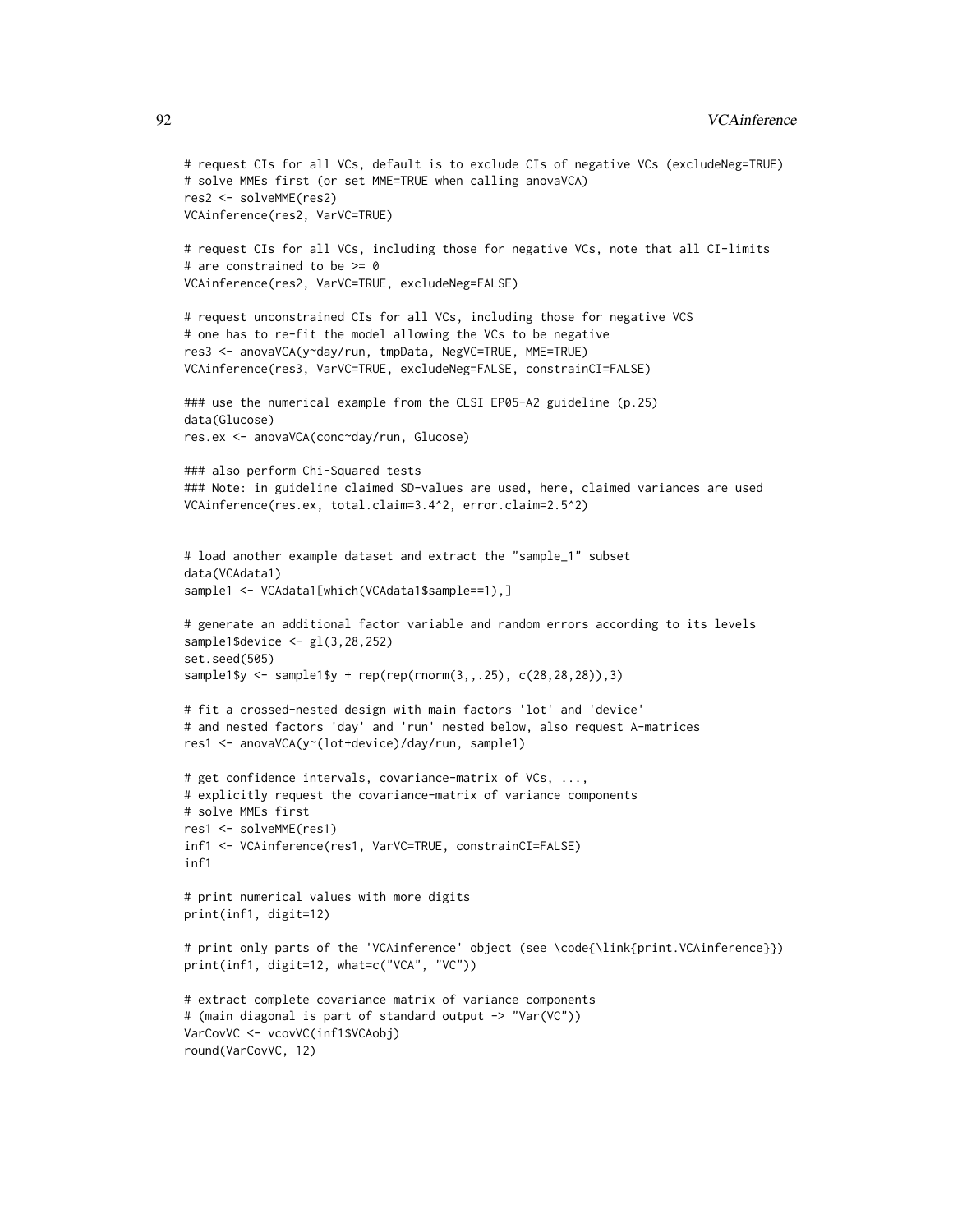```
# request CIs for all VCs, default is to exclude CIs of negative VCs (excludeNeg=TRUE)
# solve MMEs first (or set MME=TRUE when calling anovaVCA)
res2 <- solveMME(res2)
VCAinference(res2, VarVC=TRUE)

# request CIs for all VCs, including those for negative VCs, note that all CI-limits
# are constrained to be >= 0
VCAinference(res2, VarVC=TRUE, excludeNeg=FALSE)

# request unconstrained CIs for all VCs, including those for negative VCS
# one has to re-fit the model allowing the VCs to be negative
res3 <- anovaVCA(y~day/run, tmpData, NegVC=TRUE, MME=TRUE)
VCAinference(res3, VarVC=TRUE, excludeNeg=FALSE, constrainCI=FALSE)

### use the numerical example from the CLSI EP05-A2 guideline (p.25)
data(Glucose)
res.ex <- anovaVCA(conc~day/run, Glucose)

### also perform Chi-Squared tests
### Note: in guideline claimed SD-values are used, here, claimed variances are used
VCAinference(res.ex, total.claim=3.4^2, error.claim=2.5^2)


# load another example dataset and extract the "sample_1" subset
data(VCAdata1)
sample1 <- VCAdata1[which(VCAdata1$sample==1),]

# generate an additional factor variable and random errors according to its levels
sample1$device <- gl(3,28,252)
set.seed(505)
sample1$y <- sample1$y + rep(rep(rnorm(3,,.25), c(28,28,28)),3)

# fit a crossed-nested design with main factors 'lot' and 'device'
# and nested factors 'day' and 'run' nested below, also request A-matrices
res1 <- anovaVCA(y~(lot+device)/day/run, sample1)

# get confidence intervals, covariance-matrix of VCs, ...,
# explicitly request the covariance-matrix of variance components
# solve MMEs first
res1 <- solveMME(res1)
inf1 <- VCAinference(res1, VarVC=TRUE, constrainCI=FALSE)
inf1

# print numerical values with more digits
print(inf1, digit=12)

# print only parts of the 'VCAinference' object (see \code{\link{print.VCAinference}})
print(inf1, digit=12, what=c("VCA", "VC"))

# extract complete covariance matrix of variance components
# (main diagonal is part of standard output -> "Var(VC"))
VarCovVC <- vcovVC(inf1$VCAobj)
round(VarCovVC, 12)
```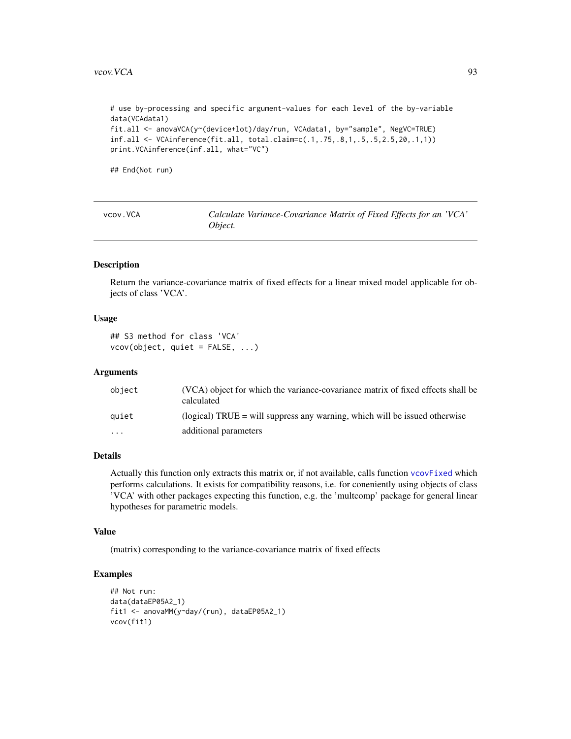```
# use by-processing and specific argument-values for each level of the by-variable
data(VCAdata1)
fit.all <- anovaVCA(y~(device+lot)/day/run, VCAdata1, by="sample", NegVC=TRUE)
inf.all <- VCAinference(fit.all, total.claim=c(.1,.75,.8,1,.5,.5,2.5,20,.1,1))
print.VCAinference(inf.all, what="VC")

## End(Not run)
```

---

## vcov.VCA — *Calculate Variance-Covariance Matrix of Fixed Effects for an 'VCA' Object.*

---

### Description

Return the variance-covariance matrix of fixed effects for a linear mixed model applicable for objects of class 'VCA'.

### Usage

```
## S3 method for class 'VCA'
vcov(object, quiet = FALSE, ...)
```

### Arguments

| | |
|---|---|
| object | (VCA) object for which the variance-covariance matrix of fixed effects shall be calculated |
| quiet | (logical) TRUE = will suppress any warning, which will be issued otherwise |
| ... | additional parameters |

### Details

Actually this function only extracts this matrix or, if not available, calls function vcovFixed which performs calculations. It exists for compatibility reasons, i.e. for coneniently using objects of class 'VCA' with other packages expecting this function, e.g. the 'multcomp' package for general linear hypotheses for parametric models.

### Value

(matrix) corresponding to the variance-covariance matrix of fixed effects

### Examples

```
## Not run:
data(dataEP05A2_1)
fit1 <- anovaMM(y~day/(run), dataEP05A2_1)
vcov(fit1)
```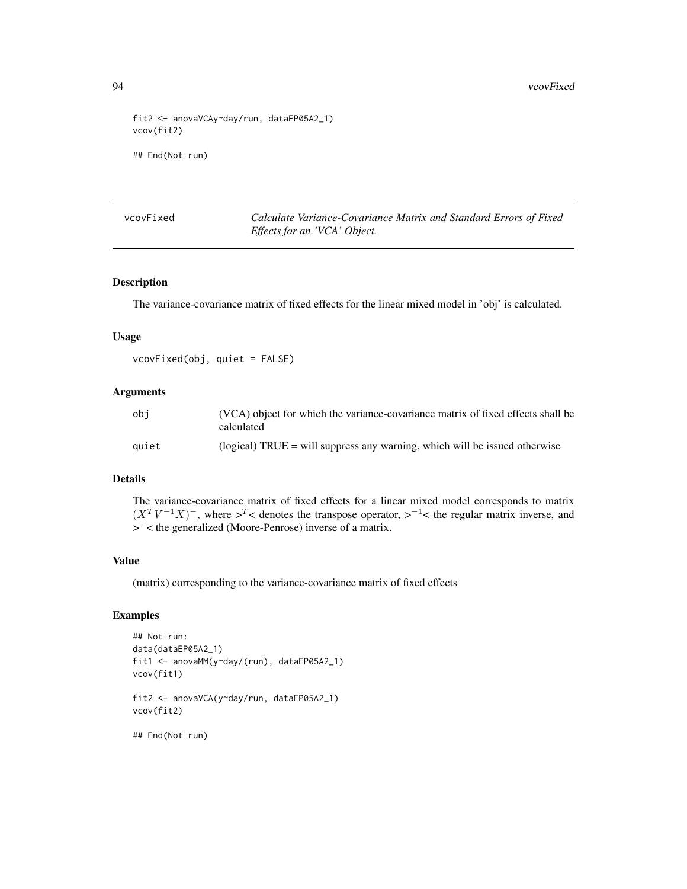```
fit2 <- anovaVCAy~day/run, dataEP05A2_1)
vcov(fit2)

## End(Not run)
```

## vcovFixed — *Calculate Variance-Covariance Matrix and Standard Errors of Fixed Effects for an 'VCA' Object.*

### Description

The variance-covariance matrix of fixed effects for the linear mixed model in 'obj' is calculated.

### Usage

```
vcovFixed(obj, quiet = FALSE)
```

### Arguments

| | |
|---|---|
| obj | (VCA) object for which the variance-covariance matrix of fixed effects shall be calculated |
| quiet | (logical) TRUE = will suppress any warning, which will be issued otherwise |

### Details

The variance-covariance matrix of fixed effects for a linear mixed model corresponds to matrix $(X^T V^{-1} X)^{-}$, where $>^T<$ denotes the transpose operator, $>^{-1}<$ the regular matrix inverse, and $>^{-}<$ the generalized (Moore-Penrose) inverse of a matrix.

### Value

(matrix) corresponding to the variance-covariance matrix of fixed effects

### Examples

```
## Not run:
data(dataEP05A2_1)
fit1 <- anovaMM(y~day/(run), dataEP05A2_1)
vcov(fit1)

fit2 <- anovaVCA(y~day/run, dataEP05A2_1)
vcov(fit2)

## End(Not run)
```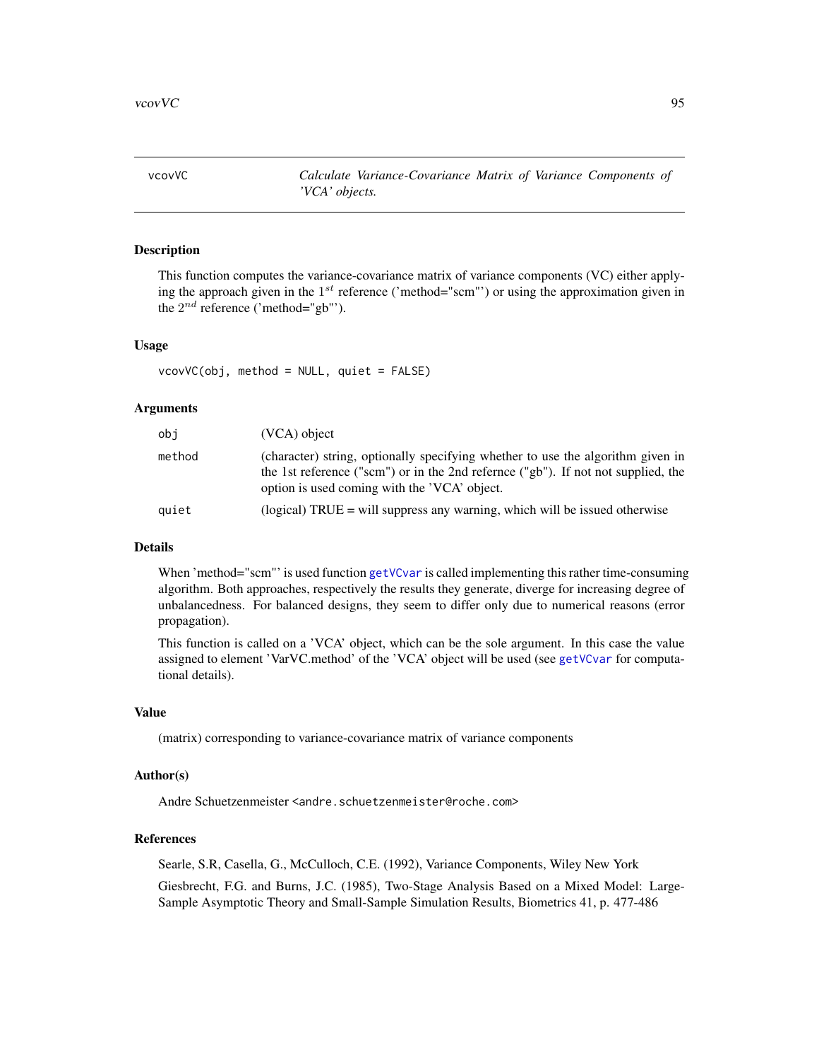## vcovVC — *Calculate Variance-Covariance Matrix of Variance Components of 'VCA' objects.*

### Description

This function computes the variance-covariance matrix of variance components (VC) either applying the approach given in the $1^{st}$ reference ('method="scm"') or using the approximation given in the $2^{nd}$ reference ('method="gb"').

### Usage

```
vcovVC(obj, method = NULL, quiet = FALSE)
```

### Arguments

| | |
|---|---|
| obj | (VCA) object |
| method | (character) string, optionally specifying whether to use the algorithm given in the 1st reference ("scm") or in the 2nd refernce ("gb"). If not not supplied, the option is used coming with the 'VCA' object. |
| quiet | (logical) TRUE = will suppress any warning, which will be issued otherwise |

### Details

When 'method="scm"' is used function `getVCvar` is called implementing this rather time-consuming algorithm. Both approaches, respectively the results they generate, diverge for increasing degree of unbalancedness. For balanced designs, they seem to differ only due to numerical reasons (error propagation).

This function is called on a 'VCA' object, which can be the sole argument. In this case the value assigned to element 'VarVC.method' of the 'VCA' object will be used (see `getVCvar` for computational details).

### Value

(matrix) corresponding to variance-covariance matrix of variance components

### Author(s)

Andre Schuetzenmeister <andre.schuetzenmeister@roche.com>

### References

Searle, S.R, Casella, G., McCulloch, C.E. (1992), Variance Components, Wiley New York

Giesbrecht, F.G. and Burns, J.C. (1985), Two-Stage Analysis Based on a Mixed Model: Large-Sample Asymptotic Theory and Small-Sample Simulation Results, Biometrics 41, p. 477-486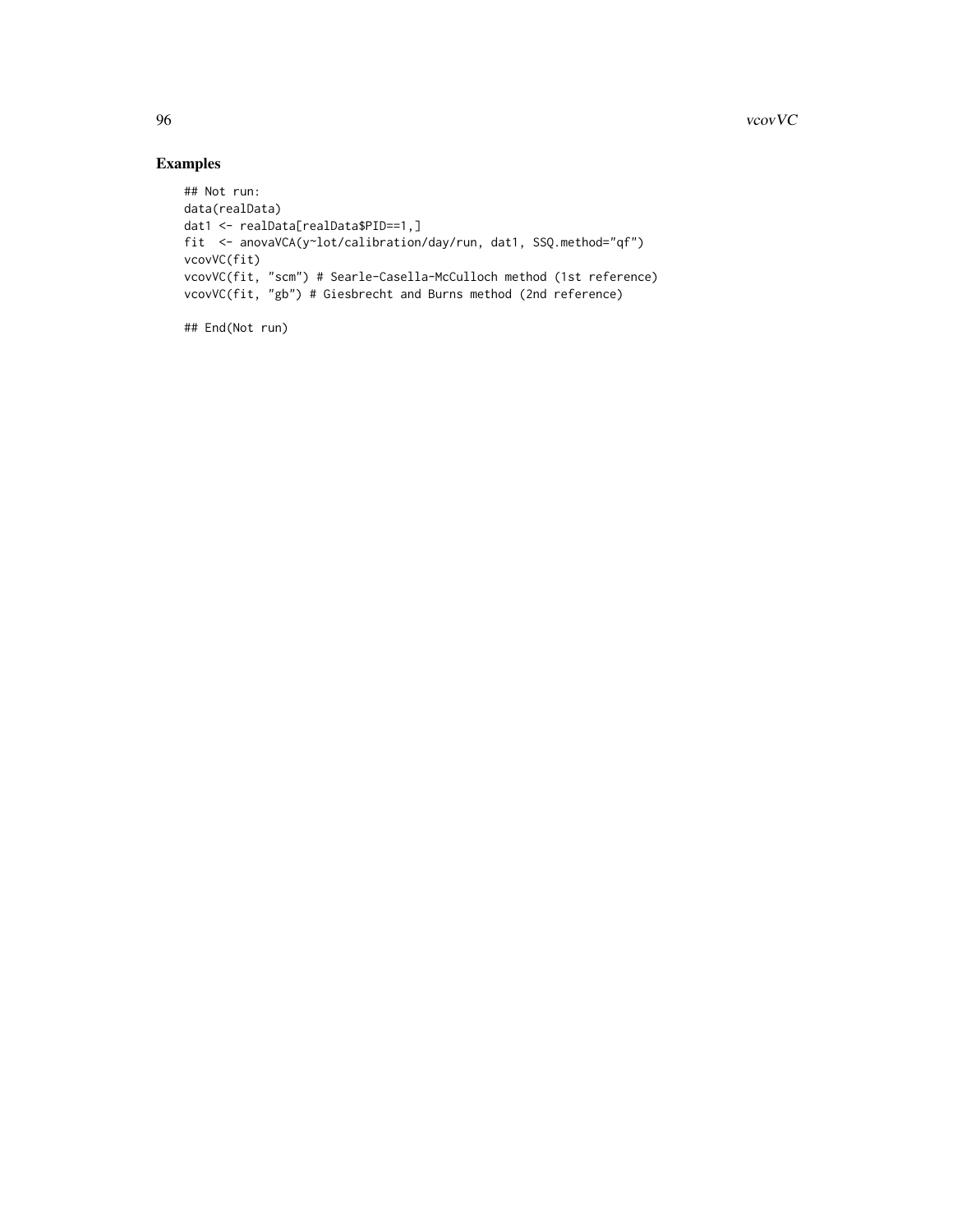## Examples

```
## Not run:
data(realData)
dat1 <- realData[realData$PID==1,]
fit  <- anovaVCA(y~lot/calibration/day/run, dat1, SSQ.method="qf")
vcovVC(fit)
vcovVC(fit, "scm") # Searle-Casella-McCulloch method (1st reference)
vcovVC(fit, "gb") # Giesbrecht and Burns method (2nd reference)

## End(Not run)
```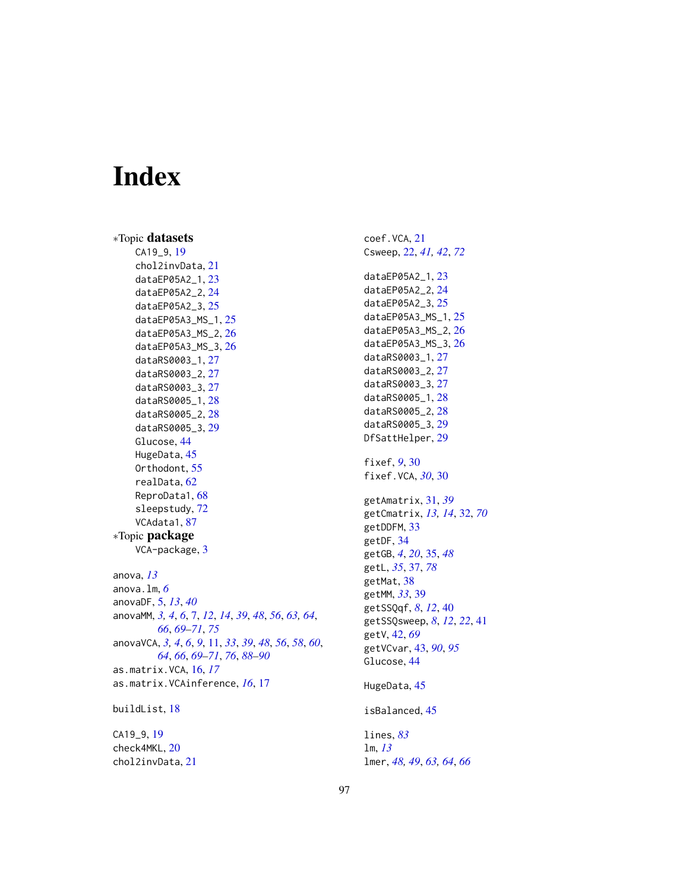# Index

∗Topic **datasets**

- CA19_9, 19
- chol2invData, 21
- dataEP05A2_1, 23
- dataEP05A2_2, 24
- dataEP05A2_3, 25
- dataEP05A3_MS_1, 25
- dataEP05A3_MS_2, 26
- dataEP05A3_MS_3, 26
- dataRS0003_1, 27
- dataRS0003_2, 27
- dataRS0003_3, 27
- dataRS0005_1, 28
- dataRS0005_2, 28
- dataRS0005_3, 29
- Glucose, 44
- HugeData, 45
- Orthodont, 55
- realData, 62
- ReproData1, 68
- sleepstudy, 72
- VCAdata1, 87

∗Topic **package**

- VCA-package, 3

anova, *13*
anova.lm, *6*
anovaDF, 5, *13*, *40*
anovaMM, *3*, *4*, *6*, 7, *12*, *14*, *39*, *48*, *56*, *63*, *64*, *66*, *69–71*, *75*
anovaVCA, *3*, *4*, *6*, *9*, 11, *33*, *39*, *48*, *56*, *58*, *60*, *64*, *66*, *69–71*, *76*, *88–90*
as.matrix.VCA, 16, *17*
as.matrix.VCAinference, *16*, 17

buildList, 18

CA19_9, 19
check4MKL, 20
chol2invData, 21
coef.VCA, 21
Csweep, 22, *41*, *42*, *72*

dataEP05A2_1, 23
dataEP05A2_2, 24
dataEP05A2_3, 25
dataEP05A3_MS_1, 25
dataEP05A3_MS_2, 26
dataEP05A3_MS_3, 26
dataRS0003_1, 27
dataRS0003_2, 27
dataRS0003_3, 27
dataRS0005_1, 28
dataRS0005_2, 28
dataRS0005_3, 29
DfSattHelper, 29

fixef, *9*, 30
fixef.VCA, *30*, 30

getAmatrix, 31, *39*
getCmatrix, *13*, *14*, 32, *70*
getDDFM, 33
getDF, 34
getGB, *4*, *20*, 35, *48*
getL, *35*, 37, *78*
getMat, 38
getMM, *33*, 39
getSSQqf, *8*, *12*, 40
getSSQsweep, *8*, *12*, *22*, 41
getV, 42, *69*
getVCvar, 43, *90*, *95*
Glucose, 44

HugeData, 45

isBalanced, 45

lines, *83*
lm, *13*
lmer, *48*, *49*, *63*, *64*, *66*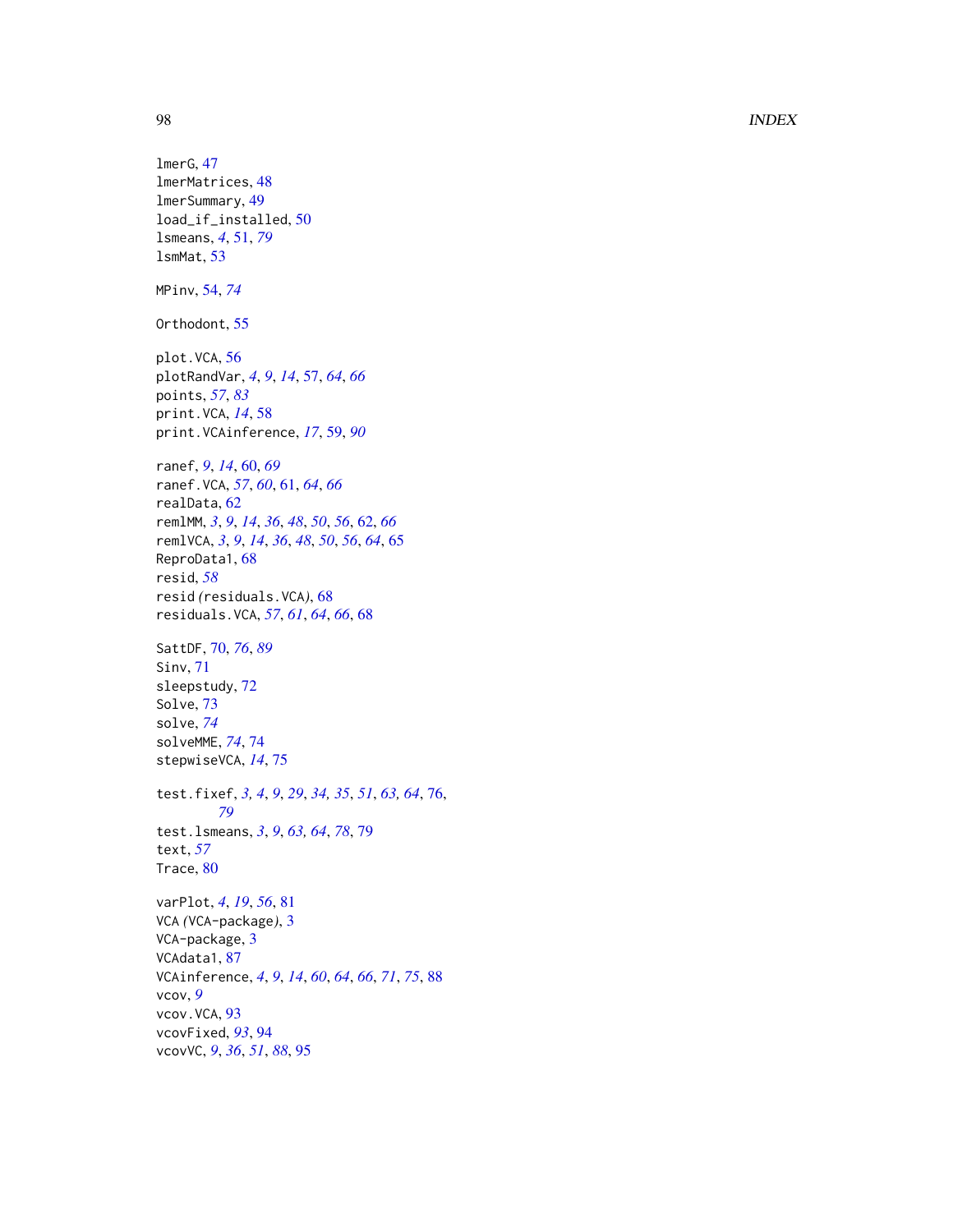lmerG, *47*
lmerMatrices, 48
lmerSummary, 49
load_if_installed, 50
lsmeans, *4*, 51, *79*
lsmMat, 53

MPinv, 54, *74*

Orthodont, 55

plot.VCA, 56
plotRandVar, *4*, *9*, *14*, 57, *64*, *66*
points, *57*, *83*
print.VCA, *14*, 58
print.VCAinference, *17*, 59, *90*

ranef, *9*, *14*, 60, *69*
ranef.VCA, *57*, *60*, 61, *64*, *66*
realData, 62
remlMM, *3*, *9*, *14*, *36*, *48*, *50*, *56*, 62, *66*
remlVCA, *3*, *9*, *14*, *36*, *48*, *50*, *56*, *64*, 65
ReproData1, 68
resid, *58*
resid *(*residuals.VCA*)*, 68
residuals.VCA, *57*, *61*, *64*, *66*, 68

SattDF, 70, *76*, *89*
Sinv, 71
sleepstudy, 72
Solve, 73
solve, *74*
solveMME, *74*, 74
stepwiseVCA, *14*, 75

test.fixef, *3, 4*, *9*, *29*, *34, 35*, *51*, *63, 64*, 76, *79*
test.lsmeans, *3*, *9*, *63, 64*, *78*, 79
text, *57*
Trace, 80

varPlot, *4*, *19*, *56*, 81
VCA *(*VCA-package*)*, 3
VCA-package, 3
VCAdata1, 87
VCAinference, *4*, *9*, *14*, *60*, *64*, *66*, *71*, *75*, 88
vcov, *9*
vcov.VCA, 93
vcovFixed, *93*, 94
vcovVC, *9*, *36*, *51*, *88*, 95